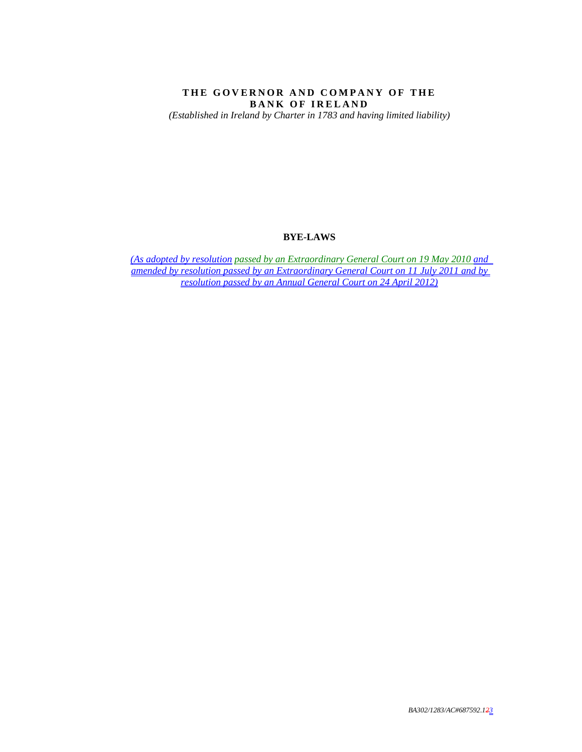# THE GOVERNOR AND COMPANY OF THE BANK OF IRELAND

*(Established in Ireland by Charter in 1783 and having limited liability)*

## BYE-LAWS

*(As adopted by resolution passed by an Extraordinary General Court on 19 May 2010 and amended by resolution passed by an Extraordinary General Court on 11 July 2011 and by resolution passed by an Annual General Court on 24 April 2012)*

*BA302/1283/AC#687592.123*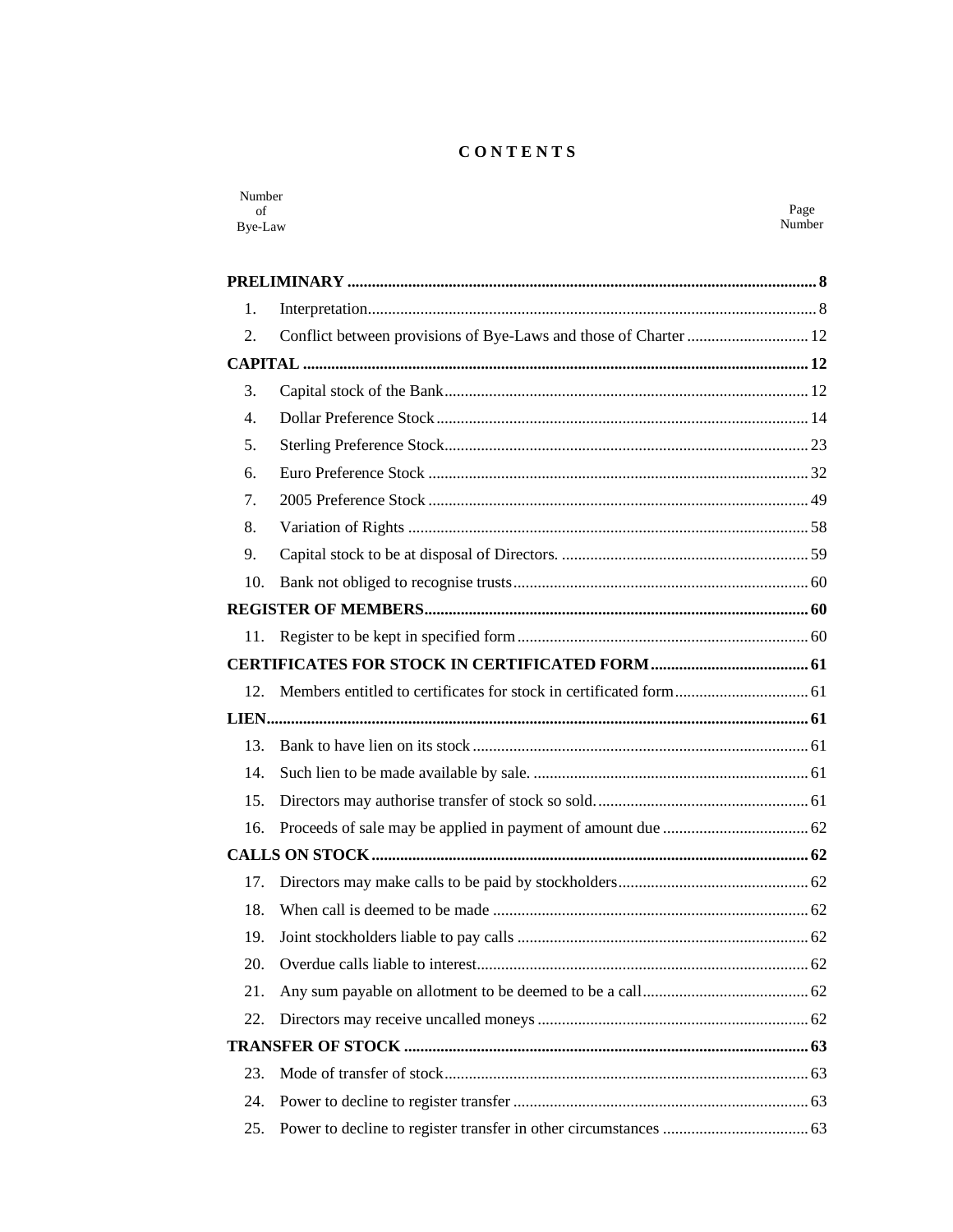# CONTENTS

| Number of Bye-Law | | Page Number |
|---|---|---|
| **PRELIMINARY** | | **8** |
| 1. | Interpretation | 8 |
| 2. | Conflict between provisions of Bye-Laws and those of Charter | 12 |
| **CAPITAL** | | **12** |
| 3. | Capital stock of the Bank | 12 |
| 4. | Dollar Preference Stock | 14 |
| 5. | Sterling Preference Stock | 23 |
| 6. | Euro Preference Stock | 32 |
| 7. | 2005 Preference Stock | 49 |
| 8. | Variation of Rights | 58 |
| 9. | Capital stock to be at disposal of Directors. | 59 |
| 10. | Bank not obliged to recognise trusts | 60 |
| **REGISTER OF MEMBERS** | | **60** |
| 11. | Register to be kept in specified form | 60 |
| **CERTIFICATES FOR STOCK IN CERTIFICATED FORM** | | **61** |
| 12. | Members entitled to certificates for stock in certificated form | 61 |
| **LIEN** | | **61** |
| 13. | Bank to have lien on its stock | 61 |
| 14. | Such lien to be made available by sale. | 61 |
| 15. | Directors may authorise transfer of stock so sold. | 61 |
| 16. | Proceeds of sale may be applied in payment of amount due | 62 |
| **CALLS ON STOCK** | | **62** |
| 17. | Directors may make calls to be paid by stockholders | 62 |
| 18. | When call is deemed to be made | 62 |
| 19. | Joint stockholders liable to pay calls | 62 |
| 20. | Overdue calls liable to interest | 62 |
| 21. | Any sum payable on allotment to be deemed to be a call | 62 |
| 22. | Directors may receive uncalled moneys | 62 |
| **TRANSFER OF STOCK** | | **63** |
| 23. | Mode of transfer of stock | 63 |
| 24. | Power to decline to register transfer | 63 |
| 25. | Power to decline to register transfer in other circumstances | 63 |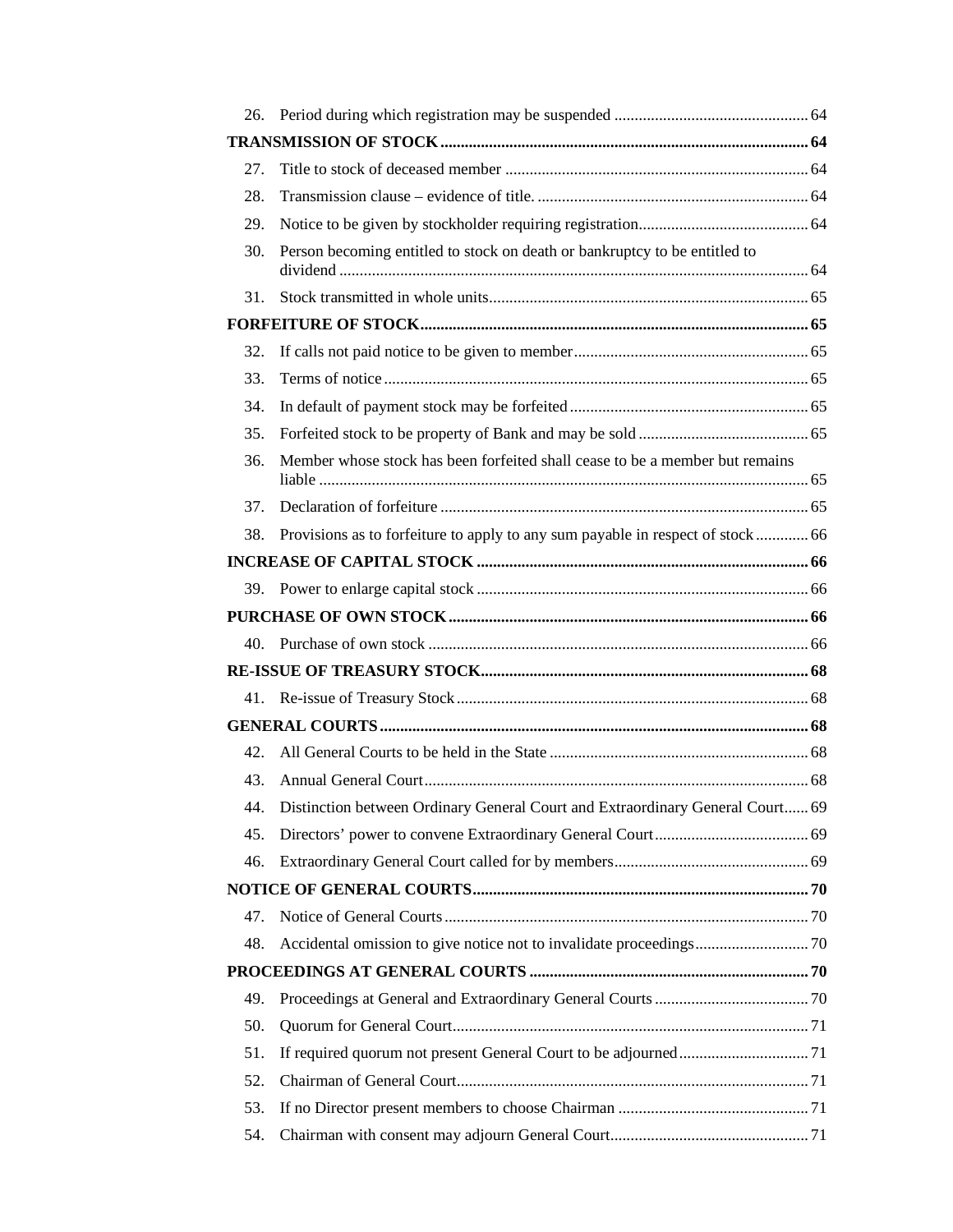| | | |
|---|---|---|
| 26. | Period during which registration may be suspended | 64 |
| **TRANSMISSION OF STOCK** | | **64** |
| 27. | Title to stock of deceased member | 64 |
| 28. | Transmission clause – evidence of title. | 64 |
| 29. | Notice to be given by stockholder requiring registration | 64 |
| 30. | Person becoming entitled to stock on death or bankruptcy to be entitled to dividend | 64 |
| 31. | Stock transmitted in whole units | 65 |
| **FORFEITURE OF STOCK** | | **65** |
| 32. | If calls not paid notice to be given to member | 65 |
| 33. | Terms of notice | 65 |
| 34. | In default of payment stock may be forfeited | 65 |
| 35. | Forfeited stock to be property of Bank and may be sold | 65 |
| 36. | Member whose stock has been forfeited shall cease to be a member but remains liable | 65 |
| 37. | Declaration of forfeiture | 65 |
| 38. | Provisions as to forfeiture to apply to any sum payable in respect of stock | 66 |
| **INCREASE OF CAPITAL STOCK** | | **66** |
| 39. | Power to enlarge capital stock | 66 |
| **PURCHASE OF OWN STOCK** | | **66** |
| 40. | Purchase of own stock | 66 |
| **RE-ISSUE OF TREASURY STOCK** | | **68** |
| 41. | Re-issue of Treasury Stock | 68 |
| **GENERAL COURTS** | | **68** |
| 42. | All General Courts to be held in the State | 68 |
| 43. | Annual General Court | 68 |
| 44. | Distinction between Ordinary General Court and Extraordinary General Court | 69 |
| 45. | Directors' power to convene Extraordinary General Court | 69 |
| 46. | Extraordinary General Court called for by members | 69 |
| **NOTICE OF GENERAL COURTS** | | **70** |
| 47. | Notice of General Courts | 70 |
| 48. | Accidental omission to give notice not to invalidate proceedings | 70 |
| **PROCEEDINGS AT GENERAL COURTS** | | **70** |
| 49. | Proceedings at General and Extraordinary General Courts | 70 |
| 50. | Quorum for General Court | 71 |
| 51. | If required quorum not present General Court to be adjourned | 71 |
| 52. | Chairman of General Court | 71 |
| 53. | If no Director present members to choose Chairman | 71 |
| 54. | Chairman with consent may adjourn General Court | 71 |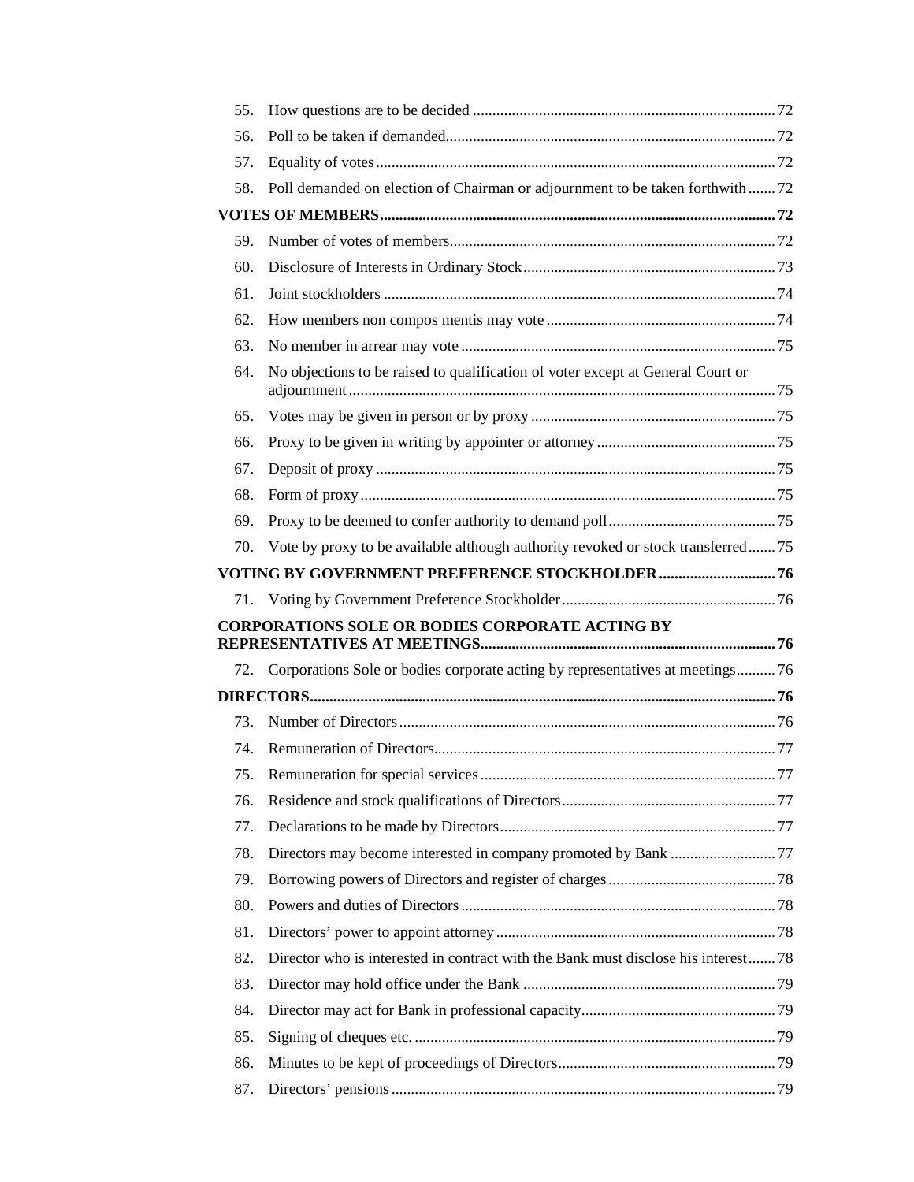| | | |
|---|---|---|
| 55. | How questions are to be decided | 72 |
| 56. | Poll to be taken if demanded | 72 |
| 57. | Equality of votes | 72 |
| 58. | Poll demanded on election of Chairman or adjournment to be taken forthwith | 72 |
| **VOTES OF MEMBERS** | | **72** |
| 59. | Number of votes of members | 72 |
| 60. | Disclosure of Interests in Ordinary Stock | 73 |
| 61. | Joint stockholders | 74 |
| 62. | How members non compos mentis may vote | 74 |
| 63. | No member in arrear may vote | 75 |
| 64. | No objections to be raised to qualification of voter except at General Court or adjournment | 75 |
| 65. | Votes may be given in person or by proxy | 75 |
| 66. | Proxy to be given in writing by appointer or attorney | 75 |
| 67. | Deposit of proxy | 75 |
| 68. | Form of proxy | 75 |
| 69. | Proxy to be deemed to confer authority to demand poll | 75 |
| 70. | Vote by proxy to be available although authority revoked or stock transferred | 75 |
| **VOTING BY GOVERNMENT PREFERENCE STOCKHOLDER** | | **76** |
| 71. | Voting by Government Preference Stockholder | 76 |
| **CORPORATIONS SOLE OR BODIES CORPORATE ACTING BY REPRESENTATIVES AT MEETINGS** | | **76** |
| 72. | Corporations Sole or bodies corporate acting by representatives at meetings | 76 |
| **DIRECTORS** | | **76** |
| 73. | Number of Directors | 76 |
| 74. | Remuneration of Directors | 77 |
| 75. | Remuneration for special services | 77 |
| 76. | Residence and stock qualifications of Directors | 77 |
| 77. | Declarations to be made by Directors | 77 |
| 78. | Directors may become interested in company promoted by Bank | 77 |
| 79. | Borrowing powers of Directors and register of charges | 78 |
| 80. | Powers and duties of Directors | 78 |
| 81. | Directors' power to appoint attorney | 78 |
| 82. | Director who is interested in contract with the Bank must disclose his interest | 78 |
| 83. | Director may hold office under the Bank | 79 |
| 84. | Director may act for Bank in professional capacity | 79 |
| 85. | Signing of cheques etc. | 79 |
| 86. | Minutes to be kept of proceedings of Directors | 79 |
| 87. | Directors' pensions | 79 |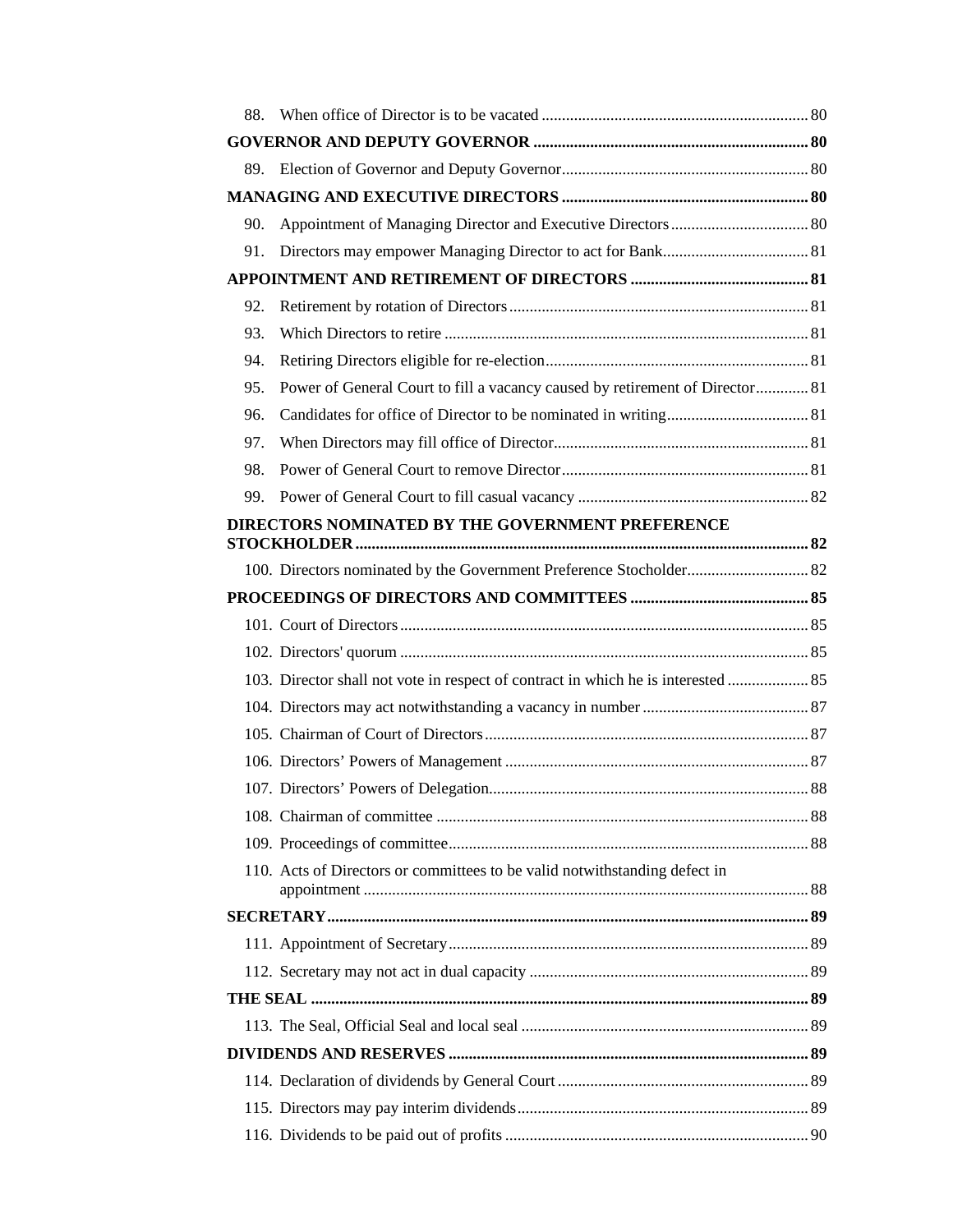88. When office of Director is to be vacated ..... 80

**GOVERNOR AND DEPUTY GOVERNOR ..... 80**

89. Election of Governor and Deputy Governor ..... 80

**MANAGING AND EXECUTIVE DIRECTORS ..... 80**

90. Appointment of Managing Director and Executive Directors ..... 80

91. Directors may empower Managing Director to act for Bank ..... 81

**APPOINTMENT AND RETIREMENT OF DIRECTORS ..... 81**

92. Retirement by rotation of Directors ..... 81

93. Which Directors to retire ..... 81

94. Retiring Directors eligible for re-election ..... 81

95. Power of General Court to fill a vacancy caused by retirement of Director ..... 81

96. Candidates for office of Director to be nominated in writing ..... 81

97. When Directors may fill office of Director ..... 81

98. Power of General Court to remove Director ..... 81

99. Power of General Court to fill casual vacancy ..... 82

**DIRECTORS NOMINATED BY THE GOVERNMENT PREFERENCE STOCKHOLDER ..... 82**

100. Directors nominated by the Government Preference Stocholder ..... 82

**PROCEEDINGS OF DIRECTORS AND COMMITTEES ..... 85**

101. Court of Directors ..... 85

102. Directors' quorum ..... 85

103. Director shall not vote in respect of contract in which he is interested ..... 85

104. Directors may act notwithstanding a vacancy in number ..... 87

105. Chairman of Court of Directors ..... 87

106. Directors' Powers of Management ..... 87

107. Directors' Powers of Delegation ..... 88

108. Chairman of committee ..... 88

109. Proceedings of committee ..... 88

110. Acts of Directors or committees to be valid notwithstanding defect in appointment ..... 88

**SECRETARY ..... 89**

111. Appointment of Secretary ..... 89

112. Secretary may not act in dual capacity ..... 89

**THE SEAL ..... 89**

113. The Seal, Official Seal and local seal ..... 89

**DIVIDENDS AND RESERVES ..... 89**

114. Declaration of dividends by General Court ..... 89

115. Directors may pay interim dividends ..... 89

116. Dividends to be paid out of profits ..... 90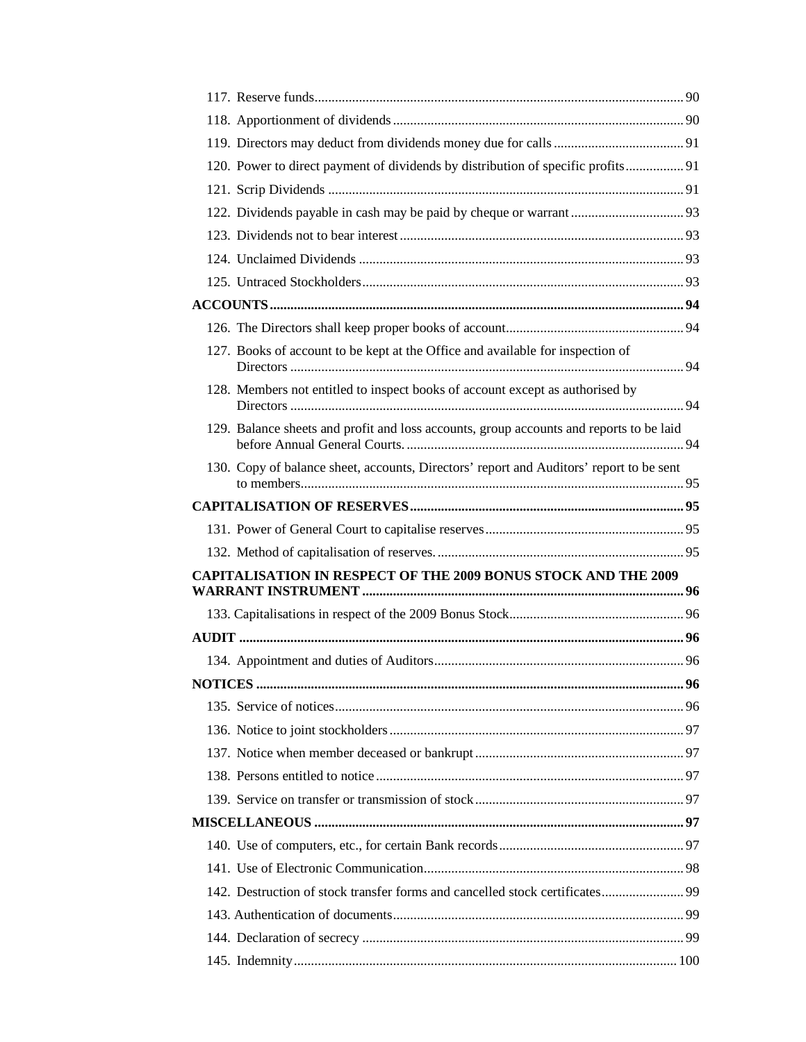117. Reserve funds ..... 90

118. Apportionment of dividends ..... 90

119. Directors may deduct from dividends money due for calls ..... 91

120. Power to direct payment of dividends by distribution of specific profits ..... 91

121. Scrip Dividends ..... 91

122. Dividends payable in cash may be paid by cheque or warrant ..... 93

123. Dividends not to bear interest ..... 93

124. Unclaimed Dividends ..... 93

125. Untraced Stockholders ..... 93

**ACCOUNTS ..... 94**

126. The Directors shall keep proper books of account ..... 94

127. Books of account to be kept at the Office and available for inspection of Directors ..... 94

128. Members not entitled to inspect books of account except as authorised by Directors ..... 94

129. Balance sheets and profit and loss accounts, group accounts and reports to be laid before Annual General Courts. ..... 94

130. Copy of balance sheet, accounts, Directors' report and Auditors' report to be sent to members ..... 95

**CAPITALISATION OF RESERVES ..... 95**

131. Power of General Court to capitalise reserves ..... 95

132. Method of capitalisation of reserves. ..... 95

**CAPITALISATION IN RESPECT OF THE 2009 BONUS STOCK AND THE 2009 WARRANT INSTRUMENT ..... 96**

133. Capitalisations in respect of the 2009 Bonus Stock ..... 96

**AUDIT ..... 96**

134. Appointment and duties of Auditors ..... 96

**NOTICES ..... 96**

135. Service of notices ..... 96

136. Notice to joint stockholders ..... 97

137. Notice when member deceased or bankrupt ..... 97

138. Persons entitled to notice ..... 97

139. Service on transfer or transmission of stock ..... 97

**MISCELLANEOUS ..... 97**

140. Use of computers, etc., for certain Bank records ..... 97

141. Use of Electronic Communication ..... 98

142. Destruction of stock transfer forms and cancelled stock certificates ..... 99

143. Authentication of documents ..... 99

144. Declaration of secrecy ..... 99

145. Indemnity ..... 100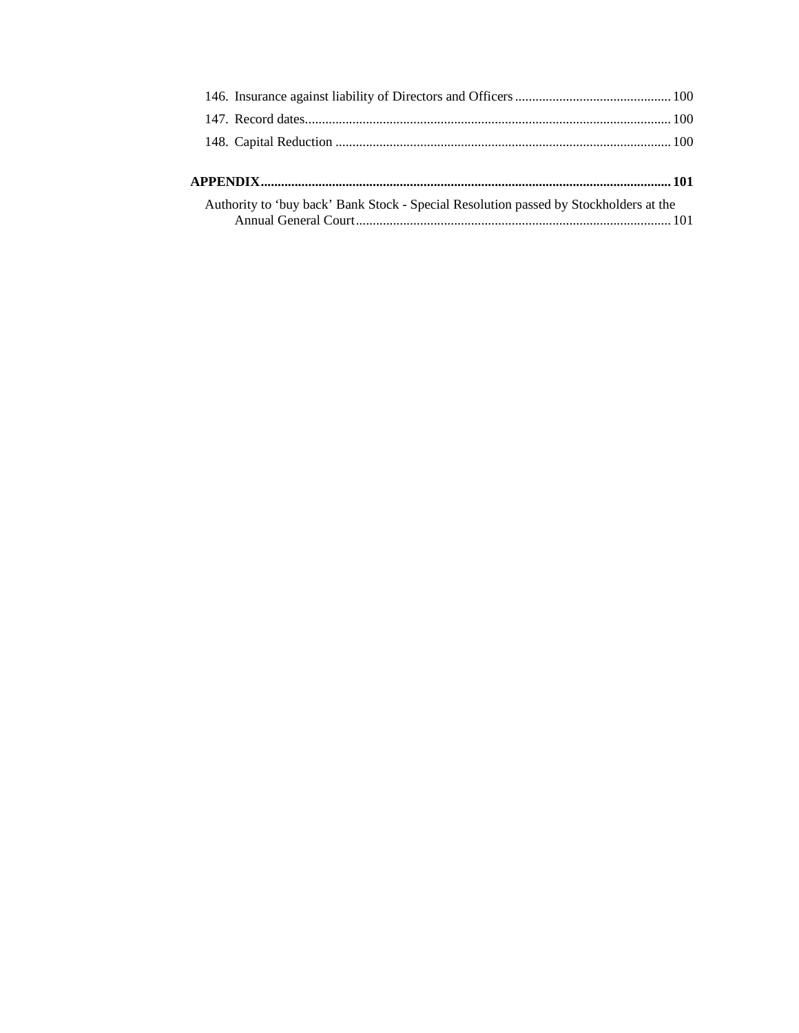146. Insurance against liability of Directors and Officers .............................................. 100
147. Record dates.......................................................................................................... 100
148. Capital Reduction .................................................................................................. 100

**APPENDIX........................................................................................................................ 101**

Authority to 'buy back' Bank Stock - Special Resolution passed by Stockholders at the Annual General Court............................................................................................ 101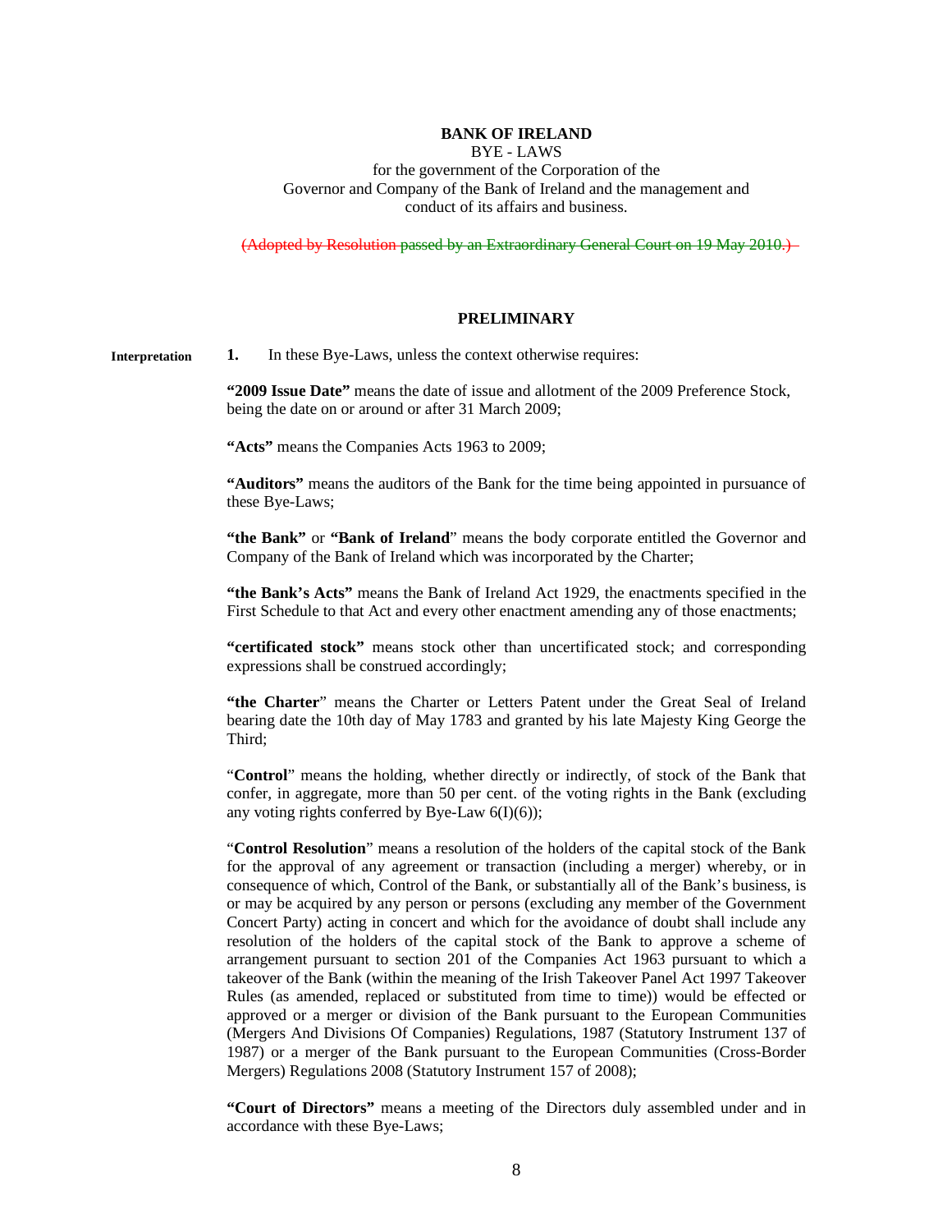**BANK OF IRELAND**

BYE - LAWS

for the government of the Corporation of the Governor and Company of the Bank of Ireland and the management and conduct of its affairs and business.

~~(Adopted by Resolution passed by an Extraordinary General Court on 19 May 2010.)~~

## PRELIMINARY

**Interpretation**

**1.** In these Bye-Laws, unless the context otherwise requires:

**"2009 Issue Date"** means the date of issue and allotment of the 2009 Preference Stock, being the date on or around or after 31 March 2009;

**"Acts"** means the Companies Acts 1963 to 2009;

**"Auditors"** means the auditors of the Bank for the time being appointed in pursuance of these Bye-Laws;

**"the Bank"** or **"Bank of Ireland"** means the body corporate entitled the Governor and Company of the Bank of Ireland which was incorporated by the Charter;

**"the Bank's Acts"** means the Bank of Ireland Act 1929, the enactments specified in the First Schedule to that Act and every other enactment amending any of those enactments;

**"certificated stock"** means stock other than uncertificated stock; and corresponding expressions shall be construed accordingly;

**"the Charter"** means the Charter or Letters Patent under the Great Seal of Ireland bearing date the 10th day of May 1783 and granted by his late Majesty King George the Third;

"**Control**" means the holding, whether directly or indirectly, of stock of the Bank that confer, in aggregate, more than 50 per cent. of the voting rights in the Bank (excluding any voting rights conferred by Bye-Law 6(I)(6));

"**Control Resolution**" means a resolution of the holders of the capital stock of the Bank for the approval of any agreement or transaction (including a merger) whereby, or in consequence of which, Control of the Bank, or substantially all of the Bank's business, is or may be acquired by any person or persons (excluding any member of the Government Concert Party) acting in concert and which for the avoidance of doubt shall include any resolution of the holders of the capital stock of the Bank to approve a scheme of arrangement pursuant to section 201 of the Companies Act 1963 pursuant to which a takeover of the Bank (within the meaning of the Irish Takeover Panel Act 1997 Takeover Rules (as amended, replaced or substituted from time to time)) would be effected or approved or a merger or division of the Bank pursuant to the European Communities (Mergers And Divisions Of Companies) Regulations, 1987 (Statutory Instrument 137 of 1987) or a merger of the Bank pursuant to the European Communities (Cross-Border Mergers) Regulations 2008 (Statutory Instrument 157 of 2008);

**"Court of Directors"** means a meeting of the Directors duly assembled under and in accordance with these Bye-Laws;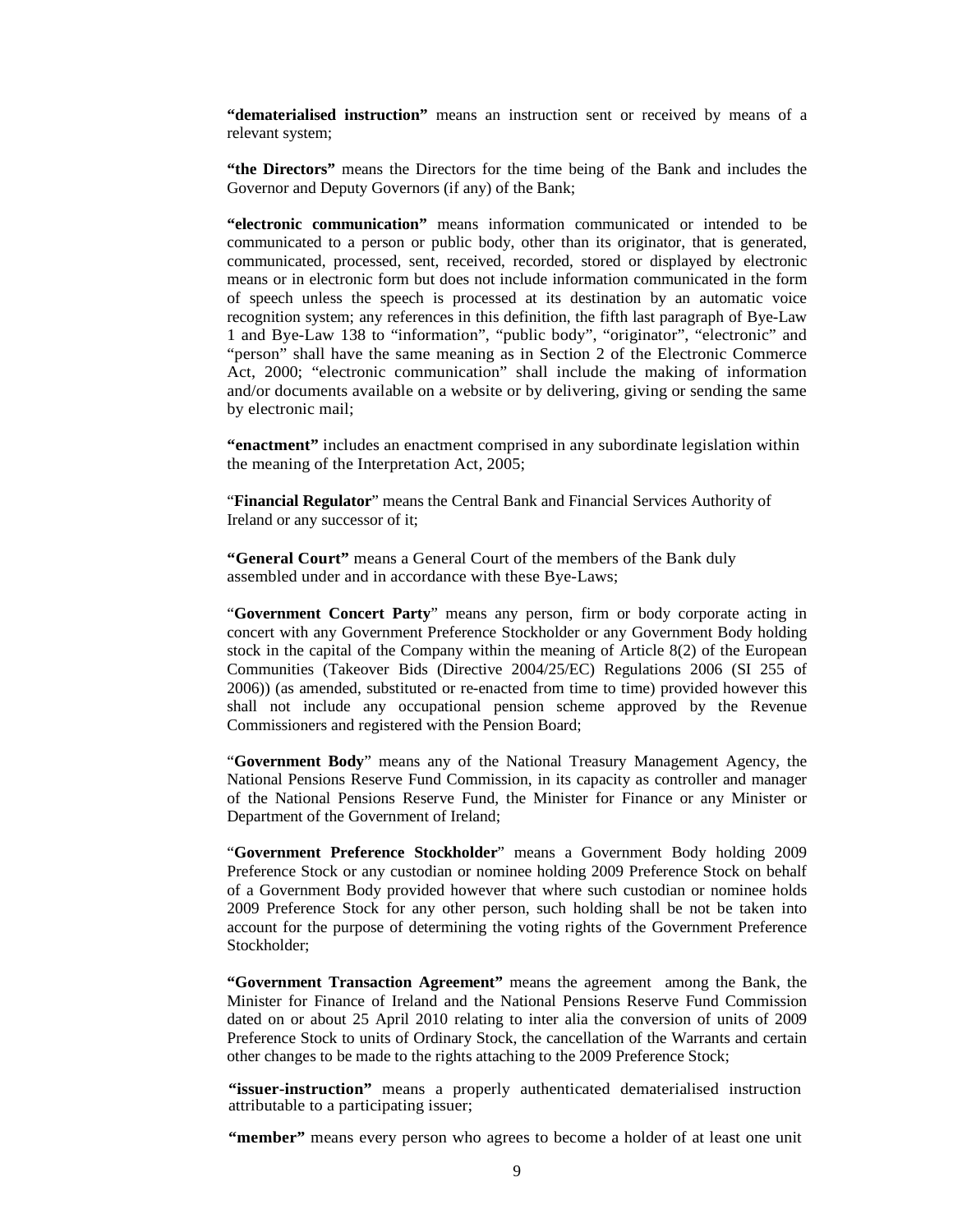**"dematerialised instruction"** means an instruction sent or received by means of a relevant system;

**"the Directors"** means the Directors for the time being of the Bank and includes the Governor and Deputy Governors (if any) of the Bank;

**"electronic communication"** means information communicated or intended to be communicated to a person or public body, other than its originator, that is generated, communicated, processed, sent, received, recorded, stored or displayed by electronic means or in electronic form but does not include information communicated in the form of speech unless the speech is processed at its destination by an automatic voice recognition system; any references in this definition, the fifth last paragraph of Bye-Law 1 and Bye-Law 138 to "information", "public body", "originator", "electronic" and "person" shall have the same meaning as in Section 2 of the Electronic Commerce Act, 2000; "electronic communication" shall include the making of information and/or documents available on a website or by delivering, giving or sending the same by electronic mail;

**"enactment"** includes an enactment comprised in any subordinate legislation within the meaning of the Interpretation Act, 2005;

"**Financial Regulator**" means the Central Bank and Financial Services Authority of Ireland or any successor of it;

**"General Court"** means a General Court of the members of the Bank duly assembled under and in accordance with these Bye-Laws;

"**Government Concert Party**" means any person, firm or body corporate acting in concert with any Government Preference Stockholder or any Government Body holding stock in the capital of the Company within the meaning of Article 8(2) of the European Communities (Takeover Bids (Directive 2004/25/EC) Regulations 2006 (SI 255 of 2006)) (as amended, substituted or re-enacted from time to time) provided however this shall not include any occupational pension scheme approved by the Revenue Commissioners and registered with the Pension Board;

"**Government Body**" means any of the National Treasury Management Agency, the National Pensions Reserve Fund Commission, in its capacity as controller and manager of the National Pensions Reserve Fund, the Minister for Finance or any Minister or Department of the Government of Ireland;

"**Government Preference Stockholder**" means a Government Body holding 2009 Preference Stock or any custodian or nominee holding 2009 Preference Stock on behalf of a Government Body provided however that where such custodian or nominee holds 2009 Preference Stock for any other person, such holding shall be not be taken into account for the purpose of determining the voting rights of the Government Preference Stockholder;

**"Government Transaction Agreement"** means the agreement among the Bank, the Minister for Finance of Ireland and the National Pensions Reserve Fund Commission dated on or about 25 April 2010 relating to inter alia the conversion of units of 2009 Preference Stock to units of Ordinary Stock, the cancellation of the Warrants and certain other changes to be made to the rights attaching to the 2009 Preference Stock;

**"issuer-instruction"** means a properly authenticated dematerialised instruction attributable to a participating issuer;

**"member"** means every person who agrees to become a holder of at least one unit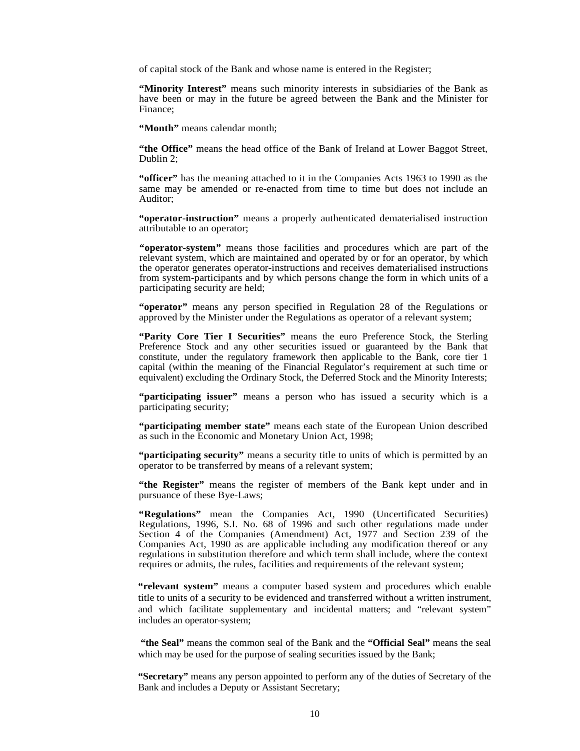of capital stock of the Bank and whose name is entered in the Register;

**"Minority Interest"** means such minority interests in subsidiaries of the Bank as have been or may in the future be agreed between the Bank and the Minister for Finance;

**"Month"** means calendar month;

**"the Office"** means the head office of the Bank of Ireland at Lower Baggot Street, Dublin 2;

**"officer"** has the meaning attached to it in the Companies Acts 1963 to 1990 as the same may be amended or re-enacted from time to time but does not include an Auditor;

**"operator-instruction"** means a properly authenticated dematerialised instruction attributable to an operator;

**"operator-system"** means those facilities and procedures which are part of the relevant system, which are maintained and operated by or for an operator, by which the operator generates operator-instructions and receives dematerialised instructions from system-participants and by which persons change the form in which units of a participating security are held;

**"operator"** means any person specified in Regulation 28 of the Regulations or approved by the Minister under the Regulations as operator of a relevant system;

**"Parity Core Tier I Securities"** means the euro Preference Stock, the Sterling Preference Stock and any other securities issued or guaranteed by the Bank that constitute, under the regulatory framework then applicable to the Bank, core tier 1 capital (within the meaning of the Financial Regulator's requirement at such time or equivalent) excluding the Ordinary Stock, the Deferred Stock and the Minority Interests;

**"participating issuer"** means a person who has issued a security which is a participating security;

**"participating member state"** means each state of the European Union described as such in the Economic and Monetary Union Act, 1998;

**"participating security"** means a security title to units of which is permitted by an operator to be transferred by means of a relevant system;

**"the Register"** means the register of members of the Bank kept under and in pursuance of these Bye-Laws;

**"Regulations"** mean the Companies Act, 1990 (Uncertificated Securities) Regulations, 1996, S.I. No. 68 of 1996 and such other regulations made under Section 4 of the Companies (Amendment) Act, 1977 and Section 239 of the Companies Act, 1990 as are applicable including any modification thereof or any regulations in substitution therefore and which term shall include, where the context requires or admits, the rules, facilities and requirements of the relevant system;

**"relevant system"** means a computer based system and procedures which enable title to units of a security to be evidenced and transferred without a written instrument, and which facilitate supplementary and incidental matters; and "relevant system" includes an operator-system;

**"the Seal"** means the common seal of the Bank and the **"Official Seal"** means the seal which may be used for the purpose of sealing securities issued by the Bank;

**"Secretary"** means any person appointed to perform any of the duties of Secretary of the Bank and includes a Deputy or Assistant Secretary;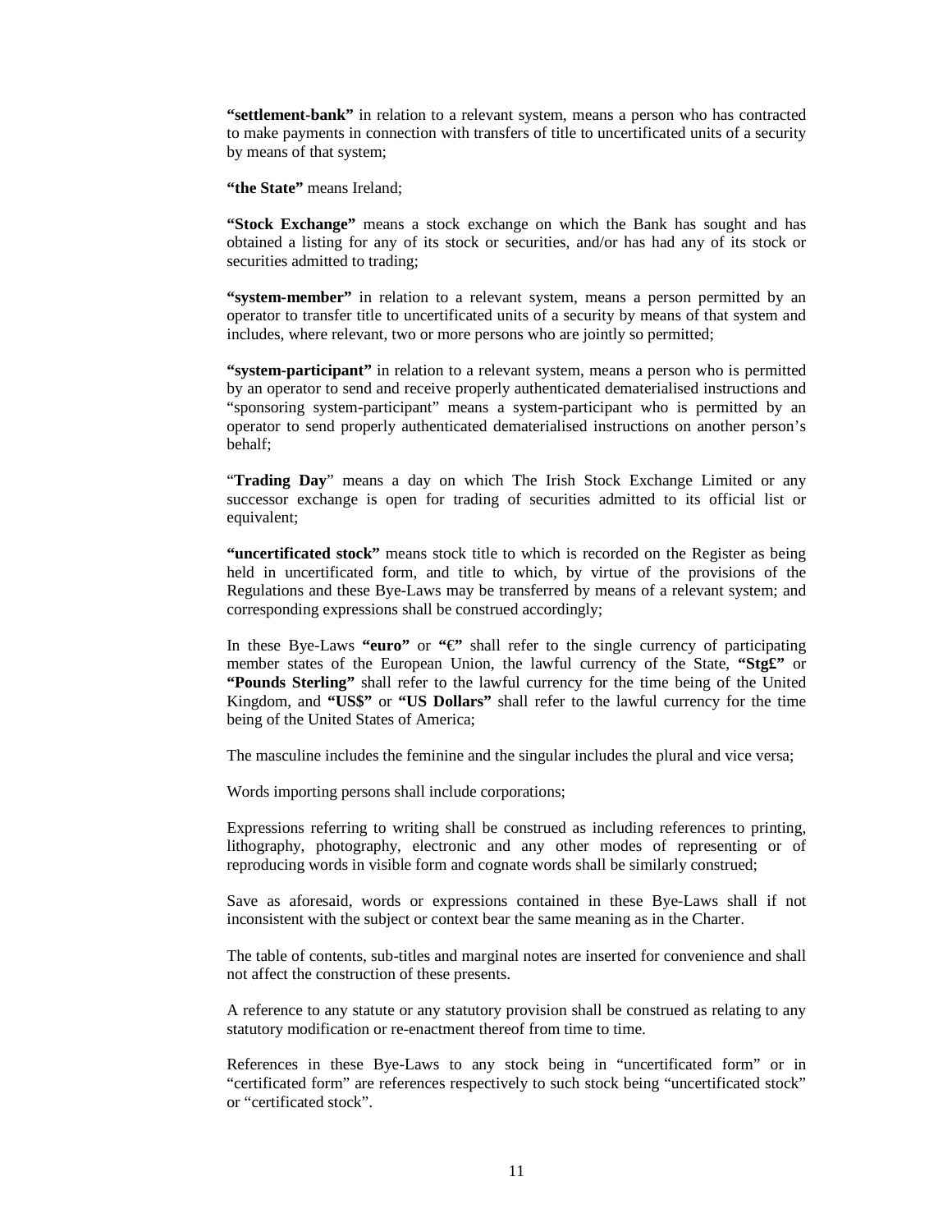**"settlement-bank"** in relation to a relevant system, means a person who has contracted to make payments in connection with transfers of title to uncertificated units of a security by means of that system;

**"the State"** means Ireland;

**"Stock Exchange"** means a stock exchange on which the Bank has sought and has obtained a listing for any of its stock or securities, and/or has had any of its stock or securities admitted to trading;

**"system-member"** in relation to a relevant system, means a person permitted by an operator to transfer title to uncertificated units of a security by means of that system and includes, where relevant, two or more persons who are jointly so permitted;

**"system-participant"** in relation to a relevant system, means a person who is permitted by an operator to send and receive properly authenticated dematerialised instructions and "sponsoring system-participant" means a system-participant who is permitted by an operator to send properly authenticated dematerialised instructions on another person's behalf;

"**Trading Day**" means a day on which The Irish Stock Exchange Limited or any successor exchange is open for trading of securities admitted to its official list or equivalent;

**"uncertificated stock"** means stock title to which is recorded on the Register as being held in uncertificated form, and title to which, by virtue of the provisions of the Regulations and these Bye-Laws may be transferred by means of a relevant system; and corresponding expressions shall be construed accordingly;

In these Bye-Laws **"euro"** or **"€"** shall refer to the single currency of participating member states of the European Union, the lawful currency of the State, **"Stg£"** or **"Pounds Sterling"** shall refer to the lawful currency for the time being of the United Kingdom, and **"US$"** or **"US Dollars"** shall refer to the lawful currency for the time being of the United States of America;

The masculine includes the feminine and the singular includes the plural and vice versa;

Words importing persons shall include corporations;

Expressions referring to writing shall be construed as including references to printing, lithography, photography, electronic and any other modes of representing or of reproducing words in visible form and cognate words shall be similarly construed;

Save as aforesaid, words or expressions contained in these Bye-Laws shall if not inconsistent with the subject or context bear the same meaning as in the Charter.

The table of contents, sub-titles and marginal notes are inserted for convenience and shall not affect the construction of these presents.

A reference to any statute or any statutory provision shall be construed as relating to any statutory modification or re-enactment thereof from time to time.

References in these Bye-Laws to any stock being in "uncertificated form" or in "certificated form" are references respectively to such stock being "uncertificated stock" or "certificated stock".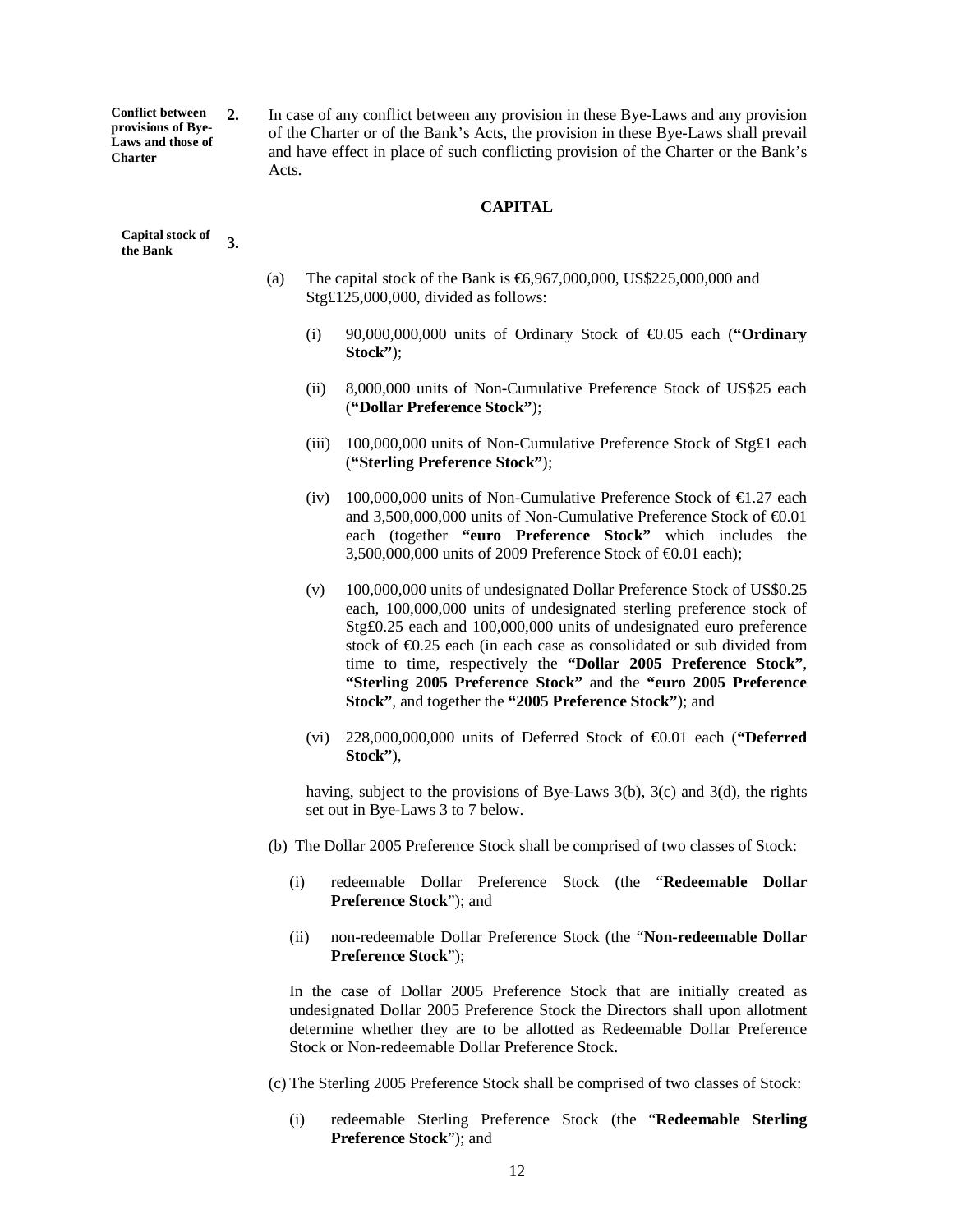**Conflict between provisions of Bye-Laws and those of Charter**

**2.** In case of any conflict between any provision in these Bye-Laws and any provision of the Charter or of the Bank's Acts, the provision in these Bye-Laws shall prevail and have effect in place of such conflicting provision of the Charter or the Bank's Acts.

## CAPITAL

**Capital stock of the Bank**

**3.**

(a) The capital stock of the Bank is €6,967,000,000, US$225,000,000 and Stg£125,000,000, divided as follows:

(i) 90,000,000,000 units of Ordinary Stock of €0.05 each (**"Ordinary Stock"**);

(ii) 8,000,000 units of Non-Cumulative Preference Stock of US$25 each (**"Dollar Preference Stock"**);

(iii) 100,000,000 units of Non-Cumulative Preference Stock of Stg£1 each (**"Sterling Preference Stock"**);

(iv) 100,000,000 units of Non-Cumulative Preference Stock of €1.27 each and 3,500,000,000 units of Non-Cumulative Preference Stock of €0.01 each (together **"euro Preference Stock"** which includes the 3,500,000,000 units of 2009 Preference Stock of €0.01 each);

(v) 100,000,000 units of undesignated Dollar Preference Stock of US$0.25 each, 100,000,000 units of undesignated sterling preference stock of Stg£0.25 each and 100,000,000 units of undesignated euro preference stock of €0.25 each (in each case as consolidated or sub divided from time to time, respectively the **"Dollar 2005 Preference Stock"**, **"Sterling 2005 Preference Stock"** and the **"euro 2005 Preference Stock"**, and together the **"2005 Preference Stock"**); and

(vi) 228,000,000,000 units of Deferred Stock of €0.01 each (**"Deferred Stock"**),

having, subject to the provisions of Bye-Laws 3(b), 3(c) and 3(d), the rights set out in Bye-Laws 3 to 7 below.

(b) The Dollar 2005 Preference Stock shall be comprised of two classes of Stock:

(i) redeemable Dollar Preference Stock (the "**Redeemable Dollar Preference Stock**"); and

(ii) non-redeemable Dollar Preference Stock (the "**Non-redeemable Dollar Preference Stock**");

In the case of Dollar 2005 Preference Stock that are initially created as undesignated Dollar 2005 Preference Stock the Directors shall upon allotment determine whether they are to be allotted as Redeemable Dollar Preference Stock or Non-redeemable Dollar Preference Stock.

(c) The Sterling 2005 Preference Stock shall be comprised of two classes of Stock:

(i) redeemable Sterling Preference Stock (the "**Redeemable Sterling Preference Stock**"); and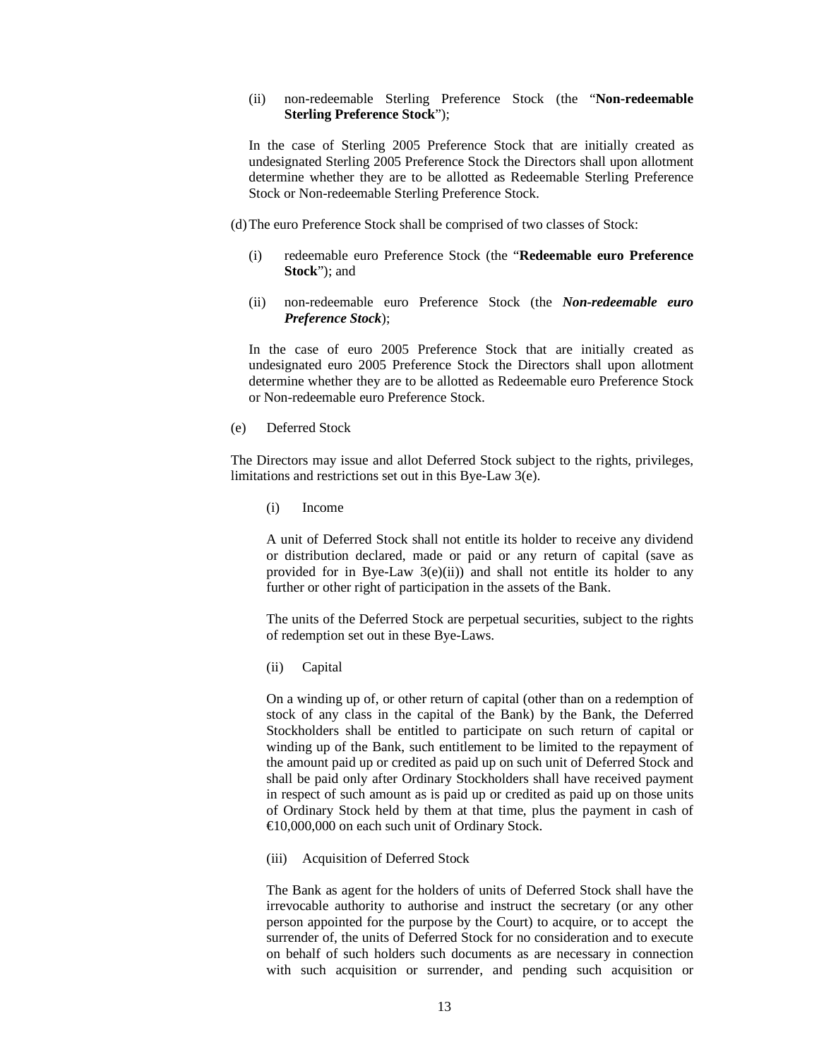(ii) non-redeemable Sterling Preference Stock (the "**Non-redeemable Sterling Preference Stock**");

In the case of Sterling 2005 Preference Stock that are initially created as undesignated Sterling 2005 Preference Stock the Directors shall upon allotment determine whether they are to be allotted as Redeemable Sterling Preference Stock or Non-redeemable Sterling Preference Stock.

(d) The euro Preference Stock shall be comprised of two classes of Stock:

(i) redeemable euro Preference Stock (the "**Redeemable euro Preference Stock**"); and

(ii) non-redeemable euro Preference Stock (the ***Non-redeemable euro Preference Stock***);

In the case of euro 2005 Preference Stock that are initially created as undesignated euro 2005 Preference Stock the Directors shall upon allotment determine whether they are to be allotted as Redeemable euro Preference Stock or Non-redeemable euro Preference Stock.

(e) Deferred Stock

The Directors may issue and allot Deferred Stock subject to the rights, privileges, limitations and restrictions set out in this Bye-Law 3(e).

(i) Income

A unit of Deferred Stock shall not entitle its holder to receive any dividend or distribution declared, made or paid or any return of capital (save as provided for in Bye-Law 3(e)(ii)) and shall not entitle its holder to any further or other right of participation in the assets of the Bank.

The units of the Deferred Stock are perpetual securities, subject to the rights of redemption set out in these Bye-Laws.

(ii) Capital

On a winding up of, or other return of capital (other than on a redemption of stock of any class in the capital of the Bank) by the Bank, the Deferred Stockholders shall be entitled to participate on such return of capital or winding up of the Bank, such entitlement to be limited to the repayment of the amount paid up or credited as paid up on such unit of Deferred Stock and shall be paid only after Ordinary Stockholders shall have received payment in respect of such amount as is paid up or credited as paid up on those units of Ordinary Stock held by them at that time, plus the payment in cash of €10,000,000 on each such unit of Ordinary Stock.

(iii) Acquisition of Deferred Stock

The Bank as agent for the holders of units of Deferred Stock shall have the irrevocable authority to authorise and instruct the secretary (or any other person appointed for the purpose by the Court) to acquire, or to accept the surrender of, the units of Deferred Stock for no consideration and to execute on behalf of such holders such documents as are necessary in connection with such acquisition or surrender, and pending such acquisition or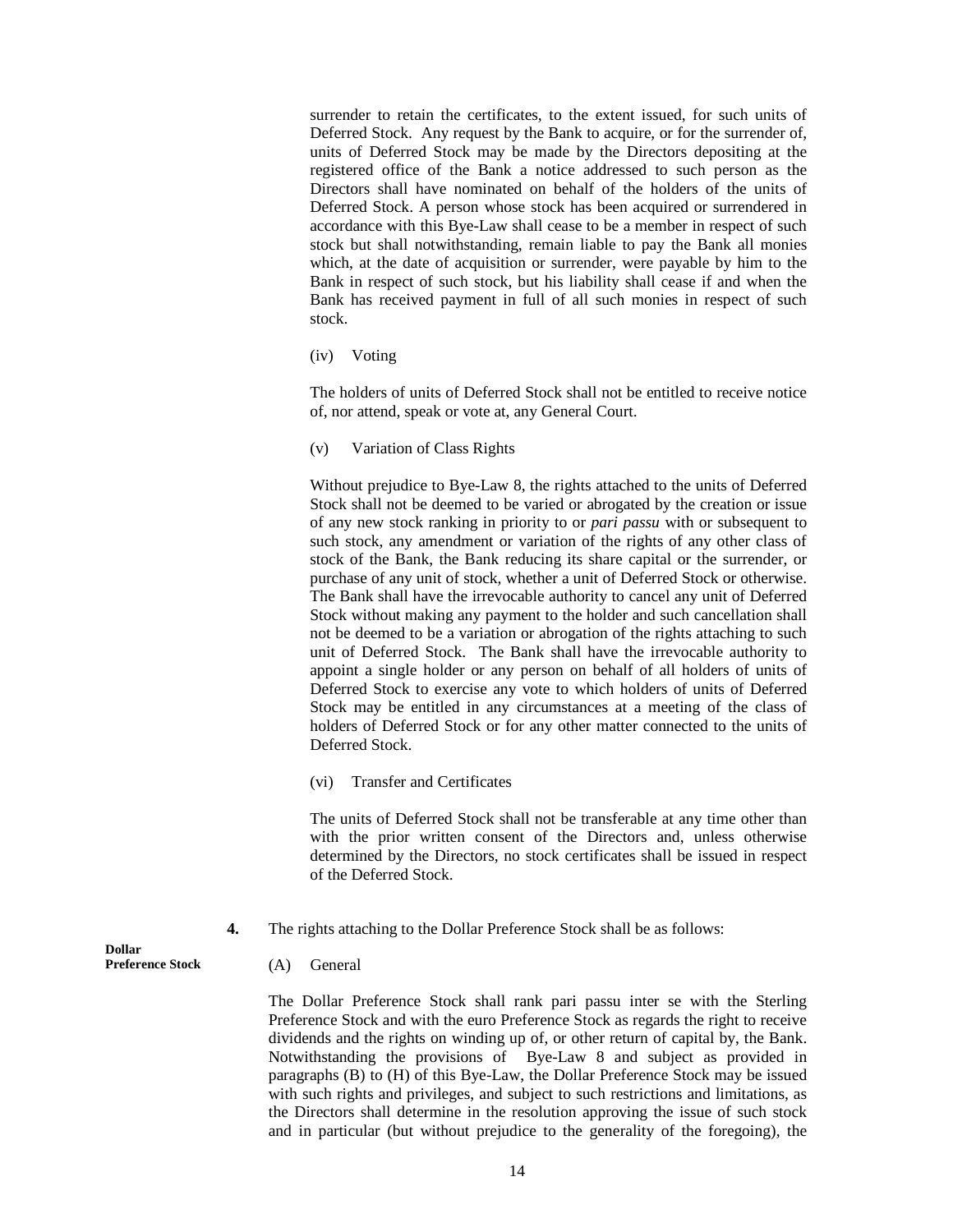surrender to retain the certificates, to the extent issued, for such units of Deferred Stock. Any request by the Bank to acquire, or for the surrender of, units of Deferred Stock may be made by the Directors depositing at the registered office of the Bank a notice addressed to such person as the Directors shall have nominated on behalf of the holders of the units of Deferred Stock. A person whose stock has been acquired or surrendered in accordance with this Bye-Law shall cease to be a member in respect of such stock but shall notwithstanding, remain liable to pay the Bank all monies which, at the date of acquisition or surrender, were payable by him to the Bank in respect of such stock, but his liability shall cease if and when the Bank has received payment in full of all such monies in respect of such stock.

(iv) Voting

The holders of units of Deferred Stock shall not be entitled to receive notice of, nor attend, speak or vote at, any General Court.

(v) Variation of Class Rights

Without prejudice to Bye-Law 8, the rights attached to the units of Deferred Stock shall not be deemed to be varied or abrogated by the creation or issue of any new stock ranking in priority to or *pari passu* with or subsequent to such stock, any amendment or variation of the rights of any other class of stock of the Bank, the Bank reducing its share capital or the surrender, or purchase of any unit of stock, whether a unit of Deferred Stock or otherwise. The Bank shall have the irrevocable authority to cancel any unit of Deferred Stock without making any payment to the holder and such cancellation shall not be deemed to be a variation or abrogation of the rights attaching to such unit of Deferred Stock. The Bank shall have the irrevocable authority to appoint a single holder or any person on behalf of all holders of units of Deferred Stock to exercise any vote to which holders of units of Deferred Stock may be entitled in any circumstances at a meeting of the class of holders of Deferred Stock or for any other matter connected to the units of Deferred Stock.

(vi) Transfer and Certificates

The units of Deferred Stock shall not be transferable at any time other than with the prior written consent of the Directors and, unless otherwise determined by the Directors, no stock certificates shall be issued in respect of the Deferred Stock.

**Dollar Preference Stock**

**4.** The rights attaching to the Dollar Preference Stock shall be as follows:

(A) General

The Dollar Preference Stock shall rank pari passu inter se with the Sterling Preference Stock and with the euro Preference Stock as regards the right to receive dividends and the rights on winding up of, or other return of capital by, the Bank. Notwithstanding the provisions of Bye-Law 8 and subject as provided in paragraphs (B) to (H) of this Bye-Law, the Dollar Preference Stock may be issued with such rights and privileges, and subject to such restrictions and limitations, as the Directors shall determine in the resolution approving the issue of such stock and in particular (but without prejudice to the generality of the foregoing), the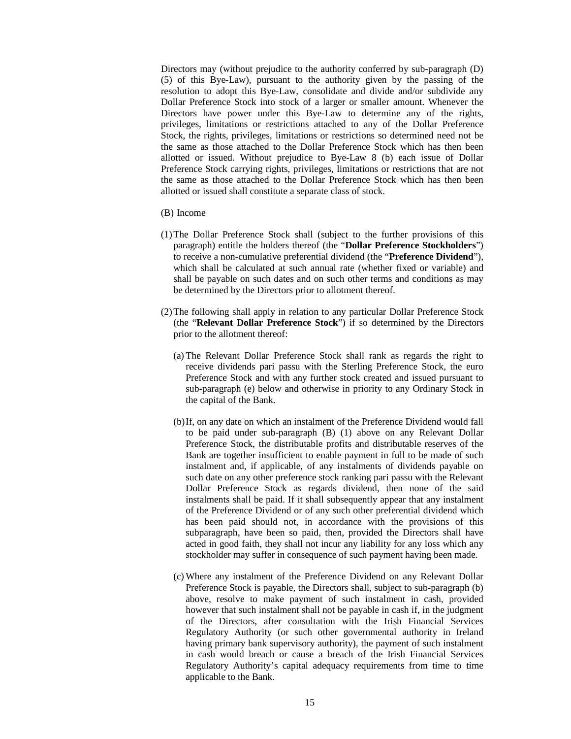Directors may (without prejudice to the authority conferred by sub-paragraph (D) (5) of this Bye-Law), pursuant to the authority given by the passing of the resolution to adopt this Bye-Law, consolidate and divide and/or subdivide any Dollar Preference Stock into stock of a larger or smaller amount. Whenever the Directors have power under this Bye-Law to determine any of the rights, privileges, limitations or restrictions attached to any of the Dollar Preference Stock, the rights, privileges, limitations or restrictions so determined need not be the same as those attached to the Dollar Preference Stock which has then been allotted or issued. Without prejudice to Bye-Law 8 (b) each issue of Dollar Preference Stock carrying rights, privileges, limitations or restrictions that are not the same as those attached to the Dollar Preference Stock which has then been allotted or issued shall constitute a separate class of stock.

(B) Income

(1) The Dollar Preference Stock shall (subject to the further provisions of this paragraph) entitle the holders thereof (the "**Dollar Preference Stockholders**") to receive a non-cumulative preferential dividend (the "**Preference Dividend**"), which shall be calculated at such annual rate (whether fixed or variable) and shall be payable on such dates and on such other terms and conditions as may be determined by the Directors prior to allotment thereof.

(2) The following shall apply in relation to any particular Dollar Preference Stock (the "**Relevant Dollar Preference Stock**") if so determined by the Directors prior to the allotment thereof:

   (a) The Relevant Dollar Preference Stock shall rank as regards the right to receive dividends pari passu with the Sterling Preference Stock, the euro Preference Stock and with any further stock created and issued pursuant to sub-paragraph (e) below and otherwise in priority to any Ordinary Stock in the capital of the Bank.

   (b) If, on any date on which an instalment of the Preference Dividend would fall to be paid under sub-paragraph (B) (1) above on any Relevant Dollar Preference Stock, the distributable profits and distributable reserves of the Bank are together insufficient to enable payment in full to be made of such instalment and, if applicable, of any instalments of dividends payable on such date on any other preference stock ranking pari passu with the Relevant Dollar Preference Stock as regards dividend, then none of the said instalments shall be paid. If it shall subsequently appear that any instalment of the Preference Dividend or of any such other preferential dividend which has been paid should not, in accordance with the provisions of this subparagraph, have been so paid, then, provided the Directors shall have acted in good faith, they shall not incur any liability for any loss which any stockholder may suffer in consequence of such payment having been made.

   (c) Where any instalment of the Preference Dividend on any Relevant Dollar Preference Stock is payable, the Directors shall, subject to sub-paragraph (b) above, resolve to make payment of such instalment in cash, provided however that such instalment shall not be payable in cash if, in the judgment of the Directors, after consultation with the Irish Financial Services Regulatory Authority (or such other governmental authority in Ireland having primary bank supervisory authority), the payment of such instalment in cash would breach or cause a breach of the Irish Financial Services Regulatory Authority's capital adequacy requirements from time to time applicable to the Bank.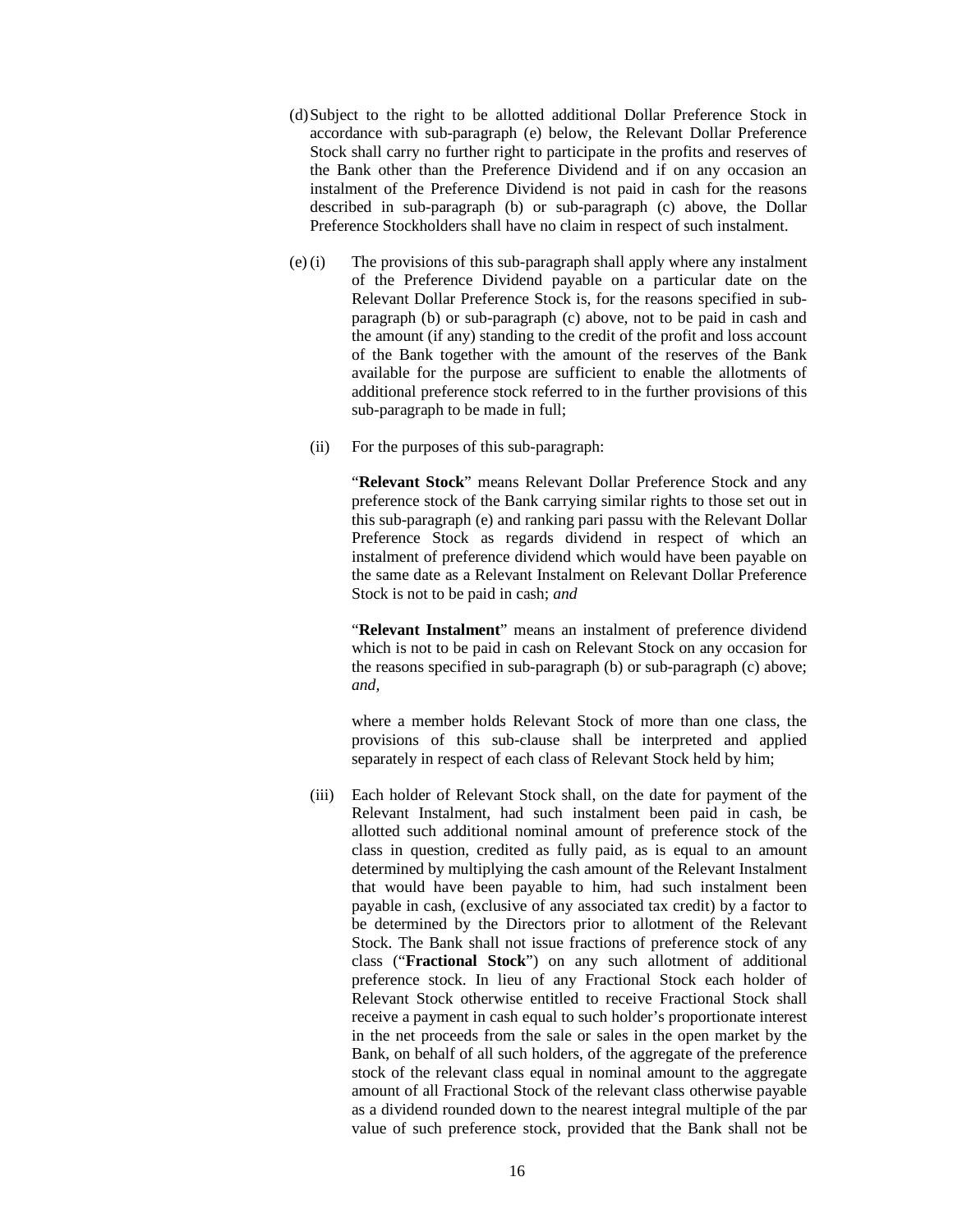(d) Subject to the right to be allotted additional Dollar Preference Stock in accordance with sub-paragraph (e) below, the Relevant Dollar Preference Stock shall carry no further right to participate in the profits and reserves of the Bank other than the Preference Dividend and if on any occasion an instalment of the Preference Dividend is not paid in cash for the reasons described in sub-paragraph (b) or sub-paragraph (c) above, the Dollar Preference Stockholders shall have no claim in respect of such instalment.

(e) (i) The provisions of this sub-paragraph shall apply where any instalment of the Preference Dividend payable on a particular date on the Relevant Dollar Preference Stock is, for the reasons specified in sub-paragraph (b) or sub-paragraph (c) above, not to be paid in cash and the amount (if any) standing to the credit of the profit and loss account of the Bank together with the amount of the reserves of the Bank available for the purpose are sufficient to enable the allotments of additional preference stock referred to in the further provisions of this sub-paragraph to be made in full;

(ii) For the purposes of this sub-paragraph:

"**Relevant Stock**" means Relevant Dollar Preference Stock and any preference stock of the Bank carrying similar rights to those set out in this sub-paragraph (e) and ranking pari passu with the Relevant Dollar Preference Stock as regards dividend in respect of which an instalment of preference dividend which would have been payable on the same date as a Relevant Instalment on Relevant Dollar Preference Stock is not to be paid in cash; *and*

"**Relevant Instalment**" means an instalment of preference dividend which is not to be paid in cash on Relevant Stock on any occasion for the reasons specified in sub-paragraph (b) or sub-paragraph (c) above; *and*,

where a member holds Relevant Stock of more than one class, the provisions of this sub-clause shall be interpreted and applied separately in respect of each class of Relevant Stock held by him;

(iii) Each holder of Relevant Stock shall, on the date for payment of the Relevant Instalment, had such instalment been paid in cash, be allotted such additional nominal amount of preference stock of the class in question, credited as fully paid, as is equal to an amount determined by multiplying the cash amount of the Relevant Instalment that would have been payable to him, had such instalment been payable in cash, (exclusive of any associated tax credit) by a factor to be determined by the Directors prior to allotment of the Relevant Stock. The Bank shall not issue fractions of preference stock of any class ("**Fractional Stock**") on any such allotment of additional preference stock. In lieu of any Fractional Stock each holder of Relevant Stock otherwise entitled to receive Fractional Stock shall receive a payment in cash equal to such holder's proportionate interest in the net proceeds from the sale or sales in the open market by the Bank, on behalf of all such holders, of the aggregate of the preference stock of the relevant class equal in nominal amount to the aggregate amount of all Fractional Stock of the relevant class otherwise payable as a dividend rounded down to the nearest integral multiple of the par value of such preference stock, provided that the Bank shall not be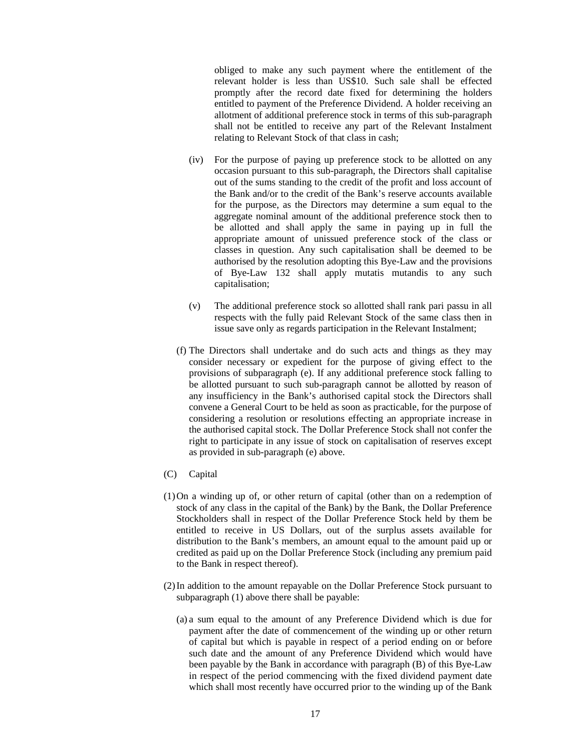obliged to make any such payment where the entitlement of the relevant holder is less than US$10. Such sale shall be effected promptly after the record date fixed for determining the holders entitled to payment of the Preference Dividend. A holder receiving an allotment of additional preference stock in terms of this sub-paragraph shall not be entitled to receive any part of the Relevant Instalment relating to Relevant Stock of that class in cash;

(iv) For the purpose of paying up preference stock to be allotted on any occasion pursuant to this sub-paragraph, the Directors shall capitalise out of the sums standing to the credit of the profit and loss account of the Bank and/or to the credit of the Bank's reserve accounts available for the purpose, as the Directors may determine a sum equal to the aggregate nominal amount of the additional preference stock then to be allotted and shall apply the same in paying up in full the appropriate amount of unissued preference stock of the class or classes in question. Any such capitalisation shall be deemed to be authorised by the resolution adopting this Bye-Law and the provisions of Bye-Law 132 shall apply mutatis mutandis to any such capitalisation;

(v) The additional preference stock so allotted shall rank pari passu in all respects with the fully paid Relevant Stock of the same class then in issue save only as regards participation in the Relevant Instalment;

(f) The Directors shall undertake and do such acts and things as they may consider necessary or expedient for the purpose of giving effect to the provisions of subparagraph (e). If any additional preference stock falling to be allotted pursuant to such sub-paragraph cannot be allotted by reason of any insufficiency in the Bank's authorised capital stock the Directors shall convene a General Court to be held as soon as practicable, for the purpose of considering a resolution or resolutions effecting an appropriate increase in the authorised capital stock. The Dollar Preference Stock shall not confer the right to participate in any issue of stock on capitalisation of reserves except as provided in sub-paragraph (e) above.

(C) Capital

(1) On a winding up of, or other return of capital (other than on a redemption of stock of any class in the capital of the Bank) by the Bank, the Dollar Preference Stockholders shall in respect of the Dollar Preference Stock held by them be entitled to receive in US Dollars, out of the surplus assets available for distribution to the Bank's members, an amount equal to the amount paid up or credited as paid up on the Dollar Preference Stock (including any premium paid to the Bank in respect thereof).

(2) In addition to the amount repayable on the Dollar Preference Stock pursuant to subparagraph (1) above there shall be payable:

(a) a sum equal to the amount of any Preference Dividend which is due for payment after the date of commencement of the winding up or other return of capital but which is payable in respect of a period ending on or before such date and the amount of any Preference Dividend which would have been payable by the Bank in accordance with paragraph (B) of this Bye-Law in respect of the period commencing with the fixed dividend payment date which shall most recently have occurred prior to the winding up of the Bank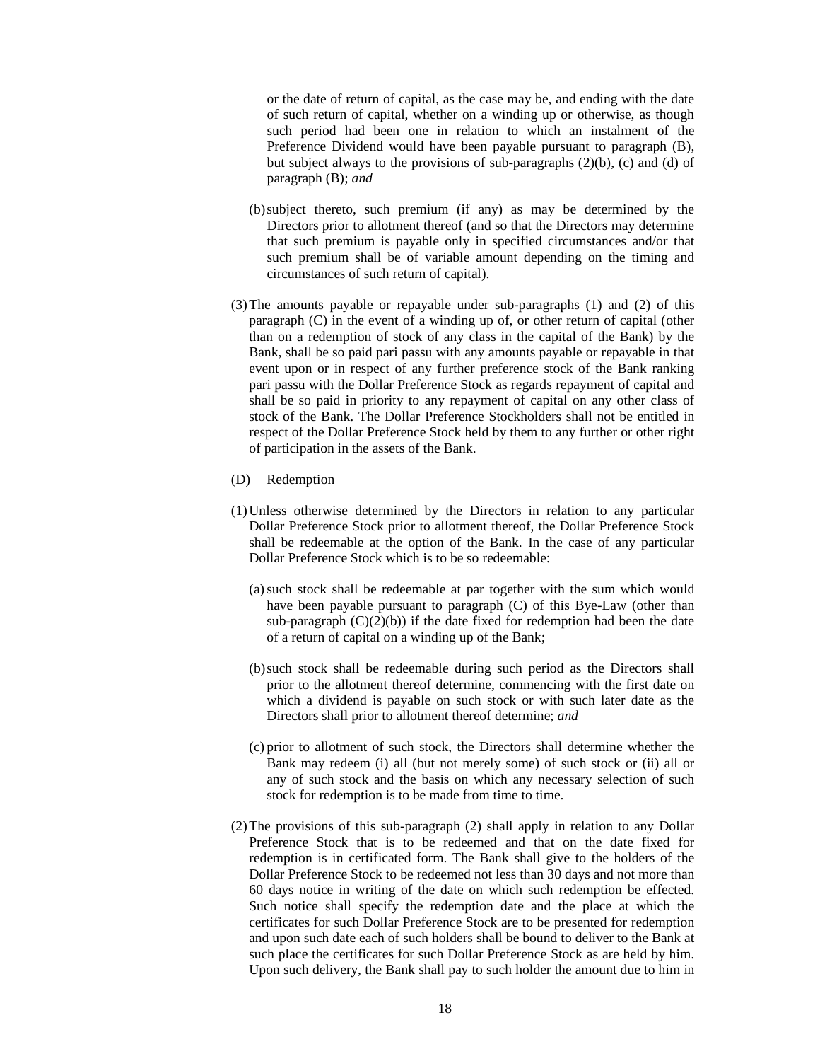or the date of return of capital, as the case may be, and ending with the date of such return of capital, whether on a winding up or otherwise, as though such period had been one in relation to which an instalment of the Preference Dividend would have been payable pursuant to paragraph (B), but subject always to the provisions of sub-paragraphs (2)(b), (c) and (d) of paragraph (B); *and*

(b) subject thereto, such premium (if any) as may be determined by the Directors prior to allotment thereof (and so that the Directors may determine that such premium is payable only in specified circumstances and/or that such premium shall be of variable amount depending on the timing and circumstances of such return of capital).

(3) The amounts payable or repayable under sub-paragraphs (1) and (2) of this paragraph (C) in the event of a winding up of, or other return of capital (other than on a redemption of stock of any class in the capital of the Bank) by the Bank, shall be so paid pari passu with any amounts payable or repayable in that event upon or in respect of any further preference stock of the Bank ranking pari passu with the Dollar Preference Stock as regards repayment of capital and shall be so paid in priority to any repayment of capital on any other class of stock of the Bank. The Dollar Preference Stockholders shall not be entitled in respect of the Dollar Preference Stock held by them to any further or other right of participation in the assets of the Bank.

(D) Redemption

(1) Unless otherwise determined by the Directors in relation to any particular Dollar Preference Stock prior to allotment thereof, the Dollar Preference Stock shall be redeemable at the option of the Bank. In the case of any particular Dollar Preference Stock which is to be so redeemable:

(a) such stock shall be redeemable at par together with the sum which would have been payable pursuant to paragraph (C) of this Bye-Law (other than sub-paragraph (C)(2)(b)) if the date fixed for redemption had been the date of a return of capital on a winding up of the Bank;

(b) such stock shall be redeemable during such period as the Directors shall prior to the allotment thereof determine, commencing with the first date on which a dividend is payable on such stock or with such later date as the Directors shall prior to allotment thereof determine; *and*

(c) prior to allotment of such stock, the Directors shall determine whether the Bank may redeem (i) all (but not merely some) of such stock or (ii) all or any of such stock and the basis on which any necessary selection of such stock for redemption is to be made from time to time.

(2) The provisions of this sub-paragraph (2) shall apply in relation to any Dollar Preference Stock that is to be redeemed and that on the date fixed for redemption is in certificated form. The Bank shall give to the holders of the Dollar Preference Stock to be redeemed not less than 30 days and not more than 60 days notice in writing of the date on which such redemption be effected. Such notice shall specify the redemption date and the place at which the certificates for such Dollar Preference Stock are to be presented for redemption and upon such date each of such holders shall be bound to deliver to the Bank at such place the certificates for such Dollar Preference Stock as are held by him. Upon such delivery, the Bank shall pay to such holder the amount due to him in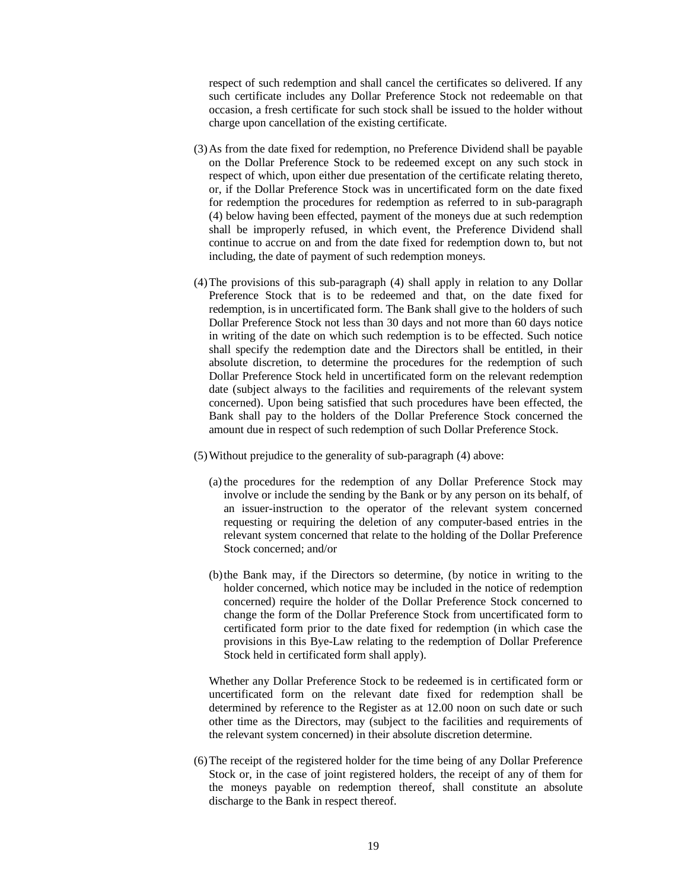respect of such redemption and shall cancel the certificates so delivered. If any such certificate includes any Dollar Preference Stock not redeemable on that occasion, a fresh certificate for such stock shall be issued to the holder without charge upon cancellation of the existing certificate.

(3) As from the date fixed for redemption, no Preference Dividend shall be payable on the Dollar Preference Stock to be redeemed except on any such stock in respect of which, upon either due presentation of the certificate relating thereto, or, if the Dollar Preference Stock was in uncertificated form on the date fixed for redemption the procedures for redemption as referred to in sub-paragraph (4) below having been effected, payment of the moneys due at such redemption shall be improperly refused, in which event, the Preference Dividend shall continue to accrue on and from the date fixed for redemption down to, but not including, the date of payment of such redemption moneys.

(4) The provisions of this sub-paragraph (4) shall apply in relation to any Dollar Preference Stock that is to be redeemed and that, on the date fixed for redemption, is in uncertificated form. The Bank shall give to the holders of such Dollar Preference Stock not less than 30 days and not more than 60 days notice in writing of the date on which such redemption is to be effected. Such notice shall specify the redemption date and the Directors shall be entitled, in their absolute discretion, to determine the procedures for the redemption of such Dollar Preference Stock held in uncertificated form on the relevant redemption date (subject always to the facilities and requirements of the relevant system concerned). Upon being satisfied that such procedures have been effected, the Bank shall pay to the holders of the Dollar Preference Stock concerned the amount due in respect of such redemption of such Dollar Preference Stock.

(5) Without prejudice to the generality of sub-paragraph (4) above:

(a) the procedures for the redemption of any Dollar Preference Stock may involve or include the sending by the Bank or by any person on its behalf, of an issuer-instruction to the operator of the relevant system concerned requesting or requiring the deletion of any computer-based entries in the relevant system concerned that relate to the holding of the Dollar Preference Stock concerned; and/or

(b) the Bank may, if the Directors so determine, (by notice in writing to the holder concerned, which notice may be included in the notice of redemption concerned) require the holder of the Dollar Preference Stock concerned to change the form of the Dollar Preference Stock from uncertificated form to certificated form prior to the date fixed for redemption (in which case the provisions in this Bye-Law relating to the redemption of Dollar Preference Stock held in certificated form shall apply).

Whether any Dollar Preference Stock to be redeemed is in certificated form or uncertificated form on the relevant date fixed for redemption shall be determined by reference to the Register as at 12.00 noon on such date or such other time as the Directors, may (subject to the facilities and requirements of the relevant system concerned) in their absolute discretion determine.

(6) The receipt of the registered holder for the time being of any Dollar Preference Stock or, in the case of joint registered holders, the receipt of any of them for the moneys payable on redemption thereof, shall constitute an absolute discharge to the Bank in respect thereof.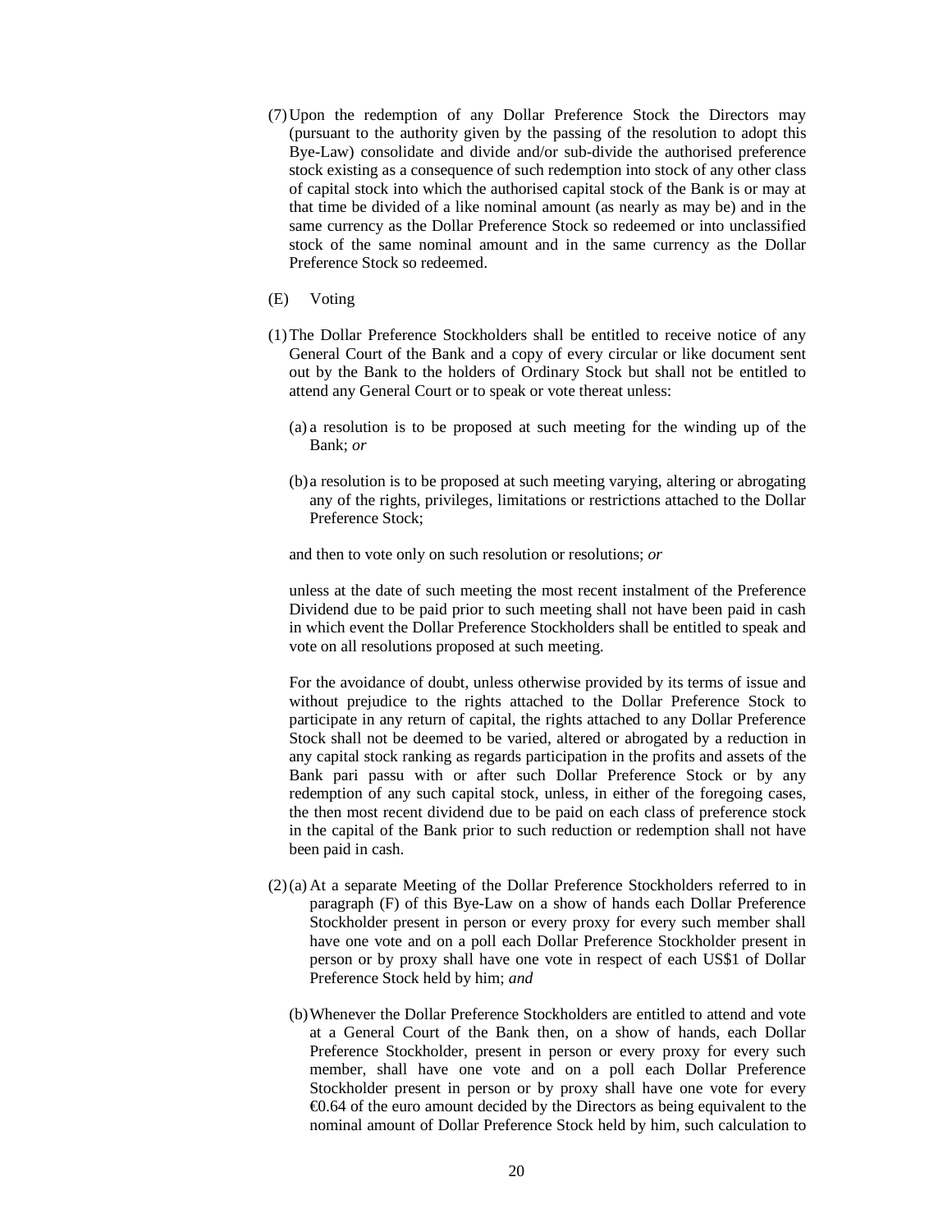(7) Upon the redemption of any Dollar Preference Stock the Directors may (pursuant to the authority given by the passing of the resolution to adopt this Bye-Law) consolidate and divide and/or sub-divide the authorised preference stock existing as a consequence of such redemption into stock of any other class of capital stock into which the authorised capital stock of the Bank is or may at that time be divided of a like nominal amount (as nearly as may be) and in the same currency as the Dollar Preference Stock so redeemed or into unclassified stock of the same nominal amount and in the same currency as the Dollar Preference Stock so redeemed.

(E) Voting

(1) The Dollar Preference Stockholders shall be entitled to receive notice of any General Court of the Bank and a copy of every circular or like document sent out by the Bank to the holders of Ordinary Stock but shall not be entitled to attend any General Court or to speak or vote thereat unless:

(a) a resolution is to be proposed at such meeting for the winding up of the Bank; *or*

(b) a resolution is to be proposed at such meeting varying, altering or abrogating any of the rights, privileges, limitations or restrictions attached to the Dollar Preference Stock;

and then to vote only on such resolution or resolutions; *or*

unless at the date of such meeting the most recent instalment of the Preference Dividend due to be paid prior to such meeting shall not have been paid in cash in which event the Dollar Preference Stockholders shall be entitled to speak and vote on all resolutions proposed at such meeting.

For the avoidance of doubt, unless otherwise provided by its terms of issue and without prejudice to the rights attached to the Dollar Preference Stock to participate in any return of capital, the rights attached to any Dollar Preference Stock shall not be deemed to be varied, altered or abrogated by a reduction in any capital stock ranking as regards participation in the profits and assets of the Bank pari passu with or after such Dollar Preference Stock or by any redemption of any such capital stock, unless, in either of the foregoing cases, the then most recent dividend due to be paid on each class of preference stock in the capital of the Bank prior to such reduction or redemption shall not have been paid in cash.

(2) (a) At a separate Meeting of the Dollar Preference Stockholders referred to in paragraph (F) of this Bye-Law on a show of hands each Dollar Preference Stockholder present in person or every proxy for every such member shall have one vote and on a poll each Dollar Preference Stockholder present in person or by proxy shall have one vote in respect of each US$1 of Dollar Preference Stock held by him; *and*

(b) Whenever the Dollar Preference Stockholders are entitled to attend and vote at a General Court of the Bank then, on a show of hands, each Dollar Preference Stockholder, present in person or every proxy for every such member, shall have one vote and on a poll each Dollar Preference Stockholder present in person or by proxy shall have one vote for every €0.64 of the euro amount decided by the Directors as being equivalent to the nominal amount of Dollar Preference Stock held by him, such calculation to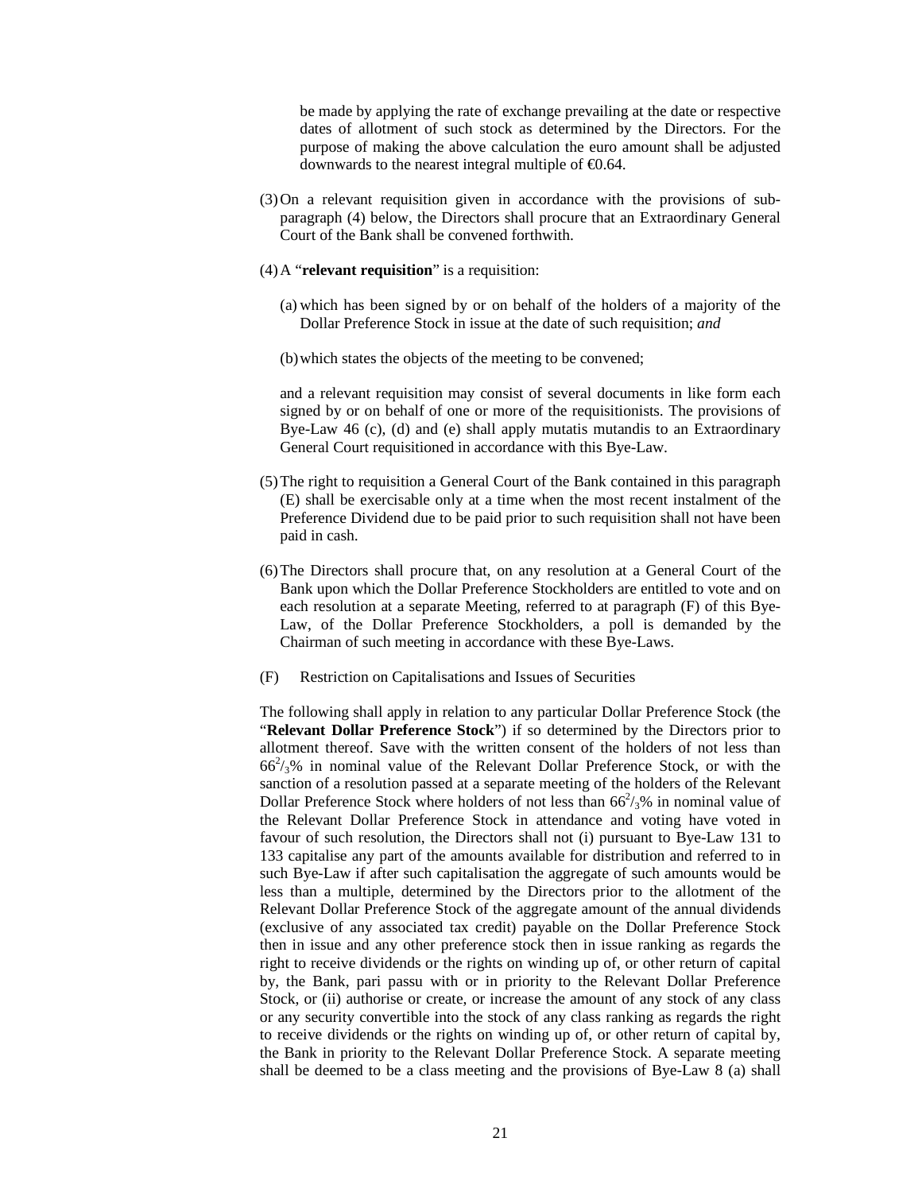be made by applying the rate of exchange prevailing at the date or respective dates of allotment of such stock as determined by the Directors. For the purpose of making the above calculation the euro amount shall be adjusted downwards to the nearest integral multiple of €0.64.

(3) On a relevant requisition given in accordance with the provisions of sub-paragraph (4) below, the Directors shall procure that an Extraordinary General Court of the Bank shall be convened forthwith.

(4) A "**relevant requisition**" is a requisition:

(a) which has been signed by or on behalf of the holders of a majority of the Dollar Preference Stock in issue at the date of such requisition; *and*

(b) which states the objects of the meeting to be convened;

and a relevant requisition may consist of several documents in like form each signed by or on behalf of one or more of the requisitionists. The provisions of Bye-Law 46 (c), (d) and (e) shall apply mutatis mutandis to an Extraordinary General Court requisitioned in accordance with this Bye-Law.

(5) The right to requisition a General Court of the Bank contained in this paragraph (E) shall be exercisable only at a time when the most recent instalment of the Preference Dividend due to be paid prior to such requisition shall not have been paid in cash.

(6) The Directors shall procure that, on any resolution at a General Court of the Bank upon which the Dollar Preference Stockholders are entitled to vote and on each resolution at a separate Meeting, referred to at paragraph (F) of this Bye-Law, of the Dollar Preference Stockholders, a poll is demanded by the Chairman of such meeting in accordance with these Bye-Laws.

(F) Restriction on Capitalisations and Issues of Securities

The following shall apply in relation to any particular Dollar Preference Stock (the "**Relevant Dollar Preference Stock**") if so determined by the Directors prior to allotment thereof. Save with the written consent of the holders of not less than $66^2/_3\%$ in nominal value of the Relevant Dollar Preference Stock, or with the sanction of a resolution passed at a separate meeting of the holders of the Relevant Dollar Preference Stock where holders of not less than $66^2/_3\%$ in nominal value of the Relevant Dollar Preference Stock in attendance and voting have voted in favour of such resolution, the Directors shall not (i) pursuant to Bye-Law 131 to 133 capitalise any part of the amounts available for distribution and referred to in such Bye-Law if after such capitalisation the aggregate of such amounts would be less than a multiple, determined by the Directors prior to the allotment of the Relevant Dollar Preference Stock of the aggregate amount of the annual dividends (exclusive of any associated tax credit) payable on the Dollar Preference Stock then in issue and any other preference stock then in issue ranking as regards the right to receive dividends or the rights on winding up of, or other return of capital by, the Bank, pari passu with or in priority to the Relevant Dollar Preference Stock, or (ii) authorise or create, or increase the amount of any stock of any class or any security convertible into the stock of any class ranking as regards the right to receive dividends or the rights on winding up of, or other return of capital by, the Bank in priority to the Relevant Dollar Preference Stock. A separate meeting shall be deemed to be a class meeting and the provisions of Bye-Law 8 (a) shall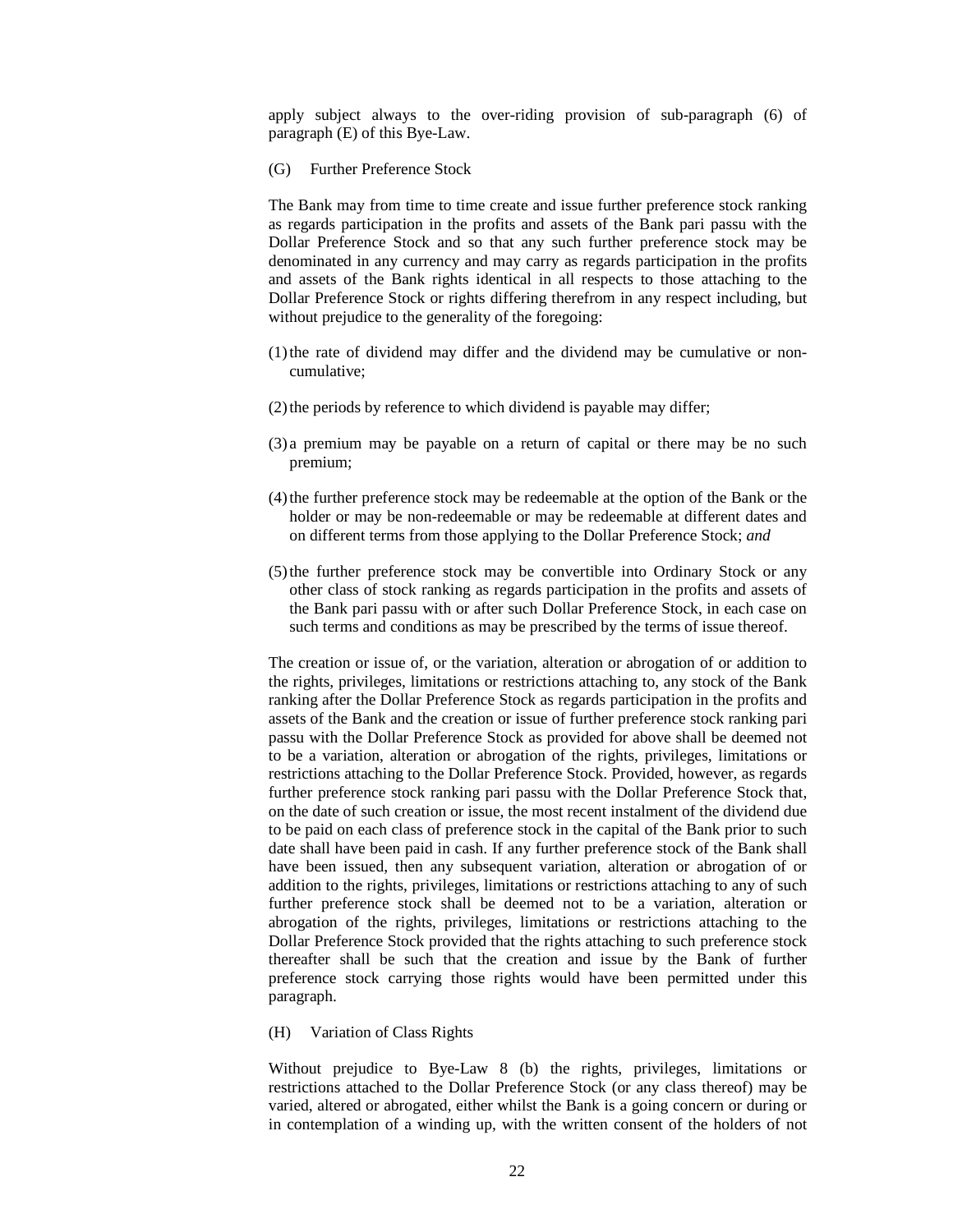apply subject always to the over-riding provision of sub-paragraph (6) of paragraph (E) of this Bye-Law.

(G) Further Preference Stock

The Bank may from time to time create and issue further preference stock ranking as regards participation in the profits and assets of the Bank pari passu with the Dollar Preference Stock and so that any such further preference stock may be denominated in any currency and may carry as regards participation in the profits and assets of the Bank rights identical in all respects to those attaching to the Dollar Preference Stock or rights differing therefrom in any respect including, but without prejudice to the generality of the foregoing:

(1) the rate of dividend may differ and the dividend may be cumulative or non-cumulative;

(2) the periods by reference to which dividend is payable may differ;

(3) a premium may be payable on a return of capital or there may be no such premium;

(4) the further preference stock may be redeemable at the option of the Bank or the holder or may be non-redeemable or may be redeemable at different dates and on different terms from those applying to the Dollar Preference Stock; *and*

(5) the further preference stock may be convertible into Ordinary Stock or any other class of stock ranking as regards participation in the profits and assets of the Bank pari passu with or after such Dollar Preference Stock, in each case on such terms and conditions as may be prescribed by the terms of issue thereof.

The creation or issue of, or the variation, alteration or abrogation of or addition to the rights, privileges, limitations or restrictions attaching to, any stock of the Bank ranking after the Dollar Preference Stock as regards participation in the profits and assets of the Bank and the creation or issue of further preference stock ranking pari passu with the Dollar Preference Stock as provided for above shall be deemed not to be a variation, alteration or abrogation of the rights, privileges, limitations or restrictions attaching to the Dollar Preference Stock. Provided, however, as regards further preference stock ranking pari passu with the Dollar Preference Stock that, on the date of such creation or issue, the most recent instalment of the dividend due to be paid on each class of preference stock in the capital of the Bank prior to such date shall have been paid in cash. If any further preference stock of the Bank shall have been issued, then any subsequent variation, alteration or abrogation of or addition to the rights, privileges, limitations or restrictions attaching to any of such further preference stock shall be deemed not to be a variation, alteration or abrogation of the rights, privileges, limitations or restrictions attaching to the Dollar Preference Stock provided that the rights attaching to such preference stock thereafter shall be such that the creation and issue by the Bank of further preference stock carrying those rights would have been permitted under this paragraph.

(H) Variation of Class Rights

Without prejudice to Bye-Law 8 (b) the rights, privileges, limitations or restrictions attached to the Dollar Preference Stock (or any class thereof) may be varied, altered or abrogated, either whilst the Bank is a going concern or during or in contemplation of a winding up, with the written consent of the holders of not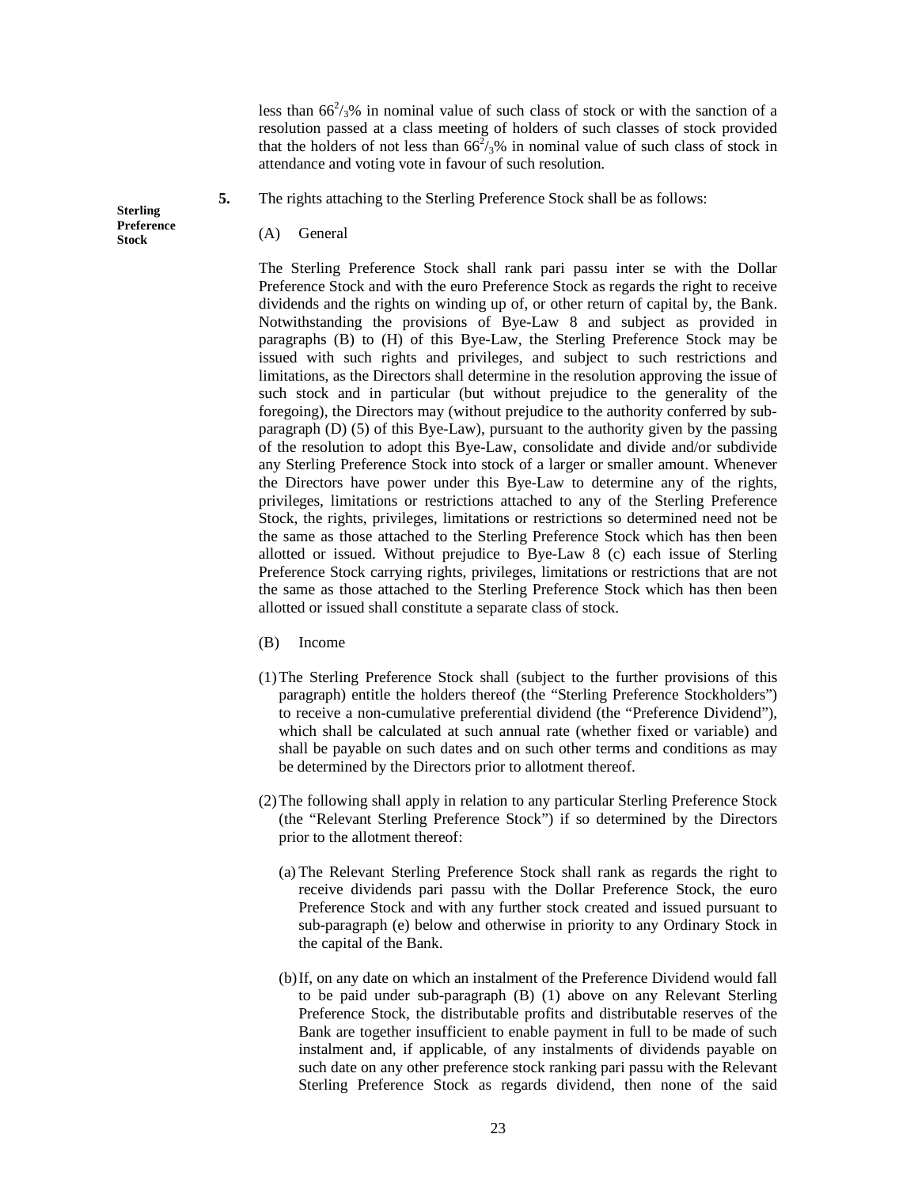less than $66^2/_3$% in nominal value of such class of stock or with the sanction of a resolution passed at a class meeting of holders of such classes of stock provided that the holders of not less than $66^2/_3$% in nominal value of such class of stock in attendance and voting vote in favour of such resolution.

**Sterling Preference Stock**

**5.** The rights attaching to the Sterling Preference Stock shall be as follows:

(A) General

The Sterling Preference Stock shall rank pari passu inter se with the Dollar Preference Stock and with the euro Preference Stock as regards the right to receive dividends and the rights on winding up of, or other return of capital by, the Bank. Notwithstanding the provisions of Bye-Law 8 and subject as provided in paragraphs (B) to (H) of this Bye-Law, the Sterling Preference Stock may be issued with such rights and privileges, and subject to such restrictions and limitations, as the Directors shall determine in the resolution approving the issue of such stock and in particular (but without prejudice to the generality of the foregoing), the Directors may (without prejudice to the authority conferred by sub-paragraph (D) (5) of this Bye-Law), pursuant to the authority given by the passing of the resolution to adopt this Bye-Law, consolidate and divide and/or subdivide any Sterling Preference Stock into stock of a larger or smaller amount. Whenever the Directors have power under this Bye-Law to determine any of the rights, privileges, limitations or restrictions attached to any of the Sterling Preference Stock, the rights, privileges, limitations or restrictions so determined need not be the same as those attached to the Sterling Preference Stock which has then been allotted or issued. Without prejudice to Bye-Law 8 (c) each issue of Sterling Preference Stock carrying rights, privileges, limitations or restrictions that are not the same as those attached to the Sterling Preference Stock which has then been allotted or issued shall constitute a separate class of stock.

(B) Income

(1) The Sterling Preference Stock shall (subject to the further provisions of this paragraph) entitle the holders thereof (the "Sterling Preference Stockholders") to receive a non-cumulative preferential dividend (the "Preference Dividend"), which shall be calculated at such annual rate (whether fixed or variable) and shall be payable on such dates and on such other terms and conditions as may be determined by the Directors prior to allotment thereof.

(2) The following shall apply in relation to any particular Sterling Preference Stock (the "Relevant Sterling Preference Stock") if so determined by the Directors prior to the allotment thereof:

(a) The Relevant Sterling Preference Stock shall rank as regards the right to receive dividends pari passu with the Dollar Preference Stock, the euro Preference Stock and with any further stock created and issued pursuant to sub-paragraph (e) below and otherwise in priority to any Ordinary Stock in the capital of the Bank.

(b) If, on any date on which an instalment of the Preference Dividend would fall to be paid under sub-paragraph (B) (1) above on any Relevant Sterling Preference Stock, the distributable profits and distributable reserves of the Bank are together insufficient to enable payment in full to be made of such instalment and, if applicable, of any instalments of dividends payable on such date on any other preference stock ranking pari passu with the Relevant Sterling Preference Stock as regards dividend, then none of the said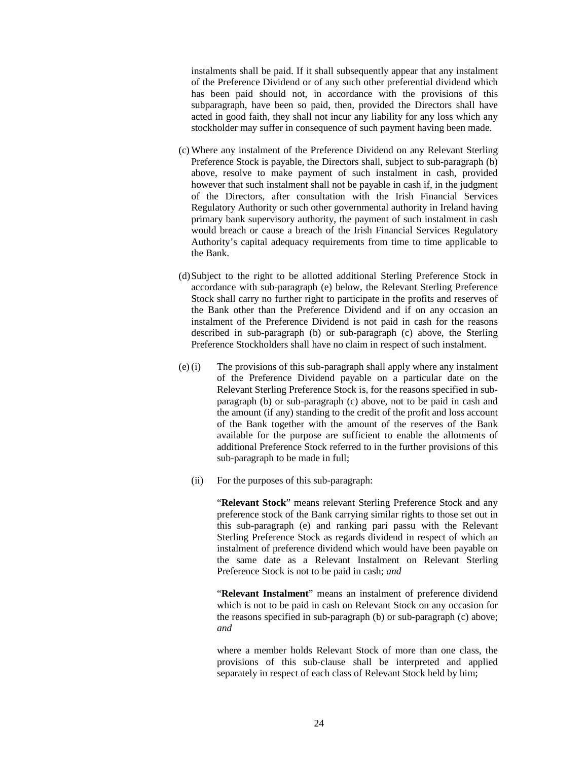instalments shall be paid. If it shall subsequently appear that any instalment of the Preference Dividend or of any such other preferential dividend which has been paid should not, in accordance with the provisions of this subparagraph, have been so paid, then, provided the Directors shall have acted in good faith, they shall not incur any liability for any loss which any stockholder may suffer in consequence of such payment having been made.

(c) Where any instalment of the Preference Dividend on any Relevant Sterling Preference Stock is payable, the Directors shall, subject to sub-paragraph (b) above, resolve to make payment of such instalment in cash, provided however that such instalment shall not be payable in cash if, in the judgment of the Directors, after consultation with the Irish Financial Services Regulatory Authority or such other governmental authority in Ireland having primary bank supervisory authority, the payment of such instalment in cash would breach or cause a breach of the Irish Financial Services Regulatory Authority's capital adequacy requirements from time to time applicable to the Bank.

(d) Subject to the right to be allotted additional Sterling Preference Stock in accordance with sub-paragraph (e) below, the Relevant Sterling Preference Stock shall carry no further right to participate in the profits and reserves of the Bank other than the Preference Dividend and if on any occasion an instalment of the Preference Dividend is not paid in cash for the reasons described in sub-paragraph (b) or sub-paragraph (c) above, the Sterling Preference Stockholders shall have no claim in respect of such instalment.

(e) (i) The provisions of this sub-paragraph shall apply where any instalment of the Preference Dividend payable on a particular date on the Relevant Sterling Preference Stock is, for the reasons specified in sub-paragraph (b) or sub-paragraph (c) above, not to be paid in cash and the amount (if any) standing to the credit of the profit and loss account of the Bank together with the amount of the reserves of the Bank available for the purpose are sufficient to enable the allotments of additional Preference Stock referred to in the further provisions of this sub-paragraph to be made in full;

(ii) For the purposes of this sub-paragraph:

"**Relevant Stock**" means relevant Sterling Preference Stock and any preference stock of the Bank carrying similar rights to those set out in this sub-paragraph (e) and ranking pari passu with the Relevant Sterling Preference Stock as regards dividend in respect of which an instalment of preference dividend which would have been payable on the same date as a Relevant Instalment on Relevant Sterling Preference Stock is not to be paid in cash; *and*

"**Relevant Instalment**" means an instalment of preference dividend which is not to be paid in cash on Relevant Stock on any occasion for the reasons specified in sub-paragraph (b) or sub-paragraph (c) above; *and*

where a member holds Relevant Stock of more than one class, the provisions of this sub-clause shall be interpreted and applied separately in respect of each class of Relevant Stock held by him;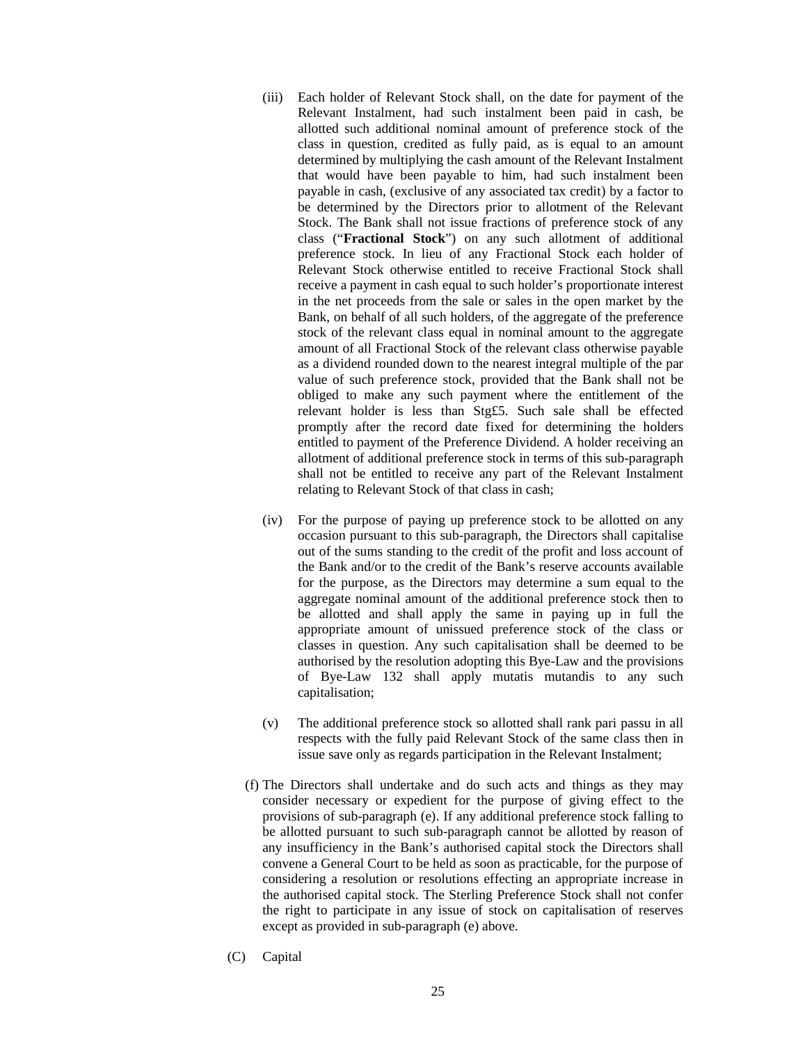(iii) Each holder of Relevant Stock shall, on the date for payment of the Relevant Instalment, had such instalment been paid in cash, be allotted such additional nominal amount of preference stock of the class in question, credited as fully paid, as is equal to an amount determined by multiplying the cash amount of the Relevant Instalment that would have been payable to him, had such instalment been payable in cash, (exclusive of any associated tax credit) by a factor to be determined by the Directors prior to allotment of the Relevant Stock. The Bank shall not issue fractions of preference stock of any class ("**Fractional Stock**") on any such allotment of additional preference stock. In lieu of any Fractional Stock each holder of Relevant Stock otherwise entitled to receive Fractional Stock shall receive a payment in cash equal to such holder's proportionate interest in the net proceeds from the sale or sales in the open market by the Bank, on behalf of all such holders, of the aggregate of the preference stock of the relevant class equal in nominal amount to the aggregate amount of all Fractional Stock of the relevant class otherwise payable as a dividend rounded down to the nearest integral multiple of the par value of such preference stock, provided that the Bank shall not be obliged to make any such payment where the entitlement of the relevant holder is less than Stg£5. Such sale shall be effected promptly after the record date fixed for determining the holders entitled to payment of the Preference Dividend. A holder receiving an allotment of additional preference stock in terms of this sub-paragraph shall not be entitled to receive any part of the Relevant Instalment relating to Relevant Stock of that class in cash;

(iv) For the purpose of paying up preference stock to be allotted on any occasion pursuant to this sub-paragraph, the Directors shall capitalise out of the sums standing to the credit of the profit and loss account of the Bank and/or to the credit of the Bank's reserve accounts available for the purpose, as the Directors may determine a sum equal to the aggregate nominal amount of the additional preference stock then to be allotted and shall apply the same in paying up in full the appropriate amount of unissued preference stock of the class or classes in question. Any such capitalisation shall be deemed to be authorised by the resolution adopting this Bye-Law and the provisions of Bye-Law 132 shall apply mutatis mutandis to any such capitalisation;

(v) The additional preference stock so allotted shall rank pari passu in all respects with the fully paid Relevant Stock of the same class then in issue save only as regards participation in the Relevant Instalment;

(f) The Directors shall undertake and do such acts and things as they may consider necessary or expedient for the purpose of giving effect to the provisions of sub-paragraph (e). If any additional preference stock falling to be allotted pursuant to such sub-paragraph cannot be allotted by reason of any insufficiency in the Bank's authorised capital stock the Directors shall convene a General Court to be held as soon as practicable, for the purpose of considering a resolution or resolutions effecting an appropriate increase in the authorised capital stock. The Sterling Preference Stock shall not confer the right to participate in any issue of stock on capitalisation of reserves except as provided in sub-paragraph (e) above.

(C) Capital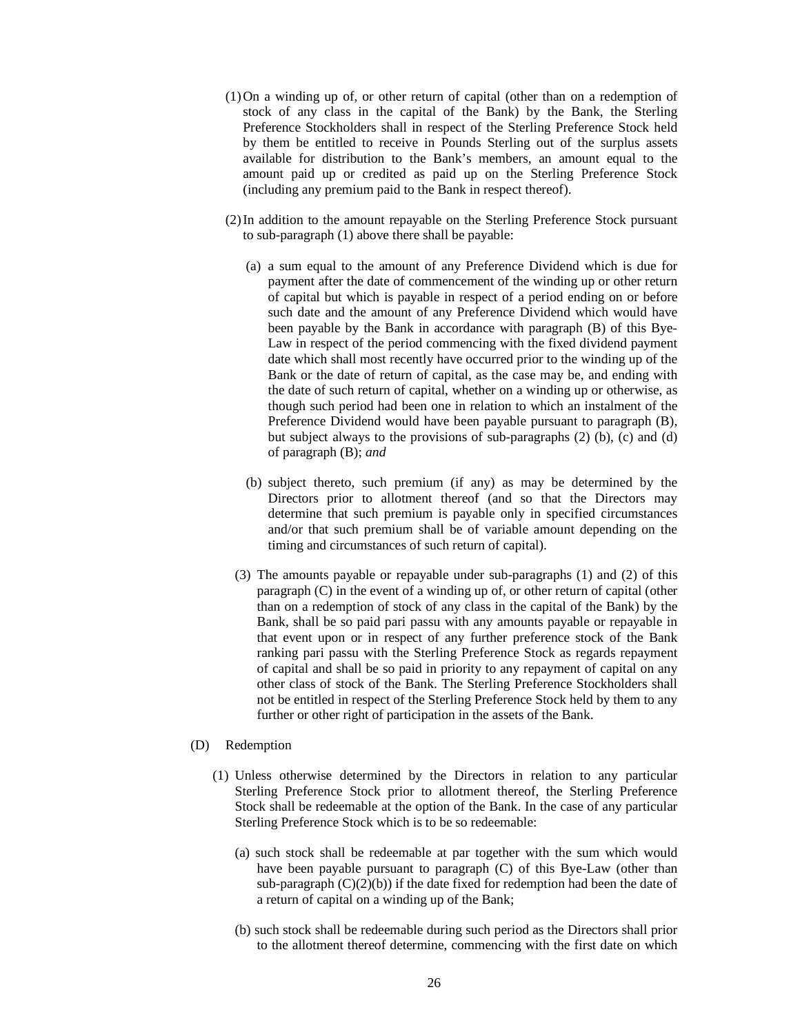(1) On a winding up of, or other return of capital (other than on a redemption of stock of any class in the capital of the Bank) by the Bank, the Sterling Preference Stockholders shall in respect of the Sterling Preference Stock held by them be entitled to receive in Pounds Sterling out of the surplus assets available for distribution to the Bank's members, an amount equal to the amount paid up or credited as paid up on the Sterling Preference Stock (including any premium paid to the Bank in respect thereof).

(2) In addition to the amount repayable on the Sterling Preference Stock pursuant to sub-paragraph (1) above there shall be payable:

(a) a sum equal to the amount of any Preference Dividend which is due for payment after the date of commencement of the winding up or other return of capital but which is payable in respect of a period ending on or before such date and the amount of any Preference Dividend which would have been payable by the Bank in accordance with paragraph (B) of this Bye-Law in respect of the period commencing with the fixed dividend payment date which shall most recently have occurred prior to the winding up of the Bank or the date of return of capital, as the case may be, and ending with the date of such return of capital, whether on a winding up or otherwise, as though such period had been one in relation to which an instalment of the Preference Dividend would have been payable pursuant to paragraph (B), but subject always to the provisions of sub-paragraphs (2) (b), (c) and (d) of paragraph (B); *and*

(b) subject thereto, such premium (if any) as may be determined by the Directors prior to allotment thereof (and so that the Directors may determine that such premium is payable only in specified circumstances and/or that such premium shall be of variable amount depending on the timing and circumstances of such return of capital).

(3) The amounts payable or repayable under sub-paragraphs (1) and (2) of this paragraph (C) in the event of a winding up of, or other return of capital (other than on a redemption of stock of any class in the capital of the Bank) by the Bank, shall be so paid pari passu with any amounts payable or repayable in that event upon or in respect of any further preference stock of the Bank ranking pari passu with the Sterling Preference Stock as regards repayment of capital and shall be so paid in priority to any repayment of capital on any other class of stock of the Bank. The Sterling Preference Stockholders shall not be entitled in respect of the Sterling Preference Stock held by them to any further or other right of participation in the assets of the Bank.

(D) Redemption

(1) Unless otherwise determined by the Directors in relation to any particular Sterling Preference Stock prior to allotment thereof, the Sterling Preference Stock shall be redeemable at the option of the Bank. In the case of any particular Sterling Preference Stock which is to be so redeemable:

(a) such stock shall be redeemable at par together with the sum which would have been payable pursuant to paragraph (C) of this Bye-Law (other than sub-paragraph (C)(2)(b)) if the date fixed for redemption had been the date of a return of capital on a winding up of the Bank;

(b) such stock shall be redeemable during such period as the Directors shall prior to the allotment thereof determine, commencing with the first date on which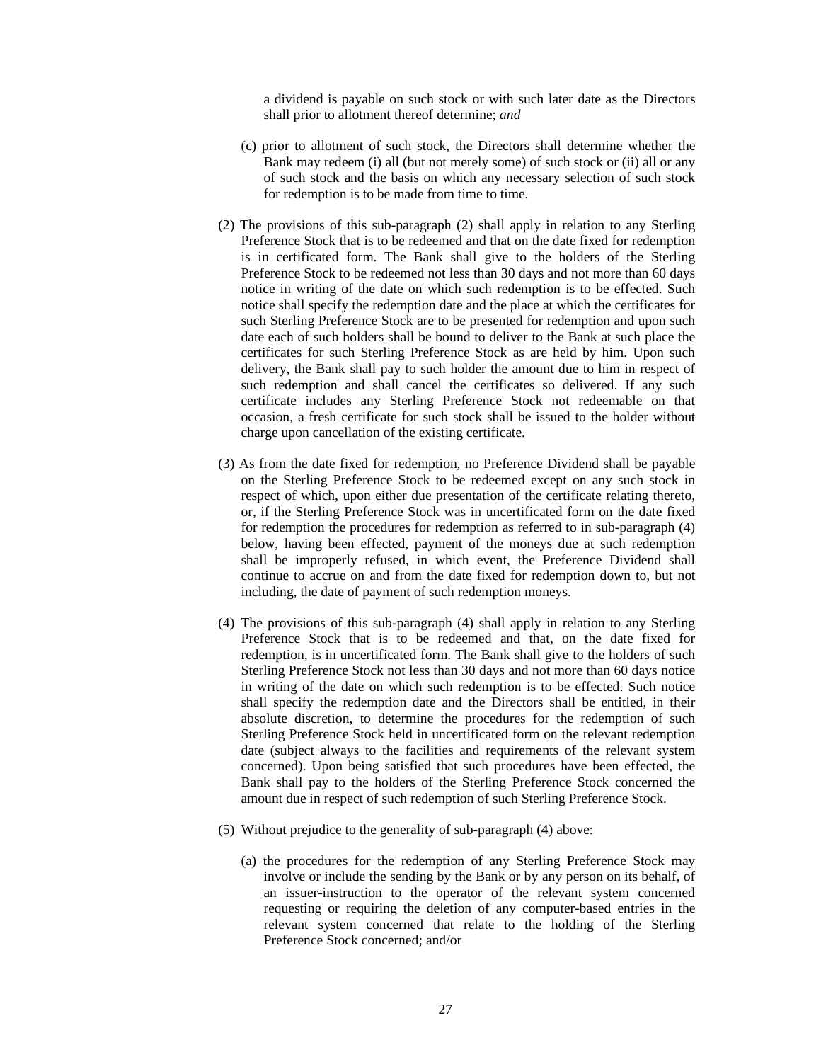a dividend is payable on such stock or with such later date as the Directors shall prior to allotment thereof determine; *and*

(c) prior to allotment of such stock, the Directors shall determine whether the Bank may redeem (i) all (but not merely some) of such stock or (ii) all or any of such stock and the basis on which any necessary selection of such stock for redemption is to be made from time to time.

(2) The provisions of this sub-paragraph (2) shall apply in relation to any Sterling Preference Stock that is to be redeemed and that on the date fixed for redemption is in certificated form. The Bank shall give to the holders of the Sterling Preference Stock to be redeemed not less than 30 days and not more than 60 days notice in writing of the date on which such redemption is to be effected. Such notice shall specify the redemption date and the place at which the certificates for such Sterling Preference Stock are to be presented for redemption and upon such date each of such holders shall be bound to deliver to the Bank at such place the certificates for such Sterling Preference Stock as are held by him. Upon such delivery, the Bank shall pay to such holder the amount due to him in respect of such redemption and shall cancel the certificates so delivered. If any such certificate includes any Sterling Preference Stock not redeemable on that occasion, a fresh certificate for such stock shall be issued to the holder without charge upon cancellation of the existing certificate.

(3) As from the date fixed for redemption, no Preference Dividend shall be payable on the Sterling Preference Stock to be redeemed except on any such stock in respect of which, upon either due presentation of the certificate relating thereto, or, if the Sterling Preference Stock was in uncertificated form on the date fixed for redemption the procedures for redemption as referred to in sub-paragraph (4) below, having been effected, payment of the moneys due at such redemption shall be improperly refused, in which event, the Preference Dividend shall continue to accrue on and from the date fixed for redemption down to, but not including, the date of payment of such redemption moneys.

(4) The provisions of this sub-paragraph (4) shall apply in relation to any Sterling Preference Stock that is to be redeemed and that, on the date fixed for redemption, is in uncertificated form. The Bank shall give to the holders of such Sterling Preference Stock not less than 30 days and not more than 60 days notice in writing of the date on which such redemption is to be effected. Such notice shall specify the redemption date and the Directors shall be entitled, in their absolute discretion, to determine the procedures for the redemption of such Sterling Preference Stock held in uncertificated form on the relevant redemption date (subject always to the facilities and requirements of the relevant system concerned). Upon being satisfied that such procedures have been effected, the Bank shall pay to the holders of the Sterling Preference Stock concerned the amount due in respect of such redemption of such Sterling Preference Stock.

(5) Without prejudice to the generality of sub-paragraph (4) above:

(a) the procedures for the redemption of any Sterling Preference Stock may involve or include the sending by the Bank or by any person on its behalf, of an issuer-instruction to the operator of the relevant system concerned requesting or requiring the deletion of any computer-based entries in the relevant system concerned that relate to the holding of the Sterling Preference Stock concerned; and/or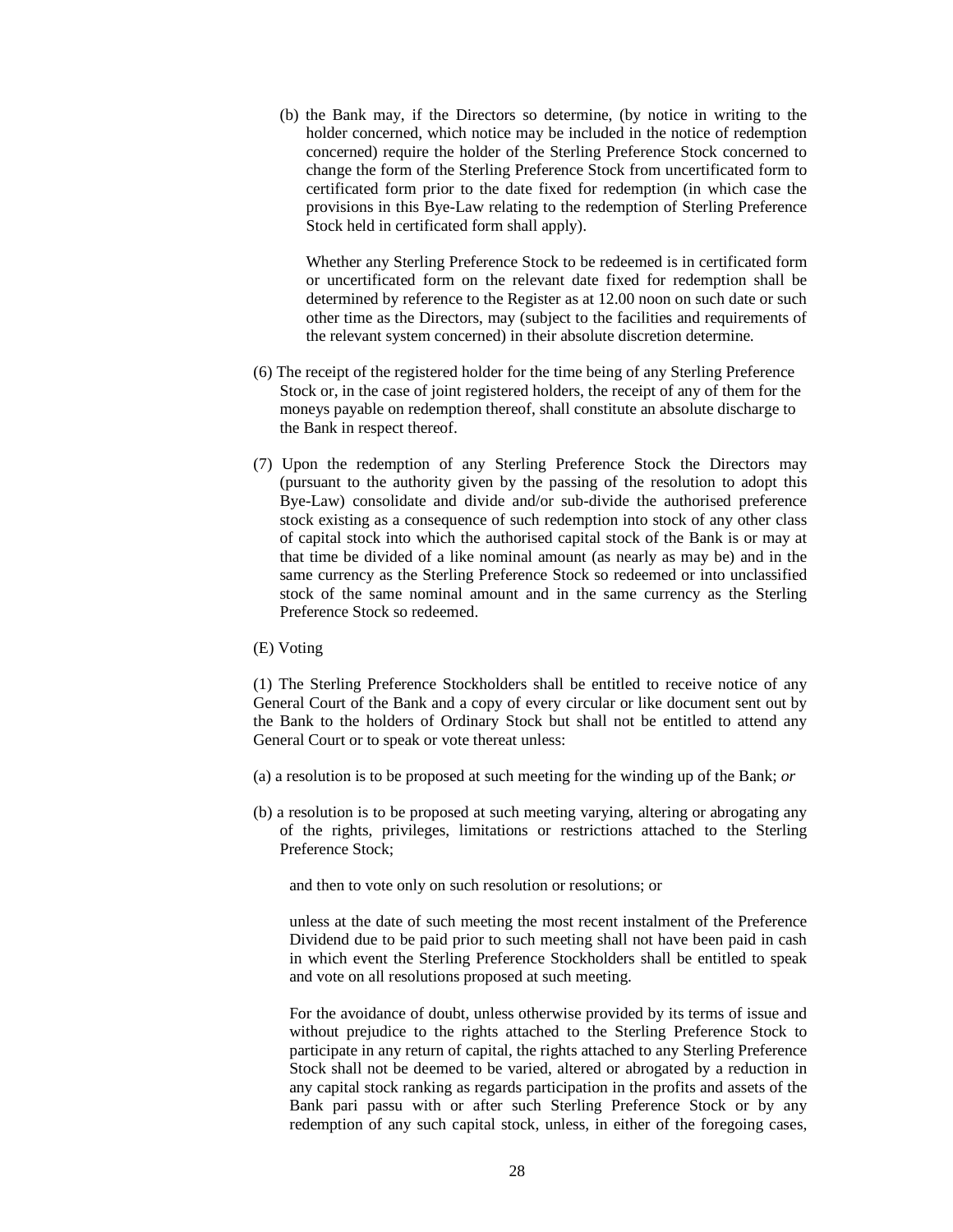(b) the Bank may, if the Directors so determine, (by notice in writing to the holder concerned, which notice may be included in the notice of redemption concerned) require the holder of the Sterling Preference Stock concerned to change the form of the Sterling Preference Stock from uncertificated form to certificated form prior to the date fixed for redemption (in which case the provisions in this Bye-Law relating to the redemption of Sterling Preference Stock held in certificated form shall apply).

Whether any Sterling Preference Stock to be redeemed is in certificated form or uncertificated form on the relevant date fixed for redemption shall be determined by reference to the Register as at 12.00 noon on such date or such other time as the Directors, may (subject to the facilities and requirements of the relevant system concerned) in their absolute discretion determine.

(6) The receipt of the registered holder for the time being of any Sterling Preference Stock or, in the case of joint registered holders, the receipt of any of them for the moneys payable on redemption thereof, shall constitute an absolute discharge to the Bank in respect thereof.

(7) Upon the redemption of any Sterling Preference Stock the Directors may (pursuant to the authority given by the passing of the resolution to adopt this Bye-Law) consolidate and divide and/or sub-divide the authorised preference stock existing as a consequence of such redemption into stock of any other class of capital stock into which the authorised capital stock of the Bank is or may at that time be divided of a like nominal amount (as nearly as may be) and in the same currency as the Sterling Preference Stock so redeemed or into unclassified stock of the same nominal amount and in the same currency as the Sterling Preference Stock so redeemed.

(E) Voting

(1) The Sterling Preference Stockholders shall be entitled to receive notice of any General Court of the Bank and a copy of every circular or like document sent out by the Bank to the holders of Ordinary Stock but shall not be entitled to attend any General Court or to speak or vote thereat unless:

(a) a resolution is to be proposed at such meeting for the winding up of the Bank; *or*

(b) a resolution is to be proposed at such meeting varying, altering or abrogating any of the rights, privileges, limitations or restrictions attached to the Sterling Preference Stock;

and then to vote only on such resolution or resolutions; or

unless at the date of such meeting the most recent instalment of the Preference Dividend due to be paid prior to such meeting shall not have been paid in cash in which event the Sterling Preference Stockholders shall be entitled to speak and vote on all resolutions proposed at such meeting.

For the avoidance of doubt, unless otherwise provided by its terms of issue and without prejudice to the rights attached to the Sterling Preference Stock to participate in any return of capital, the rights attached to any Sterling Preference Stock shall not be deemed to be varied, altered or abrogated by a reduction in any capital stock ranking as regards participation in the profits and assets of the Bank pari passu with or after such Sterling Preference Stock or by any redemption of any such capital stock, unless, in either of the foregoing cases,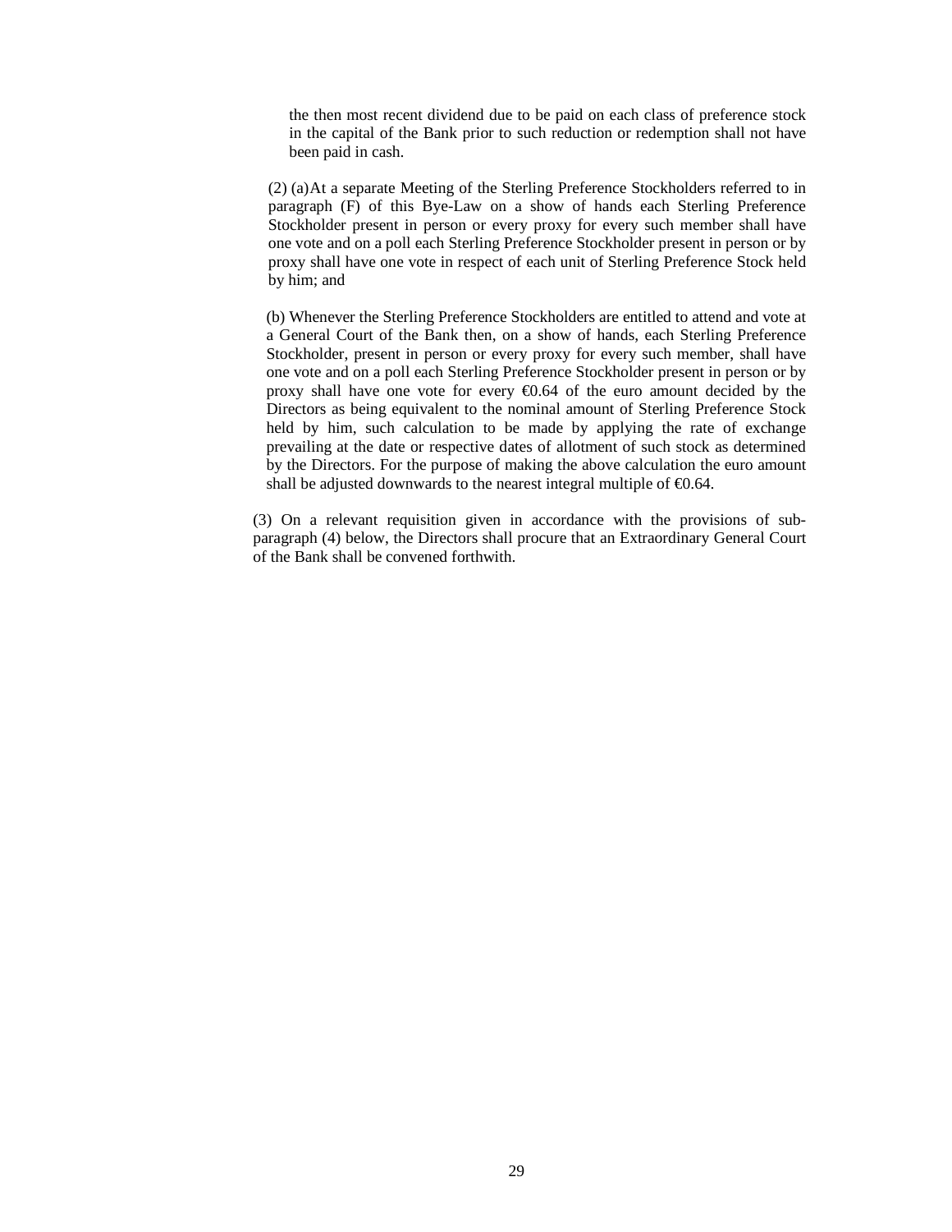the then most recent dividend due to be paid on each class of preference stock in the capital of the Bank prior to such reduction or redemption shall not have been paid in cash.

(2) (a) At a separate Meeting of the Sterling Preference Stockholders referred to in paragraph (F) of this Bye-Law on a show of hands each Sterling Preference Stockholder present in person or every proxy for every such member shall have one vote and on a poll each Sterling Preference Stockholder present in person or by proxy shall have one vote in respect of each unit of Sterling Preference Stock held by him; and

(b) Whenever the Sterling Preference Stockholders are entitled to attend and vote at a General Court of the Bank then, on a show of hands, each Sterling Preference Stockholder, present in person or every proxy for every such member, shall have one vote and on a poll each Sterling Preference Stockholder present in person or by proxy shall have one vote for every €0.64 of the euro amount decided by the Directors as being equivalent to the nominal amount of Sterling Preference Stock held by him, such calculation to be made by applying the rate of exchange prevailing at the date or respective dates of allotment of such stock as determined by the Directors. For the purpose of making the above calculation the euro amount shall be adjusted downwards to the nearest integral multiple of €0.64.

(3) On a relevant requisition given in accordance with the provisions of sub-paragraph (4) below, the Directors shall procure that an Extraordinary General Court of the Bank shall be convened forthwith.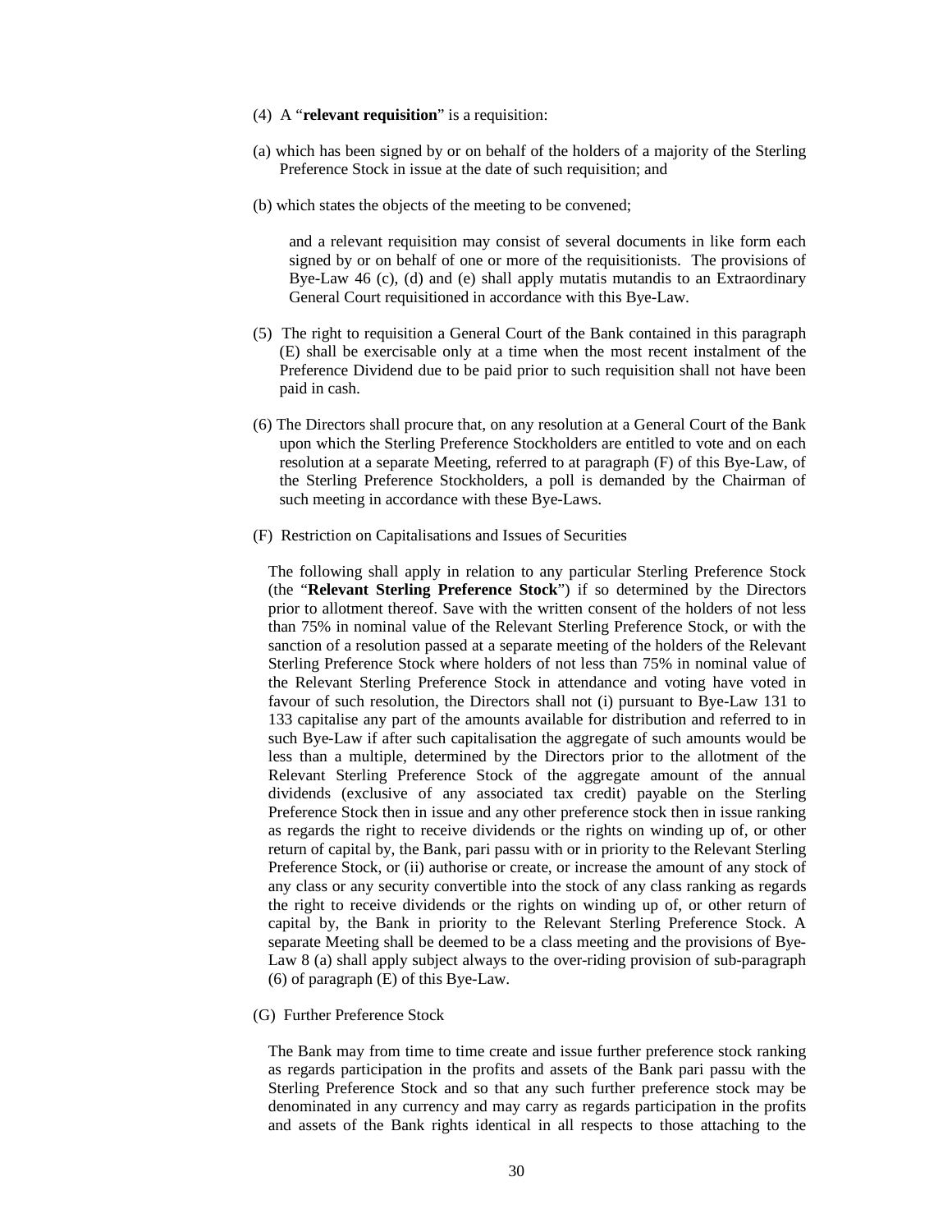(4) A "**relevant requisition**" is a requisition:

(a) which has been signed by or on behalf of the holders of a majority of the Sterling Preference Stock in issue at the date of such requisition; and

(b) which states the objects of the meeting to be convened;

and a relevant requisition may consist of several documents in like form each signed by or on behalf of one or more of the requisitionists. The provisions of Bye-Law 46 (c), (d) and (e) shall apply mutatis mutandis to an Extraordinary General Court requisitioned in accordance with this Bye-Law.

(5) The right to requisition a General Court of the Bank contained in this paragraph (E) shall be exercisable only at a time when the most recent instalment of the Preference Dividend due to be paid prior to such requisition shall not have been paid in cash.

(6) The Directors shall procure that, on any resolution at a General Court of the Bank upon which the Sterling Preference Stockholders are entitled to vote and on each resolution at a separate Meeting, referred to at paragraph (F) of this Bye-Law, of the Sterling Preference Stockholders, a poll is demanded by the Chairman of such meeting in accordance with these Bye-Laws.

(F) Restriction on Capitalisations and Issues of Securities

The following shall apply in relation to any particular Sterling Preference Stock (the "**Relevant Sterling Preference Stock**") if so determined by the Directors prior to allotment thereof. Save with the written consent of the holders of not less than 75% in nominal value of the Relevant Sterling Preference Stock, or with the sanction of a resolution passed at a separate meeting of the holders of the Relevant Sterling Preference Stock where holders of not less than 75% in nominal value of the Relevant Sterling Preference Stock in attendance and voting have voted in favour of such resolution, the Directors shall not (i) pursuant to Bye-Law 131 to 133 capitalise any part of the amounts available for distribution and referred to in such Bye-Law if after such capitalisation the aggregate of such amounts would be less than a multiple, determined by the Directors prior to the allotment of the Relevant Sterling Preference Stock of the aggregate amount of the annual dividends (exclusive of any associated tax credit) payable on the Sterling Preference Stock then in issue and any other preference stock then in issue ranking as regards the right to receive dividends or the rights on winding up of, or other return of capital by, the Bank, pari passu with or in priority to the Relevant Sterling Preference Stock, or (ii) authorise or create, or increase the amount of any stock of any class or any security convertible into the stock of any class ranking as regards the right to receive dividends or the rights on winding up of, or other return of capital by, the Bank in priority to the Relevant Sterling Preference Stock. A separate Meeting shall be deemed to be a class meeting and the provisions of Bye-Law 8 (a) shall apply subject always to the over-riding provision of sub-paragraph (6) of paragraph (E) of this Bye-Law.

(G) Further Preference Stock

The Bank may from time to time create and issue further preference stock ranking as regards participation in the profits and assets of the Bank pari passu with the Sterling Preference Stock and so that any such further preference stock may be denominated in any currency and may carry as regards participation in the profits and assets of the Bank rights identical in all respects to those attaching to the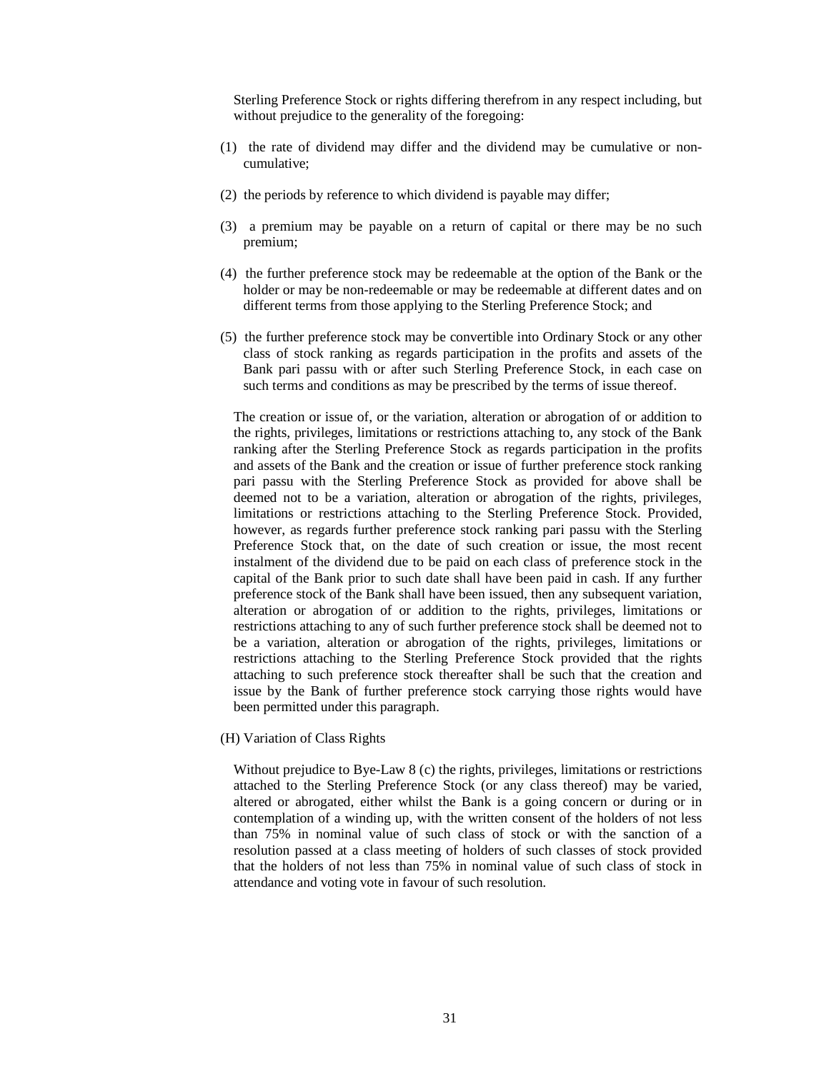Sterling Preference Stock or rights differing therefrom in any respect including, but without prejudice to the generality of the foregoing:

(1) the rate of dividend may differ and the dividend may be cumulative or non-cumulative;

(2) the periods by reference to which dividend is payable may differ;

(3) a premium may be payable on a return of capital or there may be no such premium;

(4) the further preference stock may be redeemable at the option of the Bank or the holder or may be non-redeemable or may be redeemable at different dates and on different terms from those applying to the Sterling Preference Stock; and

(5) the further preference stock may be convertible into Ordinary Stock or any other class of stock ranking as regards participation in the profits and assets of the Bank pari passu with or after such Sterling Preference Stock, in each case on such terms and conditions as may be prescribed by the terms of issue thereof.

The creation or issue of, or the variation, alteration or abrogation of or addition to the rights, privileges, limitations or restrictions attaching to, any stock of the Bank ranking after the Sterling Preference Stock as regards participation in the profits and assets of the Bank and the creation or issue of further preference stock ranking pari passu with the Sterling Preference Stock as provided for above shall be deemed not to be a variation, alteration or abrogation of the rights, privileges, limitations or restrictions attaching to the Sterling Preference Stock. Provided, however, as regards further preference stock ranking pari passu with the Sterling Preference Stock that, on the date of such creation or issue, the most recent instalment of the dividend due to be paid on each class of preference stock in the capital of the Bank prior to such date shall have been paid in cash. If any further preference stock of the Bank shall have been issued, then any subsequent variation, alteration or abrogation of or addition to the rights, privileges, limitations or restrictions attaching to any of such further preference stock shall be deemed not to be a variation, alteration or abrogation of the rights, privileges, limitations or restrictions attaching to the Sterling Preference Stock provided that the rights attaching to such preference stock thereafter shall be such that the creation and issue by the Bank of further preference stock carrying those rights would have been permitted under this paragraph.

(H) Variation of Class Rights

Without prejudice to Bye-Law 8 (c) the rights, privileges, limitations or restrictions attached to the Sterling Preference Stock (or any class thereof) may be varied, altered or abrogated, either whilst the Bank is a going concern or during or in contemplation of a winding up, with the written consent of the holders of not less than 75% in nominal value of such class of stock or with the sanction of a resolution passed at a class meeting of holders of such classes of stock provided that the holders of not less than 75% in nominal value of such class of stock in attendance and voting vote in favour of such resolution.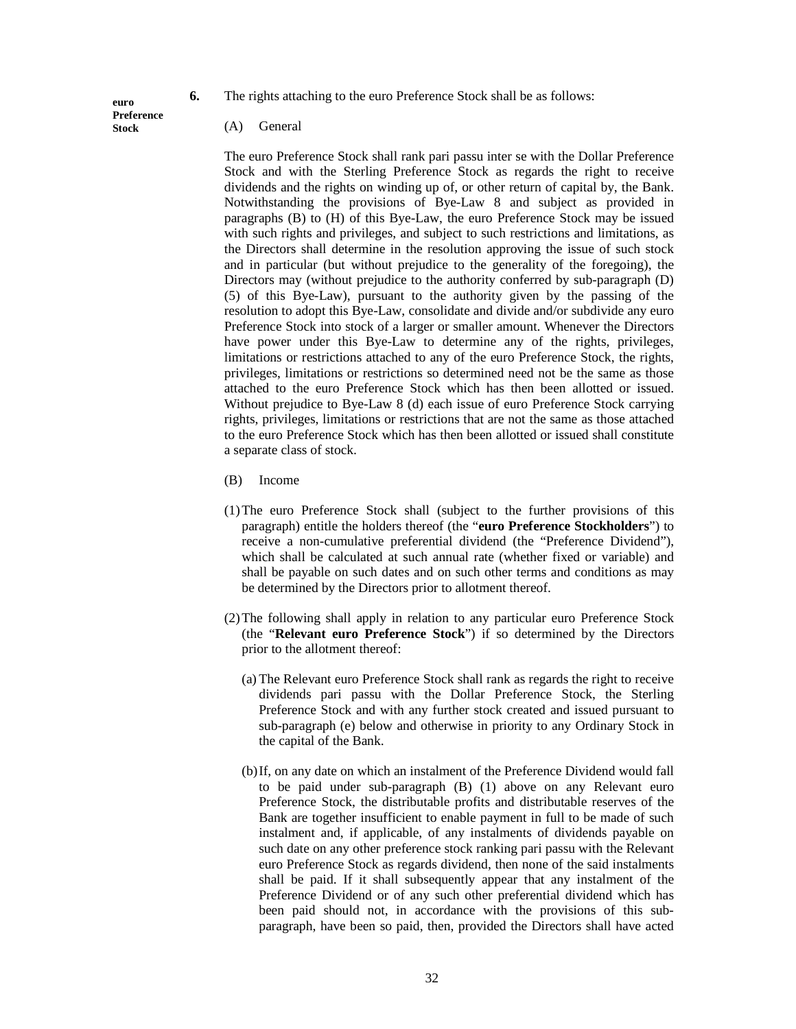**euro Preference Stock**

**6.** The rights attaching to the euro Preference Stock shall be as follows:

(A) General

The euro Preference Stock shall rank pari passu inter se with the Dollar Preference Stock and with the Sterling Preference Stock as regards the right to receive dividends and the rights on winding up of, or other return of capital by, the Bank. Notwithstanding the provisions of Bye-Law 8 and subject as provided in paragraphs (B) to (H) of this Bye-Law, the euro Preference Stock may be issued with such rights and privileges, and subject to such restrictions and limitations, as the Directors shall determine in the resolution approving the issue of such stock and in particular (but without prejudice to the generality of the foregoing), the Directors may (without prejudice to the authority conferred by sub-paragraph (D) (5) of this Bye-Law), pursuant to the authority given by the passing of the resolution to adopt this Bye-Law, consolidate and divide and/or subdivide any euro Preference Stock into stock of a larger or smaller amount. Whenever the Directors have power under this Bye-Law to determine any of the rights, privileges, limitations or restrictions attached to any of the euro Preference Stock, the rights, privileges, limitations or restrictions so determined need not be the same as those attached to the euro Preference Stock which has then been allotted or issued. Without prejudice to Bye-Law 8 (d) each issue of euro Preference Stock carrying rights, privileges, limitations or restrictions that are not the same as those attached to the euro Preference Stock which has then been allotted or issued shall constitute a separate class of stock.

(B) Income

(1) The euro Preference Stock shall (subject to the further provisions of this paragraph) entitle the holders thereof (the "**euro Preference Stockholders**") to receive a non-cumulative preferential dividend (the "Preference Dividend"), which shall be calculated at such annual rate (whether fixed or variable) and shall be payable on such dates and on such other terms and conditions as may be determined by the Directors prior to allotment thereof.

(2) The following shall apply in relation to any particular euro Preference Stock (the "**Relevant euro Preference Stock**") if so determined by the Directors prior to the allotment thereof:

(a) The Relevant euro Preference Stock shall rank as regards the right to receive dividends pari passu with the Dollar Preference Stock, the Sterling Preference Stock and with any further stock created and issued pursuant to sub-paragraph (e) below and otherwise in priority to any Ordinary Stock in the capital of the Bank.

(b) If, on any date on which an instalment of the Preference Dividend would fall to be paid under sub-paragraph (B) (1) above on any Relevant euro Preference Stock, the distributable profits and distributable reserves of the Bank are together insufficient to enable payment in full to be made of such instalment and, if applicable, of any instalments of dividends payable on such date on any other preference stock ranking pari passu with the Relevant euro Preference Stock as regards dividend, then none of the said instalments shall be paid. If it shall subsequently appear that any instalment of the Preference Dividend or of any such other preferential dividend which has been paid should not, in accordance with the provisions of this sub-paragraph, have been so paid, then, provided the Directors shall have acted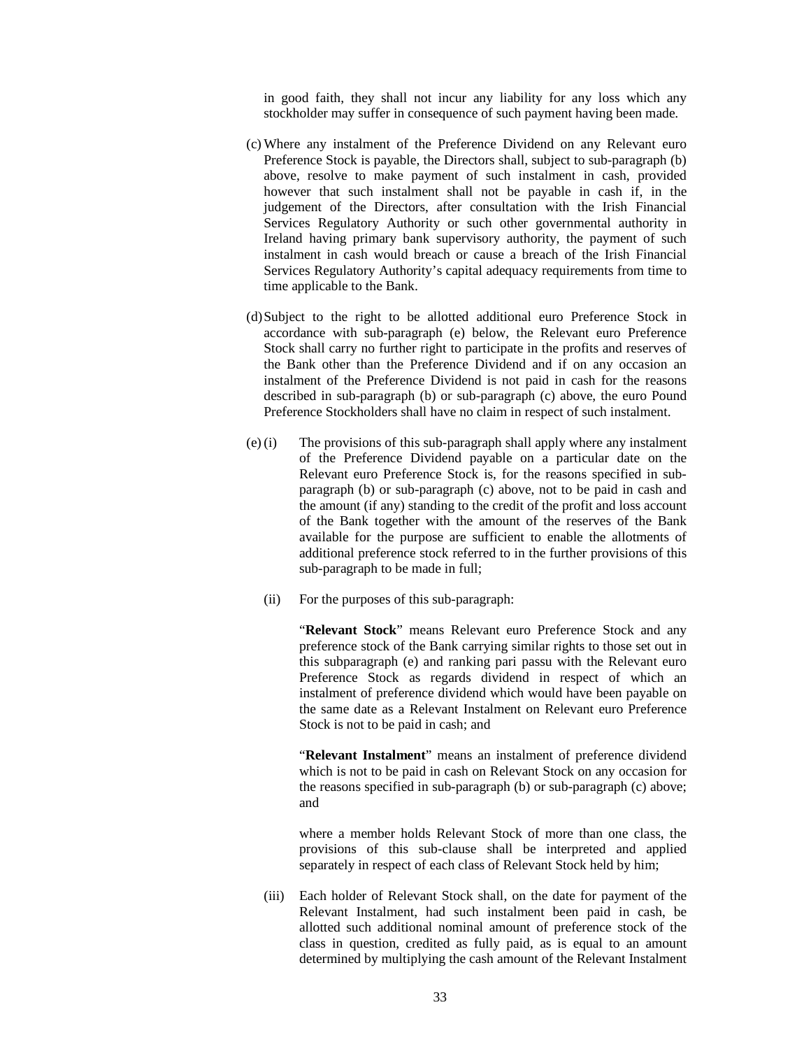in good faith, they shall not incur any liability for any loss which any stockholder may suffer in consequence of such payment having been made.

(c) Where any instalment of the Preference Dividend on any Relevant euro Preference Stock is payable, the Directors shall, subject to sub-paragraph (b) above, resolve to make payment of such instalment in cash, provided however that such instalment shall not be payable in cash if, in the judgement of the Directors, after consultation with the Irish Financial Services Regulatory Authority or such other governmental authority in Ireland having primary bank supervisory authority, the payment of such instalment in cash would breach or cause a breach of the Irish Financial Services Regulatory Authority's capital adequacy requirements from time to time applicable to the Bank.

(d) Subject to the right to be allotted additional euro Preference Stock in accordance with sub-paragraph (e) below, the Relevant euro Preference Stock shall carry no further right to participate in the profits and reserves of the Bank other than the Preference Dividend and if on any occasion an instalment of the Preference Dividend is not paid in cash for the reasons described in sub-paragraph (b) or sub-paragraph (c) above, the euro Pound Preference Stockholders shall have no claim in respect of such instalment.

(e) (i) The provisions of this sub-paragraph shall apply where any instalment of the Preference Dividend payable on a particular date on the Relevant euro Preference Stock is, for the reasons specified in sub-paragraph (b) or sub-paragraph (c) above, not to be paid in cash and the amount (if any) standing to the credit of the profit and loss account of the Bank together with the amount of the reserves of the Bank available for the purpose are sufficient to enable the allotments of additional preference stock referred to in the further provisions of this sub-paragraph to be made in full;

(ii) For the purposes of this sub-paragraph:

"**Relevant Stock**" means Relevant euro Preference Stock and any preference stock of the Bank carrying similar rights to those set out in this subparagraph (e) and ranking pari passu with the Relevant euro Preference Stock as regards dividend in respect of which an instalment of preference dividend which would have been payable on the same date as a Relevant Instalment on Relevant euro Preference Stock is not to be paid in cash; and

"**Relevant Instalment**" means an instalment of preference dividend which is not to be paid in cash on Relevant Stock on any occasion for the reasons specified in sub-paragraph (b) or sub-paragraph (c) above; and

where a member holds Relevant Stock of more than one class, the provisions of this sub-clause shall be interpreted and applied separately in respect of each class of Relevant Stock held by him;

(iii) Each holder of Relevant Stock shall, on the date for payment of the Relevant Instalment, had such instalment been paid in cash, be allotted such additional nominal amount of preference stock of the class in question, credited as fully paid, as is equal to an amount determined by multiplying the cash amount of the Relevant Instalment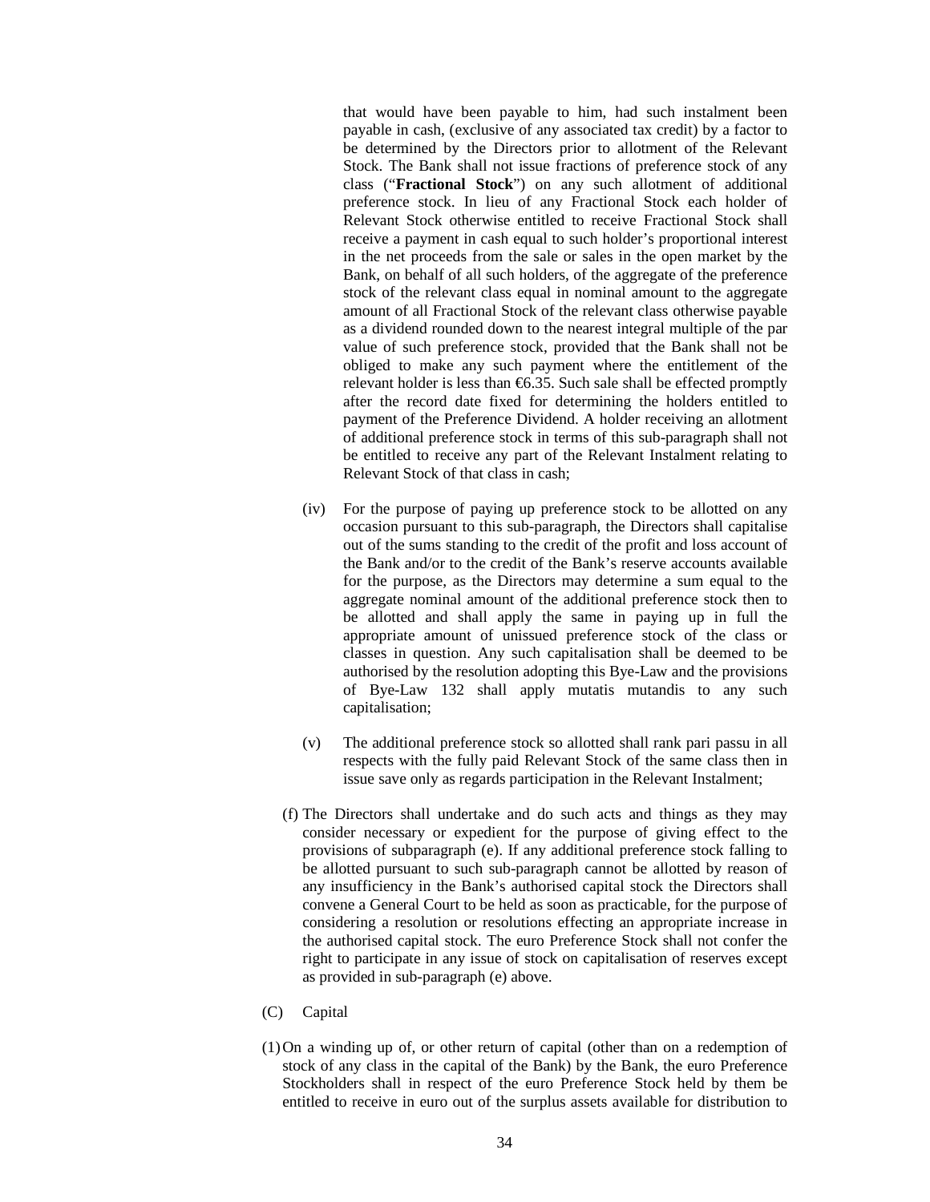that would have been payable to him, had such instalment been payable in cash, (exclusive of any associated tax credit) by a factor to be determined by the Directors prior to allotment of the Relevant Stock. The Bank shall not issue fractions of preference stock of any class ("**Fractional Stock**") on any such allotment of additional preference stock. In lieu of any Fractional Stock each holder of Relevant Stock otherwise entitled to receive Fractional Stock shall receive a payment in cash equal to such holder's proportional interest in the net proceeds from the sale or sales in the open market by the Bank, on behalf of all such holders, of the aggregate of the preference stock of the relevant class equal in nominal amount to the aggregate amount of all Fractional Stock of the relevant class otherwise payable as a dividend rounded down to the nearest integral multiple of the par value of such preference stock, provided that the Bank shall not be obliged to make any such payment where the entitlement of the relevant holder is less than €6.35. Such sale shall be effected promptly after the record date fixed for determining the holders entitled to payment of the Preference Dividend. A holder receiving an allotment of additional preference stock in terms of this sub-paragraph shall not be entitled to receive any part of the Relevant Instalment relating to Relevant Stock of that class in cash;

(iv) For the purpose of paying up preference stock to be allotted on any occasion pursuant to this sub-paragraph, the Directors shall capitalise out of the sums standing to the credit of the profit and loss account of the Bank and/or to the credit of the Bank's reserve accounts available for the purpose, as the Directors may determine a sum equal to the aggregate nominal amount of the additional preference stock then to be allotted and shall apply the same in paying up in full the appropriate amount of unissued preference stock of the class or classes in question. Any such capitalisation shall be deemed to be authorised by the resolution adopting this Bye-Law and the provisions of Bye-Law 132 shall apply mutatis mutandis to any such capitalisation;

(v) The additional preference stock so allotted shall rank pari passu in all respects with the fully paid Relevant Stock of the same class then in issue save only as regards participation in the Relevant Instalment;

(f) The Directors shall undertake and do such acts and things as they may consider necessary or expedient for the purpose of giving effect to the provisions of subparagraph (e). If any additional preference stock falling to be allotted pursuant to such sub-paragraph cannot be allotted by reason of any insufficiency in the Bank's authorised capital stock the Directors shall convene a General Court to be held as soon as practicable, for the purpose of considering a resolution or resolutions effecting an appropriate increase in the authorised capital stock. The euro Preference Stock shall not confer the right to participate in any issue of stock on capitalisation of reserves except as provided in sub-paragraph (e) above.

(C) Capital

(1) On a winding up of, or other return of capital (other than on a redemption of stock of any class in the capital of the Bank) by the Bank, the euro Preference Stockholders shall in respect of the euro Preference Stock held by them be entitled to receive in euro out of the surplus assets available for distribution to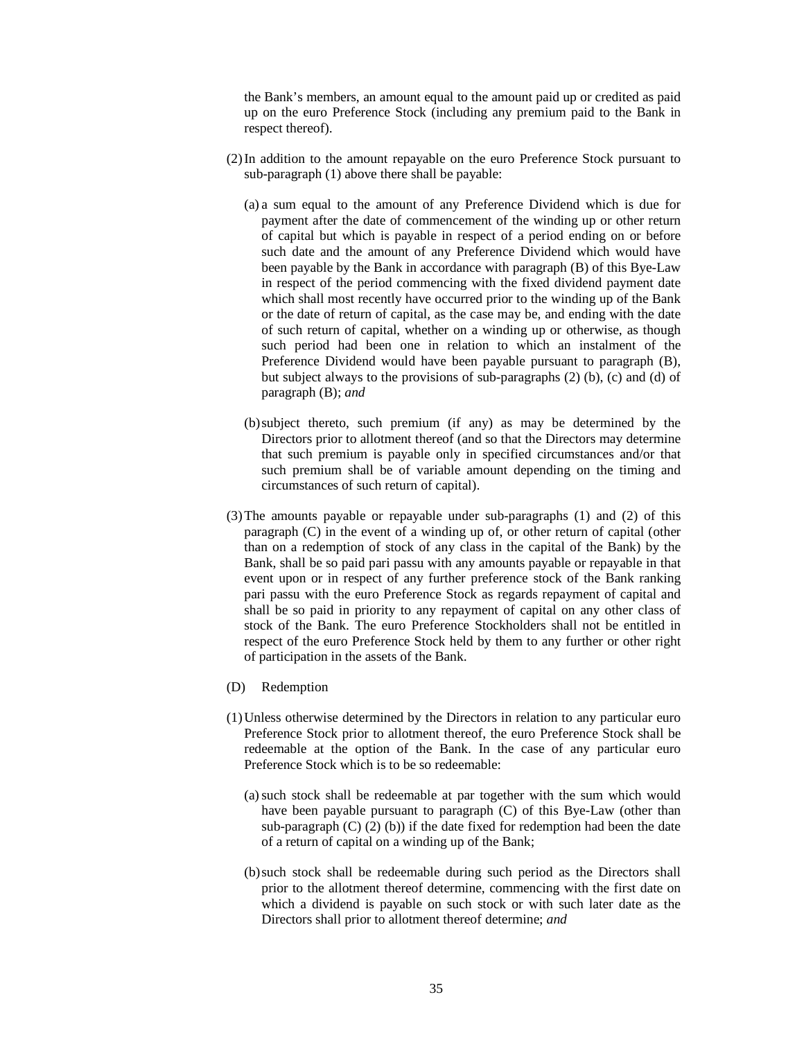the Bank's members, an amount equal to the amount paid up or credited as paid up on the euro Preference Stock (including any premium paid to the Bank in respect thereof).

(2) In addition to the amount repayable on the euro Preference Stock pursuant to sub-paragraph (1) above there shall be payable:

(a) a sum equal to the amount of any Preference Dividend which is due for payment after the date of commencement of the winding up or other return of capital but which is payable in respect of a period ending on or before such date and the amount of any Preference Dividend which would have been payable by the Bank in accordance with paragraph (B) of this Bye-Law in respect of the period commencing with the fixed dividend payment date which shall most recently have occurred prior to the winding up of the Bank or the date of return of capital, as the case may be, and ending with the date of such return of capital, whether on a winding up or otherwise, as though such period had been one in relation to which an instalment of the Preference Dividend would have been payable pursuant to paragraph (B), but subject always to the provisions of sub-paragraphs (2) (b), (c) and (d) of paragraph (B); *and*

(b) subject thereto, such premium (if any) as may be determined by the Directors prior to allotment thereof (and so that the Directors may determine that such premium is payable only in specified circumstances and/or that such premium shall be of variable amount depending on the timing and circumstances of such return of capital).

(3) The amounts payable or repayable under sub-paragraphs (1) and (2) of this paragraph (C) in the event of a winding up of, or other return of capital (other than on a redemption of stock of any class in the capital of the Bank) by the Bank, shall be so paid pari passu with any amounts payable or repayable in that event upon or in respect of any further preference stock of the Bank ranking pari passu with the euro Preference Stock as regards repayment of capital and shall be so paid in priority to any repayment of capital on any other class of stock of the Bank. The euro Preference Stockholders shall not be entitled in respect of the euro Preference Stock held by them to any further or other right of participation in the assets of the Bank.

(D) Redemption

(1) Unless otherwise determined by the Directors in relation to any particular euro Preference Stock prior to allotment thereof, the euro Preference Stock shall be redeemable at the option of the Bank. In the case of any particular euro Preference Stock which is to be so redeemable:

(a) such stock shall be redeemable at par together with the sum which would have been payable pursuant to paragraph (C) of this Bye-Law (other than sub-paragraph (C) (2) (b)) if the date fixed for redemption had been the date of a return of capital on a winding up of the Bank;

(b) such stock shall be redeemable during such period as the Directors shall prior to the allotment thereof determine, commencing with the first date on which a dividend is payable on such stock or with such later date as the Directors shall prior to allotment thereof determine; *and*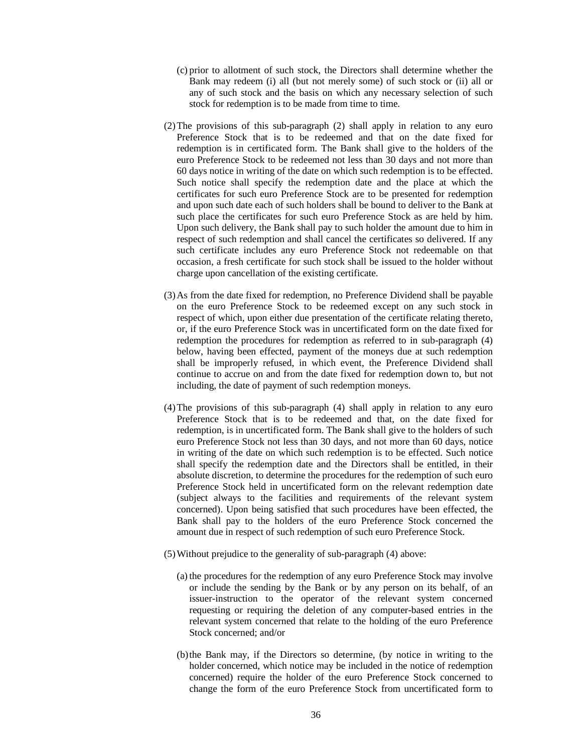(c) prior to allotment of such stock, the Directors shall determine whether the Bank may redeem (i) all (but not merely some) of such stock or (ii) all or any of such stock and the basis on which any necessary selection of such stock for redemption is to be made from time to time.

(2) The provisions of this sub-paragraph (2) shall apply in relation to any euro Preference Stock that is to be redeemed and that on the date fixed for redemption is in certificated form. The Bank shall give to the holders of the euro Preference Stock to be redeemed not less than 30 days and not more than 60 days notice in writing of the date on which such redemption is to be effected. Such notice shall specify the redemption date and the place at which the certificates for such euro Preference Stock are to be presented for redemption and upon such date each of such holders shall be bound to deliver to the Bank at such place the certificates for such euro Preference Stock as are held by him. Upon such delivery, the Bank shall pay to such holder the amount due to him in respect of such redemption and shall cancel the certificates so delivered. If any such certificate includes any euro Preference Stock not redeemable on that occasion, a fresh certificate for such stock shall be issued to the holder without charge upon cancellation of the existing certificate.

(3) As from the date fixed for redemption, no Preference Dividend shall be payable on the euro Preference Stock to be redeemed except on any such stock in respect of which, upon either due presentation of the certificate relating thereto, or, if the euro Preference Stock was in uncertificated form on the date fixed for redemption the procedures for redemption as referred to in sub-paragraph (4) below, having been effected, payment of the moneys due at such redemption shall be improperly refused, in which event, the Preference Dividend shall continue to accrue on and from the date fixed for redemption down to, but not including, the date of payment of such redemption moneys.

(4) The provisions of this sub-paragraph (4) shall apply in relation to any euro Preference Stock that is to be redeemed and that, on the date fixed for redemption, is in uncertificated form. The Bank shall give to the holders of such euro Preference Stock not less than 30 days, and not more than 60 days, notice in writing of the date on which such redemption is to be effected. Such notice shall specify the redemption date and the Directors shall be entitled, in their absolute discretion, to determine the procedures for the redemption of such euro Preference Stock held in uncertificated form on the relevant redemption date (subject always to the facilities and requirements of the relevant system concerned). Upon being satisfied that such procedures have been effected, the Bank shall pay to the holders of the euro Preference Stock concerned the amount due in respect of such redemption of such euro Preference Stock.

(5) Without prejudice to the generality of sub-paragraph (4) above:

(a) the procedures for the redemption of any euro Preference Stock may involve or include the sending by the Bank or by any person on its behalf, of an issuer-instruction to the operator of the relevant system concerned requesting or requiring the deletion of any computer-based entries in the relevant system concerned that relate to the holding of the euro Preference Stock concerned; and/or

(b) the Bank may, if the Directors so determine, (by notice in writing to the holder concerned, which notice may be included in the notice of redemption concerned) require the holder of the euro Preference Stock concerned to change the form of the euro Preference Stock from uncertificated form to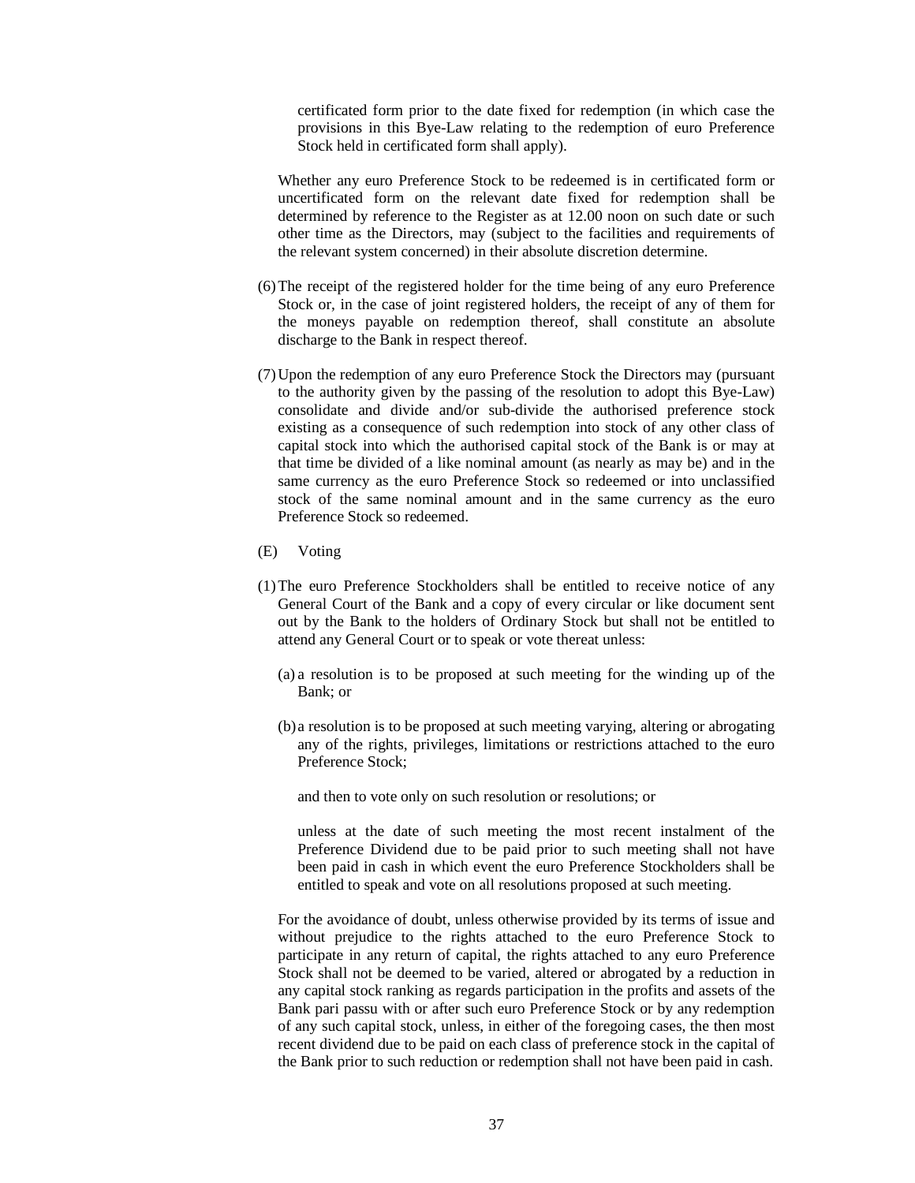certificated form prior to the date fixed for redemption (in which case the provisions in this Bye-Law relating to the redemption of euro Preference Stock held in certificated form shall apply).

Whether any euro Preference Stock to be redeemed is in certificated form or uncertificated form on the relevant date fixed for redemption shall be determined by reference to the Register as at 12.00 noon on such date or such other time as the Directors, may (subject to the facilities and requirements of the relevant system concerned) in their absolute discretion determine.

(6) The receipt of the registered holder for the time being of any euro Preference Stock or, in the case of joint registered holders, the receipt of any of them for the moneys payable on redemption thereof, shall constitute an absolute discharge to the Bank in respect thereof.

(7) Upon the redemption of any euro Preference Stock the Directors may (pursuant to the authority given by the passing of the resolution to adopt this Bye-Law) consolidate and divide and/or sub-divide the authorised preference stock existing as a consequence of such redemption into stock of any other class of capital stock into which the authorised capital stock of the Bank is or may at that time be divided of a like nominal amount (as nearly as may be) and in the same currency as the euro Preference Stock so redeemed or into unclassified stock of the same nominal amount and in the same currency as the euro Preference Stock so redeemed.

(E) Voting

(1) The euro Preference Stockholders shall be entitled to receive notice of any General Court of the Bank and a copy of every circular or like document sent out by the Bank to the holders of Ordinary Stock but shall not be entitled to attend any General Court or to speak or vote thereat unless:

(a) a resolution is to be proposed at such meeting for the winding up of the Bank; or

(b) a resolution is to be proposed at such meeting varying, altering or abrogating any of the rights, privileges, limitations or restrictions attached to the euro Preference Stock;

and then to vote only on such resolution or resolutions; or

unless at the date of such meeting the most recent instalment of the Preference Dividend due to be paid prior to such meeting shall not have been paid in cash in which event the euro Preference Stockholders shall be entitled to speak and vote on all resolutions proposed at such meeting.

For the avoidance of doubt, unless otherwise provided by its terms of issue and without prejudice to the rights attached to the euro Preference Stock to participate in any return of capital, the rights attached to any euro Preference Stock shall not be deemed to be varied, altered or abrogated by a reduction in any capital stock ranking as regards participation in the profits and assets of the Bank pari passu with or after such euro Preference Stock or by any redemption of any such capital stock, unless, in either of the foregoing cases, the then most recent dividend due to be paid on each class of preference stock in the capital of the Bank prior to such reduction or redemption shall not have been paid in cash.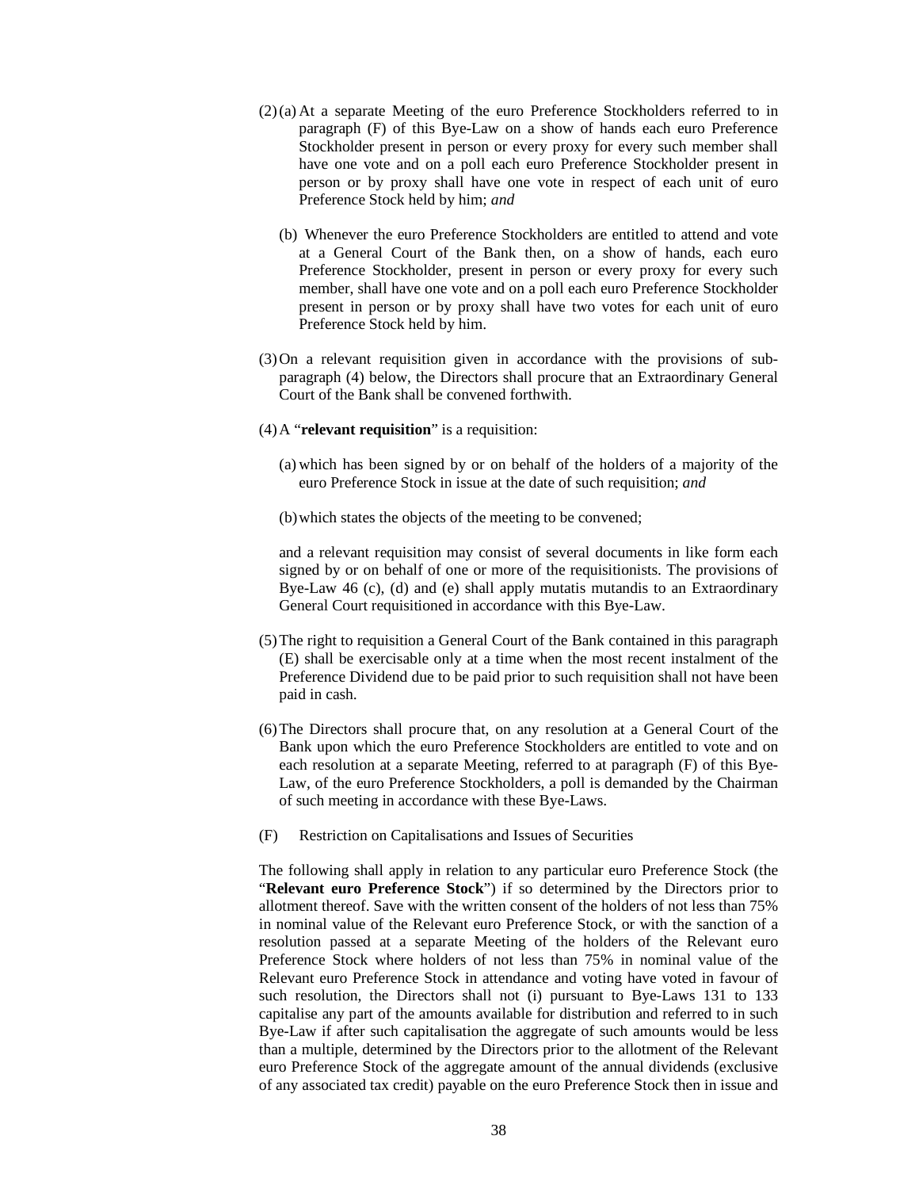(2) (a) At a separate Meeting of the euro Preference Stockholders referred to in paragraph (F) of this Bye-Law on a show of hands each euro Preference Stockholder present in person or every proxy for every such member shall have one vote and on a poll each euro Preference Stockholder present in person or by proxy shall have one vote in respect of each unit of euro Preference Stock held by him; *and*

(b) Whenever the euro Preference Stockholders are entitled to attend and vote at a General Court of the Bank then, on a show of hands, each euro Preference Stockholder, present in person or every proxy for every such member, shall have one vote and on a poll each euro Preference Stockholder present in person or by proxy shall have two votes for each unit of euro Preference Stock held by him.

(3) On a relevant requisition given in accordance with the provisions of sub-paragraph (4) below, the Directors shall procure that an Extraordinary General Court of the Bank shall be convened forthwith.

(4) A "**relevant requisition**" is a requisition:

(a) which has been signed by or on behalf of the holders of a majority of the euro Preference Stock in issue at the date of such requisition; *and*

(b) which states the objects of the meeting to be convened;

and a relevant requisition may consist of several documents in like form each signed by or on behalf of one or more of the requisitionists. The provisions of Bye-Law 46 (c), (d) and (e) shall apply mutatis mutandis to an Extraordinary General Court requisitioned in accordance with this Bye-Law.

(5) The right to requisition a General Court of the Bank contained in this paragraph (E) shall be exercisable only at a time when the most recent instalment of the Preference Dividend due to be paid prior to such requisition shall not have been paid in cash.

(6) The Directors shall procure that, on any resolution at a General Court of the Bank upon which the euro Preference Stockholders are entitled to vote and on each resolution at a separate Meeting, referred to at paragraph (F) of this Bye-Law, of the euro Preference Stockholders, a poll is demanded by the Chairman of such meeting in accordance with these Bye-Laws.

(F) Restriction on Capitalisations and Issues of Securities

The following shall apply in relation to any particular euro Preference Stock (the "**Relevant euro Preference Stock**") if so determined by the Directors prior to allotment thereof. Save with the written consent of the holders of not less than 75% in nominal value of the Relevant euro Preference Stock, or with the sanction of a resolution passed at a separate Meeting of the holders of the Relevant euro Preference Stock where holders of not less than 75% in nominal value of the Relevant euro Preference Stock in attendance and voting have voted in favour of such resolution, the Directors shall not (i) pursuant to Bye-Laws 131 to 133 capitalise any part of the amounts available for distribution and referred to in such Bye-Law if after such capitalisation the aggregate of such amounts would be less than a multiple, determined by the Directors prior to the allotment of the Relevant euro Preference Stock of the aggregate amount of the annual dividends (exclusive of any associated tax credit) payable on the euro Preference Stock then in issue and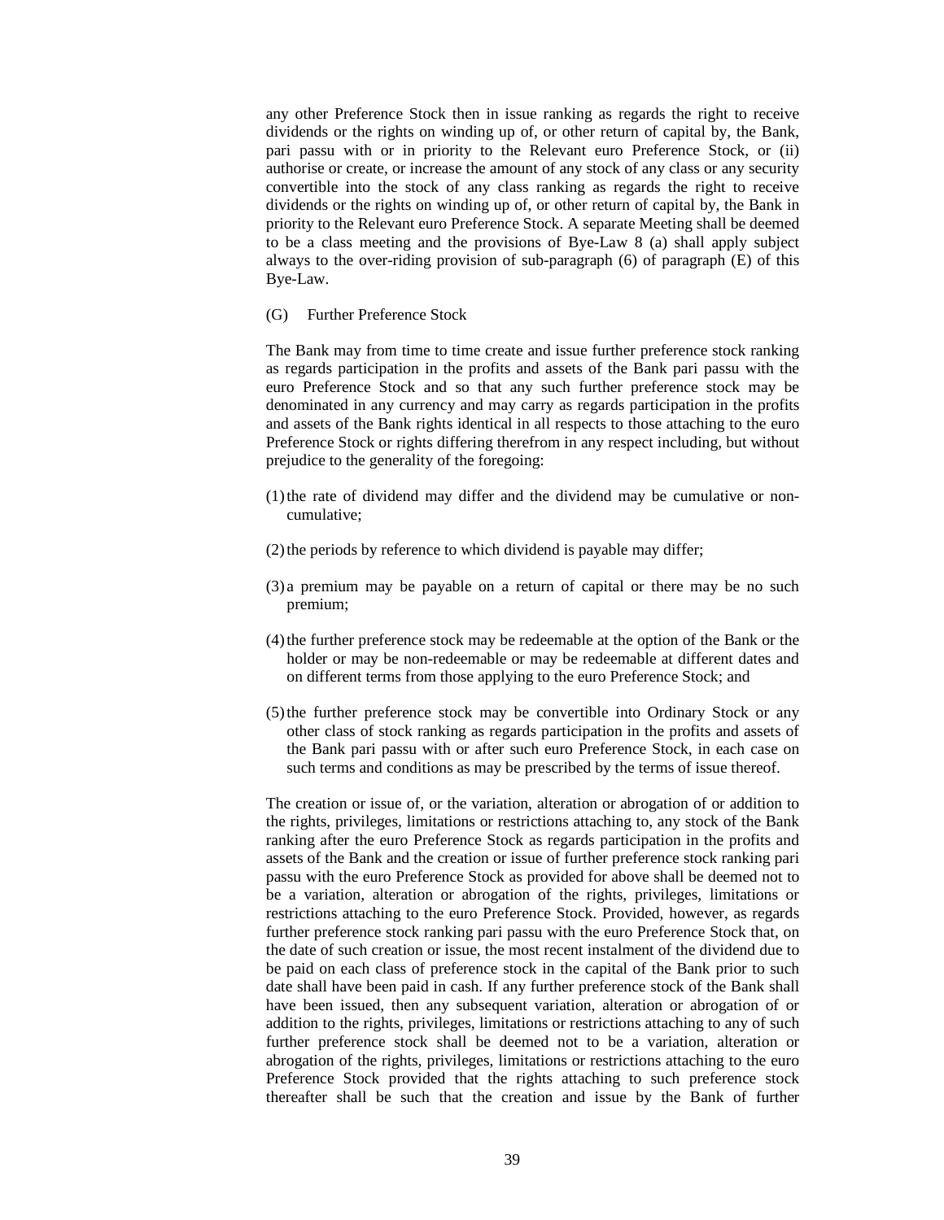any other Preference Stock then in issue ranking as regards the right to receive dividends or the rights on winding up of, or other return of capital by, the Bank, pari passu with or in priority to the Relevant euro Preference Stock, or (ii) authorise or create, or increase the amount of any stock of any class or any security convertible into the stock of any class ranking as regards the right to receive dividends or the rights on winding up of, or other return of capital by, the Bank in priority to the Relevant euro Preference Stock. A separate Meeting shall be deemed to be a class meeting and the provisions of Bye-Law 8 (a) shall apply subject always to the over-riding provision of sub-paragraph (6) of paragraph (E) of this Bye-Law.

(G) Further Preference Stock

The Bank may from time to time create and issue further preference stock ranking as regards participation in the profits and assets of the Bank pari passu with the euro Preference Stock and so that any such further preference stock may be denominated in any currency and may carry as regards participation in the profits and assets of the Bank rights identical in all respects to those attaching to the euro Preference Stock or rights differing therefrom in any respect including, but without prejudice to the generality of the foregoing:

(1) the rate of dividend may differ and the dividend may be cumulative or non-cumulative;

(2) the periods by reference to which dividend is payable may differ;

(3) a premium may be payable on a return of capital or there may be no such premium;

(4) the further preference stock may be redeemable at the option of the Bank or the holder or may be non-redeemable or may be redeemable at different dates and on different terms from those applying to the euro Preference Stock; and

(5) the further preference stock may be convertible into Ordinary Stock or any other class of stock ranking as regards participation in the profits and assets of the Bank pari passu with or after such euro Preference Stock, in each case on such terms and conditions as may be prescribed by the terms of issue thereof.

The creation or issue of, or the variation, alteration or abrogation of or addition to the rights, privileges, limitations or restrictions attaching to, any stock of the Bank ranking after the euro Preference Stock as regards participation in the profits and assets of the Bank and the creation or issue of further preference stock ranking pari passu with the euro Preference Stock as provided for above shall be deemed not to be a variation, alteration or abrogation of the rights, privileges, limitations or restrictions attaching to the euro Preference Stock. Provided, however, as regards further preference stock ranking pari passu with the euro Preference Stock that, on the date of such creation or issue, the most recent instalment of the dividend due to be paid on each class of preference stock in the capital of the Bank prior to such date shall have been paid in cash. If any further preference stock of the Bank shall have been issued, then any subsequent variation, alteration or abrogation of or addition to the rights, privileges, limitations or restrictions attaching to any of such further preference stock shall be deemed not to be a variation, alteration or abrogation of the rights, privileges, limitations or restrictions attaching to the euro Preference Stock provided that the rights attaching to such preference stock thereafter shall be such that the creation and issue by the Bank of further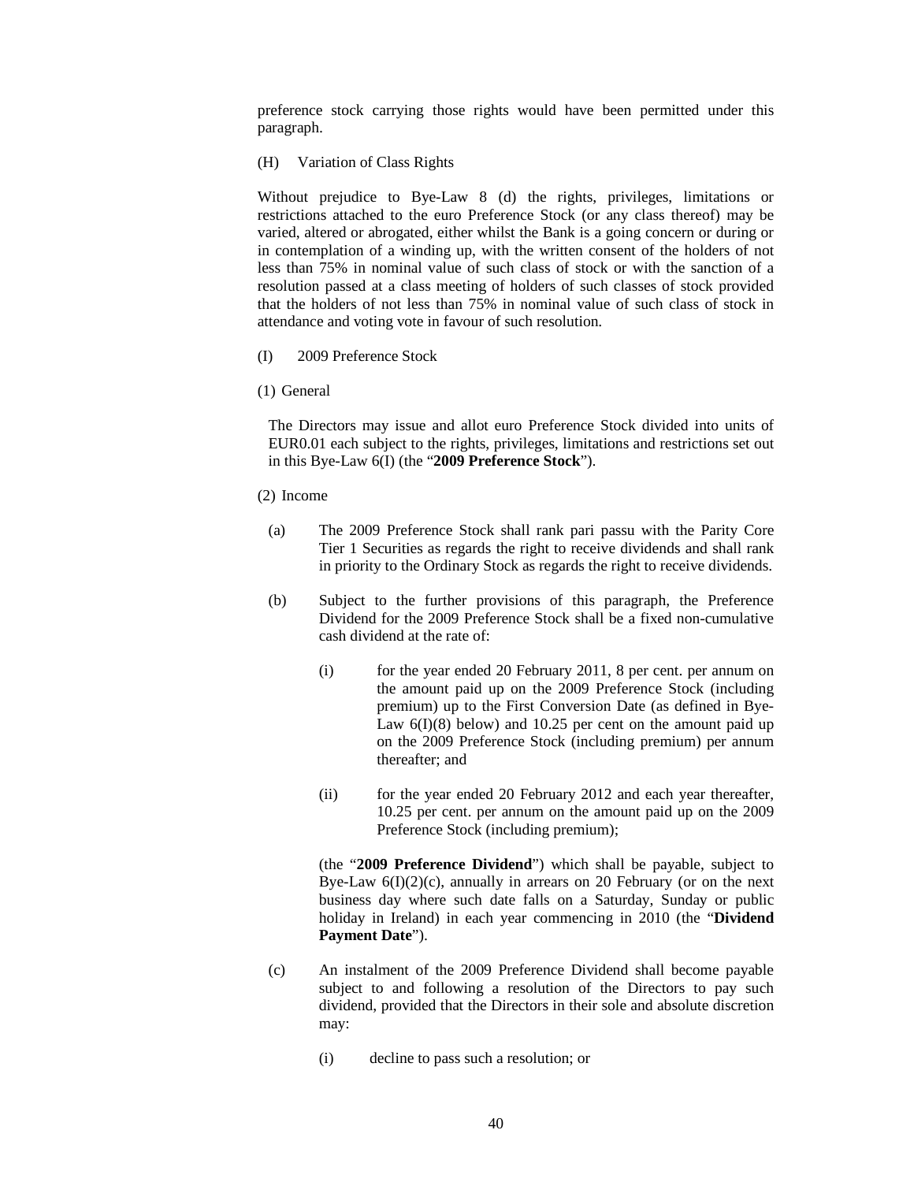preference stock carrying those rights would have been permitted under this paragraph.

(H) Variation of Class Rights

Without prejudice to Bye-Law 8 (d) the rights, privileges, limitations or restrictions attached to the euro Preference Stock (or any class thereof) may be varied, altered or abrogated, either whilst the Bank is a going concern or during or in contemplation of a winding up, with the written consent of the holders of not less than 75% in nominal value of such class of stock or with the sanction of a resolution passed at a class meeting of holders of such classes of stock provided that the holders of not less than 75% in nominal value of such class of stock in attendance and voting vote in favour of such resolution.

(I) 2009 Preference Stock

(1) General

The Directors may issue and allot euro Preference Stock divided into units of EUR0.01 each subject to the rights, privileges, limitations and restrictions set out in this Bye-Law 6(I) (the "**2009 Preference Stock**").

(2) Income

(a) The 2009 Preference Stock shall rank pari passu with the Parity Core Tier 1 Securities as regards the right to receive dividends and shall rank in priority to the Ordinary Stock as regards the right to receive dividends.

(b) Subject to the further provisions of this paragraph, the Preference Dividend for the 2009 Preference Stock shall be a fixed non-cumulative cash dividend at the rate of:

(i) for the year ended 20 February 2011, 8 per cent. per annum on the amount paid up on the 2009 Preference Stock (including premium) up to the First Conversion Date (as defined in Bye-Law 6(I)(8) below) and 10.25 per cent on the amount paid up on the 2009 Preference Stock (including premium) per annum thereafter; and

(ii) for the year ended 20 February 2012 and each year thereafter, 10.25 per cent. per annum on the amount paid up on the 2009 Preference Stock (including premium);

(the "**2009 Preference Dividend**") which shall be payable, subject to Bye-Law 6(I)(2)(c), annually in arrears on 20 February (or on the next business day where such date falls on a Saturday, Sunday or public holiday in Ireland) in each year commencing in 2010 (the "**Dividend Payment Date**").

(c) An instalment of the 2009 Preference Dividend shall become payable subject to and following a resolution of the Directors to pay such dividend, provided that the Directors in their sole and absolute discretion may:

(i) decline to pass such a resolution; or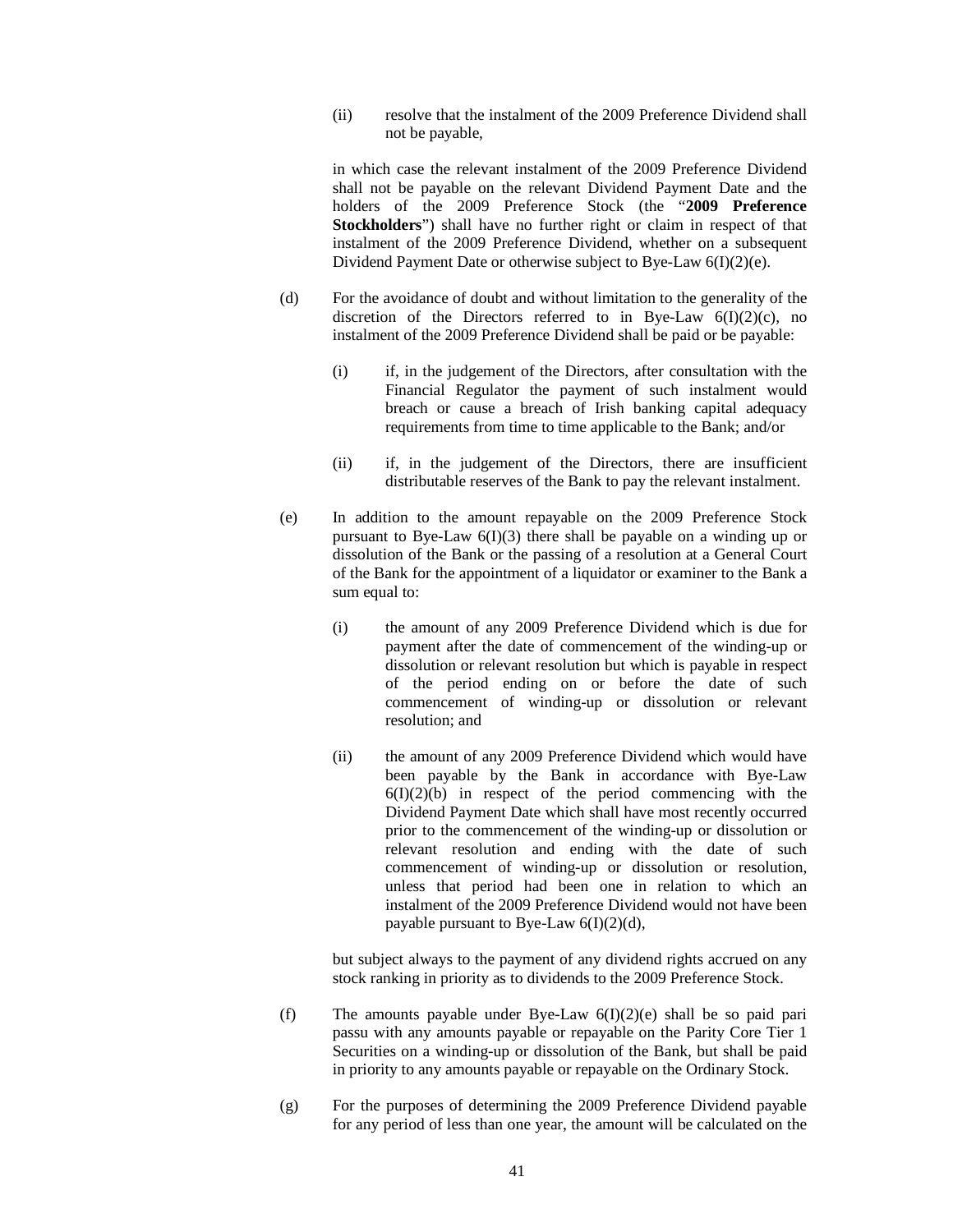(ii) resolve that the instalment of the 2009 Preference Dividend shall not be payable,

in which case the relevant instalment of the 2009 Preference Dividend shall not be payable on the relevant Dividend Payment Date and the holders of the 2009 Preference Stock (the "**2009 Preference Stockholders**") shall have no further right or claim in respect of that instalment of the 2009 Preference Dividend, whether on a subsequent Dividend Payment Date or otherwise subject to Bye-Law 6(I)(2)(e).

(d) For the avoidance of doubt and without limitation to the generality of the discretion of the Directors referred to in Bye-Law 6(I)(2)(c), no instalment of the 2009 Preference Dividend shall be paid or be payable:

(i) if, in the judgement of the Directors, after consultation with the Financial Regulator the payment of such instalment would breach or cause a breach of Irish banking capital adequacy requirements from time to time applicable to the Bank; and/or

(ii) if, in the judgement of the Directors, there are insufficient distributable reserves of the Bank to pay the relevant instalment.

(e) In addition to the amount repayable on the 2009 Preference Stock pursuant to Bye-Law 6(I)(3) there shall be payable on a winding up or dissolution of the Bank or the passing of a resolution at a General Court of the Bank for the appointment of a liquidator or examiner to the Bank a sum equal to:

(i) the amount of any 2009 Preference Dividend which is due for payment after the date of commencement of the winding-up or dissolution or relevant resolution but which is payable in respect of the period ending on or before the date of such commencement of winding-up or dissolution or relevant resolution; and

(ii) the amount of any 2009 Preference Dividend which would have been payable by the Bank in accordance with Bye-Law 6(I)(2)(b) in respect of the period commencing with the Dividend Payment Date which shall have most recently occurred prior to the commencement of the winding-up or dissolution or relevant resolution and ending with the date of such commencement of winding-up or dissolution or resolution, unless that period had been one in relation to which an instalment of the 2009 Preference Dividend would not have been payable pursuant to Bye-Law 6(I)(2)(d),

but subject always to the payment of any dividend rights accrued on any stock ranking in priority as to dividends to the 2009 Preference Stock.

(f) The amounts payable under Bye-Law 6(I)(2)(e) shall be so paid pari passu with any amounts payable or repayable on the Parity Core Tier 1 Securities on a winding-up or dissolution of the Bank, but shall be paid in priority to any amounts payable or repayable on the Ordinary Stock.

(g) For the purposes of determining the 2009 Preference Dividend payable for any period of less than one year, the amount will be calculated on the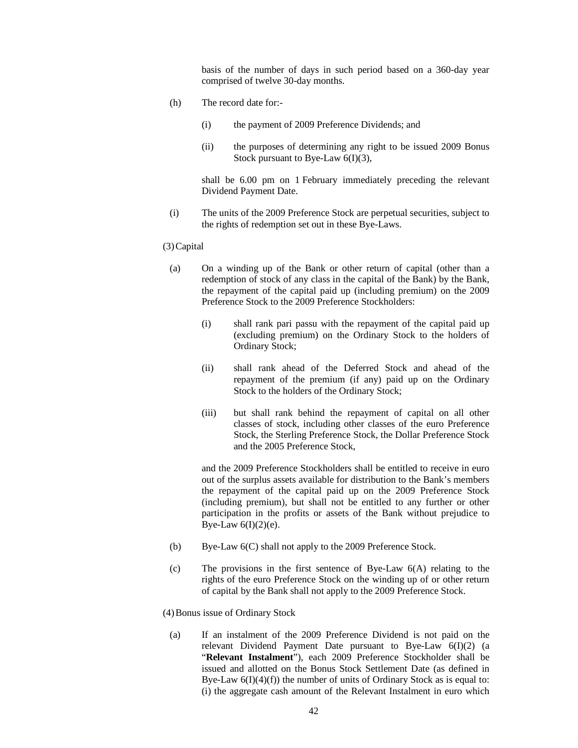basis of the number of days in such period based on a 360-day year comprised of twelve 30-day months.

(h) The record date for:-

(i) the payment of 2009 Preference Dividends; and

(ii) the purposes of determining any right to be issued 2009 Bonus Stock pursuant to Bye-Law 6(I)(3),

shall be 6.00 pm on 1 February immediately preceding the relevant Dividend Payment Date.

(i) The units of the 2009 Preference Stock are perpetual securities, subject to the rights of redemption set out in these Bye-Laws.

(3) Capital

(a) On a winding up of the Bank or other return of capital (other than a redemption of stock of any class in the capital of the Bank) by the Bank, the repayment of the capital paid up (including premium) on the 2009 Preference Stock to the 2009 Preference Stockholders:

(i) shall rank pari passu with the repayment of the capital paid up (excluding premium) on the Ordinary Stock to the holders of Ordinary Stock;

(ii) shall rank ahead of the Deferred Stock and ahead of the repayment of the premium (if any) paid up on the Ordinary Stock to the holders of the Ordinary Stock;

(iii) but shall rank behind the repayment of capital on all other classes of stock, including other classes of the euro Preference Stock, the Sterling Preference Stock, the Dollar Preference Stock and the 2005 Preference Stock,

and the 2009 Preference Stockholders shall be entitled to receive in euro out of the surplus assets available for distribution to the Bank's members the repayment of the capital paid up on the 2009 Preference Stock (including premium), but shall not be entitled to any further or other participation in the profits or assets of the Bank without prejudice to Bye-Law 6(I)(2)(e).

(b) Bye-Law 6(C) shall not apply to the 2009 Preference Stock.

(c) The provisions in the first sentence of Bye-Law 6(A) relating to the rights of the euro Preference Stock on the winding up of or other return of capital by the Bank shall not apply to the 2009 Preference Stock.

(4) Bonus issue of Ordinary Stock

(a) If an instalment of the 2009 Preference Dividend is not paid on the relevant Dividend Payment Date pursuant to Bye-Law 6(I)(2) (a "**Relevant Instalment**"), each 2009 Preference Stockholder shall be issued and allotted on the Bonus Stock Settlement Date (as defined in Bye-Law 6(I)(4)(f)) the number of units of Ordinary Stock as is equal to: (i) the aggregate cash amount of the Relevant Instalment in euro which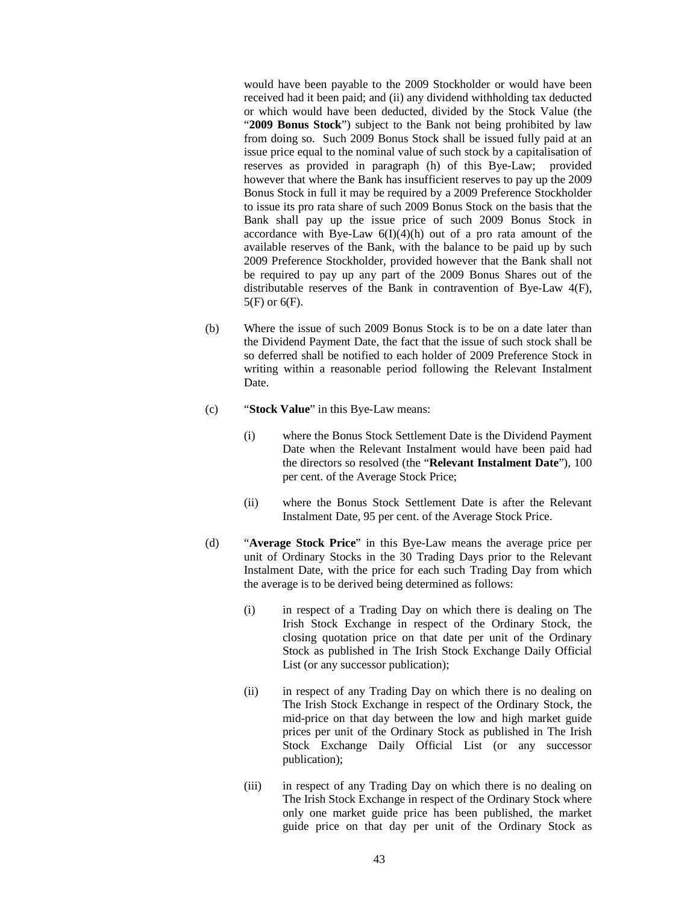would have been payable to the 2009 Stockholder or would have been received had it been paid; and (ii) any dividend withholding tax deducted or which would have been deducted, divided by the Stock Value (the "**2009 Bonus Stock**") subject to the Bank not being prohibited by law from doing so. Such 2009 Bonus Stock shall be issued fully paid at an issue price equal to the nominal value of such stock by a capitalisation of reserves as provided in paragraph (h) of this Bye-Law; provided however that where the Bank has insufficient reserves to pay up the 2009 Bonus Stock in full it may be required by a 2009 Preference Stockholder to issue its pro rata share of such 2009 Bonus Stock on the basis that the Bank shall pay up the issue price of such 2009 Bonus Stock in accordance with Bye-Law 6(I)(4)(h) out of a pro rata amount of the available reserves of the Bank, with the balance to be paid up by such 2009 Preference Stockholder, provided however that the Bank shall not be required to pay up any part of the 2009 Bonus Shares out of the distributable reserves of the Bank in contravention of Bye-Law 4(F), 5(F) or 6(F).

(b) Where the issue of such 2009 Bonus Stock is to be on a date later than the Dividend Payment Date, the fact that the issue of such stock shall be so deferred shall be notified to each holder of 2009 Preference Stock in writing within a reasonable period following the Relevant Instalment Date.

(c) "**Stock Value**" in this Bye-Law means:

(i) where the Bonus Stock Settlement Date is the Dividend Payment Date when the Relevant Instalment would have been paid had the directors so resolved (the "**Relevant Instalment Date**"), 100 per cent. of the Average Stock Price;

(ii) where the Bonus Stock Settlement Date is after the Relevant Instalment Date, 95 per cent. of the Average Stock Price.

(d) "**Average Stock Price**" in this Bye-Law means the average price per unit of Ordinary Stocks in the 30 Trading Days prior to the Relevant Instalment Date, with the price for each such Trading Day from which the average is to be derived being determined as follows:

(i) in respect of a Trading Day on which there is dealing on The Irish Stock Exchange in respect of the Ordinary Stock, the closing quotation price on that date per unit of the Ordinary Stock as published in The Irish Stock Exchange Daily Official List (or any successor publication);

(ii) in respect of any Trading Day on which there is no dealing on The Irish Stock Exchange in respect of the Ordinary Stock, the mid-price on that day between the low and high market guide prices per unit of the Ordinary Stock as published in The Irish Stock Exchange Daily Official List (or any successor publication);

(iii) in respect of any Trading Day on which there is no dealing on The Irish Stock Exchange in respect of the Ordinary Stock where only one market guide price has been published, the market guide price on that day per unit of the Ordinary Stock as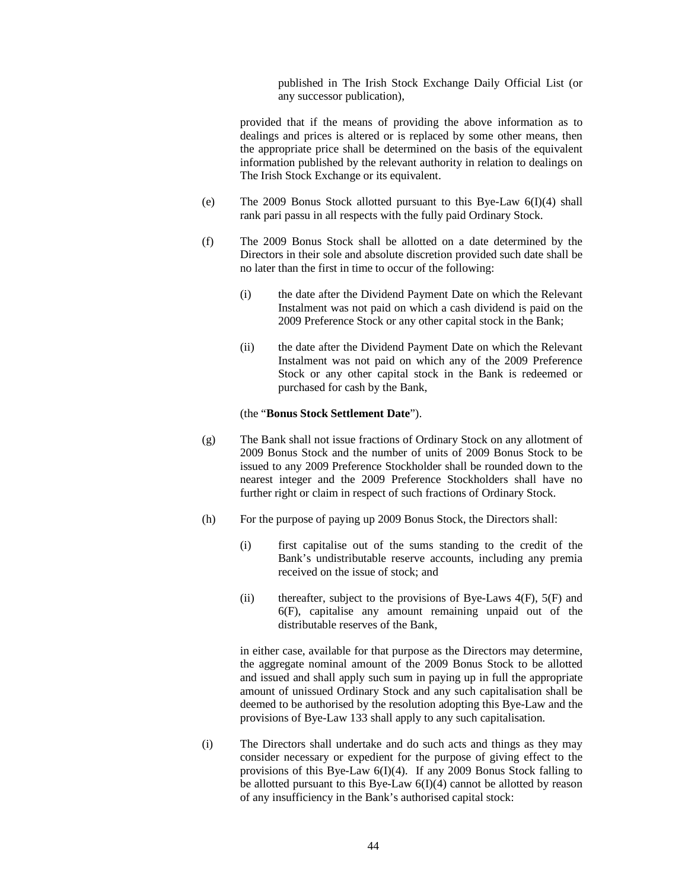published in The Irish Stock Exchange Daily Official List (or any successor publication),

provided that if the means of providing the above information as to dealings and prices is altered or is replaced by some other means, then the appropriate price shall be determined on the basis of the equivalent information published by the relevant authority in relation to dealings on The Irish Stock Exchange or its equivalent.

(e) The 2009 Bonus Stock allotted pursuant to this Bye-Law 6(I)(4) shall rank pari passu in all respects with the fully paid Ordinary Stock.

(f) The 2009 Bonus Stock shall be allotted on a date determined by the Directors in their sole and absolute discretion provided such date shall be no later than the first in time to occur of the following:

(i) the date after the Dividend Payment Date on which the Relevant Instalment was not paid on which a cash dividend is paid on the 2009 Preference Stock or any other capital stock in the Bank;

(ii) the date after the Dividend Payment Date on which the Relevant Instalment was not paid on which any of the 2009 Preference Stock or any other capital stock in the Bank is redeemed or purchased for cash by the Bank,

(the "**Bonus Stock Settlement Date**").

(g) The Bank shall not issue fractions of Ordinary Stock on any allotment of 2009 Bonus Stock and the number of units of 2009 Bonus Stock to be issued to any 2009 Preference Stockholder shall be rounded down to the nearest integer and the 2009 Preference Stockholders shall have no further right or claim in respect of such fractions of Ordinary Stock.

(h) For the purpose of paying up 2009 Bonus Stock, the Directors shall:

(i) first capitalise out of the sums standing to the credit of the Bank's undistributable reserve accounts, including any premia received on the issue of stock; and

(ii) thereafter, subject to the provisions of Bye-Laws 4(F), 5(F) and 6(F), capitalise any amount remaining unpaid out of the distributable reserves of the Bank,

in either case, available for that purpose as the Directors may determine, the aggregate nominal amount of the 2009 Bonus Stock to be allotted and issued and shall apply such sum in paying up in full the appropriate amount of unissued Ordinary Stock and any such capitalisation shall be deemed to be authorised by the resolution adopting this Bye-Law and the provisions of Bye-Law 133 shall apply to any such capitalisation.

(i) The Directors shall undertake and do such acts and things as they may consider necessary or expedient for the purpose of giving effect to the provisions of this Bye-Law 6(I)(4). If any 2009 Bonus Stock falling to be allotted pursuant to this Bye-Law 6(I)(4) cannot be allotted by reason of any insufficiency in the Bank's authorised capital stock: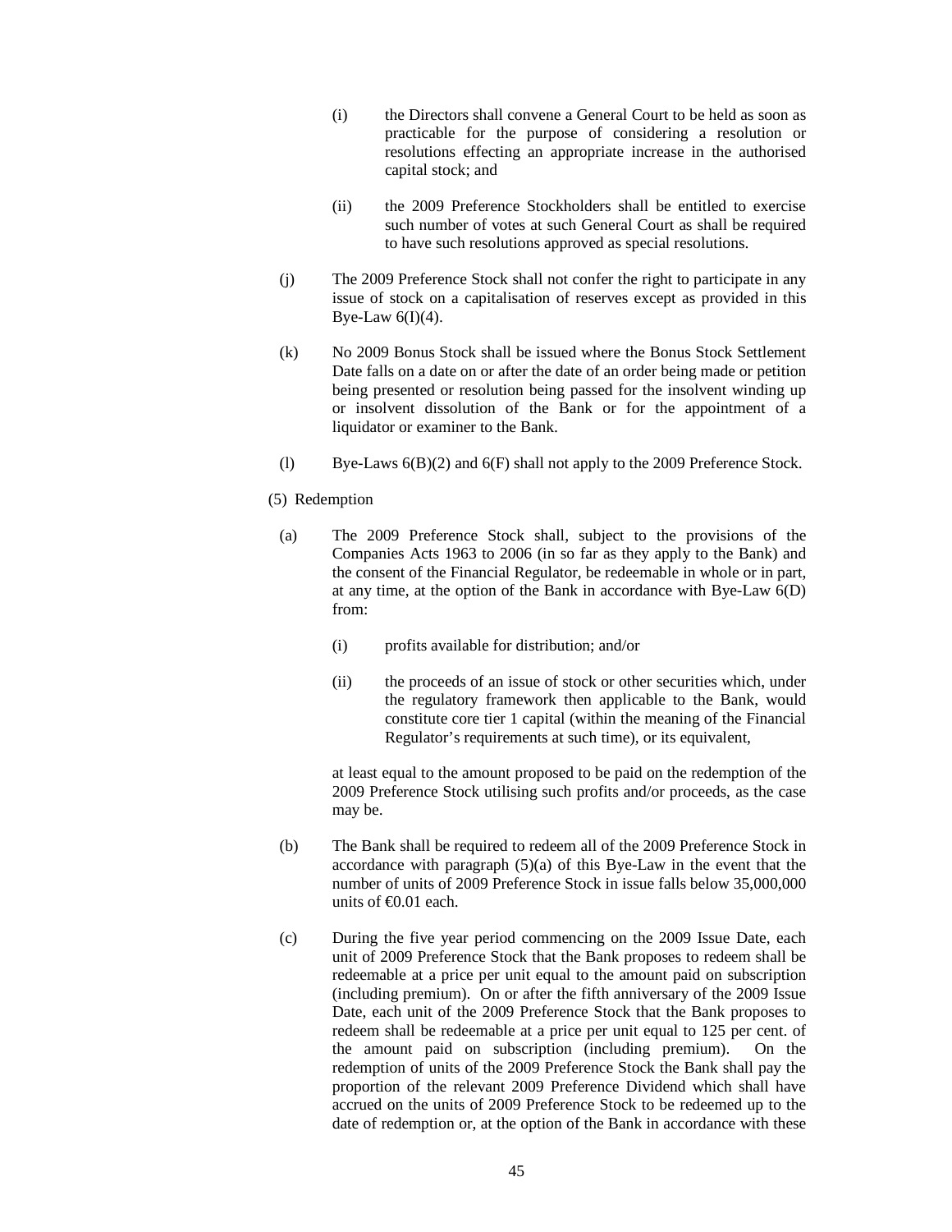(i) the Directors shall convene a General Court to be held as soon as practicable for the purpose of considering a resolution or resolutions effecting an appropriate increase in the authorised capital stock; and

(ii) the 2009 Preference Stockholders shall be entitled to exercise such number of votes at such General Court as shall be required to have such resolutions approved as special resolutions.

(j) The 2009 Preference Stock shall not confer the right to participate in any issue of stock on a capitalisation of reserves except as provided in this Bye-Law 6(I)(4).

(k) No 2009 Bonus Stock shall be issued where the Bonus Stock Settlement Date falls on a date on or after the date of an order being made or petition being presented or resolution being passed for the insolvent winding up or insolvent dissolution of the Bank or for the appointment of a liquidator or examiner to the Bank.

(l) Bye-Laws 6(B)(2) and 6(F) shall not apply to the 2009 Preference Stock.

(5) Redemption

(a) The 2009 Preference Stock shall, subject to the provisions of the Companies Acts 1963 to 2006 (in so far as they apply to the Bank) and the consent of the Financial Regulator, be redeemable in whole or in part, at any time, at the option of the Bank in accordance with Bye-Law 6(D) from:

(i) profits available for distribution; and/or

(ii) the proceeds of an issue of stock or other securities which, under the regulatory framework then applicable to the Bank, would constitute core tier 1 capital (within the meaning of the Financial Regulator's requirements at such time), or its equivalent,

at least equal to the amount proposed to be paid on the redemption of the 2009 Preference Stock utilising such profits and/or proceeds, as the case may be.

(b) The Bank shall be required to redeem all of the 2009 Preference Stock in accordance with paragraph (5)(a) of this Bye-Law in the event that the number of units of 2009 Preference Stock in issue falls below 35,000,000 units of €0.01 each.

(c) During the five year period commencing on the 2009 Issue Date, each unit of 2009 Preference Stock that the Bank proposes to redeem shall be redeemable at a price per unit equal to the amount paid on subscription (including premium). On or after the fifth anniversary of the 2009 Issue Date, each unit of the 2009 Preference Stock that the Bank proposes to redeem shall be redeemable at a price per unit equal to 125 per cent. of the amount paid on subscription (including premium). On the redemption of units of the 2009 Preference Stock the Bank shall pay the proportion of the relevant 2009 Preference Dividend which shall have accrued on the units of 2009 Preference Stock to be redeemed up to the date of redemption or, at the option of the Bank in accordance with these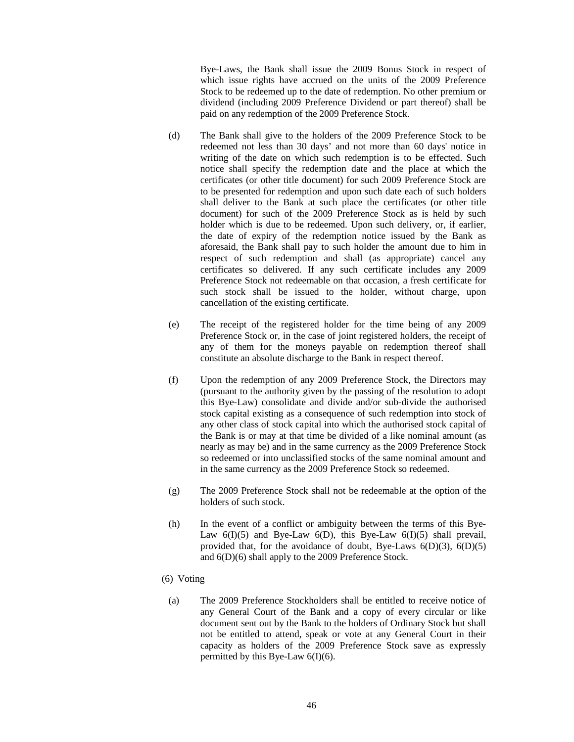Bye-Laws, the Bank shall issue the 2009 Bonus Stock in respect of which issue rights have accrued on the units of the 2009 Preference Stock to be redeemed up to the date of redemption. No other premium or dividend (including 2009 Preference Dividend or part thereof) shall be paid on any redemption of the 2009 Preference Stock.

(d) The Bank shall give to the holders of the 2009 Preference Stock to be redeemed not less than 30 days' and not more than 60 days' notice in writing of the date on which such redemption is to be effected. Such notice shall specify the redemption date and the place at which the certificates (or other title document) for such 2009 Preference Stock are to be presented for redemption and upon such date each of such holders shall deliver to the Bank at such place the certificates (or other title document) for such of the 2009 Preference Stock as is held by such holder which is due to be redeemed. Upon such delivery, or, if earlier, the date of expiry of the redemption notice issued by the Bank as aforesaid, the Bank shall pay to such holder the amount due to him in respect of such redemption and shall (as appropriate) cancel any certificates so delivered. If any such certificate includes any 2009 Preference Stock not redeemable on that occasion, a fresh certificate for such stock shall be issued to the holder, without charge, upon cancellation of the existing certificate.

(e) The receipt of the registered holder for the time being of any 2009 Preference Stock or, in the case of joint registered holders, the receipt of any of them for the moneys payable on redemption thereof shall constitute an absolute discharge to the Bank in respect thereof.

(f) Upon the redemption of any 2009 Preference Stock, the Directors may (pursuant to the authority given by the passing of the resolution to adopt this Bye-Law) consolidate and divide and/or sub-divide the authorised stock capital existing as a consequence of such redemption into stock of any other class of stock capital into which the authorised stock capital of the Bank is or may at that time be divided of a like nominal amount (as nearly as may be) and in the same currency as the 2009 Preference Stock so redeemed or into unclassified stocks of the same nominal amount and in the same currency as the 2009 Preference Stock so redeemed.

(g) The 2009 Preference Stock shall not be redeemable at the option of the holders of such stock.

(h) In the event of a conflict or ambiguity between the terms of this Bye-Law 6(I)(5) and Bye-Law 6(D), this Bye-Law 6(I)(5) shall prevail, provided that, for the avoidance of doubt, Bye-Laws 6(D)(3), 6(D)(5) and 6(D)(6) shall apply to the 2009 Preference Stock.

(6) Voting

(a) The 2009 Preference Stockholders shall be entitled to receive notice of any General Court of the Bank and a copy of every circular or like document sent out by the Bank to the holders of Ordinary Stock but shall not be entitled to attend, speak or vote at any General Court in their capacity as holders of the 2009 Preference Stock save as expressly permitted by this Bye-Law 6(I)(6).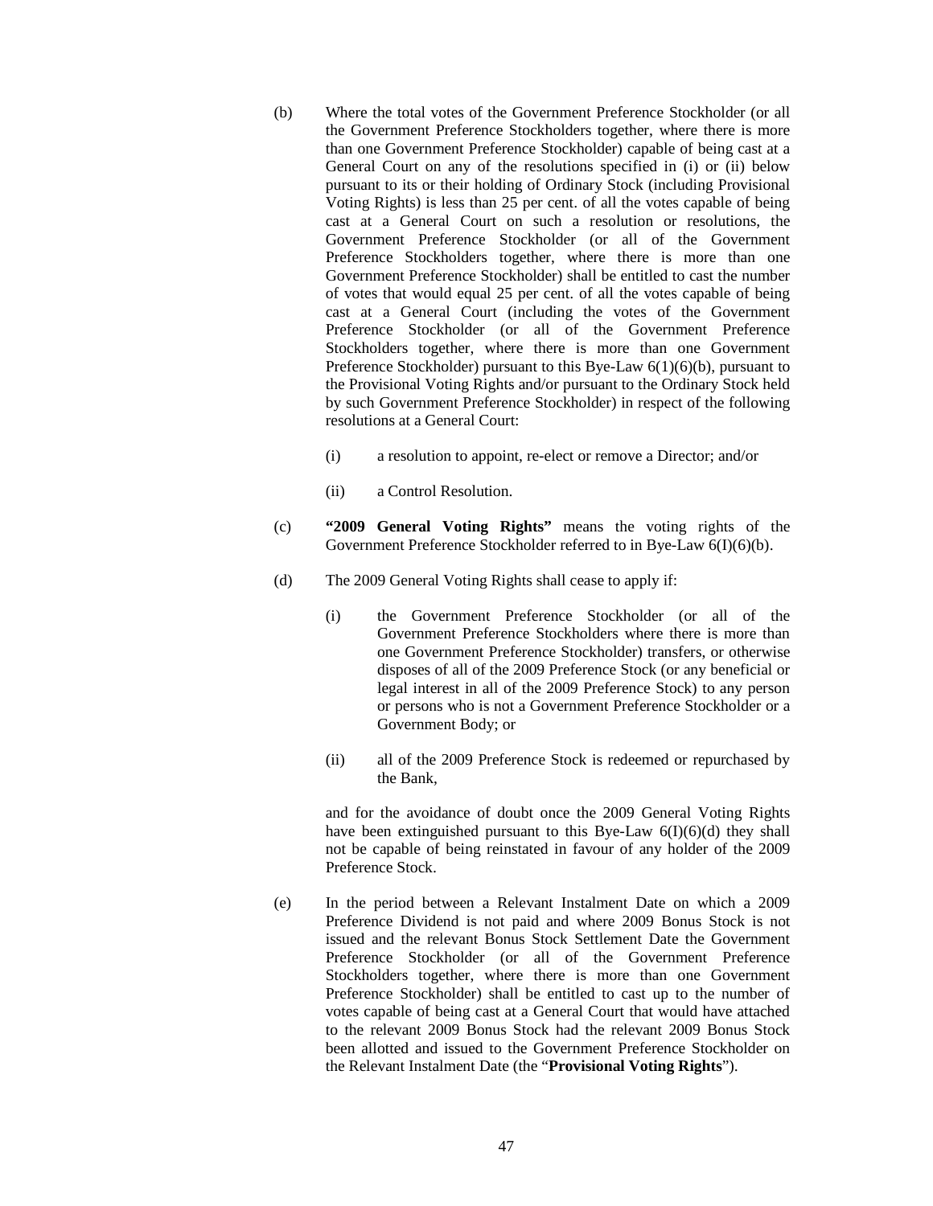(b) Where the total votes of the Government Preference Stockholder (or all the Government Preference Stockholders together, where there is more than one Government Preference Stockholder) capable of being cast at a General Court on any of the resolutions specified in (i) or (ii) below pursuant to its or their holding of Ordinary Stock (including Provisional Voting Rights) is less than 25 per cent. of all the votes capable of being cast at a General Court on such a resolution or resolutions, the Government Preference Stockholder (or all of the Government Preference Stockholders together, where there is more than one Government Preference Stockholder) shall be entitled to cast the number of votes that would equal 25 per cent. of all the votes capable of being cast at a General Court (including the votes of the Government Preference Stockholder (or all of the Government Preference Stockholders together, where there is more than one Government Preference Stockholder) pursuant to this Bye-Law 6(1)(6)(b), pursuant to the Provisional Voting Rights and/or pursuant to the Ordinary Stock held by such Government Preference Stockholder) in respect of the following resolutions at a General Court:

   (i) a resolution to appoint, re-elect or remove a Director; and/or

   (ii) a Control Resolution.

(c) **"2009 General Voting Rights"** means the voting rights of the Government Preference Stockholder referred to in Bye-Law 6(I)(6)(b).

(d) The 2009 General Voting Rights shall cease to apply if:

   (i) the Government Preference Stockholder (or all of the Government Preference Stockholders where there is more than one Government Preference Stockholder) transfers, or otherwise disposes of all of the 2009 Preference Stock (or any beneficial or legal interest in all of the 2009 Preference Stock) to any person or persons who is not a Government Preference Stockholder or a Government Body; or

   (ii) all of the 2009 Preference Stock is redeemed or repurchased by the Bank,

   and for the avoidance of doubt once the 2009 General Voting Rights have been extinguished pursuant to this Bye-Law 6(I)(6)(d) they shall not be capable of being reinstated in favour of any holder of the 2009 Preference Stock.

(e) In the period between a Relevant Instalment Date on which a 2009 Preference Dividend is not paid and where 2009 Bonus Stock is not issued and the relevant Bonus Stock Settlement Date the Government Preference Stockholder (or all of the Government Preference Stockholders together, where there is more than one Government Preference Stockholder) shall be entitled to cast up to the number of votes capable of being cast at a General Court that would have attached to the relevant 2009 Bonus Stock had the relevant 2009 Bonus Stock been allotted and issued to the Government Preference Stockholder on the Relevant Instalment Date (the "**Provisional Voting Rights**").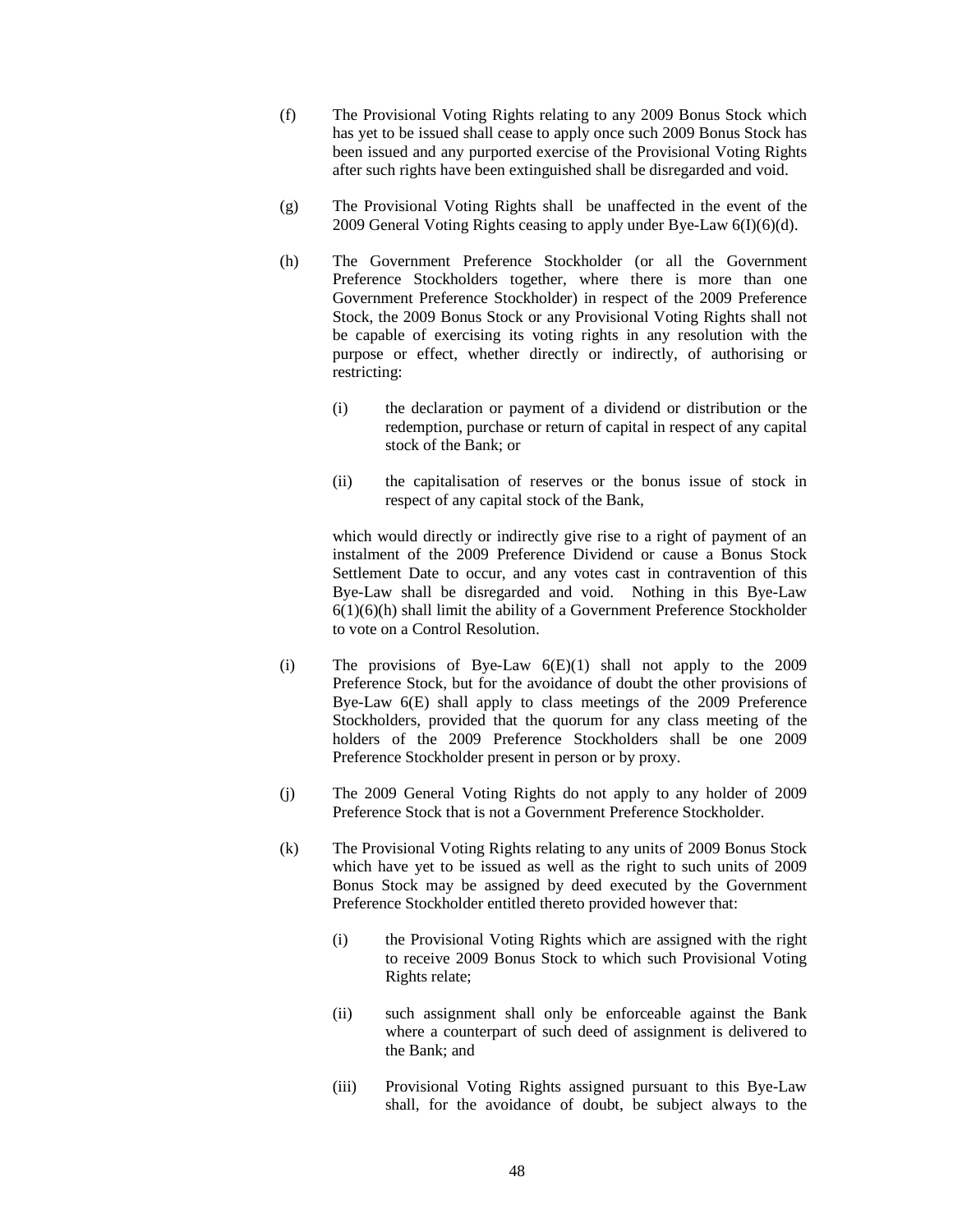(f) The Provisional Voting Rights relating to any 2009 Bonus Stock which has yet to be issued shall cease to apply once such 2009 Bonus Stock has been issued and any purported exercise of the Provisional Voting Rights after such rights have been extinguished shall be disregarded and void.

(g) The Provisional Voting Rights shall be unaffected in the event of the 2009 General Voting Rights ceasing to apply under Bye-Law 6(I)(6)(d).

(h) The Government Preference Stockholder (or all the Government Preference Stockholders together, where there is more than one Government Preference Stockholder) in respect of the 2009 Preference Stock, the 2009 Bonus Stock or any Provisional Voting Rights shall not be capable of exercising its voting rights in any resolution with the purpose or effect, whether directly or indirectly, of authorising or restricting:

   (i) the declaration or payment of a dividend or distribution or the redemption, purchase or return of capital in respect of any capital stock of the Bank; or

   (ii) the capitalisation of reserves or the bonus issue of stock in respect of any capital stock of the Bank,

   which would directly or indirectly give rise to a right of payment of an instalment of the 2009 Preference Dividend or cause a Bonus Stock Settlement Date to occur, and any votes cast in contravention of this Bye-Law shall be disregarded and void. Nothing in this Bye-Law 6(1)(6)(h) shall limit the ability of a Government Preference Stockholder to vote on a Control Resolution.

(i) The provisions of Bye-Law 6(E)(1) shall not apply to the 2009 Preference Stock, but for the avoidance of doubt the other provisions of Bye-Law 6(E) shall apply to class meetings of the 2009 Preference Stockholders, provided that the quorum for any class meeting of the holders of the 2009 Preference Stockholders shall be one 2009 Preference Stockholder present in person or by proxy.

(j) The 2009 General Voting Rights do not apply to any holder of 2009 Preference Stock that is not a Government Preference Stockholder.

(k) The Provisional Voting Rights relating to any units of 2009 Bonus Stock which have yet to be issued as well as the right to such units of 2009 Bonus Stock may be assigned by deed executed by the Government Preference Stockholder entitled thereto provided however that:

   (i) the Provisional Voting Rights which are assigned with the right to receive 2009 Bonus Stock to which such Provisional Voting Rights relate;

   (ii) such assignment shall only be enforceable against the Bank where a counterpart of such deed of assignment is delivered to the Bank; and

   (iii) Provisional Voting Rights assigned pursuant to this Bye-Law shall, for the avoidance of doubt, be subject always to the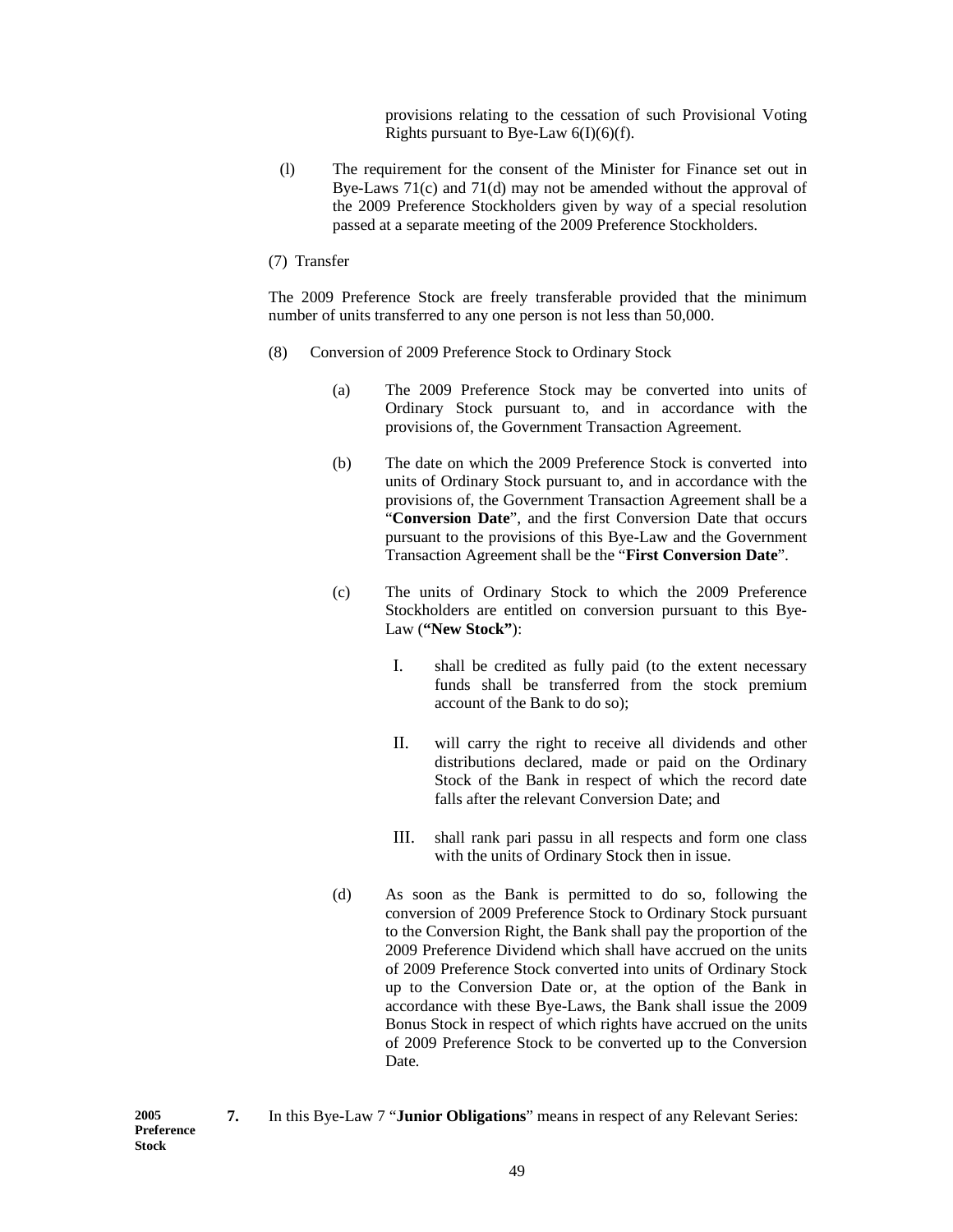provisions relating to the cessation of such Provisional Voting Rights pursuant to Bye-Law 6(I)(6)(f).

(l) The requirement for the consent of the Minister for Finance set out in Bye-Laws 71(c) and 71(d) may not be amended without the approval of the 2009 Preference Stockholders given by way of a special resolution passed at a separate meeting of the 2009 Preference Stockholders.

(7) Transfer

The 2009 Preference Stock are freely transferable provided that the minimum number of units transferred to any one person is not less than 50,000.

(8) Conversion of 2009 Preference Stock to Ordinary Stock

(a) The 2009 Preference Stock may be converted into units of Ordinary Stock pursuant to, and in accordance with the provisions of, the Government Transaction Agreement.

(b) The date on which the 2009 Preference Stock is converted into units of Ordinary Stock pursuant to, and in accordance with the provisions of, the Government Transaction Agreement shall be a "**Conversion Date**", and the first Conversion Date that occurs pursuant to the provisions of this Bye-Law and the Government Transaction Agreement shall be the "**First Conversion Date**".

(c) The units of Ordinary Stock to which the 2009 Preference Stockholders are entitled on conversion pursuant to this Bye-Law (**"New Stock"**):

I. shall be credited as fully paid (to the extent necessary funds shall be transferred from the stock premium account of the Bank to do so);

II. will carry the right to receive all dividends and other distributions declared, made or paid on the Ordinary Stock of the Bank in respect of which the record date falls after the relevant Conversion Date; and

III. shall rank pari passu in all respects and form one class with the units of Ordinary Stock then in issue.

(d) As soon as the Bank is permitted to do so, following the conversion of 2009 Preference Stock to Ordinary Stock pursuant to the Conversion Right, the Bank shall pay the proportion of the 2009 Preference Dividend which shall have accrued on the units of 2009 Preference Stock converted into units of Ordinary Stock up to the Conversion Date or, at the option of the Bank in accordance with these Bye-Laws, the Bank shall issue the 2009 Bonus Stock in respect of which rights have accrued on the units of 2009 Preference Stock to be converted up to the Conversion Date.

**2005 Preference Stock**

**7.** In this Bye-Law 7 "**Junior Obligations**" means in respect of any Relevant Series: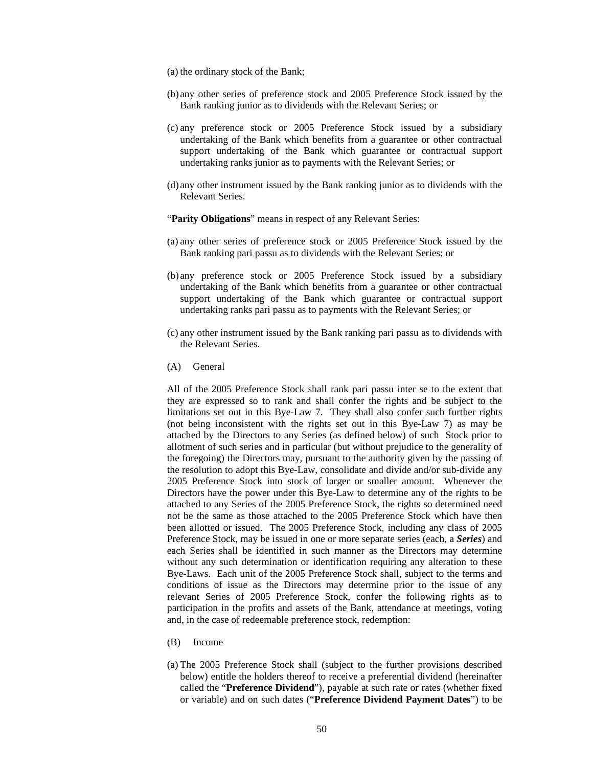(a) the ordinary stock of the Bank;

(b) any other series of preference stock and 2005 Preference Stock issued by the Bank ranking junior as to dividends with the Relevant Series; or

(c) any preference stock or 2005 Preference Stock issued by a subsidiary undertaking of the Bank which benefits from a guarantee or other contractual support undertaking of the Bank which guarantee or contractual support undertaking ranks junior as to payments with the Relevant Series; or

(d) any other instrument issued by the Bank ranking junior as to dividends with the Relevant Series.

"**Parity Obligations**" means in respect of any Relevant Series:

(a) any other series of preference stock or 2005 Preference Stock issued by the Bank ranking pari passu as to dividends with the Relevant Series; or

(b) any preference stock or 2005 Preference Stock issued by a subsidiary undertaking of the Bank which benefits from a guarantee or other contractual support undertaking of the Bank which guarantee or contractual support undertaking ranks pari passu as to payments with the Relevant Series; or

(c) any other instrument issued by the Bank ranking pari passu as to dividends with the Relevant Series.

(A) General

All of the 2005 Preference Stock shall rank pari passu inter se to the extent that they are expressed so to rank and shall confer the rights and be subject to the limitations set out in this Bye-Law 7. They shall also confer such further rights (not being inconsistent with the rights set out in this Bye-Law 7) as may be attached by the Directors to any Series (as defined below) of such Stock prior to allotment of such series and in particular (but without prejudice to the generality of the foregoing) the Directors may, pursuant to the authority given by the passing of the resolution to adopt this Bye-Law, consolidate and divide and/or sub-divide any 2005 Preference Stock into stock of larger or smaller amount. Whenever the Directors have the power under this Bye-Law to determine any of the rights to be attached to any Series of the 2005 Preference Stock, the rights so determined need not be the same as those attached to the 2005 Preference Stock which have then been allotted or issued. The 2005 Preference Stock, including any class of 2005 Preference Stock, may be issued in one or more separate series (each, a ***Series***) and each Series shall be identified in such manner as the Directors may determine without any such determination or identification requiring any alteration to these Bye-Laws. Each unit of the 2005 Preference Stock shall, subject to the terms and conditions of issue as the Directors may determine prior to the issue of any relevant Series of 2005 Preference Stock, confer the following rights as to participation in the profits and assets of the Bank, attendance at meetings, voting and, in the case of redeemable preference stock, redemption:

(B) Income

(a) The 2005 Preference Stock shall (subject to the further provisions described below) entitle the holders thereof to receive a preferential dividend (hereinafter called the "**Preference Dividend**"), payable at such rate or rates (whether fixed or variable) and on such dates ("**Preference Dividend Payment Dates**") to be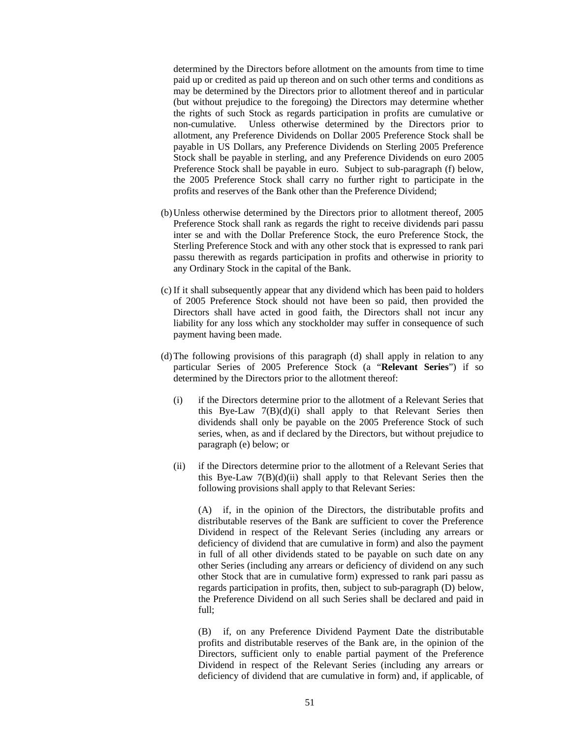determined by the Directors before allotment on the amounts from time to time paid up or credited as paid up thereon and on such other terms and conditions as may be determined by the Directors prior to allotment thereof and in particular (but without prejudice to the foregoing) the Directors may determine whether the rights of such Stock as regards participation in profits are cumulative or non-cumulative. Unless otherwise determined by the Directors prior to allotment, any Preference Dividends on Dollar 2005 Preference Stock shall be payable in US Dollars, any Preference Dividends on Sterling 2005 Preference Stock shall be payable in sterling, and any Preference Dividends on euro 2005 Preference Stock shall be payable in euro. Subject to sub-paragraph (f) below, the 2005 Preference Stock shall carry no further right to participate in the profits and reserves of the Bank other than the Preference Dividend;

(b) Unless otherwise determined by the Directors prior to allotment thereof, 2005 Preference Stock shall rank as regards the right to receive dividends pari passu inter se and with the Dollar Preference Stock, the euro Preference Stock, the Sterling Preference Stock and with any other stock that is expressed to rank pari passu therewith as regards participation in profits and otherwise in priority to any Ordinary Stock in the capital of the Bank.

(c) If it shall subsequently appear that any dividend which has been paid to holders of 2005 Preference Stock should not have been so paid, then provided the Directors shall have acted in good faith, the Directors shall not incur any liability for any loss which any stockholder may suffer in consequence of such payment having been made.

(d) The following provisions of this paragraph (d) shall apply in relation to any particular Series of 2005 Preference Stock (a "**Relevant Series**") if so determined by the Directors prior to the allotment thereof:

(i) if the Directors determine prior to the allotment of a Relevant Series that this Bye-Law 7(B)(d)(i) shall apply to that Relevant Series then dividends shall only be payable on the 2005 Preference Stock of such series, when, as and if declared by the Directors, but without prejudice to paragraph (e) below; or

(ii) if the Directors determine prior to the allotment of a Relevant Series that this Bye-Law 7(B)(d)(ii) shall apply to that Relevant Series then the following provisions shall apply to that Relevant Series:

(A) if, in the opinion of the Directors, the distributable profits and distributable reserves of the Bank are sufficient to cover the Preference Dividend in respect of the Relevant Series (including any arrears or deficiency of dividend that are cumulative in form) and also the payment in full of all other dividends stated to be payable on such date on any other Series (including any arrears or deficiency of dividend on any such other Stock that are in cumulative form) expressed to rank pari passu as regards participation in profits, then, subject to sub-paragraph (D) below, the Preference Dividend on all such Series shall be declared and paid in full;

(B) if, on any Preference Dividend Payment Date the distributable profits and distributable reserves of the Bank are, in the opinion of the Directors, sufficient only to enable partial payment of the Preference Dividend in respect of the Relevant Series (including any arrears or deficiency of dividend that are cumulative in form) and, if applicable, of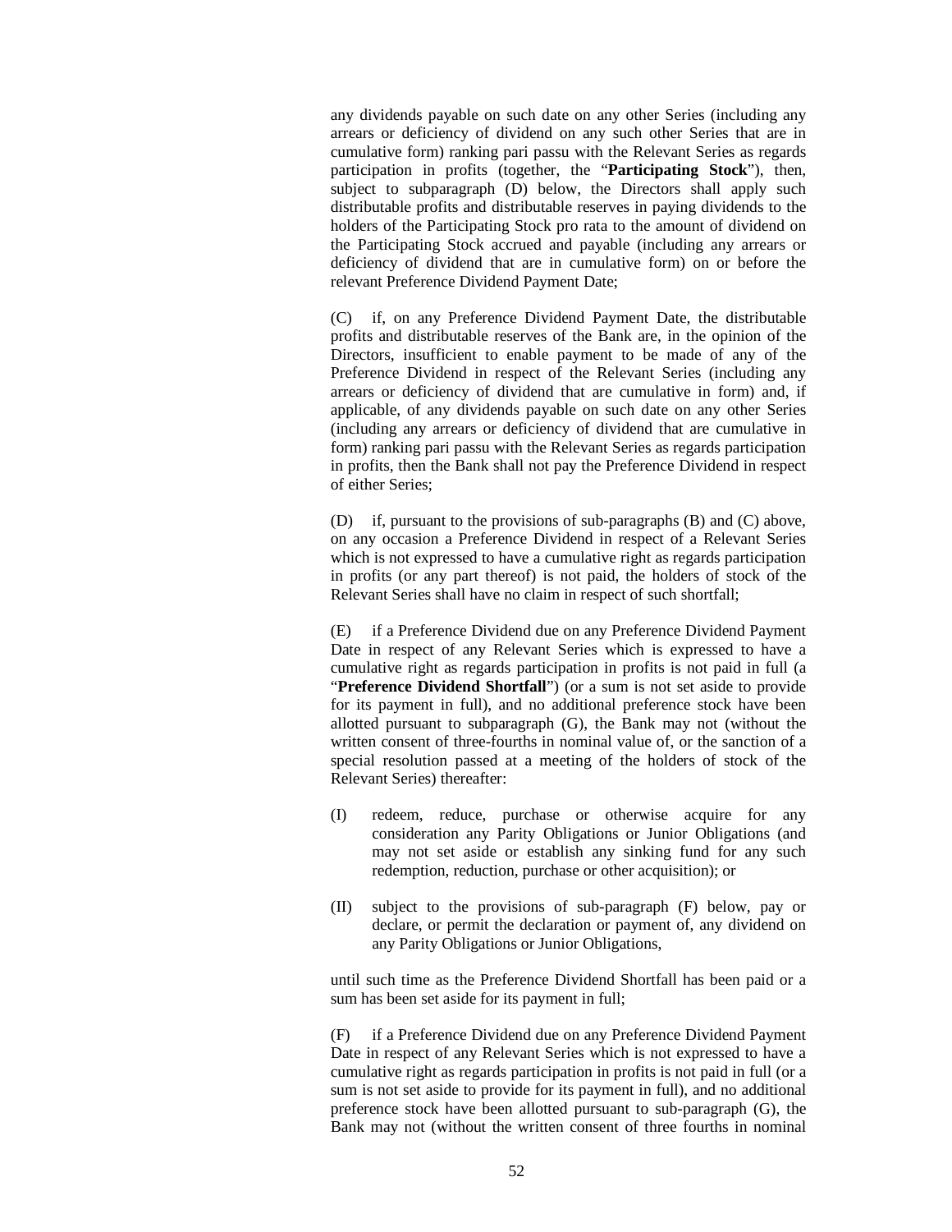any dividends payable on such date on any other Series (including any arrears or deficiency of dividend on any such other Series that are in cumulative form) ranking pari passu with the Relevant Series as regards participation in profits (together, the "**Participating Stock**"), then, subject to subparagraph (D) below, the Directors shall apply such distributable profits and distributable reserves in paying dividends to the holders of the Participating Stock pro rata to the amount of dividend on the Participating Stock accrued and payable (including any arrears or deficiency of dividend that are in cumulative form) on or before the relevant Preference Dividend Payment Date;

(C) if, on any Preference Dividend Payment Date, the distributable profits and distributable reserves of the Bank are, in the opinion of the Directors, insufficient to enable payment to be made of any of the Preference Dividend in respect of the Relevant Series (including any arrears or deficiency of dividend that are cumulative in form) and, if applicable, of any dividends payable on such date on any other Series (including any arrears or deficiency of dividend that are cumulative in form) ranking pari passu with the Relevant Series as regards participation in profits, then the Bank shall not pay the Preference Dividend in respect of either Series;

(D) if, pursuant to the provisions of sub-paragraphs (B) and (C) above, on any occasion a Preference Dividend in respect of a Relevant Series which is not expressed to have a cumulative right as regards participation in profits (or any part thereof) is not paid, the holders of stock of the Relevant Series shall have no claim in respect of such shortfall;

(E) if a Preference Dividend due on any Preference Dividend Payment Date in respect of any Relevant Series which is expressed to have a cumulative right as regards participation in profits is not paid in full (a "**Preference Dividend Shortfall**") (or a sum is not set aside to provide for its payment in full), and no additional preference stock have been allotted pursuant to subparagraph (G), the Bank may not (without the written consent of three-fourths in nominal value of, or the sanction of a special resolution passed at a meeting of the holders of stock of the Relevant Series) thereafter:

(I) redeem, reduce, purchase or otherwise acquire for any consideration any Parity Obligations or Junior Obligations (and may not set aside or establish any sinking fund for any such redemption, reduction, purchase or other acquisition); or

(II) subject to the provisions of sub-paragraph (F) below, pay or declare, or permit the declaration or payment of, any dividend on any Parity Obligations or Junior Obligations,

until such time as the Preference Dividend Shortfall has been paid or a sum has been set aside for its payment in full;

(F) if a Preference Dividend due on any Preference Dividend Payment Date in respect of any Relevant Series which is not expressed to have a cumulative right as regards participation in profits is not paid in full (or a sum is not set aside to provide for its payment in full), and no additional preference stock have been allotted pursuant to sub-paragraph (G), the Bank may not (without the written consent of three fourths in nominal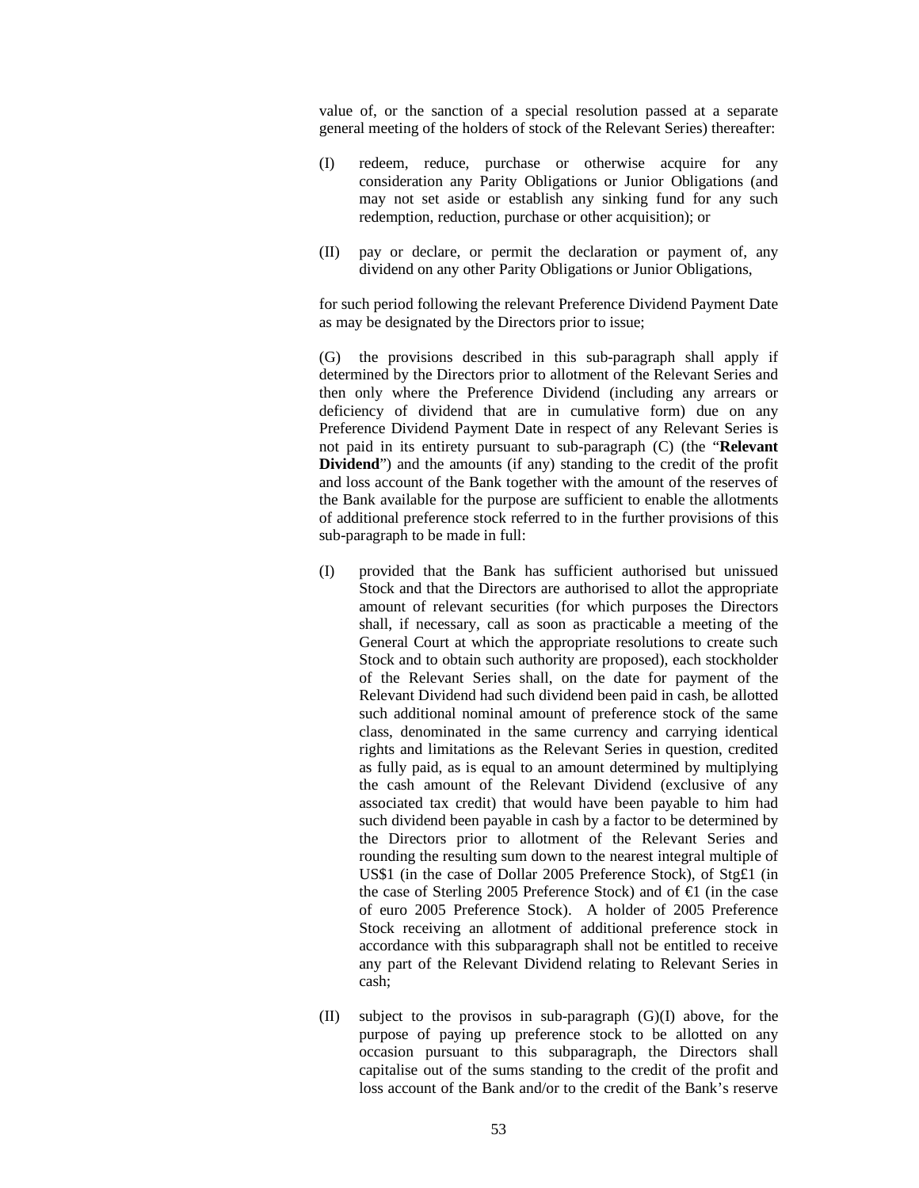value of, or the sanction of a special resolution passed at a separate general meeting of the holders of stock of the Relevant Series) thereafter:

(I) redeem, reduce, purchase or otherwise acquire for any consideration any Parity Obligations or Junior Obligations (and may not set aside or establish any sinking fund for any such redemption, reduction, purchase or other acquisition); or

(II) pay or declare, or permit the declaration or payment of, any dividend on any other Parity Obligations or Junior Obligations,

for such period following the relevant Preference Dividend Payment Date as may be designated by the Directors prior to issue;

(G) the provisions described in this sub-paragraph shall apply if determined by the Directors prior to allotment of the Relevant Series and then only where the Preference Dividend (including any arrears or deficiency of dividend that are in cumulative form) due on any Preference Dividend Payment Date in respect of any Relevant Series is not paid in its entirety pursuant to sub-paragraph (C) (the "**Relevant Dividend**") and the amounts (if any) standing to the credit of the profit and loss account of the Bank together with the amount of the reserves of the Bank available for the purpose are sufficient to enable the allotments of additional preference stock referred to in the further provisions of this sub-paragraph to be made in full:

(I) provided that the Bank has sufficient authorised but unissued Stock and that the Directors are authorised to allot the appropriate amount of relevant securities (for which purposes the Directors shall, if necessary, call as soon as practicable a meeting of the General Court at which the appropriate resolutions to create such Stock and to obtain such authority are proposed), each stockholder of the Relevant Series shall, on the date for payment of the Relevant Dividend had such dividend been paid in cash, be allotted such additional nominal amount of preference stock of the same class, denominated in the same currency and carrying identical rights and limitations as the Relevant Series in question, credited as fully paid, as is equal to an amount determined by multiplying the cash amount of the Relevant Dividend (exclusive of any associated tax credit) that would have been payable to him had such dividend been payable in cash by a factor to be determined by the Directors prior to allotment of the Relevant Series and rounding the resulting sum down to the nearest integral multiple of US$1 (in the case of Dollar 2005 Preference Stock), of Stg£1 (in the case of Sterling 2005 Preference Stock) and of €1 (in the case of euro 2005 Preference Stock). A holder of 2005 Preference Stock receiving an allotment of additional preference stock in accordance with this subparagraph shall not be entitled to receive any part of the Relevant Dividend relating to Relevant Series in cash;

(II) subject to the provisos in sub-paragraph (G)(I) above, for the purpose of paying up preference stock to be allotted on any occasion pursuant to this subparagraph, the Directors shall capitalise out of the sums standing to the credit of the profit and loss account of the Bank and/or to the credit of the Bank's reserve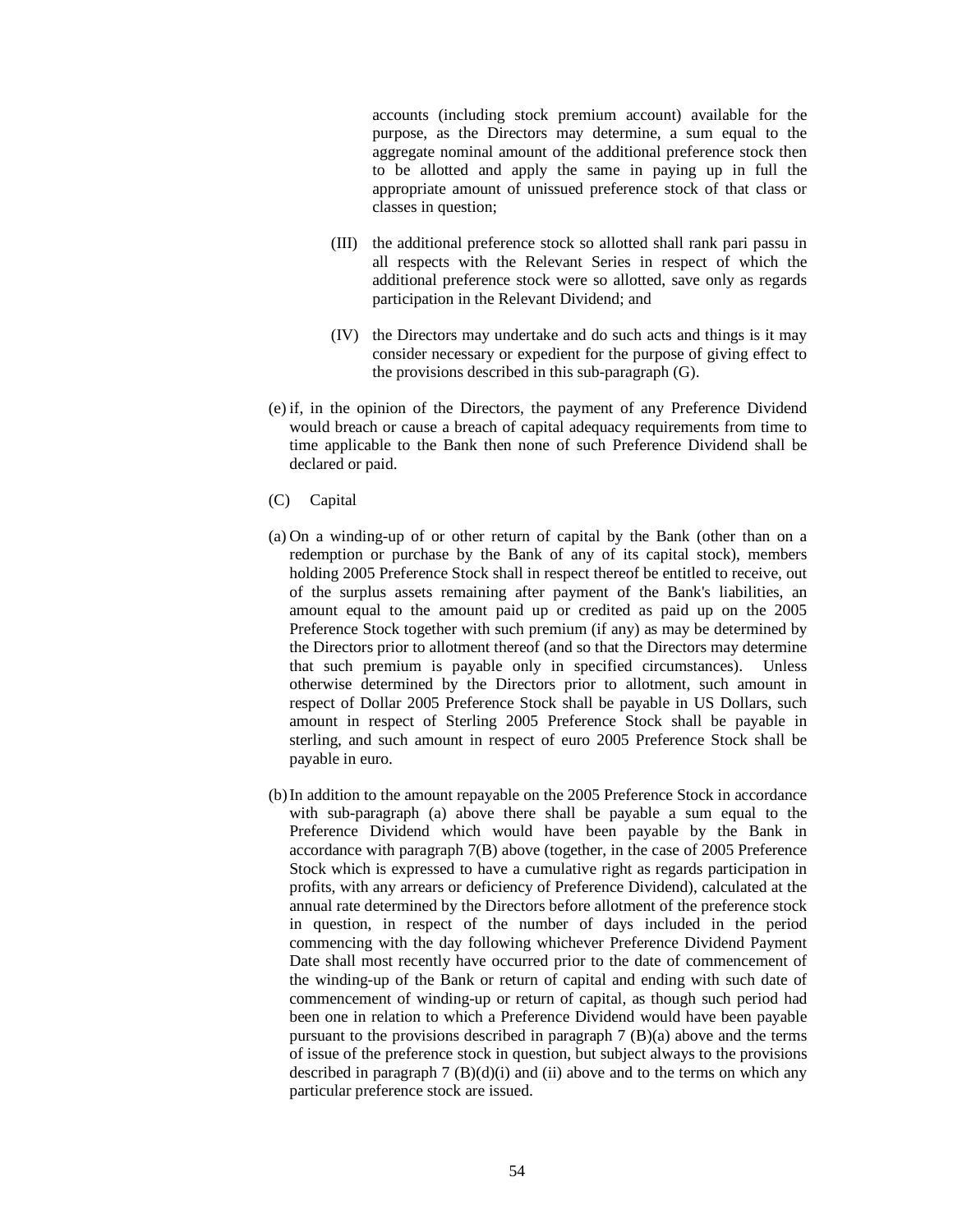accounts (including stock premium account) available for the purpose, as the Directors may determine, a sum equal to the aggregate nominal amount of the additional preference stock then to be allotted and apply the same in paying up in full the appropriate amount of unissued preference stock of that class or classes in question;

(III) the additional preference stock so allotted shall rank pari passu in all respects with the Relevant Series in respect of which the additional preference stock were so allotted, save only as regards participation in the Relevant Dividend; and

(IV) the Directors may undertake and do such acts and things is it may consider necessary or expedient for the purpose of giving effect to the provisions described in this sub-paragraph (G).

(e) if, in the opinion of the Directors, the payment of any Preference Dividend would breach or cause a breach of capital adequacy requirements from time to time applicable to the Bank then none of such Preference Dividend shall be declared or paid.

(C) Capital

(a) On a winding-up of or other return of capital by the Bank (other than on a redemption or purchase by the Bank of any of its capital stock), members holding 2005 Preference Stock shall in respect thereof be entitled to receive, out of the surplus assets remaining after payment of the Bank's liabilities, an amount equal to the amount paid up or credited as paid up on the 2005 Preference Stock together with such premium (if any) as may be determined by the Directors prior to allotment thereof (and so that the Directors may determine that such premium is payable only in specified circumstances). Unless otherwise determined by the Directors prior to allotment, such amount in respect of Dollar 2005 Preference Stock shall be payable in US Dollars, such amount in respect of Sterling 2005 Preference Stock shall be payable in sterling, and such amount in respect of euro 2005 Preference Stock shall be payable in euro.

(b) In addition to the amount repayable on the 2005 Preference Stock in accordance with sub-paragraph (a) above there shall be payable a sum equal to the Preference Dividend which would have been payable by the Bank in accordance with paragraph 7(B) above (together, in the case of 2005 Preference Stock which is expressed to have a cumulative right as regards participation in profits, with any arrears or deficiency of Preference Dividend), calculated at the annual rate determined by the Directors before allotment of the preference stock in question, in respect of the number of days included in the period commencing with the day following whichever Preference Dividend Payment Date shall most recently have occurred prior to the date of commencement of the winding-up of the Bank or return of capital and ending with such date of commencement of winding-up or return of capital, as though such period had been one in relation to which a Preference Dividend would have been payable pursuant to the provisions described in paragraph 7 (B)(a) above and the terms of issue of the preference stock in question, but subject always to the provisions described in paragraph 7 (B)(d)(i) and (ii) above and to the terms on which any particular preference stock are issued.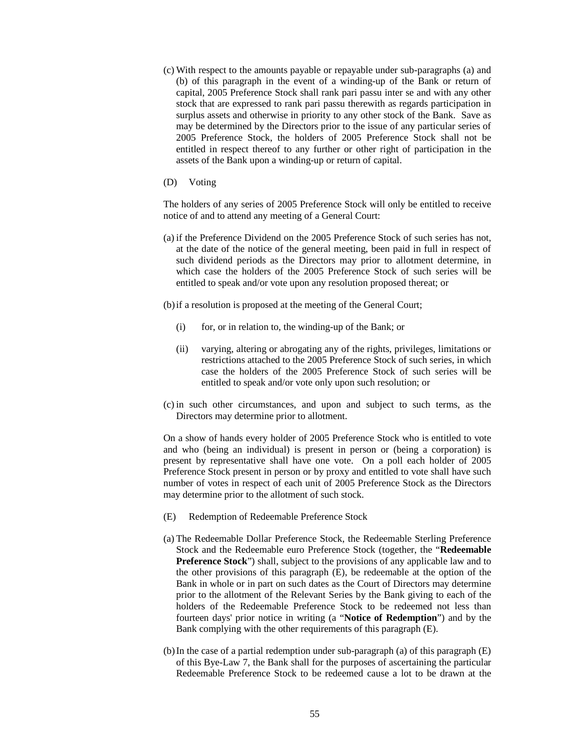(c) With respect to the amounts payable or repayable under sub-paragraphs (a) and (b) of this paragraph in the event of a winding-up of the Bank or return of capital, 2005 Preference Stock shall rank pari passu inter se and with any other stock that are expressed to rank pari passu therewith as regards participation in surplus assets and otherwise in priority to any other stock of the Bank. Save as may be determined by the Directors prior to the issue of any particular series of 2005 Preference Stock, the holders of 2005 Preference Stock shall not be entitled in respect thereof to any further or other right of participation in the assets of the Bank upon a winding-up or return of capital.

(D) Voting

The holders of any series of 2005 Preference Stock will only be entitled to receive notice of and to attend any meeting of a General Court:

(a) if the Preference Dividend on the 2005 Preference Stock of such series has not, at the date of the notice of the general meeting, been paid in full in respect of such dividend periods as the Directors may prior to allotment determine, in which case the holders of the 2005 Preference Stock of such series will be entitled to speak and/or vote upon any resolution proposed thereat; or

(b) if a resolution is proposed at the meeting of the General Court;

  (i) for, or in relation to, the winding-up of the Bank; or

  (ii) varying, altering or abrogating any of the rights, privileges, limitations or restrictions attached to the 2005 Preference Stock of such series, in which case the holders of the 2005 Preference Stock of such series will be entitled to speak and/or vote only upon such resolution; or

(c) in such other circumstances, and upon and subject to such terms, as the Directors may determine prior to allotment.

On a show of hands every holder of 2005 Preference Stock who is entitled to vote and who (being an individual) is present in person or (being a corporation) is present by representative shall have one vote. On a poll each holder of 2005 Preference Stock present in person or by proxy and entitled to vote shall have such number of votes in respect of each unit of 2005 Preference Stock as the Directors may determine prior to the allotment of such stock.

(E) Redemption of Redeemable Preference Stock

(a) The Redeemable Dollar Preference Stock, the Redeemable Sterling Preference Stock and the Redeemable euro Preference Stock (together, the "**Redeemable Preference Stock**") shall, subject to the provisions of any applicable law and to the other provisions of this paragraph (E), be redeemable at the option of the Bank in whole or in part on such dates as the Court of Directors may determine prior to the allotment of the Relevant Series by the Bank giving to each of the holders of the Redeemable Preference Stock to be redeemed not less than fourteen days' prior notice in writing (a "**Notice of Redemption**") and by the Bank complying with the other requirements of this paragraph (E).

(b) In the case of a partial redemption under sub-paragraph (a) of this paragraph (E) of this Bye-Law 7, the Bank shall for the purposes of ascertaining the particular Redeemable Preference Stock to be redeemed cause a lot to be drawn at the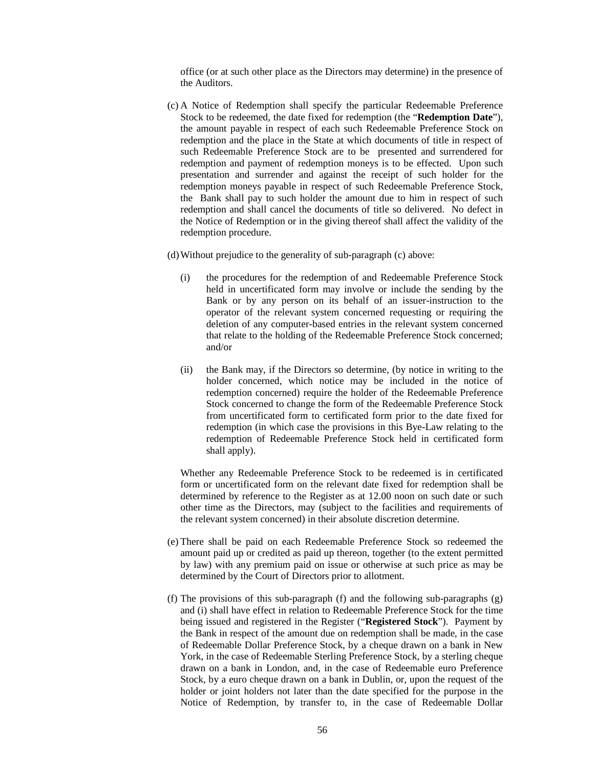office (or at such other place as the Directors may determine) in the presence of the Auditors.

(c) A Notice of Redemption shall specify the particular Redeemable Preference Stock to be redeemed, the date fixed for redemption (the "**Redemption Date**"), the amount payable in respect of each such Redeemable Preference Stock on redemption and the place in the State at which documents of title in respect of such Redeemable Preference Stock are to be presented and surrendered for redemption and payment of redemption moneys is to be effected. Upon such presentation and surrender and against the receipt of such holder for the redemption moneys payable in respect of such Redeemable Preference Stock, the Bank shall pay to such holder the amount due to him in respect of such redemption and shall cancel the documents of title so delivered. No defect in the Notice of Redemption or in the giving thereof shall affect the validity of the redemption procedure.

(d) Without prejudice to the generality of sub-paragraph (c) above:

(i) the procedures for the redemption of and Redeemable Preference Stock held in uncertificated form may involve or include the sending by the Bank or by any person on its behalf of an issuer-instruction to the operator of the relevant system concerned requesting or requiring the deletion of any computer-based entries in the relevant system concerned that relate to the holding of the Redeemable Preference Stock concerned; and/or

(ii) the Bank may, if the Directors so determine, (by notice in writing to the holder concerned, which notice may be included in the notice of redemption concerned) require the holder of the Redeemable Preference Stock concerned to change the form of the Redeemable Preference Stock from uncertificated form to certificated form prior to the date fixed for redemption (in which case the provisions in this Bye-Law relating to the redemption of Redeemable Preference Stock held in certificated form shall apply).

Whether any Redeemable Preference Stock to be redeemed is in certificated form or uncertificated form on the relevant date fixed for redemption shall be determined by reference to the Register as at 12.00 noon on such date or such other time as the Directors, may (subject to the facilities and requirements of the relevant system concerned) in their absolute discretion determine.

(e) There shall be paid on each Redeemable Preference Stock so redeemed the amount paid up or credited as paid up thereon, together (to the extent permitted by law) with any premium paid on issue or otherwise at such price as may be determined by the Court of Directors prior to allotment.

(f) The provisions of this sub-paragraph (f) and the following sub-paragraphs (g) and (i) shall have effect in relation to Redeemable Preference Stock for the time being issued and registered in the Register ("**Registered Stock**"). Payment by the Bank in respect of the amount due on redemption shall be made, in the case of Redeemable Dollar Preference Stock, by a cheque drawn on a bank in New York, in the case of Redeemable Sterling Preference Stock, by a sterling cheque drawn on a bank in London, and, in the case of Redeemable euro Preference Stock, by a euro cheque drawn on a bank in Dublin, or, upon the request of the holder or joint holders not later than the date specified for the purpose in the Notice of Redemption, by transfer to, in the case of Redeemable Dollar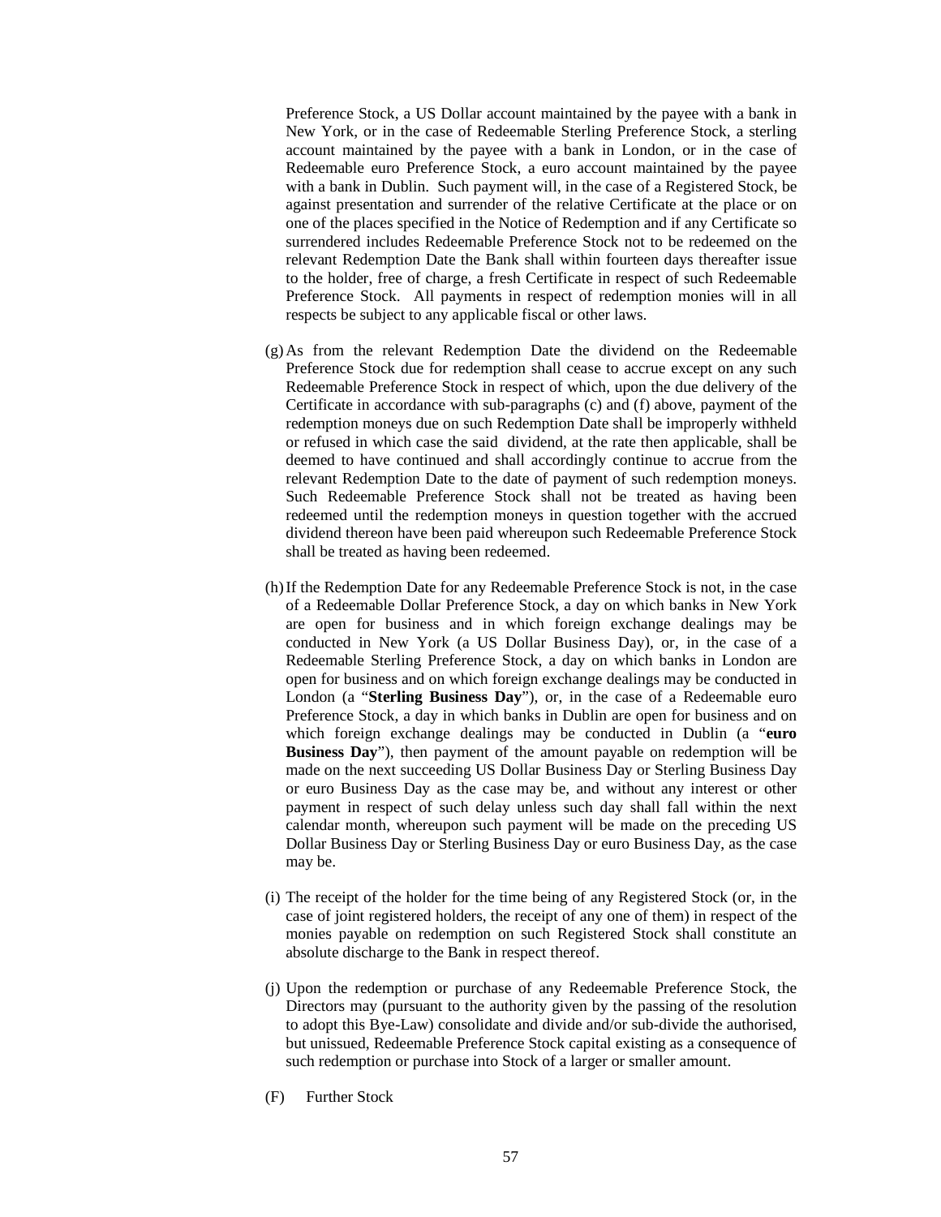Preference Stock, a US Dollar account maintained by the payee with a bank in New York, or in the case of Redeemable Sterling Preference Stock, a sterling account maintained by the payee with a bank in London, or in the case of Redeemable euro Preference Stock, a euro account maintained by the payee with a bank in Dublin. Such payment will, in the case of a Registered Stock, be against presentation and surrender of the relative Certificate at the place or on one of the places specified in the Notice of Redemption and if any Certificate so surrendered includes Redeemable Preference Stock not to be redeemed on the relevant Redemption Date the Bank shall within fourteen days thereafter issue to the holder, free of charge, a fresh Certificate in respect of such Redeemable Preference Stock. All payments in respect of redemption monies will in all respects be subject to any applicable fiscal or other laws.

(g) As from the relevant Redemption Date the dividend on the Redeemable Preference Stock due for redemption shall cease to accrue except on any such Redeemable Preference Stock in respect of which, upon the due delivery of the Certificate in accordance with sub-paragraphs (c) and (f) above, payment of the redemption moneys due on such Redemption Date shall be improperly withheld or refused in which case the said dividend, at the rate then applicable, shall be deemed to have continued and shall accordingly continue to accrue from the relevant Redemption Date to the date of payment of such redemption moneys. Such Redeemable Preference Stock shall not be treated as having been redeemed until the redemption moneys in question together with the accrued dividend thereon have been paid whereupon such Redeemable Preference Stock shall be treated as having been redeemed.

(h) If the Redemption Date for any Redeemable Preference Stock is not, in the case of a Redeemable Dollar Preference Stock, a day on which banks in New York are open for business and in which foreign exchange dealings may be conducted in New York (a US Dollar Business Day), or, in the case of a Redeemable Sterling Preference Stock, a day on which banks in London are open for business and on which foreign exchange dealings may be conducted in London (a "**Sterling Business Day**"), or, in the case of a Redeemable euro Preference Stock, a day in which banks in Dublin are open for business and on which foreign exchange dealings may be conducted in Dublin (a "**euro Business Day**"), then payment of the amount payable on redemption will be made on the next succeeding US Dollar Business Day or Sterling Business Day or euro Business Day as the case may be, and without any interest or other payment in respect of such delay unless such day shall fall within the next calendar month, whereupon such payment will be made on the preceding US Dollar Business Day or Sterling Business Day or euro Business Day, as the case may be.

(i) The receipt of the holder for the time being of any Registered Stock (or, in the case of joint registered holders, the receipt of any one of them) in respect of the monies payable on redemption on such Registered Stock shall constitute an absolute discharge to the Bank in respect thereof.

(j) Upon the redemption or purchase of any Redeemable Preference Stock, the Directors may (pursuant to the authority given by the passing of the resolution to adopt this Bye-Law) consolidate and divide and/or sub-divide the authorised, but unissued, Redeemable Preference Stock capital existing as a consequence of such redemption or purchase into Stock of a larger or smaller amount.

(F) Further Stock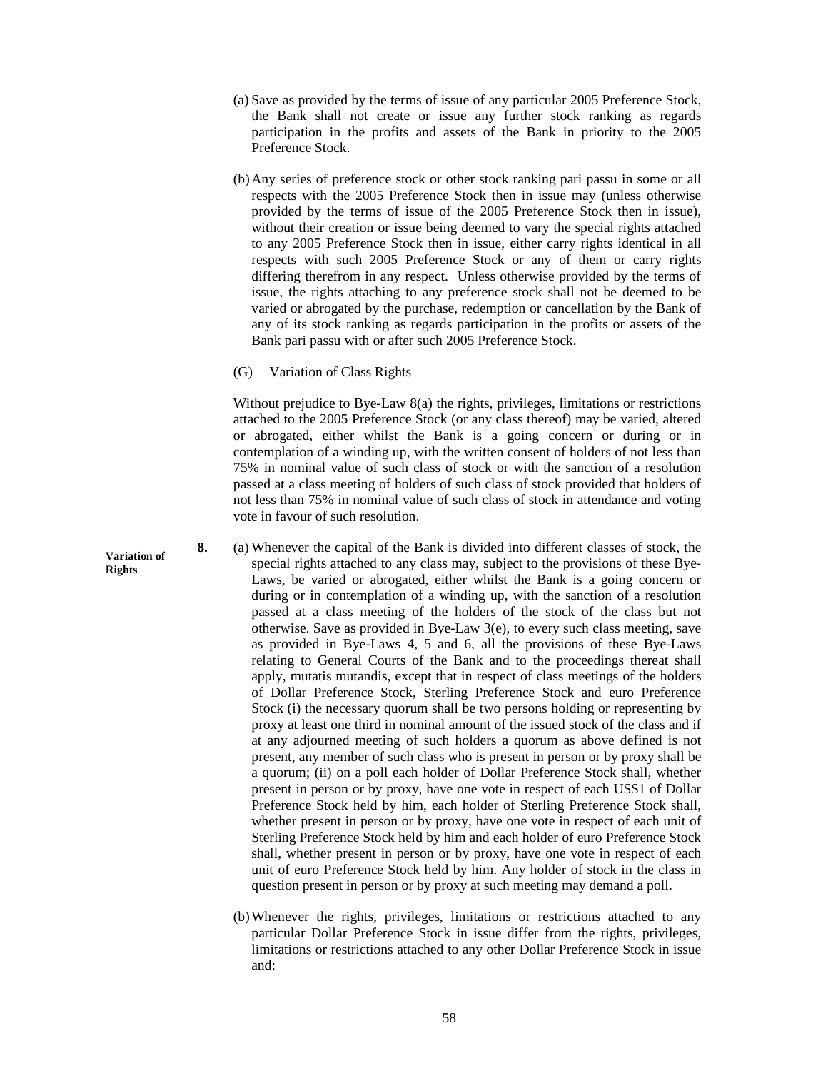(a) Save as provided by the terms of issue of any particular 2005 Preference Stock, the Bank shall not create or issue any further stock ranking as regards participation in the profits and assets of the Bank in priority to the 2005 Preference Stock.

(b) Any series of preference stock or other stock ranking pari passu in some or all respects with the 2005 Preference Stock then in issue may (unless otherwise provided by the terms of issue of the 2005 Preference Stock then in issue), without their creation or issue being deemed to vary the special rights attached to any 2005 Preference Stock then in issue, either carry rights identical in all respects with such 2005 Preference Stock or any of them or carry rights differing therefrom in any respect. Unless otherwise provided by the terms of issue, the rights attaching to any preference stock shall not be deemed to be varied or abrogated by the purchase, redemption or cancellation by the Bank of any of its stock ranking as regards participation in the profits or assets of the Bank pari passu with or after such 2005 Preference Stock.

(G) Variation of Class Rights

Without prejudice to Bye-Law 8(a) the rights, privileges, limitations or restrictions attached to the 2005 Preference Stock (or any class thereof) may be varied, altered or abrogated, either whilst the Bank is a going concern or during or in contemplation of a winding up, with the written consent of holders of not less than 75% in nominal value of such class of stock or with the sanction of a resolution passed at a class meeting of holders of such class of stock provided that holders of not less than 75% in nominal value of such class of stock in attendance and voting vote in favour of such resolution.

**Variation of Rights**

**8.** (a) Whenever the capital of the Bank is divided into different classes of stock, the special rights attached to any class may, subject to the provisions of these Bye-Laws, be varied or abrogated, either whilst the Bank is a going concern or during or in contemplation of a winding up, with the sanction of a resolution passed at a class meeting of the holders of the stock of the class but not otherwise. Save as provided in Bye-Law 3(e), to every such class meeting, save as provided in Bye-Laws 4, 5 and 6, all the provisions of these Bye-Laws relating to General Courts of the Bank and to the proceedings thereat shall apply, mutatis mutandis, except that in respect of class meetings of the holders of Dollar Preference Stock, Sterling Preference Stock and euro Preference Stock (i) the necessary quorum shall be two persons holding or representing by proxy at least one third in nominal amount of the issued stock of the class and if at any adjourned meeting of such holders a quorum as above defined is not present, any member of such class who is present in person or by proxy shall be a quorum; (ii) on a poll each holder of Dollar Preference Stock shall, whether present in person or by proxy, have one vote in respect of each US$1 of Dollar Preference Stock held by him, each holder of Sterling Preference Stock shall, whether present in person or by proxy, have one vote in respect of each unit of Sterling Preference Stock held by him and each holder of euro Preference Stock shall, whether present in person or by proxy, have one vote in respect of each unit of euro Preference Stock held by him. Any holder of stock in the class in question present in person or by proxy at such meeting may demand a poll.

(b) Whenever the rights, privileges, limitations or restrictions attached to any particular Dollar Preference Stock in issue differ from the rights, privileges, limitations or restrictions attached to any other Dollar Preference Stock in issue and: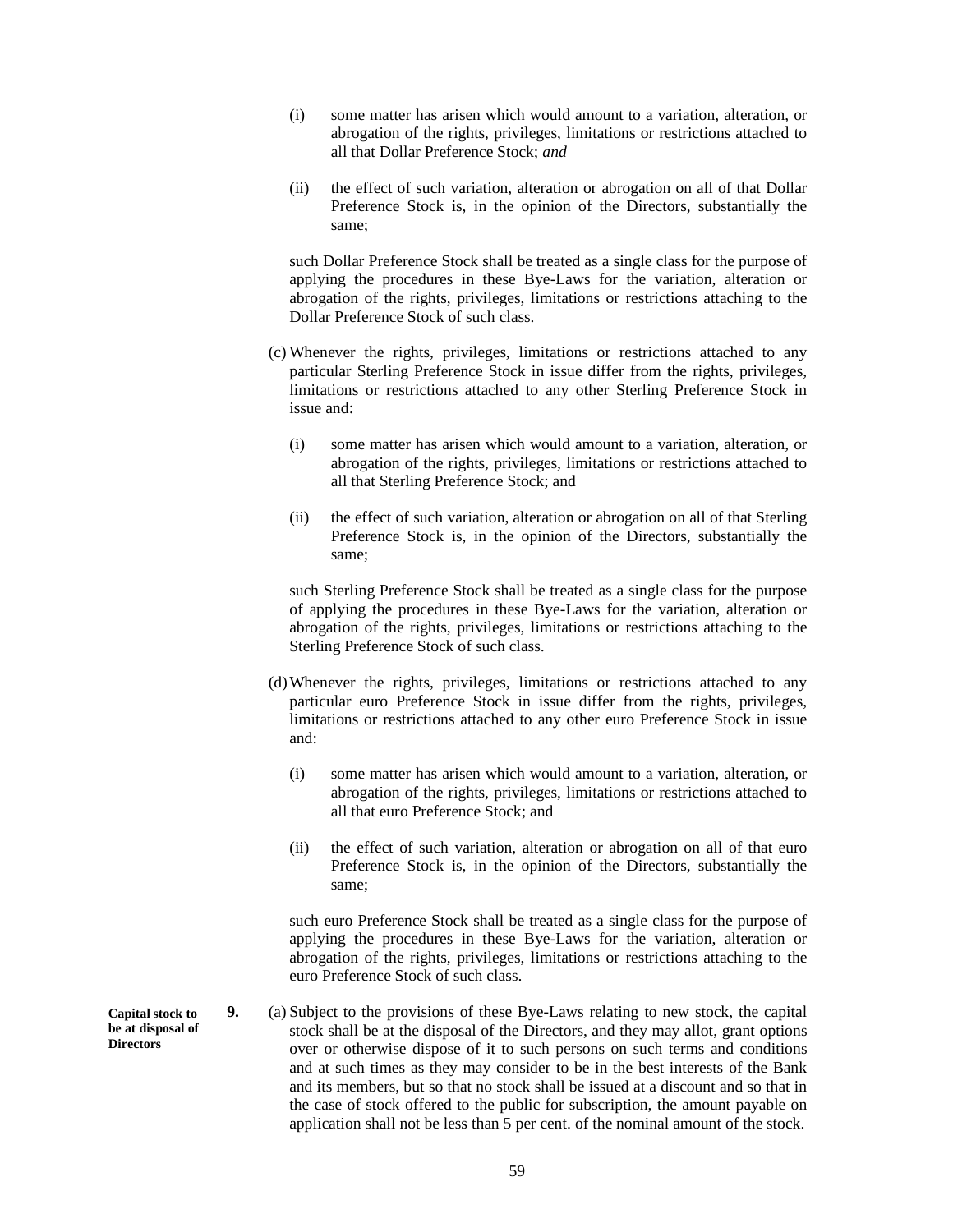(i) some matter has arisen which would amount to a variation, alteration, or abrogation of the rights, privileges, limitations or restrictions attached to all that Dollar Preference Stock; *and*

(ii) the effect of such variation, alteration or abrogation on all of that Dollar Preference Stock is, in the opinion of the Directors, substantially the same;

such Dollar Preference Stock shall be treated as a single class for the purpose of applying the procedures in these Bye-Laws for the variation, alteration or abrogation of the rights, privileges, limitations or restrictions attaching to the Dollar Preference Stock of such class.

(c) Whenever the rights, privileges, limitations or restrictions attached to any particular Sterling Preference Stock in issue differ from the rights, privileges, limitations or restrictions attached to any other Sterling Preference Stock in issue and:

(i) some matter has arisen which would amount to a variation, alteration, or abrogation of the rights, privileges, limitations or restrictions attached to all that Sterling Preference Stock; and

(ii) the effect of such variation, alteration or abrogation on all of that Sterling Preference Stock is, in the opinion of the Directors, substantially the same;

such Sterling Preference Stock shall be treated as a single class for the purpose of applying the procedures in these Bye-Laws for the variation, alteration or abrogation of the rights, privileges, limitations or restrictions attaching to the Sterling Preference Stock of such class.

(d) Whenever the rights, privileges, limitations or restrictions attached to any particular euro Preference Stock in issue differ from the rights, privileges, limitations or restrictions attached to any other euro Preference Stock in issue and:

(i) some matter has arisen which would amount to a variation, alteration, or abrogation of the rights, privileges, limitations or restrictions attached to all that euro Preference Stock; and

(ii) the effect of such variation, alteration or abrogation on all of that euro Preference Stock is, in the opinion of the Directors, substantially the same;

such euro Preference Stock shall be treated as a single class for the purpose of applying the procedures in these Bye-Laws for the variation, alteration or abrogation of the rights, privileges, limitations or restrictions attaching to the euro Preference Stock of such class.

**Capital stock to be at disposal of Directors**

**9.** (a) Subject to the provisions of these Bye-Laws relating to new stock, the capital stock shall be at the disposal of the Directors, and they may allot, grant options over or otherwise dispose of it to such persons on such terms and conditions and at such times as they may consider to be in the best interests of the Bank and its members, but so that no stock shall be issued at a discount and so that in the case of stock offered to the public for subscription, the amount payable on application shall not be less than 5 per cent. of the nominal amount of the stock.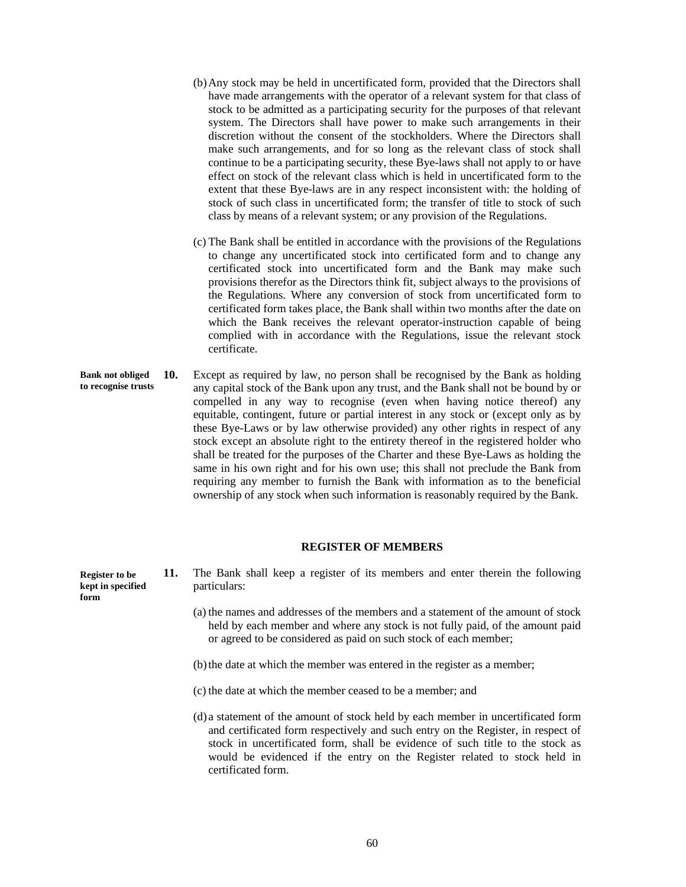(b) Any stock may be held in uncertificated form, provided that the Directors shall have made arrangements with the operator of a relevant system for that class of stock to be admitted as a participating security for the purposes of that relevant system. The Directors shall have power to make such arrangements in their discretion without the consent of the stockholders. Where the Directors shall make such arrangements, and for so long as the relevant class of stock shall continue to be a participating security, these Bye-laws shall not apply to or have effect on stock of the relevant class which is held in uncertificated form to the extent that these Bye-laws are in any respect inconsistent with: the holding of stock of such class in uncertificated form; the transfer of title to stock of such class by means of a relevant system; or any provision of the Regulations.

(c) The Bank shall be entitled in accordance with the provisions of the Regulations to change any uncertificated stock into certificated form and to change any certificated stock into uncertificated form and the Bank may make such provisions therefor as the Directors think fit, subject always to the provisions of the Regulations. Where any conversion of stock from uncertificated form to certificated form takes place, the Bank shall within two months after the date on which the Bank receives the relevant operator-instruction capable of being complied with in accordance with the Regulations, issue the relevant stock certificate.

**Bank not obliged to recognise trusts**

**10.** Except as required by law, no person shall be recognised by the Bank as holding any capital stock of the Bank upon any trust, and the Bank shall not be bound by or compelled in any way to recognise (even when having notice thereof) any equitable, contingent, future or partial interest in any stock or (except only as by these Bye-Laws or by law otherwise provided) any other rights in respect of any stock except an absolute right to the entirety thereof in the registered holder who shall be treated for the purposes of the Charter and these Bye-Laws as holding the same in his own right and for his own use; this shall not preclude the Bank from requiring any member to furnish the Bank with information as to the beneficial ownership of any stock when such information is reasonably required by the Bank.

## REGISTER OF MEMBERS

**Register to be kept in specified form**

**11.** The Bank shall keep a register of its members and enter therein the following particulars:

(a) the names and addresses of the members and a statement of the amount of stock held by each member and where any stock is not fully paid, of the amount paid or agreed to be considered as paid on such stock of each member;

(b) the date at which the member was entered in the register as a member;

(c) the date at which the member ceased to be a member; and

(d) a statement of the amount of stock held by each member in uncertificated form and certificated form respectively and such entry on the Register, in respect of stock in uncertificated form, shall be evidence of such title to the stock as would be evidenced if the entry on the Register related to stock held in certificated form.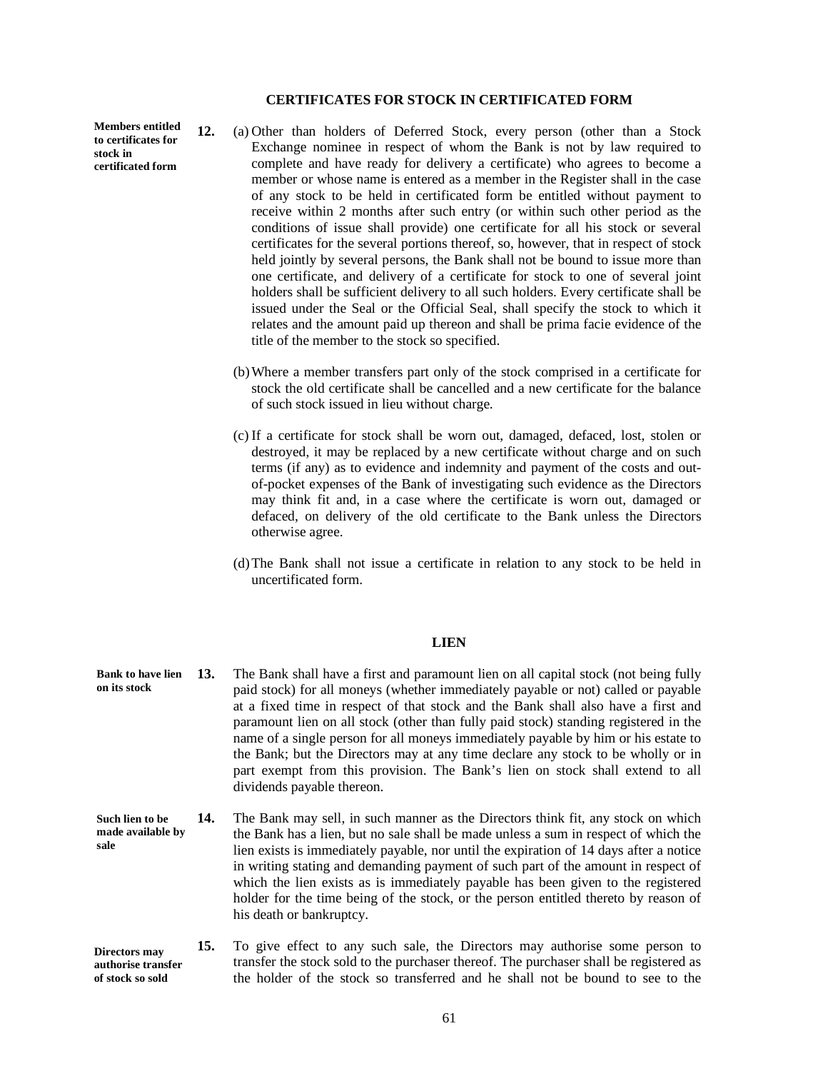## CERTIFICATES FOR STOCK IN CERTIFICATED FORM

**Members entitled to certificates for stock in certificated form**

**12.** (a) Other than holders of Deferred Stock, every person (other than a Stock Exchange nominee in respect of whom the Bank is not by law required to complete and have ready for delivery a certificate) who agrees to become a member or whose name is entered as a member in the Register shall in the case of any stock to be held in certificated form be entitled without payment to receive within 2 months after such entry (or within such other period as the conditions of issue shall provide) one certificate for all his stock or several certificates for the several portions thereof, so, however, that in respect of stock held jointly by several persons, the Bank shall not be bound to issue more than one certificate, and delivery of a certificate for stock to one of several joint holders shall be sufficient delivery to all such holders. Every certificate shall be issued under the Seal or the Official Seal, shall specify the stock to which it relates and the amount paid up thereon and shall be prima facie evidence of the title of the member to the stock so specified.

(b) Where a member transfers part only of the stock comprised in a certificate for stock the old certificate shall be cancelled and a new certificate for the balance of such stock issued in lieu without charge.

(c) If a certificate for stock shall be worn out, damaged, defaced, lost, stolen or destroyed, it may be replaced by a new certificate without charge and on such terms (if any) as to evidence and indemnity and payment of the costs and out-of-pocket expenses of the Bank of investigating such evidence as the Directors may think fit and, in a case where the certificate is worn out, damaged or defaced, on delivery of the old certificate to the Bank unless the Directors otherwise agree.

(d) The Bank shall not issue a certificate in relation to any stock to be held in uncertificated form.

## LIEN

**Bank to have lien on its stock**

**13.** The Bank shall have a first and paramount lien on all capital stock (not being fully paid stock) for all moneys (whether immediately payable or not) called or payable at a fixed time in respect of that stock and the Bank shall also have a first and paramount lien on all stock (other than fully paid stock) standing registered in the name of a single person for all moneys immediately payable by him or his estate to the Bank; but the Directors may at any time declare any stock to be wholly or in part exempt from this provision. The Bank's lien on stock shall extend to all dividends payable thereon.

**Such lien to be made available by sale**

**14.** The Bank may sell, in such manner as the Directors think fit, any stock on which the Bank has a lien, but no sale shall be made unless a sum in respect of which the lien exists is immediately payable, nor until the expiration of 14 days after a notice in writing stating and demanding payment of such part of the amount in respect of which the lien exists as is immediately payable has been given to the registered holder for the time being of the stock, or the person entitled thereto by reason of his death or bankruptcy.

**Directors may authorise transfer of stock so sold**

**15.** To give effect to any such sale, the Directors may authorise some person to transfer the stock sold to the purchaser thereof. The purchaser shall be registered as the holder of the stock so transferred and he shall not be bound to see to the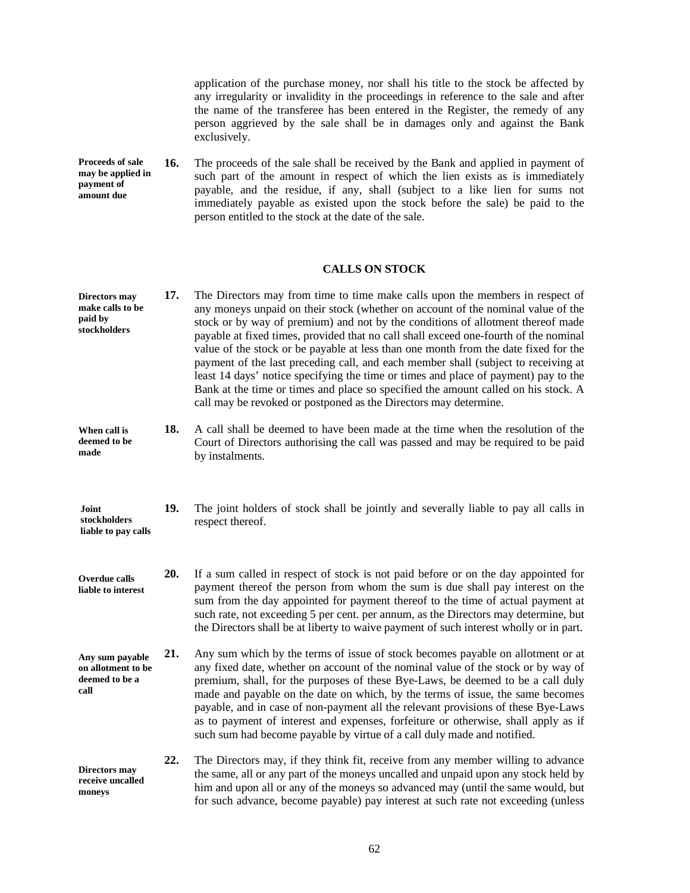application of the purchase money, nor shall his title to the stock be affected by any irregularity or invalidity in the proceedings in reference to the sale and after the name of the transferee has been entered in the Register, the remedy of any person aggrieved by the sale shall be in damages only and against the Bank exclusively.

**Proceeds of sale may be applied in payment of amount due**

**16.** The proceeds of the sale shall be received by the Bank and applied in payment of such part of the amount in respect of which the lien exists as is immediately payable, and the residue, if any, shall (subject to a like lien for sums not immediately payable as existed upon the stock before the sale) be paid to the person entitled to the stock at the date of the sale.

## CALLS ON STOCK

**Directors may make calls to be paid by stockholders**

**17.** The Directors may from time to time make calls upon the members in respect of any moneys unpaid on their stock (whether on account of the nominal value of the stock or by way of premium) and not by the conditions of allotment thereof made payable at fixed times, provided that no call shall exceed one-fourth of the nominal value of the stock or be payable at less than one month from the date fixed for the payment of the last preceding call, and each member shall (subject to receiving at least 14 days' notice specifying the time or times and place of payment) pay to the Bank at the time or times and place so specified the amount called on his stock. A call may be revoked or postponed as the Directors may determine.

**When call is deemed to be made**

**18.** A call shall be deemed to have been made at the time when the resolution of the Court of Directors authorising the call was passed and may be required to be paid by instalments.

**Joint stockholders liable to pay calls**

**19.** The joint holders of stock shall be jointly and severally liable to pay all calls in respect thereof.

**Overdue calls liable to interest**

**20.** If a sum called in respect of stock is not paid before or on the day appointed for payment thereof the person from whom the sum is due shall pay interest on the sum from the day appointed for payment thereof to the time of actual payment at such rate, not exceeding 5 per cent. per annum, as the Directors may determine, but the Directors shall be at liberty to waive payment of such interest wholly or in part.

**Any sum payable on allotment to be deemed to be a call**

**21.** Any sum which by the terms of issue of stock becomes payable on allotment or at any fixed date, whether on account of the nominal value of the stock or by way of premium, shall, for the purposes of these Bye-Laws, be deemed to be a call duly made and payable on the date on which, by the terms of issue, the same becomes payable, and in case of non-payment all the relevant provisions of these Bye-Laws as to payment of interest and expenses, forfeiture or otherwise, shall apply as if such sum had become payable by virtue of a call duly made and notified.

**Directors may receive uncalled moneys**

**22.** The Directors may, if they think fit, receive from any member willing to advance the same, all or any part of the moneys uncalled and unpaid upon any stock held by him and upon all or any of the moneys so advanced may (until the same would, but for such advance, become payable) pay interest at such rate not exceeding (unless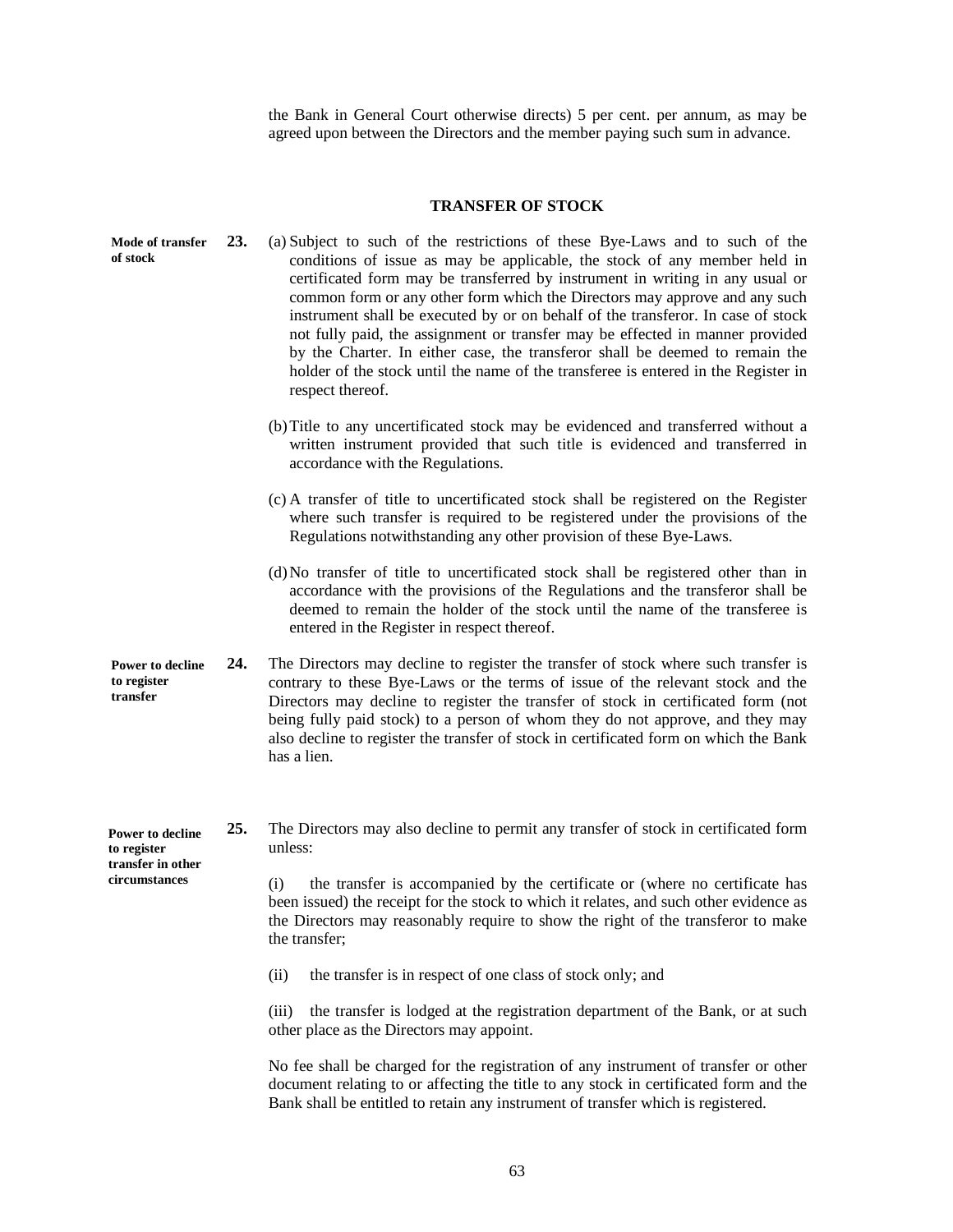the Bank in General Court otherwise directs) 5 per cent. per annum, as may be agreed upon between the Directors and the member paying such sum in advance.

## TRANSFER OF STOCK

**Mode of transfer of stock**

**23.** (a) Subject to such of the restrictions of these Bye-Laws and to such of the conditions of issue as may be applicable, the stock of any member held in certificated form may be transferred by instrument in writing in any usual or common form or any other form which the Directors may approve and any such instrument shall be executed by or on behalf of the transferor. In case of stock not fully paid, the assignment or transfer may be effected in manner provided by the Charter. In either case, the transferor shall be deemed to remain the holder of the stock until the name of the transferee is entered in the Register in respect thereof.

(b) Title to any uncertificated stock may be evidenced and transferred without a written instrument provided that such title is evidenced and transferred in accordance with the Regulations.

(c) A transfer of title to uncertificated stock shall be registered on the Register where such transfer is required to be registered under the provisions of the Regulations notwithstanding any other provision of these Bye-Laws.

(d) No transfer of title to uncertificated stock shall be registered other than in accordance with the provisions of the Regulations and the transferor shall be deemed to remain the holder of the stock until the name of the transferee is entered in the Register in respect thereof.

**Power to decline to register transfer**

**24.** The Directors may decline to register the transfer of stock where such transfer is contrary to these Bye-Laws or the terms of issue of the relevant stock and the Directors may decline to register the transfer of stock in certificated form (not being fully paid stock) to a person of whom they do not approve, and they may also decline to register the transfer of stock in certificated form on which the Bank has a lien.

**Power to decline to register transfer in other circumstances**

**25.** The Directors may also decline to permit any transfer of stock in certificated form unless:

(i) the transfer is accompanied by the certificate or (where no certificate has been issued) the receipt for the stock to which it relates, and such other evidence as the Directors may reasonably require to show the right of the transferor to make the transfer;

(ii) the transfer is in respect of one class of stock only; and

(iii) the transfer is lodged at the registration department of the Bank, or at such other place as the Directors may appoint.

No fee shall be charged for the registration of any instrument of transfer or other document relating to or affecting the title to any stock in certificated form and the Bank shall be entitled to retain any instrument of transfer which is registered.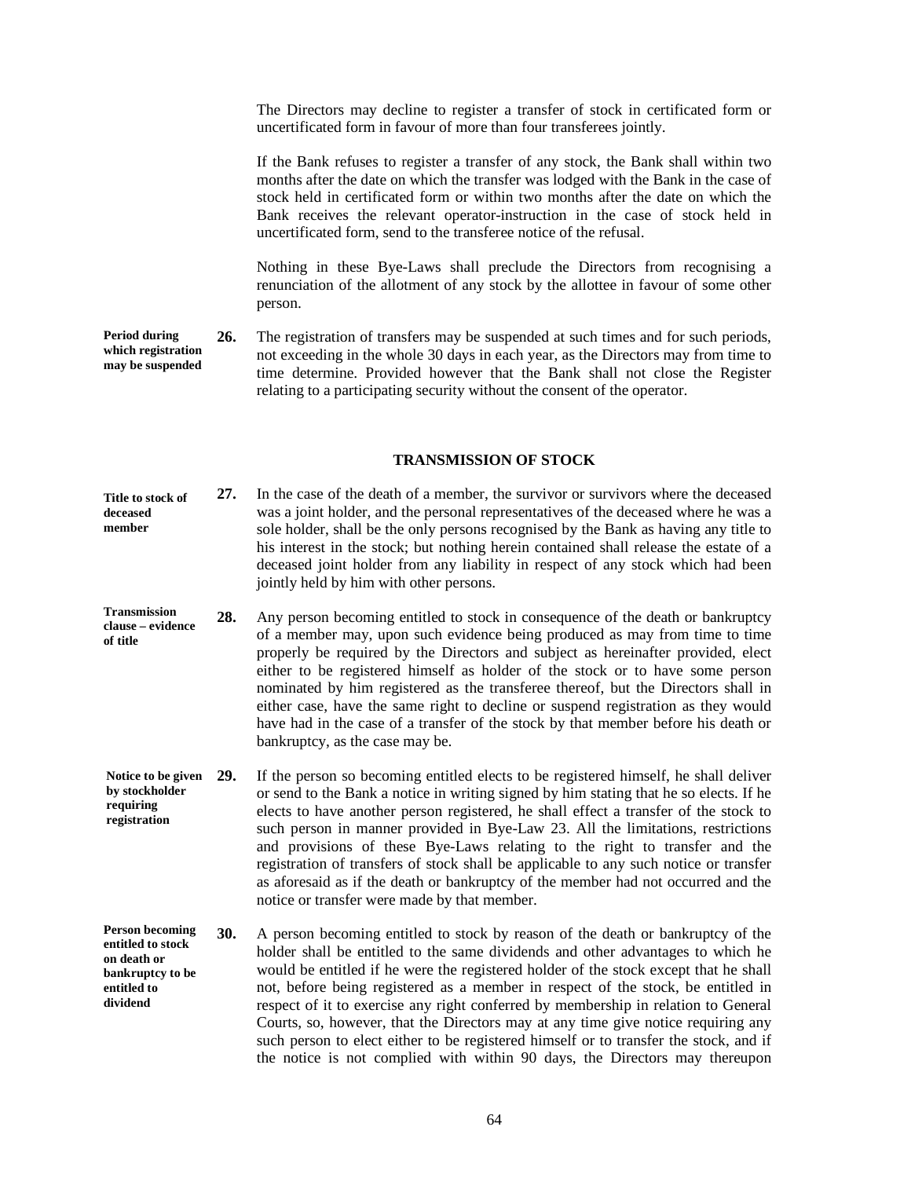The Directors may decline to register a transfer of stock in certificated form or uncertificated form in favour of more than four transferees jointly.

If the Bank refuses to register a transfer of any stock, the Bank shall within two months after the date on which the transfer was lodged with the Bank in the case of stock held in certificated form or within two months after the date on which the Bank receives the relevant operator-instruction in the case of stock held in uncertificated form, send to the transferee notice of the refusal.

Nothing in these Bye-Laws shall preclude the Directors from recognising a renunciation of the allotment of any stock by the allottee in favour of some other person.

**Period during which registration may be suspended**

**26.** The registration of transfers may be suspended at such times and for such periods, not exceeding in the whole 30 days in each year, as the Directors may from time to time determine. Provided however that the Bank shall not close the Register relating to a participating security without the consent of the operator.

## TRANSMISSION OF STOCK

**Title to stock of deceased member**

**27.** In the case of the death of a member, the survivor or survivors where the deceased was a joint holder, and the personal representatives of the deceased where he was a sole holder, shall be the only persons recognised by the Bank as having any title to his interest in the stock; but nothing herein contained shall release the estate of a deceased joint holder from any liability in respect of any stock which had been jointly held by him with other persons.

**Transmission clause – evidence of title**

**28.** Any person becoming entitled to stock in consequence of the death or bankruptcy of a member may, upon such evidence being produced as may from time to time properly be required by the Directors and subject as hereinafter provided, elect either to be registered himself as holder of the stock or to have some person nominated by him registered as the transferee thereof, but the Directors shall in either case, have the same right to decline or suspend registration as they would have had in the case of a transfer of the stock by that member before his death or bankruptcy, as the case may be.

**Notice to be given by stockholder requiring registration**

**29.** If the person so becoming entitled elects to be registered himself, he shall deliver or send to the Bank a notice in writing signed by him stating that he so elects. If he elects to have another person registered, he shall effect a transfer of the stock to such person in manner provided in Bye-Law 23. All the limitations, restrictions and provisions of these Bye-Laws relating to the right to transfer and the registration of transfers of stock shall be applicable to any such notice or transfer as aforesaid as if the death or bankruptcy of the member had not occurred and the notice or transfer were made by that member.

**Person becoming entitled to stock on death or bankruptcy to be entitled to dividend**

**30.** A person becoming entitled to stock by reason of the death or bankruptcy of the holder shall be entitled to the same dividends and other advantages to which he would be entitled if he were the registered holder of the stock except that he shall not, before being registered as a member in respect of the stock, be entitled in respect of it to exercise any right conferred by membership in relation to General Courts, so, however, that the Directors may at any time give notice requiring any such person to elect either to be registered himself or to transfer the stock, and if the notice is not complied with within 90 days, the Directors may thereupon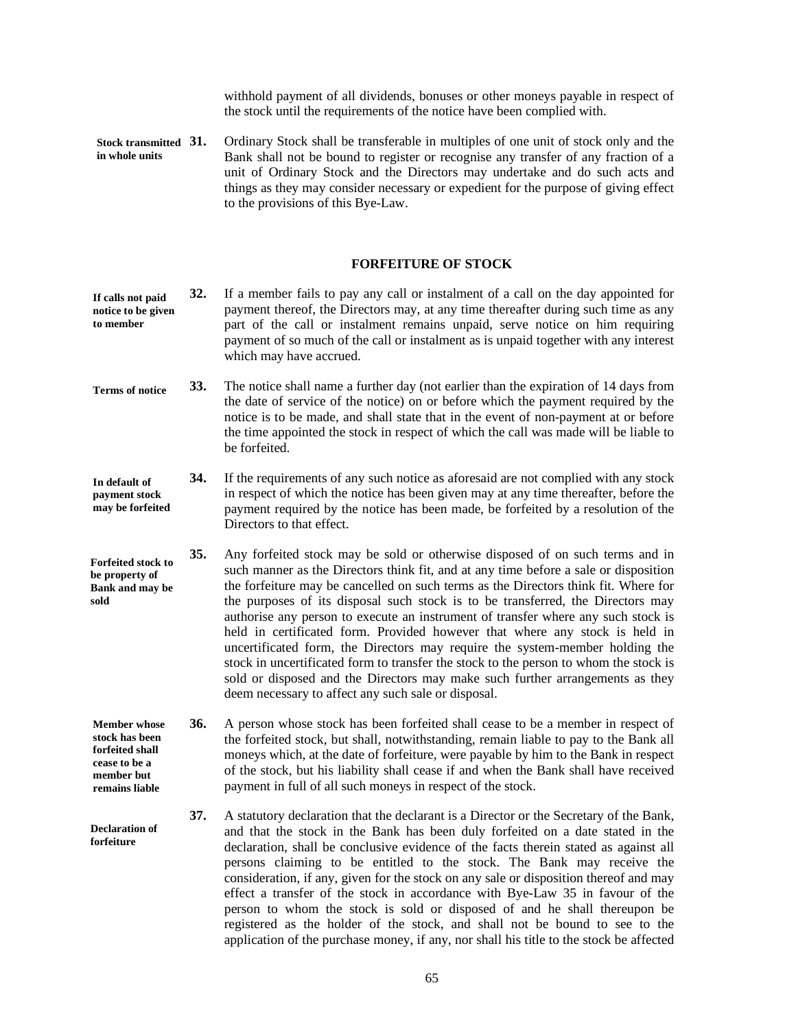withhold payment of all dividends, bonuses or other moneys payable in respect of the stock until the requirements of the notice have been complied with.

**Stock transmitted in whole units**

**31.** Ordinary Stock shall be transferable in multiples of one unit of stock only and the Bank shall not be bound to register or recognise any transfer of any fraction of a unit of Ordinary Stock and the Directors may undertake and do such acts and things as they may consider necessary or expedient for the purpose of giving effect to the provisions of this Bye-Law.

## FORFEITURE OF STOCK

**If calls not paid notice to be given to member**

**32.** If a member fails to pay any call or instalment of a call on the day appointed for payment thereof, the Directors may, at any time thereafter during such time as any part of the call or instalment remains unpaid, serve notice on him requiring payment of so much of the call or instalment as is unpaid together with any interest which may have accrued.

**Terms of notice**

**33.** The notice shall name a further day (not earlier than the expiration of 14 days from the date of service of the notice) on or before which the payment required by the notice is to be made, and shall state that in the event of non-payment at or before the time appointed the stock in respect of which the call was made will be liable to be forfeited.

**In default of payment stock may be forfeited**

**34.** If the requirements of any such notice as aforesaid are not complied with any stock in respect of which the notice has been given may at any time thereafter, before the payment required by the notice has been made, be forfeited by a resolution of the Directors to that effect.

**Forfeited stock to be property of Bank and may be sold**

**35.** Any forfeited stock may be sold or otherwise disposed of on such terms and in such manner as the Directors think fit, and at any time before a sale or disposition the forfeiture may be cancelled on such terms as the Directors think fit. Where for the purposes of its disposal such stock is to be transferred, the Directors may authorise any person to execute an instrument of transfer where any such stock is held in certificated form. Provided however that where any stock is held in uncertificated form, the Directors may require the system-member holding the stock in uncertificated form to transfer the stock to the person to whom the stock is sold or disposed and the Directors may make such further arrangements as they deem necessary to affect any such sale or disposal.

**Member whose stock has been forfeited shall cease to be a member but remains liable**

**36.** A person whose stock has been forfeited shall cease to be a member in respect of the forfeited stock, but shall, notwithstanding, remain liable to pay to the Bank all moneys which, at the date of forfeiture, were payable by him to the Bank in respect of the stock, but his liability shall cease if and when the Bank shall have received payment in full of all such moneys in respect of the stock.

**Declaration of forfeiture**

**37.** A statutory declaration that the declarant is a Director or the Secretary of the Bank, and that the stock in the Bank has been duly forfeited on a date stated in the declaration, shall be conclusive evidence of the facts therein stated as against all persons claiming to be entitled to the stock. The Bank may receive the consideration, if any, given for the stock on any sale or disposition thereof and may effect a transfer of the stock in accordance with Bye-Law 35 in favour of the person to whom the stock is sold or disposed of and he shall thereupon be registered as the holder of the stock, and shall not be bound to see to the application of the purchase money, if any, nor shall his title to the stock be affected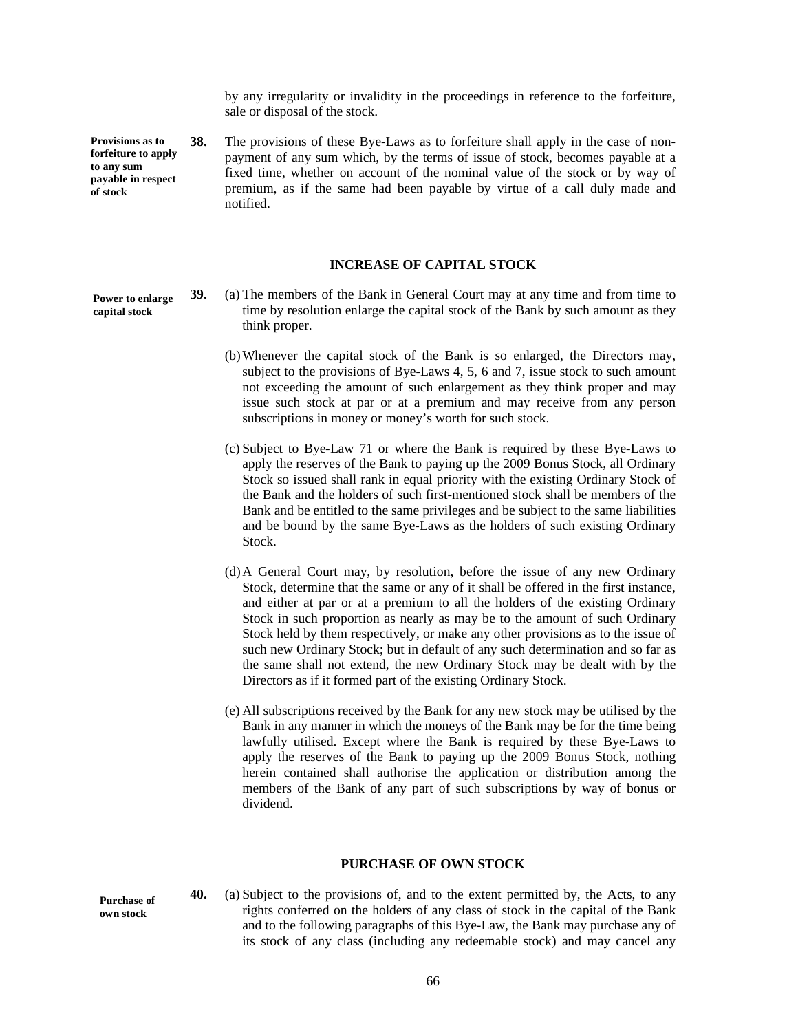by any irregularity or invalidity in the proceedings in reference to the forfeiture, sale or disposal of the stock.

**Provisions as to forfeiture to apply to any sum payable in respect of stock**

**38.** The provisions of these Bye-Laws as to forfeiture shall apply in the case of non-payment of any sum which, by the terms of issue of stock, becomes payable at a fixed time, whether on account of the nominal value of the stock or by way of premium, as if the same had been payable by virtue of a call duly made and notified.

## INCREASE OF CAPITAL STOCK

**Power to enlarge capital stock**

**39.** (a) The members of the Bank in General Court may at any time and from time to time by resolution enlarge the capital stock of the Bank by such amount as they think proper.

(b) Whenever the capital stock of the Bank is so enlarged, the Directors may, subject to the provisions of Bye-Laws 4, 5, 6 and 7, issue stock to such amount not exceeding the amount of such enlargement as they think proper and may issue such stock at par or at a premium and may receive from any person subscriptions in money or money's worth for such stock.

(c) Subject to Bye-Law 71 or where the Bank is required by these Bye-Laws to apply the reserves of the Bank to paying up the 2009 Bonus Stock, all Ordinary Stock so issued shall rank in equal priority with the existing Ordinary Stock of the Bank and the holders of such first-mentioned stock shall be members of the Bank and be entitled to the same privileges and be subject to the same liabilities and be bound by the same Bye-Laws as the holders of such existing Ordinary Stock.

(d) A General Court may, by resolution, before the issue of any new Ordinary Stock, determine that the same or any of it shall be offered in the first instance, and either at par or at a premium to all the holders of the existing Ordinary Stock in such proportion as nearly as may be to the amount of such Ordinary Stock held by them respectively, or make any other provisions as to the issue of such new Ordinary Stock; but in default of any such determination and so far as the same shall not extend, the new Ordinary Stock may be dealt with by the Directors as if it formed part of the existing Ordinary Stock.

(e) All subscriptions received by the Bank for any new stock may be utilised by the Bank in any manner in which the moneys of the Bank may be for the time being lawfully utilised. Except where the Bank is required by these Bye-Laws to apply the reserves of the Bank to paying up the 2009 Bonus Stock, nothing herein contained shall authorise the application or distribution among the members of the Bank of any part of such subscriptions by way of bonus or dividend.

## PURCHASE OF OWN STOCK

**Purchase of own stock**

**40.** (a) Subject to the provisions of, and to the extent permitted by, the Acts, to any rights conferred on the holders of any class of stock in the capital of the Bank and to the following paragraphs of this Bye-Law, the Bank may purchase any of its stock of any class (including any redeemable stock) and may cancel any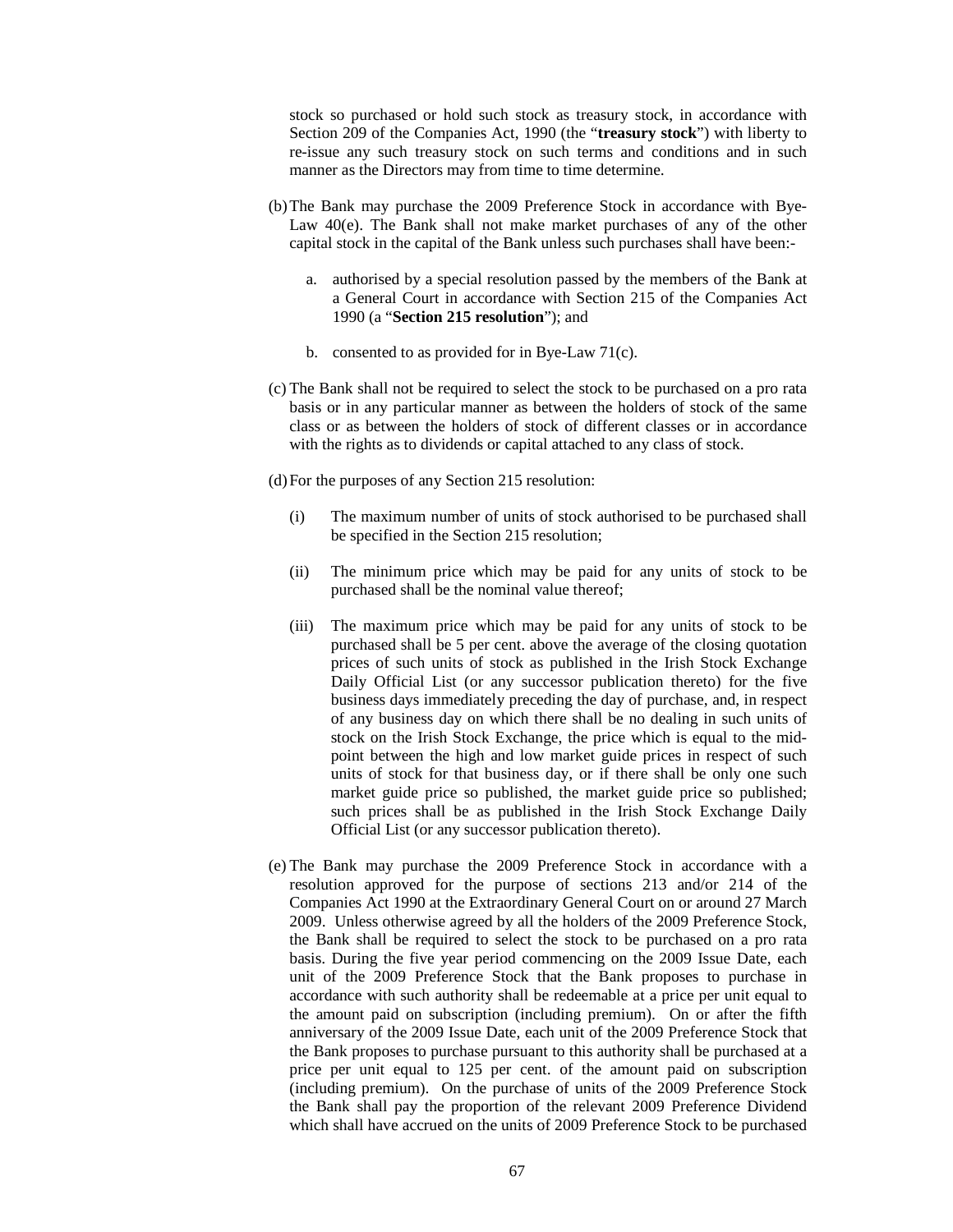stock so purchased or hold such stock as treasury stock, in accordance with Section 209 of the Companies Act, 1990 (the "**treasury stock**") with liberty to re-issue any such treasury stock on such terms and conditions and in such manner as the Directors may from time to time determine.

(b) The Bank may purchase the 2009 Preference Stock in accordance with Bye-Law 40(e). The Bank shall not make market purchases of any of the other capital stock in the capital of the Bank unless such purchases shall have been:-

  a. authorised by a special resolution passed by the members of the Bank at a General Court in accordance with Section 215 of the Companies Act 1990 (a "**Section 215 resolution**"); and

  b. consented to as provided for in Bye-Law 71(c).

(c) The Bank shall not be required to select the stock to be purchased on a pro rata basis or in any particular manner as between the holders of stock of the same class or as between the holders of stock of different classes or in accordance with the rights as to dividends or capital attached to any class of stock.

(d) For the purposes of any Section 215 resolution:

  (i) The maximum number of units of stock authorised to be purchased shall be specified in the Section 215 resolution;

  (ii) The minimum price which may be paid for any units of stock to be purchased shall be the nominal value thereof;

  (iii) The maximum price which may be paid for any units of stock to be purchased shall be 5 per cent. above the average of the closing quotation prices of such units of stock as published in the Irish Stock Exchange Daily Official List (or any successor publication thereto) for the five business days immediately preceding the day of purchase, and, in respect of any business day on which there shall be no dealing in such units of stock on the Irish Stock Exchange, the price which is equal to the mid-point between the high and low market guide prices in respect of such units of stock for that business day, or if there shall be only one such market guide price so published, the market guide price so published; such prices shall be as published in the Irish Stock Exchange Daily Official List (or any successor publication thereto).

(e) The Bank may purchase the 2009 Preference Stock in accordance with a resolution approved for the purpose of sections 213 and/or 214 of the Companies Act 1990 at the Extraordinary General Court on or around 27 March 2009. Unless otherwise agreed by all the holders of the 2009 Preference Stock, the Bank shall be required to select the stock to be purchased on a pro rata basis. During the five year period commencing on the 2009 Issue Date, each unit of the 2009 Preference Stock that the Bank proposes to purchase in accordance with such authority shall be redeemable at a price per unit equal to the amount paid on subscription (including premium). On or after the fifth anniversary of the 2009 Issue Date, each unit of the 2009 Preference Stock that the Bank proposes to purchase pursuant to this authority shall be purchased at a price per unit equal to 125 per cent. of the amount paid on subscription (including premium). On the purchase of units of the 2009 Preference Stock the Bank shall pay the proportion of the relevant 2009 Preference Dividend which shall have accrued on the units of 2009 Preference Stock to be purchased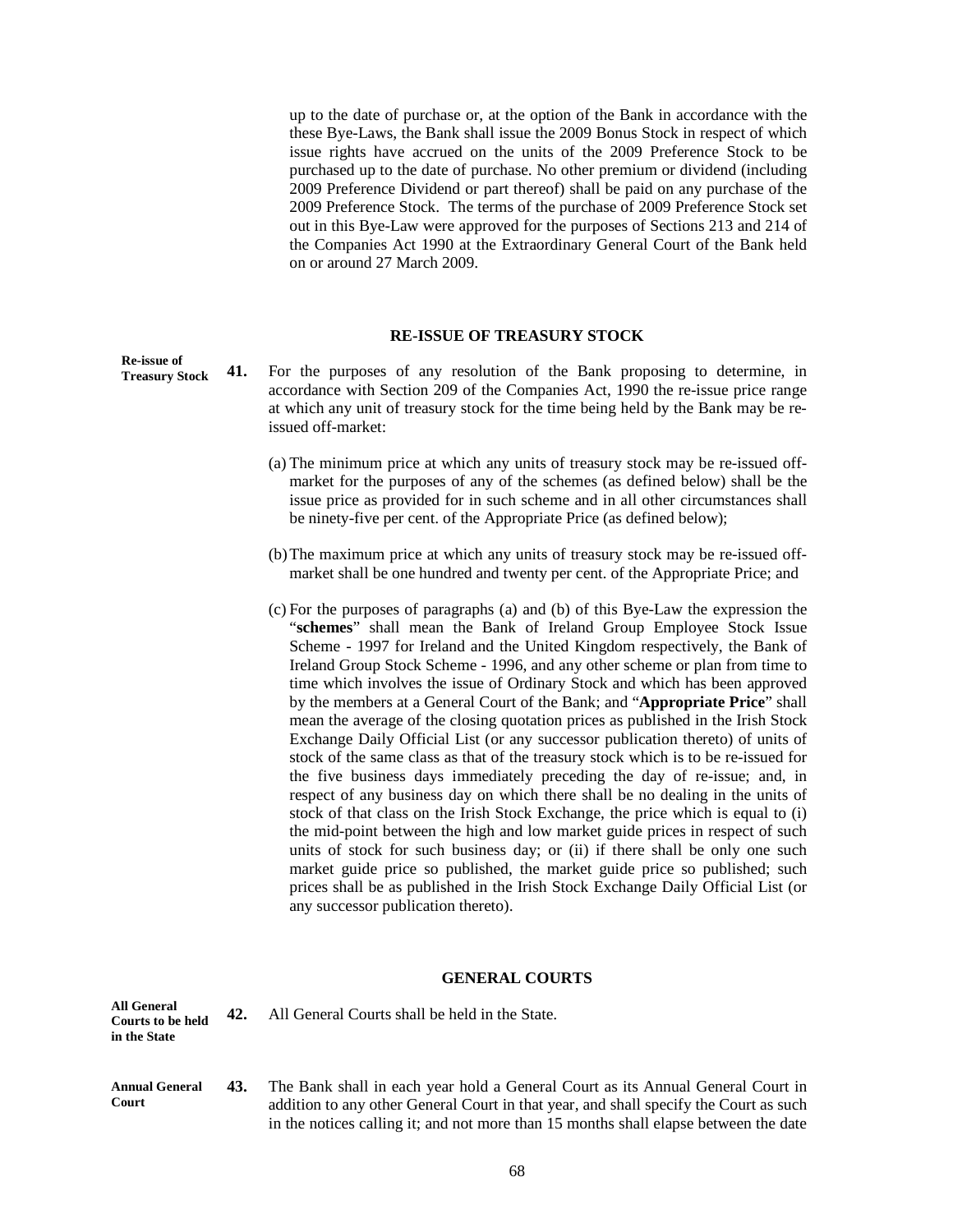up to the date of purchase or, at the option of the Bank in accordance with the these Bye-Laws, the Bank shall issue the 2009 Bonus Stock in respect of which issue rights have accrued on the units of the 2009 Preference Stock to be purchased up to the date of purchase. No other premium or dividend (including 2009 Preference Dividend or part thereof) shall be paid on any purchase of the 2009 Preference Stock. The terms of the purchase of 2009 Preference Stock set out in this Bye-Law were approved for the purposes of Sections 213 and 214 of the Companies Act 1990 at the Extraordinary General Court of the Bank held on or around 27 March 2009.

## RE-ISSUE OF TREASURY STOCK

**Re-issue of Treasury Stock**

**41.** For the purposes of any resolution of the Bank proposing to determine, in accordance with Section 209 of the Companies Act, 1990 the re-issue price range at which any unit of treasury stock for the time being held by the Bank may be re-issued off-market:

(a) The minimum price at which any units of treasury stock may be re-issued off-market for the purposes of any of the schemes (as defined below) shall be the issue price as provided for in such scheme and in all other circumstances shall be ninety-five per cent. of the Appropriate Price (as defined below);

(b) The maximum price at which any units of treasury stock may be re-issued off-market shall be one hundred and twenty per cent. of the Appropriate Price; and

(c) For the purposes of paragraphs (a) and (b) of this Bye-Law the expression the "**schemes**" shall mean the Bank of Ireland Group Employee Stock Issue Scheme - 1997 for Ireland and the United Kingdom respectively, the Bank of Ireland Group Stock Scheme - 1996, and any other scheme or plan from time to time which involves the issue of Ordinary Stock and which has been approved by the members at a General Court of the Bank; and "**Appropriate Price**" shall mean the average of the closing quotation prices as published in the Irish Stock Exchange Daily Official List (or any successor publication thereto) of units of stock of the same class as that of the treasury stock which is to be re-issued for the five business days immediately preceding the day of re-issue; and, in respect of any business day on which there shall be no dealing in the units of stock of that class on the Irish Stock Exchange, the price which is equal to (i) the mid-point between the high and low market guide prices in respect of such units of stock for such business day; or (ii) if there shall be only one such market guide price so published, the market guide price so published; such prices shall be as published in the Irish Stock Exchange Daily Official List (or any successor publication thereto).

## GENERAL COURTS

**All General Courts to be held in the State**

**42.** All General Courts shall be held in the State.

**Annual General Court**

**43.** The Bank shall in each year hold a General Court as its Annual General Court in addition to any other General Court in that year, and shall specify the Court as such in the notices calling it; and not more than 15 months shall elapse between the date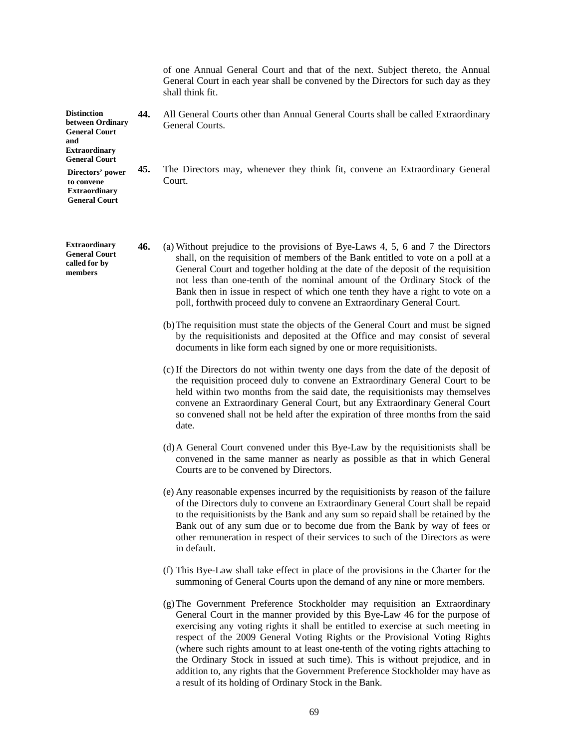of one Annual General Court and that of the next. Subject thereto, the Annual General Court in each year shall be convened by the Directors for such day as they shall think fit.

**Distinction between Ordinary General Court and Extraordinary General Court**

**44.** All General Courts other than Annual General Courts shall be called Extraordinary General Courts.

**Directors' power to convene Extraordinary General Court**

**45.** The Directors may, whenever they think fit, convene an Extraordinary General Court.

**Extraordinary General Court called for by members**

**46.** (a) Without prejudice to the provisions of Bye-Laws 4, 5, 6 and 7 the Directors shall, on the requisition of members of the Bank entitled to vote on a poll at a General Court and together holding at the date of the deposit of the requisition not less than one-tenth of the nominal amount of the Ordinary Stock of the Bank then in issue in respect of which one tenth they have a right to vote on a poll, forthwith proceed duly to convene an Extraordinary General Court.

(b) The requisition must state the objects of the General Court and must be signed by the requisitionists and deposited at the Office and may consist of several documents in like form each signed by one or more requisitionists.

(c) If the Directors do not within twenty one days from the date of the deposit of the requisition proceed duly to convene an Extraordinary General Court to be held within two months from the said date, the requisitionists may themselves convene an Extraordinary General Court, but any Extraordinary General Court so convened shall not be held after the expiration of three months from the said date.

(d) A General Court convened under this Bye-Law by the requisitionists shall be convened in the same manner as nearly as possible as that in which General Courts are to be convened by Directors.

(e) Any reasonable expenses incurred by the requisitionists by reason of the failure of the Directors duly to convene an Extraordinary General Court shall be repaid to the requisitionists by the Bank and any sum so repaid shall be retained by the Bank out of any sum due or to become due from the Bank by way of fees or other remuneration in respect of their services to such of the Directors as were in default.

(f) This Bye-Law shall take effect in place of the provisions in the Charter for the summoning of General Courts upon the demand of any nine or more members.

(g) The Government Preference Stockholder may requisition an Extraordinary General Court in the manner provided by this Bye-Law 46 for the purpose of exercising any voting rights it shall be entitled to exercise at such meeting in respect of the 2009 General Voting Rights or the Provisional Voting Rights (where such rights amount to at least one-tenth of the voting rights attaching to the Ordinary Stock in issued at such time). This is without prejudice, and in addition to, any rights that the Government Preference Stockholder may have as a result of its holding of Ordinary Stock in the Bank.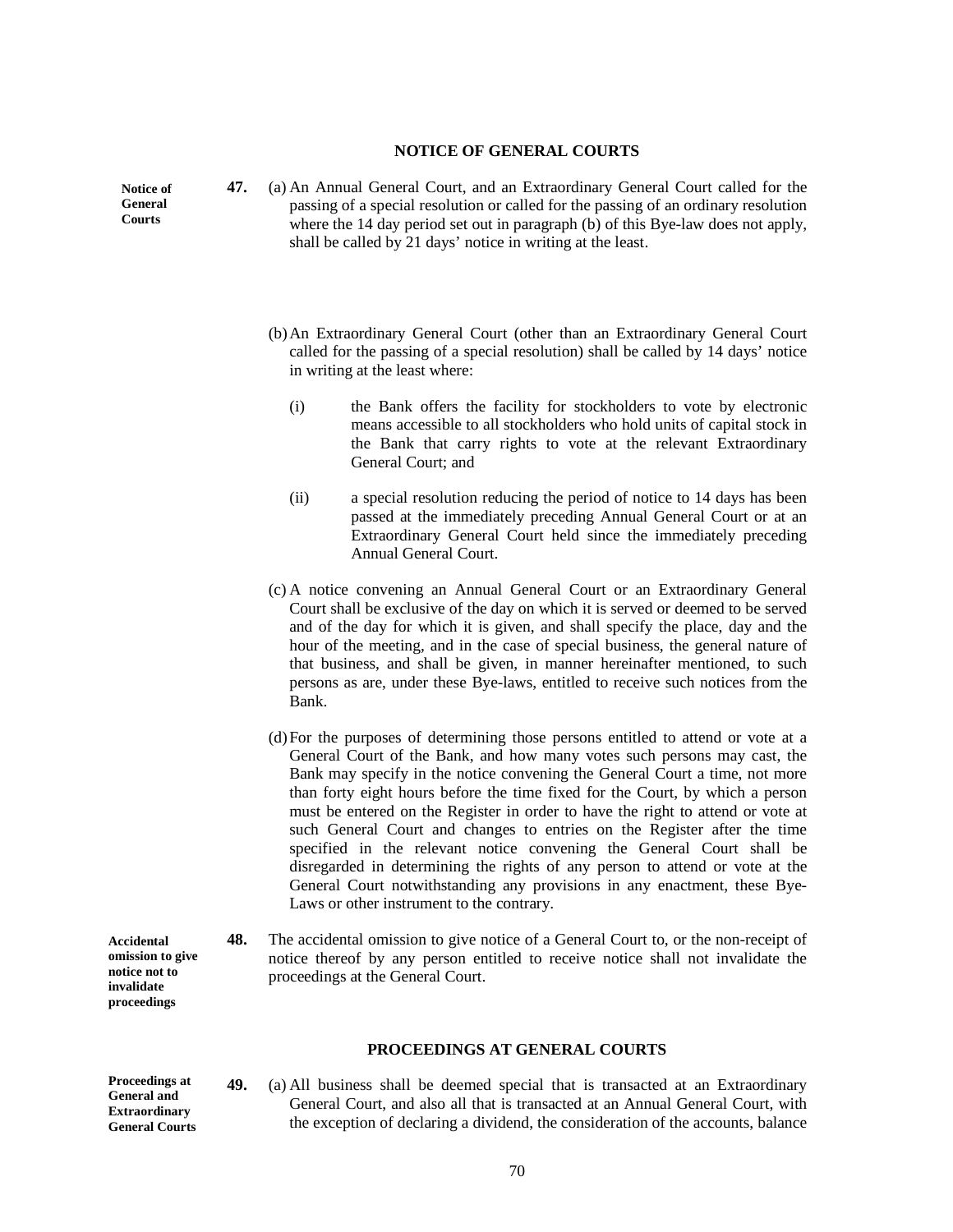## NOTICE OF GENERAL COURTS

**Notice of General Courts**

**47.** (a) An Annual General Court, and an Extraordinary General Court called for the passing of a special resolution or called for the passing of an ordinary resolution where the 14 day period set out in paragraph (b) of this Bye-law does not apply, shall be called by 21 days' notice in writing at the least.

(b) An Extraordinary General Court (other than an Extraordinary General Court called for the passing of a special resolution) shall be called by 14 days' notice in writing at the least where:

(i) the Bank offers the facility for stockholders to vote by electronic means accessible to all stockholders who hold units of capital stock in the Bank that carry rights to vote at the relevant Extraordinary General Court; and

(ii) a special resolution reducing the period of notice to 14 days has been passed at the immediately preceding Annual General Court or at an Extraordinary General Court held since the immediately preceding Annual General Court.

(c) A notice convening an Annual General Court or an Extraordinary General Court shall be exclusive of the day on which it is served or deemed to be served and of the day for which it is given, and shall specify the place, day and the hour of the meeting, and in the case of special business, the general nature of that business, and shall be given, in manner hereinafter mentioned, to such persons as are, under these Bye-laws, entitled to receive such notices from the Bank.

(d) For the purposes of determining those persons entitled to attend or vote at a General Court of the Bank, and how many votes such persons may cast, the Bank may specify in the notice convening the General Court a time, not more than forty eight hours before the time fixed for the Court, by which a person must be entered on the Register in order to have the right to attend or vote at such General Court and changes to entries on the Register after the time specified in the relevant notice convening the General Court shall be disregarded in determining the rights of any person to attend or vote at the General Court notwithstanding any provisions in any enactment, these Bye-Laws or other instrument to the contrary.

**Accidental omission to give notice not to invalidate proceedings**

**48.** The accidental omission to give notice of a General Court to, or the non-receipt of notice thereof by any person entitled to receive notice shall not invalidate the proceedings at the General Court.

## PROCEEDINGS AT GENERAL COURTS

**Proceedings at General and Extraordinary General Courts**

**49.** (a) All business shall be deemed special that is transacted at an Extraordinary General Court, and also all that is transacted at an Annual General Court, with the exception of declaring a dividend, the consideration of the accounts, balance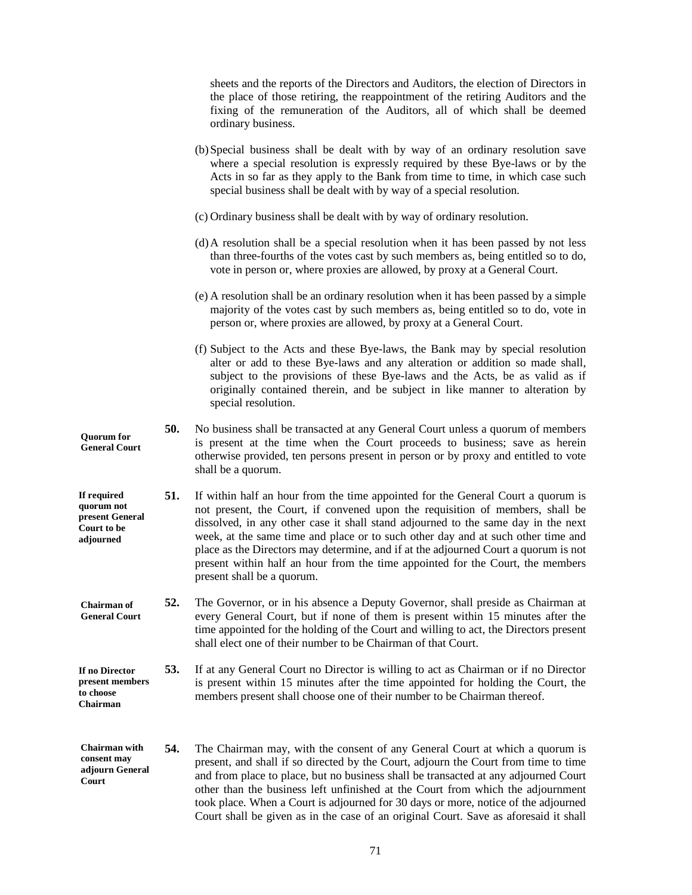sheets and the reports of the Directors and Auditors, the election of Directors in the place of those retiring, the reappointment of the retiring Auditors and the fixing of the remuneration of the Auditors, all of which shall be deemed ordinary business.

(b) Special business shall be dealt with by way of an ordinary resolution save where a special resolution is expressly required by these Bye-laws or by the Acts in so far as they apply to the Bank from time to time, in which case such special business shall be dealt with by way of a special resolution.

(c) Ordinary business shall be dealt with by way of ordinary resolution.

(d) A resolution shall be a special resolution when it has been passed by not less than three-fourths of the votes cast by such members as, being entitled so to do, vote in person or, where proxies are allowed, by proxy at a General Court.

(e) A resolution shall be an ordinary resolution when it has been passed by a simple majority of the votes cast by such members as, being entitled so to do, vote in person or, where proxies are allowed, by proxy at a General Court.

(f) Subject to the Acts and these Bye-laws, the Bank may by special resolution alter or add to these Bye-laws and any alteration or addition so made shall, subject to the provisions of these Bye-laws and the Acts, be as valid as if originally contained therein, and be subject in like manner to alteration by special resolution.

**Quorum for General Court**

**50.** No business shall be transacted at any General Court unless a quorum of members is present at the time when the Court proceeds to business; save as herein otherwise provided, ten persons present in person or by proxy and entitled to vote shall be a quorum.

**If required quorum not present General Court to be adjourned**

**51.** If within half an hour from the time appointed for the General Court a quorum is not present, the Court, if convened upon the requisition of members, shall be dissolved, in any other case it shall stand adjourned to the same day in the next week, at the same time and place or to such other day and at such other time and place as the Directors may determine, and if at the adjourned Court a quorum is not present within half an hour from the time appointed for the Court, the members present shall be a quorum.

**Chairman of General Court**

**52.** The Governor, or in his absence a Deputy Governor, shall preside as Chairman at every General Court, but if none of them is present within 15 minutes after the time appointed for the holding of the Court and willing to act, the Directors present shall elect one of their number to be Chairman of that Court.

**If no Director present members to choose Chairman**

**53.** If at any General Court no Director is willing to act as Chairman or if no Director is present within 15 minutes after the time appointed for holding the Court, the members present shall choose one of their number to be Chairman thereof.

**Chairman with consent may adjourn General Court**

**54.** The Chairman may, with the consent of any General Court at which a quorum is present, and shall if so directed by the Court, adjourn the Court from time to time and from place to place, but no business shall be transacted at any adjourned Court other than the business left unfinished at the Court from which the adjournment took place. When a Court is adjourned for 30 days or more, notice of the adjourned Court shall be given as in the case of an original Court. Save as aforesaid it shall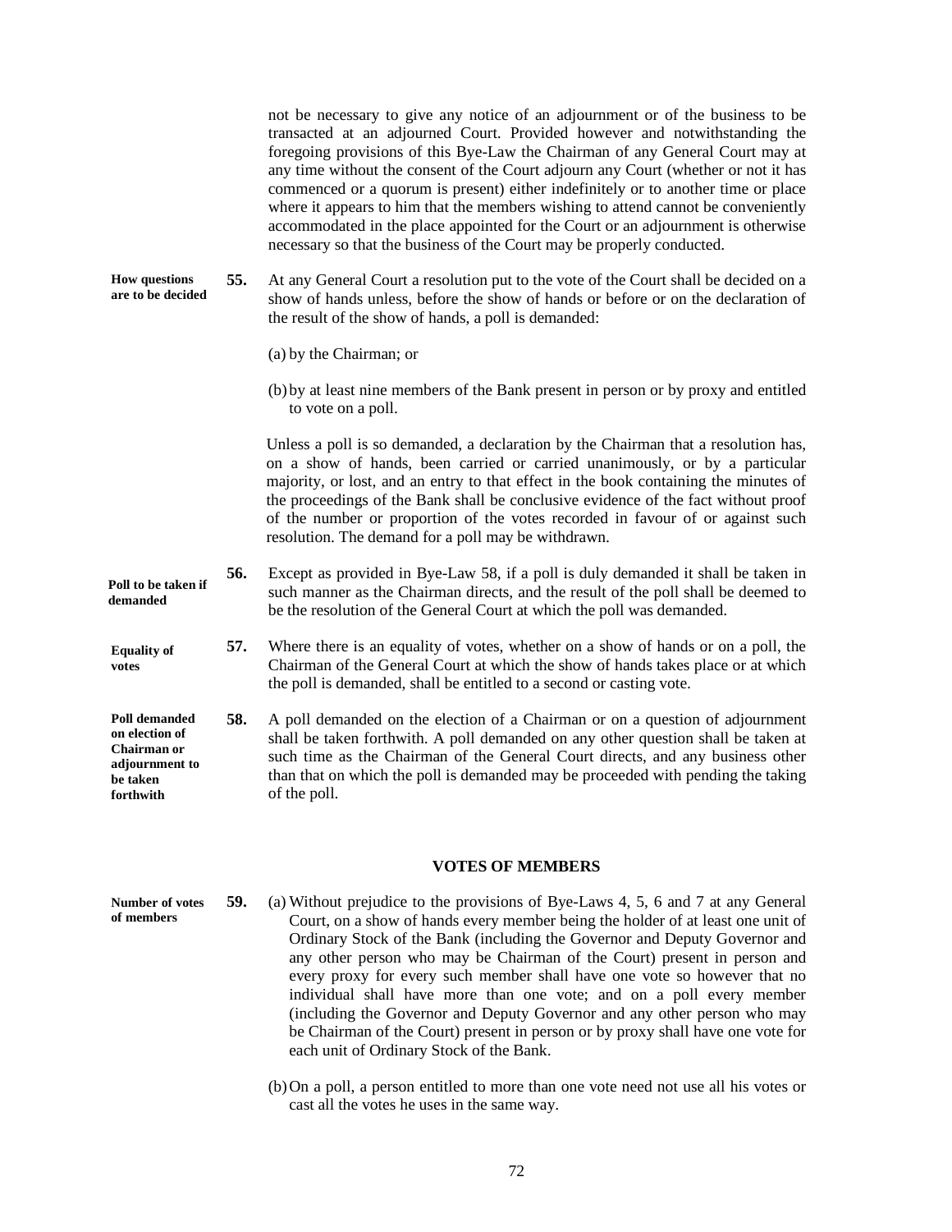not be necessary to give any notice of an adjournment or of the business to be transacted at an adjourned Court. Provided however and notwithstanding the foregoing provisions of this Bye-Law the Chairman of any General Court may at any time without the consent of the Court adjourn any Court (whether or not it has commenced or a quorum is present) either indefinitely or to another time or place where it appears to him that the members wishing to attend cannot be conveniently accommodated in the place appointed for the Court or an adjournment is otherwise necessary so that the business of the Court may be properly conducted.

**How questions are to be decided**

**55.** At any General Court a resolution put to the vote of the Court shall be decided on a show of hands unless, before the show of hands or before or on the declaration of the result of the show of hands, a poll is demanded:

(a) by the Chairman; or

(b) by at least nine members of the Bank present in person or by proxy and entitled to vote on a poll.

Unless a poll is so demanded, a declaration by the Chairman that a resolution has, on a show of hands, been carried or carried unanimously, or by a particular majority, or lost, and an entry to that effect in the book containing the minutes of the proceedings of the Bank shall be conclusive evidence of the fact without proof of the number or proportion of the votes recorded in favour of or against such resolution. The demand for a poll may be withdrawn.

**Poll to be taken if demanded**

**56.** Except as provided in Bye-Law 58, if a poll is duly demanded it shall be taken in such manner as the Chairman directs, and the result of the poll shall be deemed to be the resolution of the General Court at which the poll was demanded.

**Equality of votes**

**57.** Where there is an equality of votes, whether on a show of hands or on a poll, the Chairman of the General Court at which the show of hands takes place or at which the poll is demanded, shall be entitled to a second or casting vote.

**Poll demanded on election of Chairman or adjournment to be taken forthwith**

**58.** A poll demanded on the election of a Chairman or on a question of adjournment shall be taken forthwith. A poll demanded on any other question shall be taken at such time as the Chairman of the General Court directs, and any business other than that on which the poll is demanded may be proceeded with pending the taking of the poll.

## VOTES OF MEMBERS

**Number of votes of members**

**59.** (a) Without prejudice to the provisions of Bye-Laws 4, 5, 6 and 7 at any General Court, on a show of hands every member being the holder of at least one unit of Ordinary Stock of the Bank (including the Governor and Deputy Governor and any other person who may be Chairman of the Court) present in person and every proxy for every such member shall have one vote so however that no individual shall have more than one vote; and on a poll every member (including the Governor and Deputy Governor and any other person who may be Chairman of the Court) present in person or by proxy shall have one vote for each unit of Ordinary Stock of the Bank.

(b) On a poll, a person entitled to more than one vote need not use all his votes or cast all the votes he uses in the same way.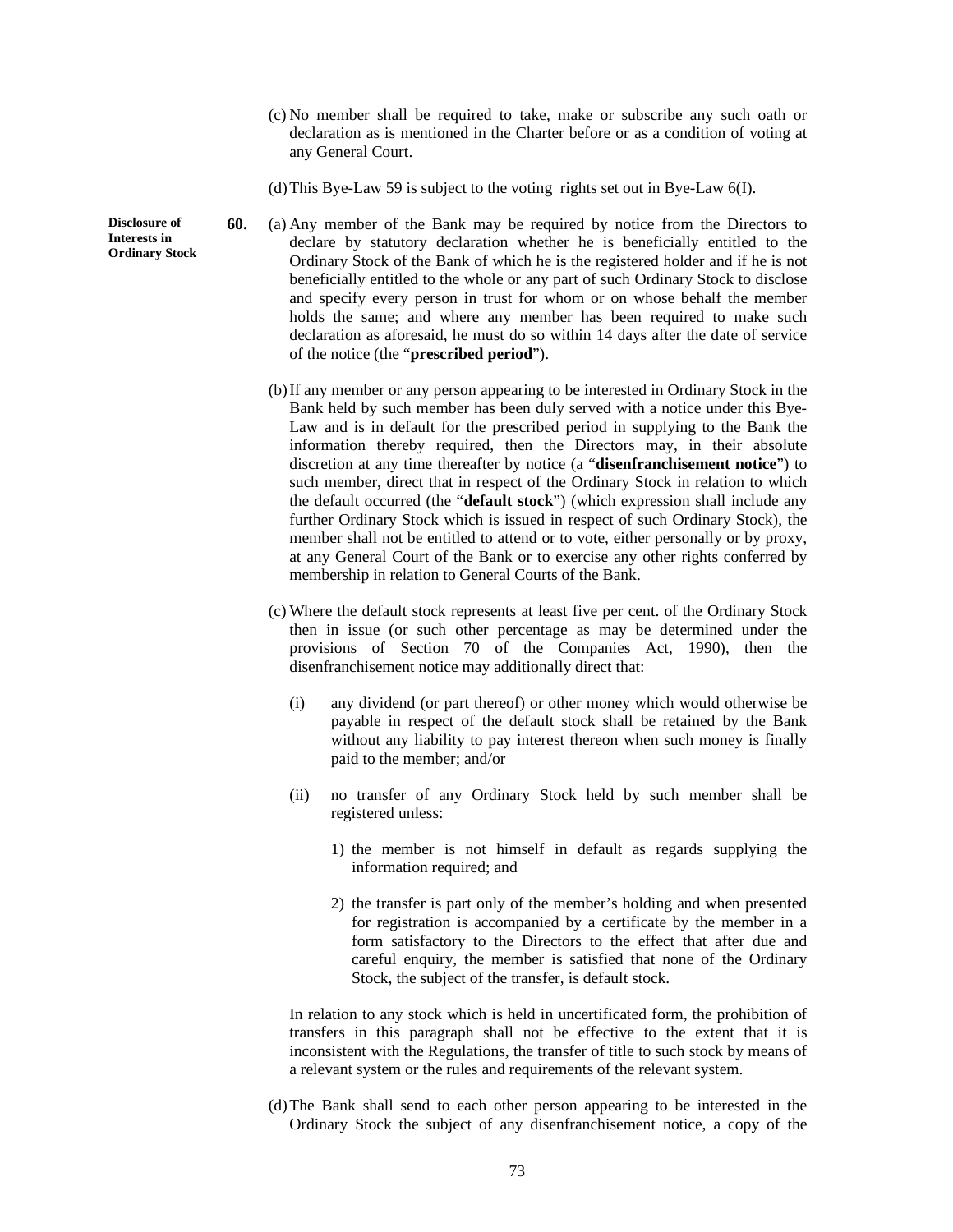(c) No member shall be required to take, make or subscribe any such oath or declaration as is mentioned in the Charter before or as a condition of voting at any General Court.

(d) This Bye-Law 59 is subject to the voting rights set out in Bye-Law 6(I).

**Disclosure of Interests in Ordinary Stock**

**60.** (a) Any member of the Bank may be required by notice from the Directors to declare by statutory declaration whether he is beneficially entitled to the Ordinary Stock of the Bank of which he is the registered holder and if he is not beneficially entitled to the whole or any part of such Ordinary Stock to disclose and specify every person in trust for whom or on whose behalf the member holds the same; and where any member has been required to make such declaration as aforesaid, he must do so within 14 days after the date of service of the notice (the "**prescribed period**").

(b) If any member or any person appearing to be interested in Ordinary Stock in the Bank held by such member has been duly served with a notice under this Bye-Law and is in default for the prescribed period in supplying to the Bank the information thereby required, then the Directors may, in their absolute discretion at any time thereafter by notice (a "**disenfranchisement notice**") to such member, direct that in respect of the Ordinary Stock in relation to which the default occurred (the "**default stock**") (which expression shall include any further Ordinary Stock which is issued in respect of such Ordinary Stock), the member shall not be entitled to attend or to vote, either personally or by proxy, at any General Court of the Bank or to exercise any other rights conferred by membership in relation to General Courts of the Bank.

(c) Where the default stock represents at least five per cent. of the Ordinary Stock then in issue (or such other percentage as may be determined under the provisions of Section 70 of the Companies Act, 1990), then the disenfranchisement notice may additionally direct that:

(i) any dividend (or part thereof) or other money which would otherwise be payable in respect of the default stock shall be retained by the Bank without any liability to pay interest thereon when such money is finally paid to the member; and/or

(ii) no transfer of any Ordinary Stock held by such member shall be registered unless:

1) the member is not himself in default as regards supplying the information required; and

2) the transfer is part only of the member's holding and when presented for registration is accompanied by a certificate by the member in a form satisfactory to the Directors to the effect that after due and careful enquiry, the member is satisfied that none of the Ordinary Stock, the subject of the transfer, is default stock.

In relation to any stock which is held in uncertificated form, the prohibition of transfers in this paragraph shall not be effective to the extent that it is inconsistent with the Regulations, the transfer of title to such stock by means of a relevant system or the rules and requirements of the relevant system.

(d) The Bank shall send to each other person appearing to be interested in the Ordinary Stock the subject of any disenfranchisement notice, a copy of the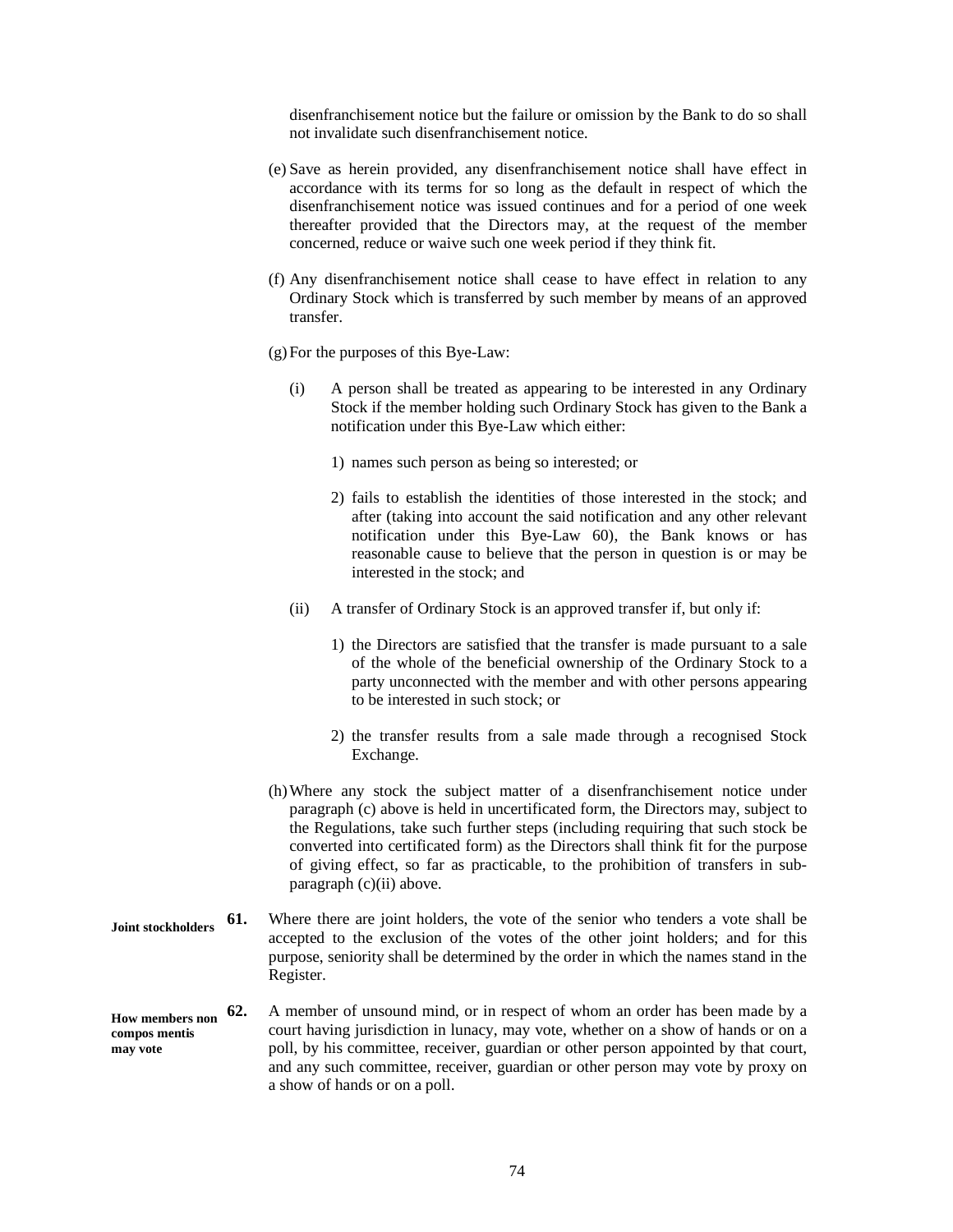disenfranchisement notice but the failure or omission by the Bank to do so shall not invalidate such disenfranchisement notice.

(e) Save as herein provided, any disenfranchisement notice shall have effect in accordance with its terms for so long as the default in respect of which the disenfranchisement notice was issued continues and for a period of one week thereafter provided that the Directors may, at the request of the member concerned, reduce or waive such one week period if they think fit.

(f) Any disenfranchisement notice shall cease to have effect in relation to any Ordinary Stock which is transferred by such member by means of an approved transfer.

(g) For the purposes of this Bye-Law:

(i) A person shall be treated as appearing to be interested in any Ordinary Stock if the member holding such Ordinary Stock has given to the Bank a notification under this Bye-Law which either:

1) names such person as being so interested; or

2) fails to establish the identities of those interested in the stock; and after (taking into account the said notification and any other relevant notification under this Bye-Law 60), the Bank knows or has reasonable cause to believe that the person in question is or may be interested in the stock; and

(ii) A transfer of Ordinary Stock is an approved transfer if, but only if:

1) the Directors are satisfied that the transfer is made pursuant to a sale of the whole of the beneficial ownership of the Ordinary Stock to a party unconnected with the member and with other persons appearing to be interested in such stock; or

2) the transfer results from a sale made through a recognised Stock Exchange.

(h) Where any stock the subject matter of a disenfranchisement notice under paragraph (c) above is held in uncertificated form, the Directors may, subject to the Regulations, take such further steps (including requiring that such stock be converted into certificated form) as the Directors shall think fit for the purpose of giving effect, so far as practicable, to the prohibition of transfers in sub-paragraph (c)(ii) above.

**Joint stockholders**

**61.** Where there are joint holders, the vote of the senior who tenders a vote shall be accepted to the exclusion of the votes of the other joint holders; and for this purpose, seniority shall be determined by the order in which the names stand in the Register.

**How members non compos mentis may vote**

**62.** A member of unsound mind, or in respect of whom an order has been made by a court having jurisdiction in lunacy, may vote, whether on a show of hands or on a poll, by his committee, receiver, guardian or other person appointed by that court, and any such committee, receiver, guardian or other person may vote by proxy on a show of hands or on a poll.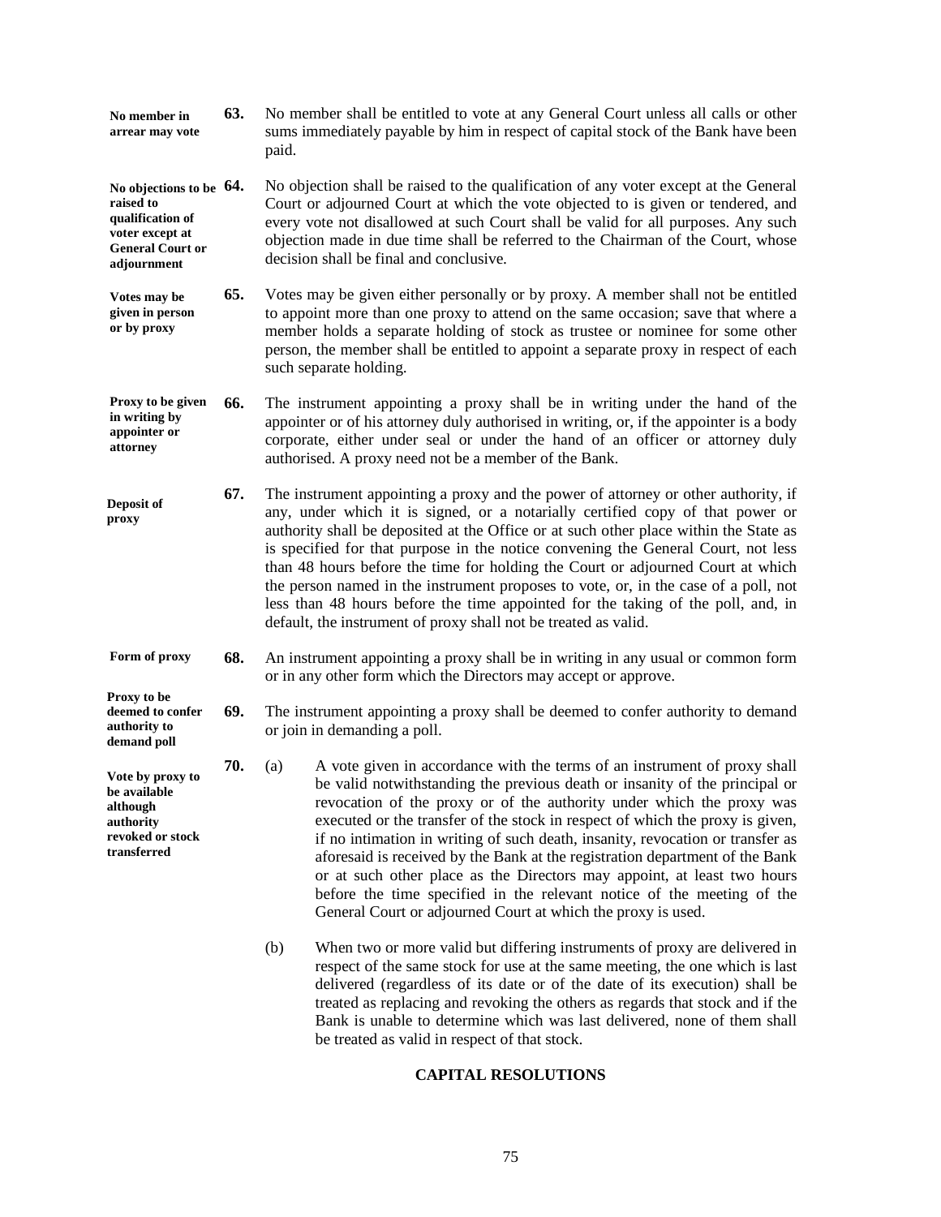**No member in arrear may vote**

**63.** No member shall be entitled to vote at any General Court unless all calls or other sums immediately payable by him in respect of capital stock of the Bank have been paid.

**No objections to be raised to qualification of voter except at General Court or adjournment**

**64.** No objection shall be raised to the qualification of any voter except at the General Court or adjourned Court at which the vote objected to is given or tendered, and every vote not disallowed at such Court shall be valid for all purposes. Any such objection made in due time shall be referred to the Chairman of the Court, whose decision shall be final and conclusive.

**Votes may be given in person or by proxy**

**65.** Votes may be given either personally or by proxy. A member shall not be entitled to appoint more than one proxy to attend on the same occasion; save that where a member holds a separate holding of stock as trustee or nominee for some other person, the member shall be entitled to appoint a separate proxy in respect of each such separate holding.

**Proxy to be given in writing by appointer or attorney**

**66.** The instrument appointing a proxy shall be in writing under the hand of the appointer or of his attorney duly authorised in writing, or, if the appointer is a body corporate, either under seal or under the hand of an officer or attorney duly authorised. A proxy need not be a member of the Bank.

**Deposit of proxy**

**67.** The instrument appointing a proxy and the power of attorney or other authority, if any, under which it is signed, or a notarially certified copy of that power or authority shall be deposited at the Office or at such other place within the State as is specified for that purpose in the notice convening the General Court, not less than 48 hours before the time for holding the Court or adjourned Court at which the person named in the instrument proposes to vote, or, in the case of a poll, not less than 48 hours before the time appointed for the taking of the poll, and, in default, the instrument of proxy shall not be treated as valid.

**Form of proxy**

**68.** An instrument appointing a proxy shall be in writing in any usual or common form or in any other form which the Directors may accept or approve.

**Proxy to be deemed to confer authority to demand poll**

**69.** The instrument appointing a proxy shall be deemed to confer authority to demand or join in demanding a poll.

**Vote by proxy to be available although authority revoked or stock transferred**

**70.** (a) A vote given in accordance with the terms of an instrument of proxy shall be valid notwithstanding the previous death or insanity of the principal or revocation of the proxy or of the authority under which the proxy was executed or the transfer of the stock in respect of which the proxy is given, if no intimation in writing of such death, insanity, revocation or transfer as aforesaid is received by the Bank at the registration department of the Bank or at such other place as the Directors may appoint, at least two hours before the time specified in the relevant notice of the meeting of the General Court or adjourned Court at which the proxy is used.

(b) When two or more valid but differing instruments of proxy are delivered in respect of the same stock for use at the same meeting, the one which is last delivered (regardless of its date or of the date of its execution) shall be treated as replacing and revoking the others as regards that stock and if the Bank is unable to determine which was last delivered, none of them shall be treated as valid in respect of that stock.

## CAPITAL RESOLUTIONS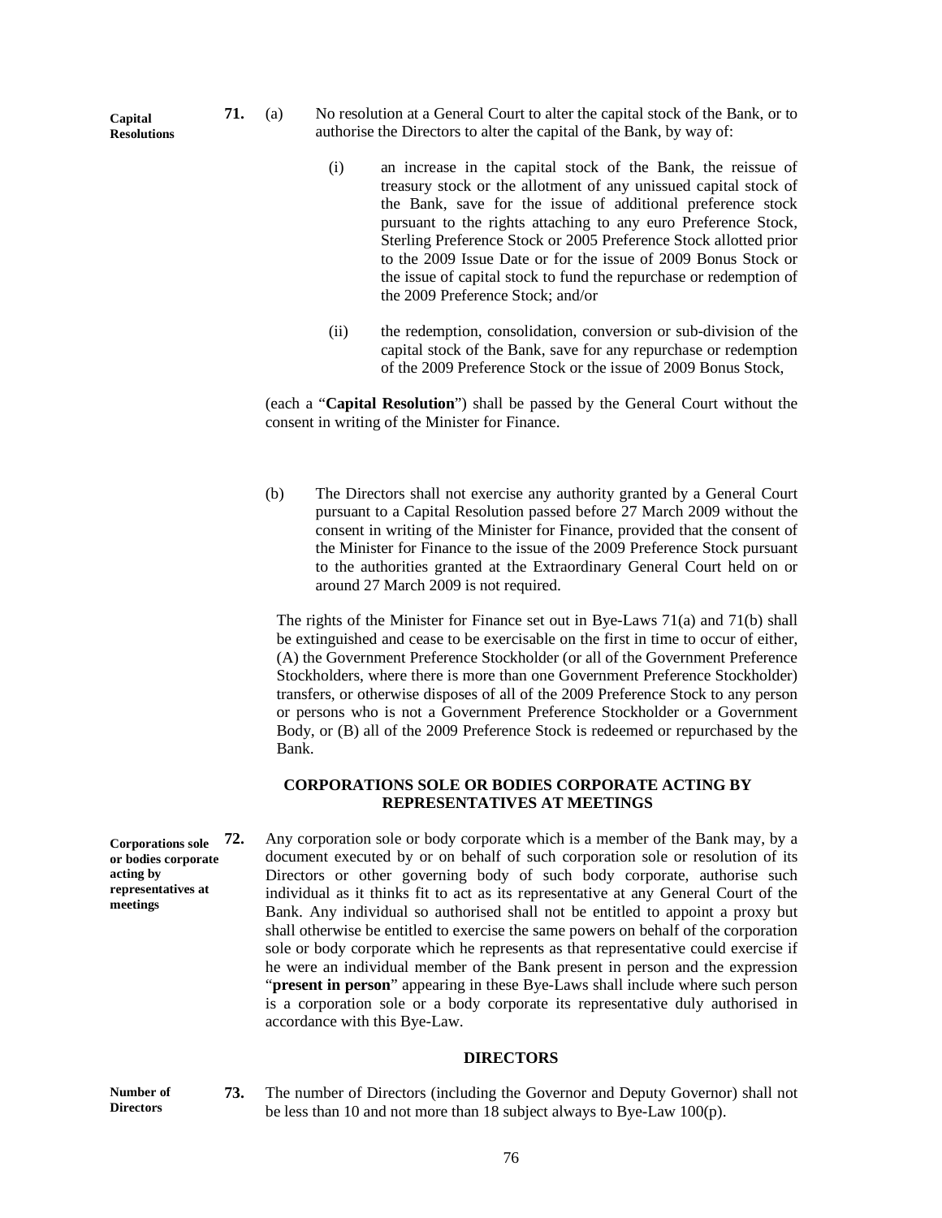**Capital Resolutions**

**71.** (a) No resolution at a General Court to alter the capital stock of the Bank, or to authorise the Directors to alter the capital of the Bank, by way of:

(i) an increase in the capital stock of the Bank, the reissue of treasury stock or the allotment of any unissued capital stock of the Bank, save for the issue of additional preference stock pursuant to the rights attaching to any euro Preference Stock, Sterling Preference Stock or 2005 Preference Stock allotted prior to the 2009 Issue Date or for the issue of 2009 Bonus Stock or the issue of capital stock to fund the repurchase or redemption of the 2009 Preference Stock; and/or

(ii) the redemption, consolidation, conversion or sub-division of the capital stock of the Bank, save for any repurchase or redemption of the 2009 Preference Stock or the issue of 2009 Bonus Stock,

(each a "**Capital Resolution**") shall be passed by the General Court without the consent in writing of the Minister for Finance.

(b) The Directors shall not exercise any authority granted by a General Court pursuant to a Capital Resolution passed before 27 March 2009 without the consent in writing of the Minister for Finance, provided that the consent of the Minister for Finance to the issue of the 2009 Preference Stock pursuant to the authorities granted at the Extraordinary General Court held on or around 27 March 2009 is not required.

The rights of the Minister for Finance set out in Bye-Laws 71(a) and 71(b) shall be extinguished and cease to be exercisable on the first in time to occur of either, (A) the Government Preference Stockholder (or all of the Government Preference Stockholders, where there is more than one Government Preference Stockholder) transfers, or otherwise disposes of all of the 2009 Preference Stock to any person or persons who is not a Government Preference Stockholder or a Government Body, or (B) all of the 2009 Preference Stock is redeemed or repurchased by the Bank.

## CORPORATIONS SOLE OR BODIES CORPORATE ACTING BY REPRESENTATIVES AT MEETINGS

**Corporations sole or bodies corporate acting by representatives at meetings**

**72.** Any corporation sole or body corporate which is a member of the Bank may, by a document executed by or on behalf of such corporation sole or resolution of its Directors or other governing body of such body corporate, authorise such individual as it thinks fit to act as its representative at any General Court of the Bank. Any individual so authorised shall not be entitled to appoint a proxy but shall otherwise be entitled to exercise the same powers on behalf of the corporation sole or body corporate which he represents as that representative could exercise if he were an individual member of the Bank present in person and the expression "**present in person**" appearing in these Bye-Laws shall include where such person is a corporation sole or a body corporate its representative duly authorised in accordance with this Bye-Law.

## DIRECTORS

**Number of Directors**

**73.** The number of Directors (including the Governor and Deputy Governor) shall not be less than 10 and not more than 18 subject always to Bye-Law 100(p).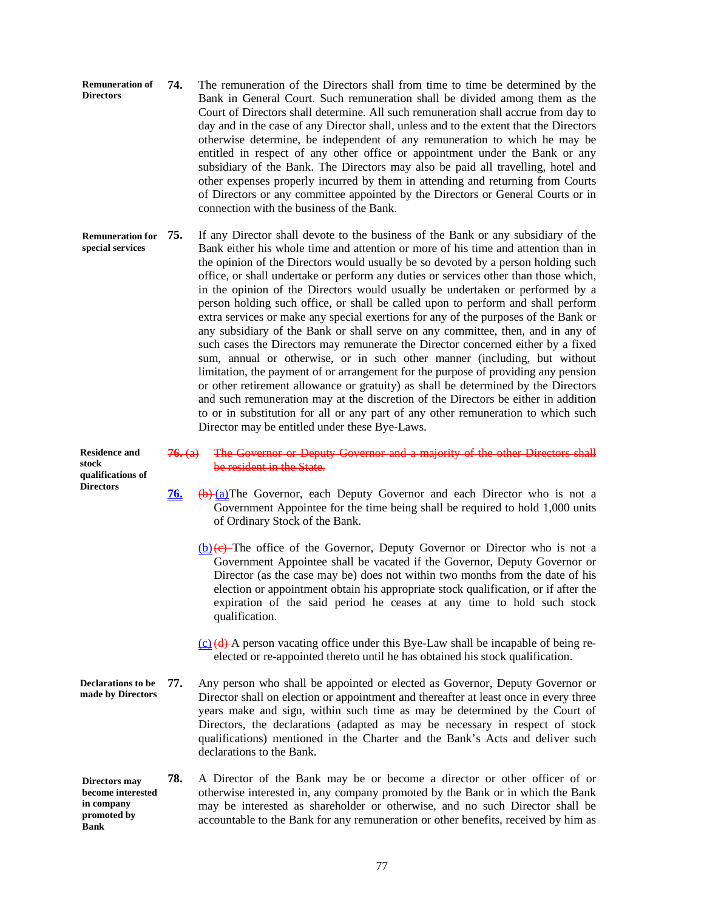**Remuneration of Directors**

**74.** The remuneration of the Directors shall from time to time be determined by the Bank in General Court. Such remuneration shall be divided among them as the Court of Directors shall determine. All such remuneration shall accrue from day to day and in the case of any Director shall, unless and to the extent that the Directors otherwise determine, be independent of any remuneration to which he may be entitled in respect of any other office or appointment under the Bank or any subsidiary of the Bank. The Directors may also be paid all travelling, hotel and other expenses properly incurred by them in attending and returning from Courts of Directors or any committee appointed by the Directors or General Courts or in connection with the business of the Bank.

**Remuneration for special services**

**75.** If any Director shall devote to the business of the Bank or any subsidiary of the Bank either his whole time and attention or more of his time and attention than in the opinion of the Directors would usually be so devoted by a person holding such office, or shall undertake or perform any duties or services other than those which, in the opinion of the Directors would usually be undertaken or performed by a person holding such office, or shall be called upon to perform and shall perform extra services or make any special exertions for any of the purposes of the Bank or any subsidiary of the Bank or shall serve on any committee, then, and in any of such cases the Directors may remunerate the Director concerned either by a fixed sum, annual or otherwise, or in such other manner (including, but without limitation, the payment of or arrangement for the purpose of providing any pension or other retirement allowance or gratuity) as shall be determined by the Directors and such remuneration may at the discretion of the Directors be either in addition to or in substitution for all or any part of any other remuneration to which such Director may be entitled under these Bye-Laws.

**Residence and stock qualifications of Directors**

~~**76.** (a) The Governor or Deputy Governor and a majority of the other Directors shall be resident in the State.~~

**76.** ~~(b)~~ (a) The Governor, each Deputy Governor and each Director who is not a Government Appointee for the time being shall be required to hold 1,000 units of Ordinary Stock of the Bank.

(b) ~~(c)~~ The office of the Governor, Deputy Governor or Director who is not a Government Appointee shall be vacated if the Governor, Deputy Governor or Director (as the case may be) does not within two months from the date of his election or appointment obtain his appropriate stock qualification, or if after the expiration of the said period he ceases at any time to hold such stock qualification.

(c) ~~(d)~~ A person vacating office under this Bye-Law shall be incapable of being re-elected or re-appointed thereto until he has obtained his stock qualification.

**Declarations to be made by Directors**

**77.** Any person who shall be appointed or elected as Governor, Deputy Governor or Director shall on election or appointment and thereafter at least once in every three years make and sign, within such time as may be determined by the Court of Directors, the declarations (adapted as may be necessary in respect of stock qualifications) mentioned in the Charter and the Bank's Acts and deliver such declarations to the Bank.

**Directors may become interested in company promoted by Bank**

**78.** A Director of the Bank may be or become a director or other officer of or otherwise interested in, any company promoted by the Bank or in which the Bank may be interested as shareholder or otherwise, and no such Director shall be accountable to the Bank for any remuneration or other benefits, received by him as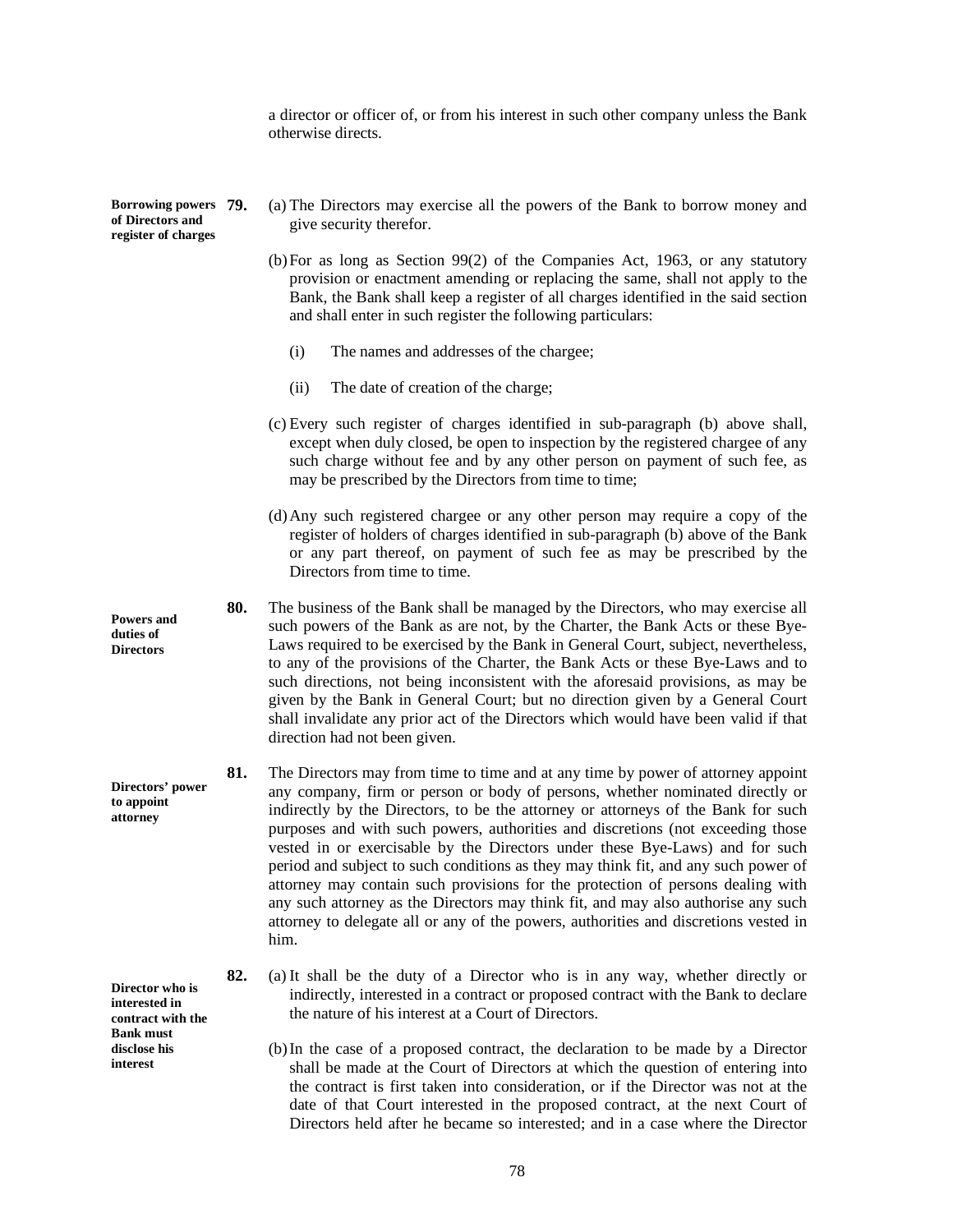a director or officer of, or from his interest in such other company unless the Bank otherwise directs.

**Borrowing powers of Directors and register of charges**

**79.** (a) The Directors may exercise all the powers of the Bank to borrow money and give security therefor.

(b) For as long as Section 99(2) of the Companies Act, 1963, or any statutory provision or enactment amending or replacing the same, shall not apply to the Bank, the Bank shall keep a register of all charges identified in the said section and shall enter in such register the following particulars:

(i) The names and addresses of the chargee;

(ii) The date of creation of the charge;

(c) Every such register of charges identified in sub-paragraph (b) above shall, except when duly closed, be open to inspection by the registered chargee of any such charge without fee and by any other person on payment of such fee, as may be prescribed by the Directors from time to time;

(d) Any such registered chargee or any other person may require a copy of the register of holders of charges identified in sub-paragraph (b) above of the Bank or any part thereof, on payment of such fee as may be prescribed by the Directors from time to time.

**Powers and duties of Directors**

**80.** The business of the Bank shall be managed by the Directors, who may exercise all such powers of the Bank as are not, by the Charter, the Bank Acts or these Bye-Laws required to be exercised by the Bank in General Court, subject, nevertheless, to any of the provisions of the Charter, the Bank Acts or these Bye-Laws and to such directions, not being inconsistent with the aforesaid provisions, as may be given by the Bank in General Court; but no direction given by a General Court shall invalidate any prior act of the Directors which would have been valid if that direction had not been given.

**Directors' power to appoint attorney**

**81.** The Directors may from time to time and at any time by power of attorney appoint any company, firm or person or body of persons, whether nominated directly or indirectly by the Directors, to be the attorney or attorneys of the Bank for such purposes and with such powers, authorities and discretions (not exceeding those vested in or exercisable by the Directors under these Bye-Laws) and for such period and subject to such conditions as they may think fit, and any such power of attorney may contain such provisions for the protection of persons dealing with any such attorney as the Directors may think fit, and may also authorise any such attorney to delegate all or any of the powers, authorities and discretions vested in him.

**Director who is interested in contract with the Bank must disclose his interest**

**82.** (a) It shall be the duty of a Director who is in any way, whether directly or indirectly, interested in a contract or proposed contract with the Bank to declare the nature of his interest at a Court of Directors.

(b) In the case of a proposed contract, the declaration to be made by a Director shall be made at the Court of Directors at which the question of entering into the contract is first taken into consideration, or if the Director was not at the date of that Court interested in the proposed contract, at the next Court of Directors held after he became so interested; and in a case where the Director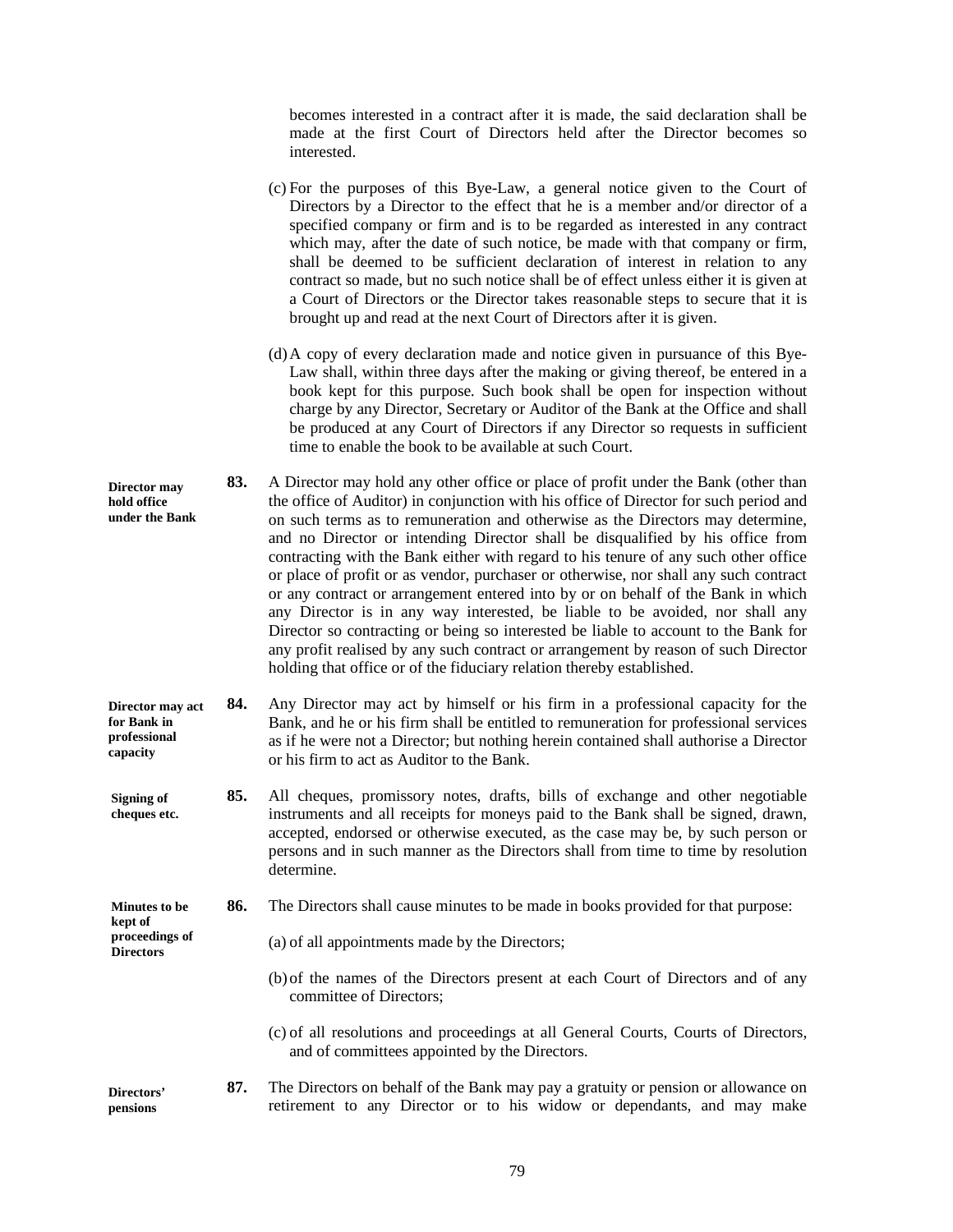becomes interested in a contract after it is made, the said declaration shall be made at the first Court of Directors held after the Director becomes so interested.

(c) For the purposes of this Bye-Law, a general notice given to the Court of Directors by a Director to the effect that he is a member and/or director of a specified company or firm and is to be regarded as interested in any contract which may, after the date of such notice, be made with that company or firm, shall be deemed to be sufficient declaration of interest in relation to any contract so made, but no such notice shall be of effect unless either it is given at a Court of Directors or the Director takes reasonable steps to secure that it is brought up and read at the next Court of Directors after it is given.

(d) A copy of every declaration made and notice given in pursuance of this Bye-Law shall, within three days after the making or giving thereof, be entered in a book kept for this purpose. Such book shall be open for inspection without charge by any Director, Secretary or Auditor of the Bank at the Office and shall be produced at any Court of Directors if any Director so requests in sufficient time to enable the book to be available at such Court.

**Director may hold office under the Bank**

**83.** A Director may hold any other office or place of profit under the Bank (other than the office of Auditor) in conjunction with his office of Director for such period and on such terms as to remuneration and otherwise as the Directors may determine, and no Director or intending Director shall be disqualified by his office from contracting with the Bank either with regard to his tenure of any such other office or place of profit or as vendor, purchaser or otherwise, nor shall any such contract or any contract or arrangement entered into by or on behalf of the Bank in which any Director is in any way interested, be liable to be avoided, nor shall any Director so contracting or being so interested be liable to account to the Bank for any profit realised by any such contract or arrangement by reason of such Director holding that office or of the fiduciary relation thereby established.

**Director may act for Bank in professional capacity**

**84.** Any Director may act by himself or his firm in a professional capacity for the Bank, and he or his firm shall be entitled to remuneration for professional services as if he were not a Director; but nothing herein contained shall authorise a Director or his firm to act as Auditor to the Bank.

**Signing of cheques etc.**

**85.** All cheques, promissory notes, drafts, bills of exchange and other negotiable instruments and all receipts for moneys paid to the Bank shall be signed, drawn, accepted, endorsed or otherwise executed, as the case may be, by such person or persons and in such manner as the Directors shall from time to time by resolution determine.

**Minutes to be kept of proceedings of Directors**

**86.** The Directors shall cause minutes to be made in books provided for that purpose:

(a) of all appointments made by the Directors;

(b) of the names of the Directors present at each Court of Directors and of any committee of Directors;

(c) of all resolutions and proceedings at all General Courts, Courts of Directors, and of committees appointed by the Directors.

**Directors' pensions**

**87.** The Directors on behalf of the Bank may pay a gratuity or pension or allowance on retirement to any Director or to his widow or dependants, and may make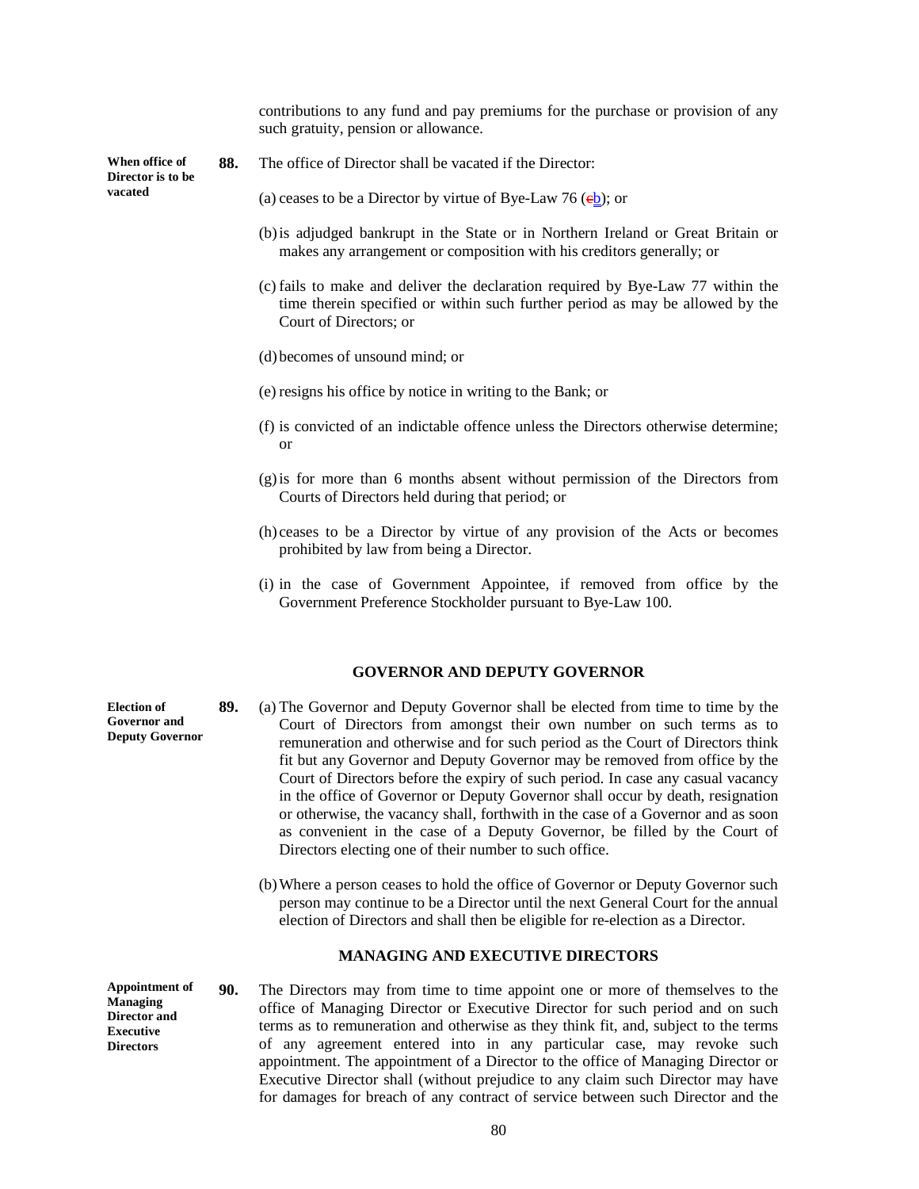contributions to any fund and pay premiums for the purchase or provision of any such gratuity, pension or allowance.

**When office of Director is to be vacated**

**88.** The office of Director shall be vacated if the Director:

(a) ceases to be a Director by virtue of Bye-Law 76 (cb); or

(b) is adjudged bankrupt in the State or in Northern Ireland or Great Britain or makes any arrangement or composition with his creditors generally; or

(c) fails to make and deliver the declaration required by Bye-Law 77 within the time therein specified or within such further period as may be allowed by the Court of Directors; or

(d) becomes of unsound mind; or

(e) resigns his office by notice in writing to the Bank; or

(f) is convicted of an indictable offence unless the Directors otherwise determine; or

(g) is for more than 6 months absent without permission of the Directors from Courts of Directors held during that period; or

(h) ceases to be a Director by virtue of any provision of the Acts or becomes prohibited by law from being a Director.

(i) in the case of Government Appointee, if removed from office by the Government Preference Stockholder pursuant to Bye-Law 100.

## GOVERNOR AND DEPUTY GOVERNOR

**Election of Governor and Deputy Governor**

**89.** (a) The Governor and Deputy Governor shall be elected from time to time by the Court of Directors from amongst their own number on such terms as to remuneration and otherwise and for such period as the Court of Directors think fit but any Governor and Deputy Governor may be removed from office by the Court of Directors before the expiry of such period. In case any casual vacancy in the office of Governor or Deputy Governor shall occur by death, resignation or otherwise, the vacancy shall, forthwith in the case of a Governor and as soon as convenient in the case of a Deputy Governor, be filled by the Court of Directors electing one of their number to such office.

(b) Where a person ceases to hold the office of Governor or Deputy Governor such person may continue to be a Director until the next General Court for the annual election of Directors and shall then be eligible for re-election as a Director.

## MANAGING AND EXECUTIVE DIRECTORS

**Appointment of Managing Director and Executive Directors**

**90.** The Directors may from time to time appoint one or more of themselves to the office of Managing Director or Executive Director for such period and on such terms as to remuneration and otherwise as they think fit, and, subject to the terms of any agreement entered into in any particular case, may revoke such appointment. The appointment of a Director to the office of Managing Director or Executive Director shall (without prejudice to any claim such Director may have for damages for breach of any contract of service between such Director and the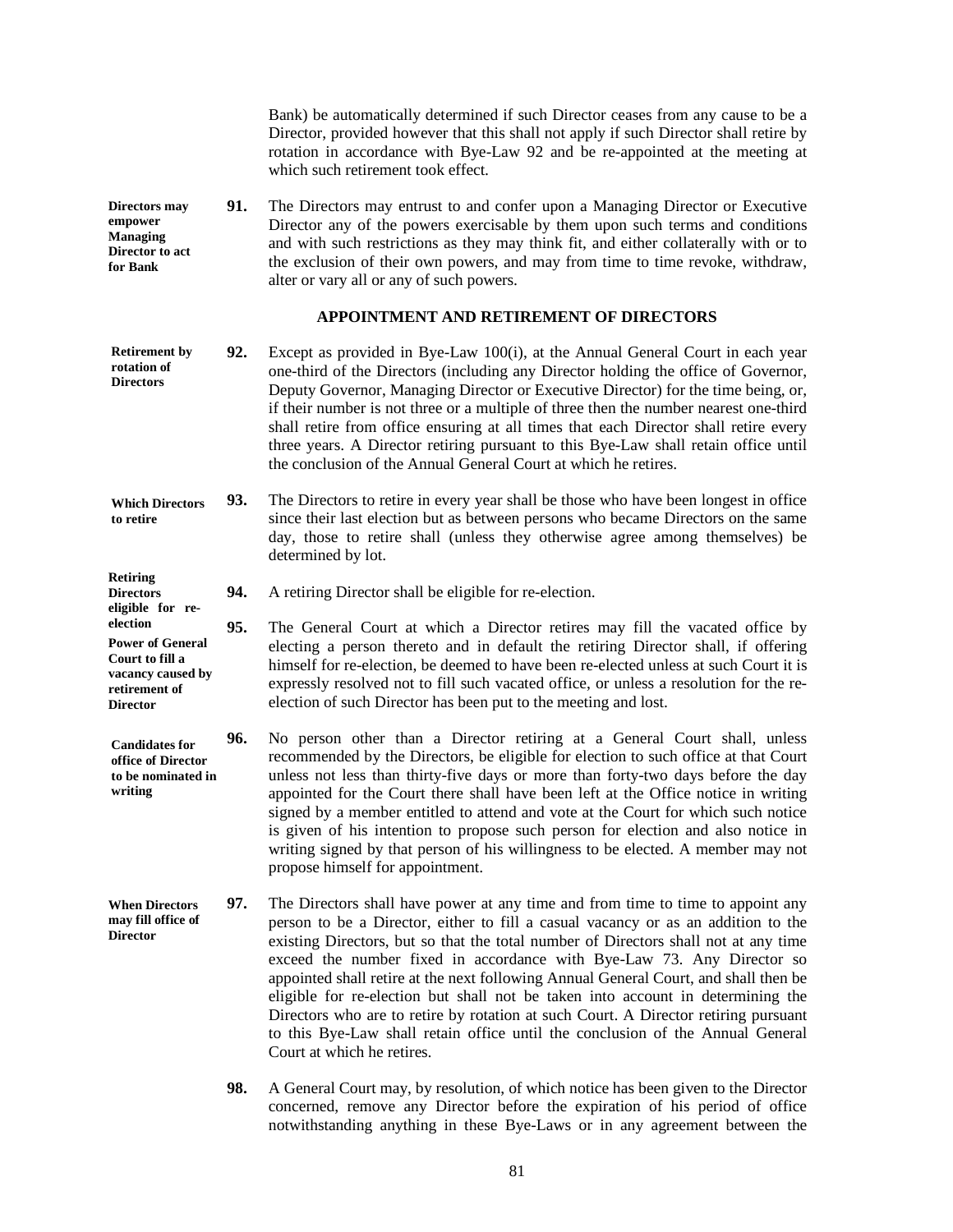Bank) be automatically determined if such Director ceases from any cause to be a Director, provided however that this shall not apply if such Director shall retire by rotation in accordance with Bye-Law 92 and be re-appointed at the meeting at which such retirement took effect.

**Directors may empower Managing Director to act for Bank**

**91.** The Directors may entrust to and confer upon a Managing Director or Executive Director any of the powers exercisable by them upon such terms and conditions and with such restrictions as they may think fit, and either collaterally with or to the exclusion of their own powers, and may from time to time revoke, withdraw, alter or vary all or any of such powers.

## APPOINTMENT AND RETIREMENT OF DIRECTORS

**Retirement by rotation of Directors**

**92.** Except as provided in Bye-Law 100(i), at the Annual General Court in each year one-third of the Directors (including any Director holding the office of Governor, Deputy Governor, Managing Director or Executive Director) for the time being, or, if their number is not three or a multiple of three then the number nearest one-third shall retire from office ensuring at all times that each Director shall retire every three years. A Director retiring pursuant to this Bye-Law shall retain office until the conclusion of the Annual General Court at which he retires.

**Which Directors to retire**

**93.** The Directors to retire in every year shall be those who have been longest in office since their last election but as between persons who became Directors on the same day, those to retire shall (unless they otherwise agree among themselves) be determined by lot.

**Retiring Directors eligible for re-election**

**94.** A retiring Director shall be eligible for re-election.

**Power of General Court to fill a vacancy caused by retirement of Director**

**95.** The General Court at which a Director retires may fill the vacated office by electing a person thereto and in default the retiring Director shall, if offering himself for re-election, be deemed to have been re-elected unless at such Court it is expressly resolved not to fill such vacated office, or unless a resolution for the re-election of such Director has been put to the meeting and lost.

**Candidates for office of Director to be nominated in writing**

**96.** No person other than a Director retiring at a General Court shall, unless recommended by the Directors, be eligible for election to such office at that Court unless not less than thirty-five days or more than forty-two days before the day appointed for the Court there shall have been left at the Office notice in writing signed by a member entitled to attend and vote at the Court for which such notice is given of his intention to propose such person for election and also notice in writing signed by that person of his willingness to be elected. A member may not propose himself for appointment.

**When Directors may fill office of Director**

**97.** The Directors shall have power at any time and from time to time to appoint any person to be a Director, either to fill a casual vacancy or as an addition to the existing Directors, but so that the total number of Directors shall not at any time exceed the number fixed in accordance with Bye-Law 73. Any Director so appointed shall retire at the next following Annual General Court, and shall then be eligible for re-election but shall not be taken into account in determining the Directors who are to retire by rotation at such Court. A Director retiring pursuant to this Bye-Law shall retain office until the conclusion of the Annual General Court at which he retires.

**98.** A General Court may, by resolution, of which notice has been given to the Director concerned, remove any Director before the expiration of his period of office notwithstanding anything in these Bye-Laws or in any agreement between the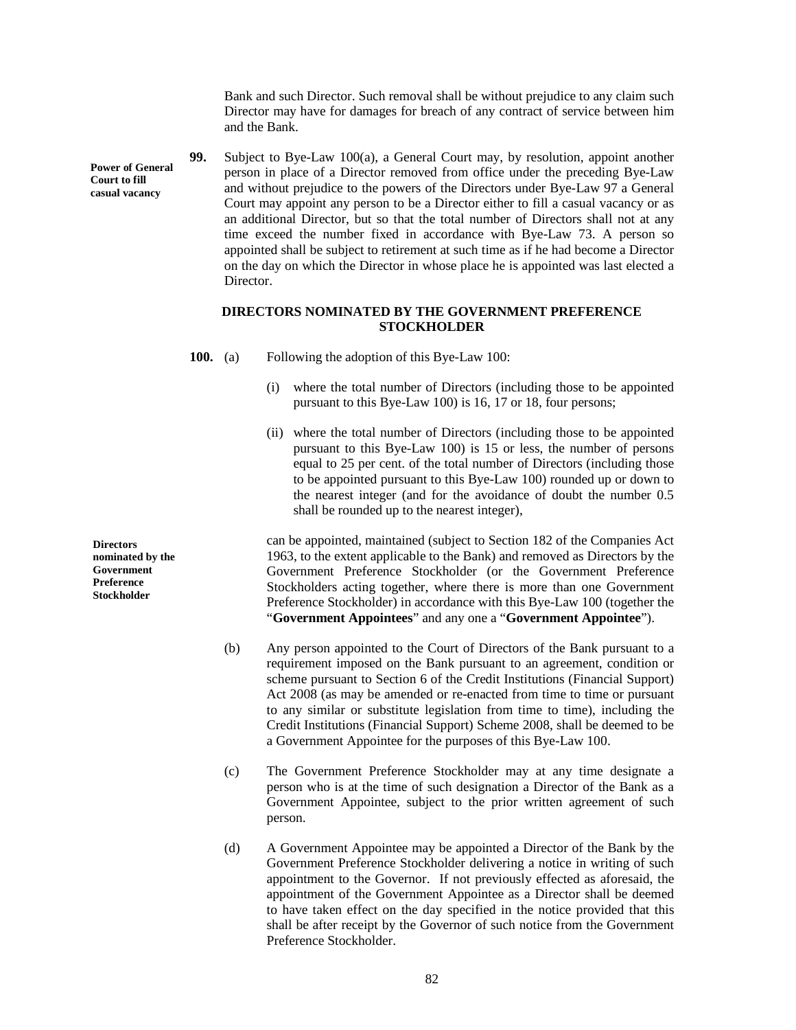Bank and such Director. Such removal shall be without prejudice to any claim such Director may have for damages for breach of any contract of service between him and the Bank.

**Power of General Court to fill casual vacancy**

**99.** Subject to Bye-Law 100(a), a General Court may, by resolution, appoint another person in place of a Director removed from office under the preceding Bye-Law and without prejudice to the powers of the Directors under Bye-Law 97 a General Court may appoint any person to be a Director either to fill a casual vacancy or as an additional Director, but so that the total number of Directors shall not at any time exceed the number fixed in accordance with Bye-Law 73. A person so appointed shall be subject to retirement at such time as if he had become a Director on the day on which the Director in whose place he is appointed was last elected a Director.

## DIRECTORS NOMINATED BY THE GOVERNMENT PREFERENCE STOCKHOLDER

**100.** (a) Following the adoption of this Bye-Law 100:

(i) where the total number of Directors (including those to be appointed pursuant to this Bye-Law 100) is 16, 17 or 18, four persons;

(ii) where the total number of Directors (including those to be appointed pursuant to this Bye-Law 100) is 15 or less, the number of persons equal to 25 per cent. of the total number of Directors (including those to be appointed pursuant to this Bye-Law 100) rounded up or down to the nearest integer (and for the avoidance of doubt the number 0.5 shall be rounded up to the nearest integer),

**Directors nominated by the Government Preference Stockholder**

can be appointed, maintained (subject to Section 182 of the Companies Act 1963, to the extent applicable to the Bank) and removed as Directors by the Government Preference Stockholder (or the Government Preference Stockholders acting together, where there is more than one Government Preference Stockholder) in accordance with this Bye-Law 100 (together the "**Government Appointees**" and any one a "**Government Appointee**").

(b) Any person appointed to the Court of Directors of the Bank pursuant to a requirement imposed on the Bank pursuant to an agreement, condition or scheme pursuant to Section 6 of the Credit Institutions (Financial Support) Act 2008 (as may be amended or re-enacted from time to time or pursuant to any similar or substitute legislation from time to time), including the Credit Institutions (Financial Support) Scheme 2008, shall be deemed to be a Government Appointee for the purposes of this Bye-Law 100.

(c) The Government Preference Stockholder may at any time designate a person who is at the time of such designation a Director of the Bank as a Government Appointee, subject to the prior written agreement of such person.

(d) A Government Appointee may be appointed a Director of the Bank by the Government Preference Stockholder delivering a notice in writing of such appointment to the Governor. If not previously effected as aforesaid, the appointment of the Government Appointee as a Director shall be deemed to have taken effect on the day specified in the notice provided that this shall be after receipt by the Governor of such notice from the Government Preference Stockholder.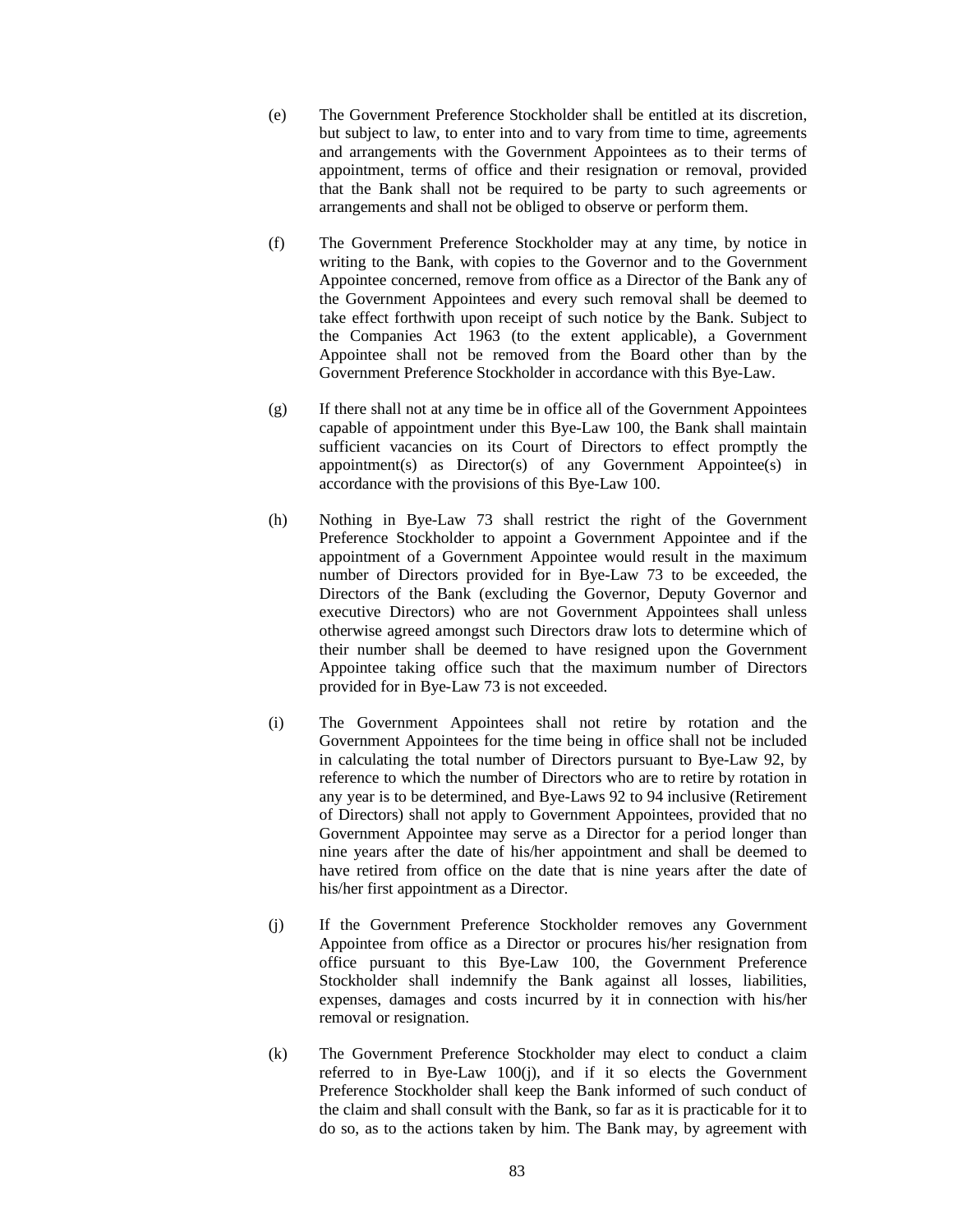(e) The Government Preference Stockholder shall be entitled at its discretion, but subject to law, to enter into and to vary from time to time, agreements and arrangements with the Government Appointees as to their terms of appointment, terms of office and their resignation or removal, provided that the Bank shall not be required to be party to such agreements or arrangements and shall not be obliged to observe or perform them.

(f) The Government Preference Stockholder may at any time, by notice in writing to the Bank, with copies to the Governor and to the Government Appointee concerned, remove from office as a Director of the Bank any of the Government Appointees and every such removal shall be deemed to take effect forthwith upon receipt of such notice by the Bank. Subject to the Companies Act 1963 (to the extent applicable), a Government Appointee shall not be removed from the Board other than by the Government Preference Stockholder in accordance with this Bye-Law.

(g) If there shall not at any time be in office all of the Government Appointees capable of appointment under this Bye-Law 100, the Bank shall maintain sufficient vacancies on its Court of Directors to effect promptly the appointment(s) as Director(s) of any Government Appointee(s) in accordance with the provisions of this Bye-Law 100.

(h) Nothing in Bye-Law 73 shall restrict the right of the Government Preference Stockholder to appoint a Government Appointee and if the appointment of a Government Appointee would result in the maximum number of Directors provided for in Bye-Law 73 to be exceeded, the Directors of the Bank (excluding the Governor, Deputy Governor and executive Directors) who are not Government Appointees shall unless otherwise agreed amongst such Directors draw lots to determine which of their number shall be deemed to have resigned upon the Government Appointee taking office such that the maximum number of Directors provided for in Bye-Law 73 is not exceeded.

(i) The Government Appointees shall not retire by rotation and the Government Appointees for the time being in office shall not be included in calculating the total number of Directors pursuant to Bye-Law 92, by reference to which the number of Directors who are to retire by rotation in any year is to be determined, and Bye-Laws 92 to 94 inclusive (Retirement of Directors) shall not apply to Government Appointees, provided that no Government Appointee may serve as a Director for a period longer than nine years after the date of his/her appointment and shall be deemed to have retired from office on the date that is nine years after the date of his/her first appointment as a Director.

(j) If the Government Preference Stockholder removes any Government Appointee from office as a Director or procures his/her resignation from office pursuant to this Bye-Law 100, the Government Preference Stockholder shall indemnify the Bank against all losses, liabilities, expenses, damages and costs incurred by it in connection with his/her removal or resignation.

(k) The Government Preference Stockholder may elect to conduct a claim referred to in Bye-Law 100(j), and if it so elects the Government Preference Stockholder shall keep the Bank informed of such conduct of the claim and shall consult with the Bank, so far as it is practicable for it to do so, as to the actions taken by him. The Bank may, by agreement with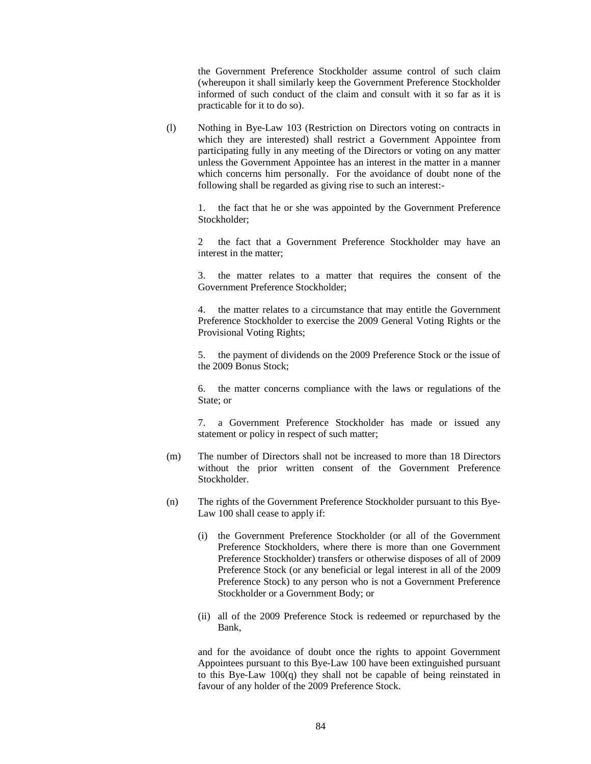the Government Preference Stockholder assume control of such claim (whereupon it shall similarly keep the Government Preference Stockholder informed of such conduct of the claim and consult with it so far as it is practicable for it to do so).

(l) Nothing in Bye-Law 103 (Restriction on Directors voting on contracts in which they are interested) shall restrict a Government Appointee from participating fully in any meeting of the Directors or voting on any matter unless the Government Appointee has an interest in the matter in a manner which concerns him personally. For the avoidance of doubt none of the following shall be regarded as giving rise to such an interest:-

1. the fact that he or she was appointed by the Government Preference Stockholder;

2 the fact that a Government Preference Stockholder may have an interest in the matter;

3. the matter relates to a matter that requires the consent of the Government Preference Stockholder;

4. the matter relates to a circumstance that may entitle the Government Preference Stockholder to exercise the 2009 General Voting Rights or the Provisional Voting Rights;

5. the payment of dividends on the 2009 Preference Stock or the issue of the 2009 Bonus Stock;

6. the matter concerns compliance with the laws or regulations of the State; or

7. a Government Preference Stockholder has made or issued any statement or policy in respect of such matter;

(m) The number of Directors shall not be increased to more than 18 Directors without the prior written consent of the Government Preference Stockholder.

(n) The rights of the Government Preference Stockholder pursuant to this Bye-Law 100 shall cease to apply if:

(i) the Government Preference Stockholder (or all of the Government Preference Stockholders, where there is more than one Government Preference Stockholder) transfers or otherwise disposes of all of 2009 Preference Stock (or any beneficial or legal interest in all of the 2009 Preference Stock) to any person who is not a Government Preference Stockholder or a Government Body; or

(ii) all of the 2009 Preference Stock is redeemed or repurchased by the Bank,

and for the avoidance of doubt once the rights to appoint Government Appointees pursuant to this Bye-Law 100 have been extinguished pursuant to this Bye-Law 100(q) they shall not be capable of being reinstated in favour of any holder of the 2009 Preference Stock.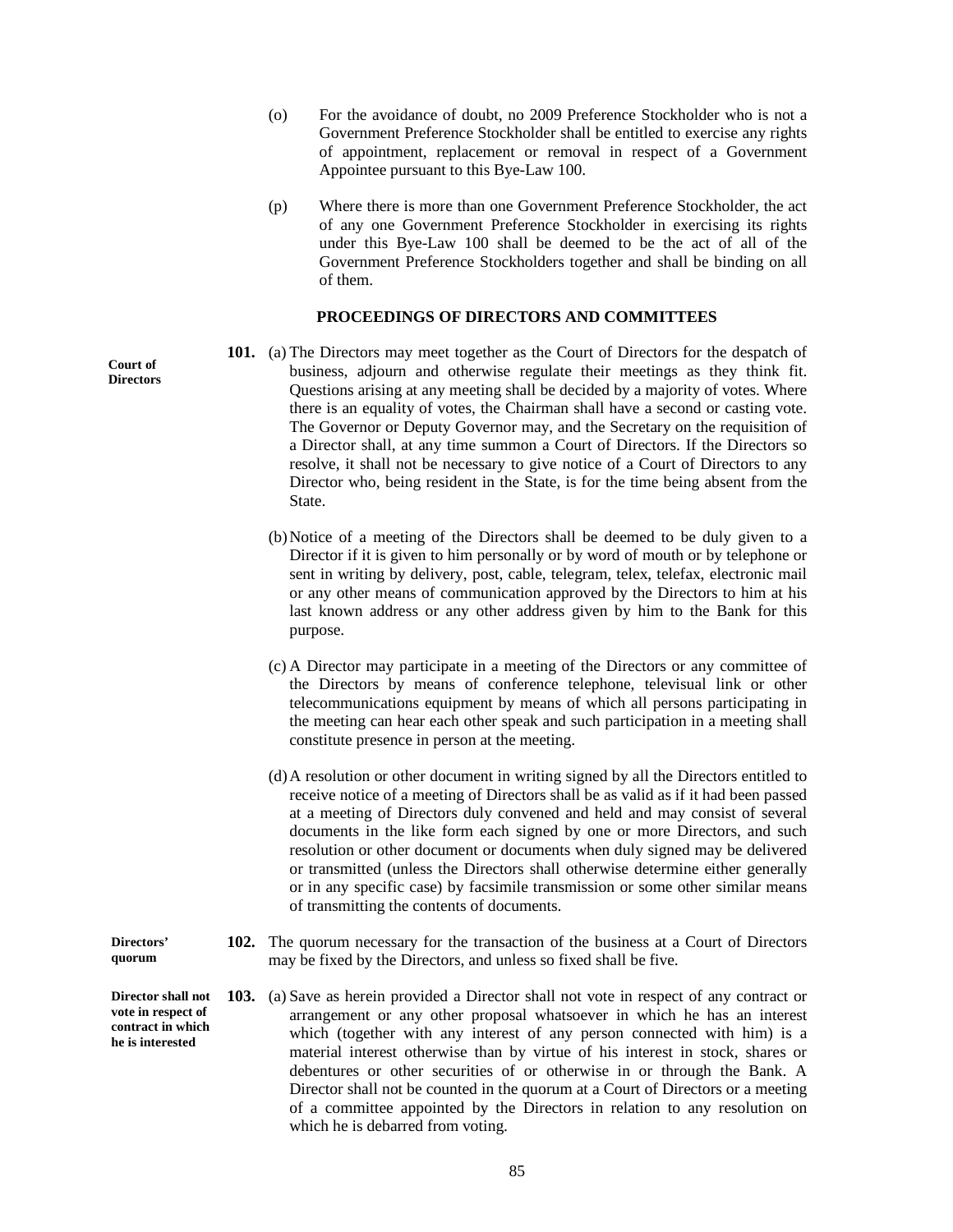(o) For the avoidance of doubt, no 2009 Preference Stockholder who is not a Government Preference Stockholder shall be entitled to exercise any rights of appointment, replacement or removal in respect of a Government Appointee pursuant to this Bye-Law 100.

(p) Where there is more than one Government Preference Stockholder, the act of any one Government Preference Stockholder in exercising its rights under this Bye-Law 100 shall be deemed to be the act of all of the Government Preference Stockholders together and shall be binding on all of them.

## PROCEEDINGS OF DIRECTORS AND COMMITTEES

**Court of Directors**

**101.** (a) The Directors may meet together as the Court of Directors for the despatch of business, adjourn and otherwise regulate their meetings as they think fit. Questions arising at any meeting shall be decided by a majority of votes. Where there is an equality of votes, the Chairman shall have a second or casting vote. The Governor or Deputy Governor may, and the Secretary on the requisition of a Director shall, at any time summon a Court of Directors. If the Directors so resolve, it shall not be necessary to give notice of a Court of Directors to any Director who, being resident in the State, is for the time being absent from the State.

(b) Notice of a meeting of the Directors shall be deemed to be duly given to a Director if it is given to him personally or by word of mouth or by telephone or sent in writing by delivery, post, cable, telegram, telex, telefax, electronic mail or any other means of communication approved by the Directors to him at his last known address or any other address given by him to the Bank for this purpose.

(c) A Director may participate in a meeting of the Directors or any committee of the Directors by means of conference telephone, televisual link or other telecommunications equipment by means of which all persons participating in the meeting can hear each other speak and such participation in a meeting shall constitute presence in person at the meeting.

(d) A resolution or other document in writing signed by all the Directors entitled to receive notice of a meeting of Directors shall be as valid as if it had been passed at a meeting of Directors duly convened and held and may consist of several documents in the like form each signed by one or more Directors, and such resolution or other document or documents when duly signed may be delivered or transmitted (unless the Directors shall otherwise determine either generally or in any specific case) by facsimile transmission or some other similar means of transmitting the contents of documents.

**Directors' quorum**

**102.** The quorum necessary for the transaction of the business at a Court of Directors may be fixed by the Directors, and unless so fixed shall be five.

**Director shall not vote in respect of contract in which he is interested**

**103.** (a) Save as herein provided a Director shall not vote in respect of any contract or arrangement or any other proposal whatsoever in which he has an interest which (together with any interest of any person connected with him) is a material interest otherwise than by virtue of his interest in stock, shares or debentures or other securities of or otherwise in or through the Bank. A Director shall not be counted in the quorum at a Court of Directors or a meeting of a committee appointed by the Directors in relation to any resolution on which he is debarred from voting.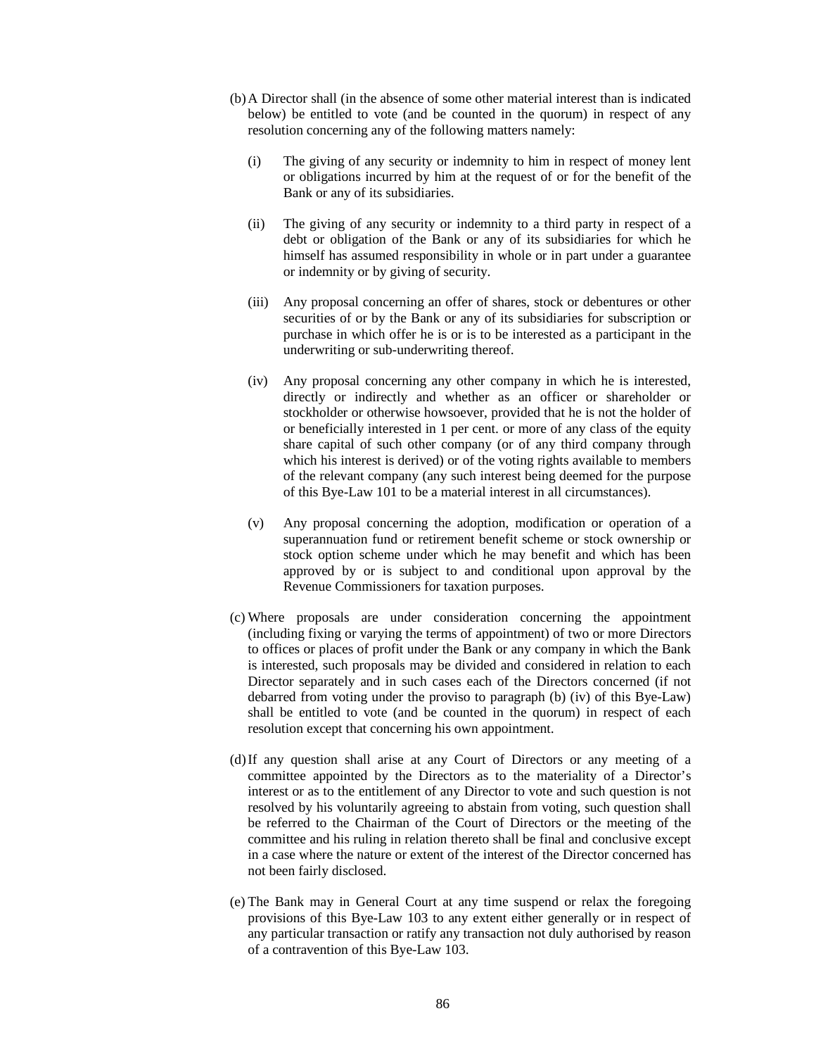(b) A Director shall (in the absence of some other material interest than is indicated below) be entitled to vote (and be counted in the quorum) in respect of any resolution concerning any of the following matters namely:

  (i) The giving of any security or indemnity to him in respect of money lent or obligations incurred by him at the request of or for the benefit of the Bank or any of its subsidiaries.

  (ii) The giving of any security or indemnity to a third party in respect of a debt or obligation of the Bank or any of its subsidiaries for which he himself has assumed responsibility in whole or in part under a guarantee or indemnity or by giving of security.

  (iii) Any proposal concerning an offer of shares, stock or debentures or other securities of or by the Bank or any of its subsidiaries for subscription or purchase in which offer he is or is to be interested as a participant in the underwriting or sub-underwriting thereof.

  (iv) Any proposal concerning any other company in which he is interested, directly or indirectly and whether as an officer or shareholder or stockholder or otherwise howsoever, provided that he is not the holder of or beneficially interested in 1 per cent. or more of any class of the equity share capital of such other company (or of any third company through which his interest is derived) or of the voting rights available to members of the relevant company (any such interest being deemed for the purpose of this Bye-Law 101 to be a material interest in all circumstances).

  (v) Any proposal concerning the adoption, modification or operation of a superannuation fund or retirement benefit scheme or stock ownership or stock option scheme under which he may benefit and which has been approved by or is subject to and conditional upon approval by the Revenue Commissioners for taxation purposes.

(c) Where proposals are under consideration concerning the appointment (including fixing or varying the terms of appointment) of two or more Directors to offices or places of profit under the Bank or any company in which the Bank is interested, such proposals may be divided and considered in relation to each Director separately and in such cases each of the Directors concerned (if not debarred from voting under the proviso to paragraph (b) (iv) of this Bye-Law) shall be entitled to vote (and be counted in the quorum) in respect of each resolution except that concerning his own appointment.

(d) If any question shall arise at any Court of Directors or any meeting of a committee appointed by the Directors as to the materiality of a Director's interest or as to the entitlement of any Director to vote and such question is not resolved by his voluntarily agreeing to abstain from voting, such question shall be referred to the Chairman of the Court of Directors or the meeting of the committee and his ruling in relation thereto shall be final and conclusive except in a case where the nature or extent of the interest of the Director concerned has not been fairly disclosed.

(e) The Bank may in General Court at any time suspend or relax the foregoing provisions of this Bye-Law 103 to any extent either generally or in respect of any particular transaction or ratify any transaction not duly authorised by reason of a contravention of this Bye-Law 103.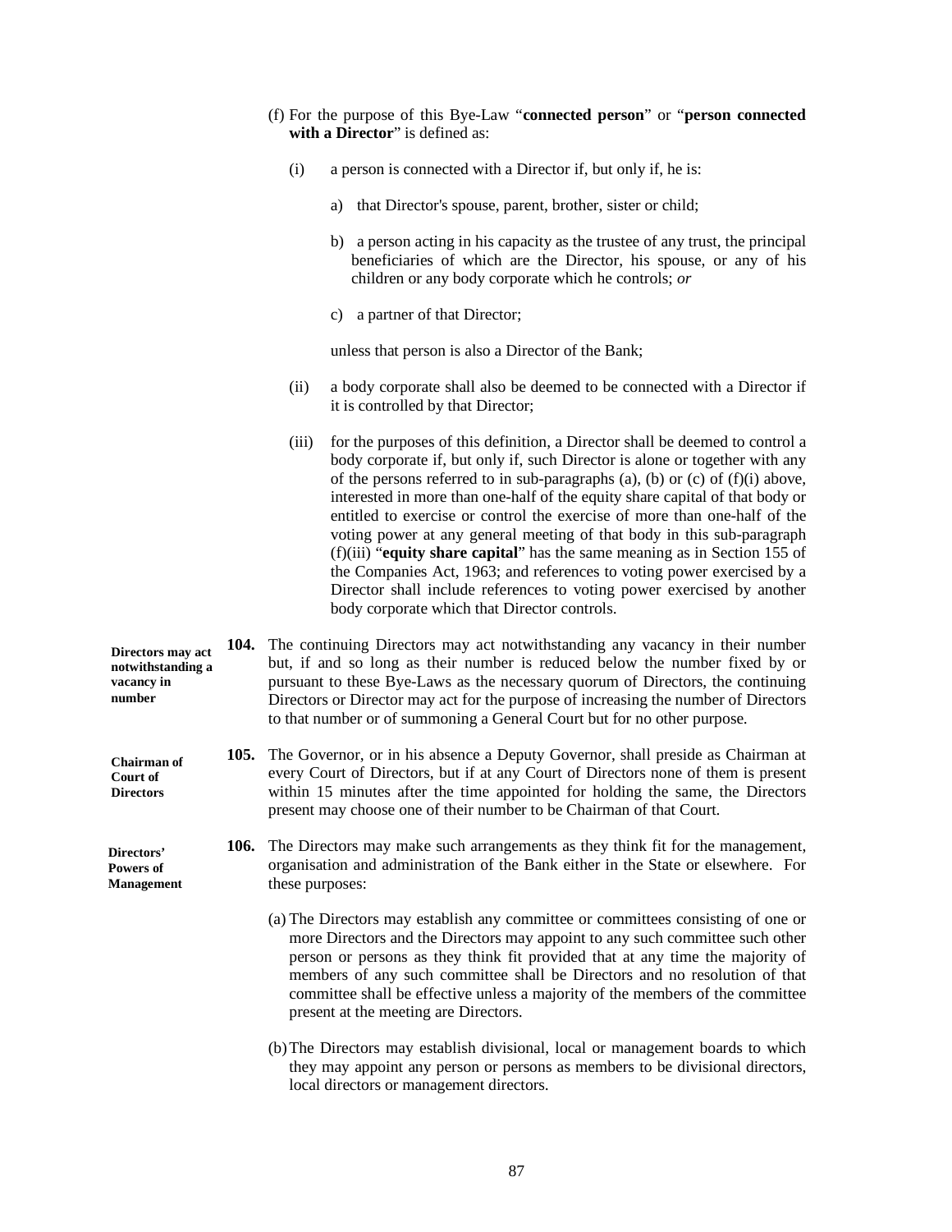(f) For the purpose of this Bye-Law "**connected person**" or "**person connected with a Director**" is defined as:

(i) a person is connected with a Director if, but only if, he is:

a) that Director's spouse, parent, brother, sister or child;

b) a person acting in his capacity as the trustee of any trust, the principal beneficiaries of which are the Director, his spouse, or any of his children or any body corporate which he controls; *or*

c) a partner of that Director;

unless that person is also a Director of the Bank;

(ii) a body corporate shall also be deemed to be connected with a Director if it is controlled by that Director;

(iii) for the purposes of this definition, a Director shall be deemed to control a body corporate if, but only if, such Director is alone or together with any of the persons referred to in sub-paragraphs (a), (b) or (c) of (f)(i) above, interested in more than one-half of the equity share capital of that body or entitled to exercise or control the exercise of more than one-half of the voting power at any general meeting of that body in this sub-paragraph (f)(iii) "**equity share capital**" has the same meaning as in Section 155 of the Companies Act, 1963; and references to voting power exercised by a Director shall include references to voting power exercised by another body corporate which that Director controls.

**Directors may act notwithstanding a vacancy in number**

**104.** The continuing Directors may act notwithstanding any vacancy in their number but, if and so long as their number is reduced below the number fixed by or pursuant to these Bye-Laws as the necessary quorum of Directors, the continuing Directors or Director may act for the purpose of increasing the number of Directors to that number or of summoning a General Court but for no other purpose.

**Chairman of Court of Directors**

**105.** The Governor, or in his absence a Deputy Governor, shall preside as Chairman at every Court of Directors, but if at any Court of Directors none of them is present within 15 minutes after the time appointed for holding the same, the Directors present may choose one of their number to be Chairman of that Court.

**Directors' Powers of Management**

**106.** The Directors may make such arrangements as they think fit for the management, organisation and administration of the Bank either in the State or elsewhere. For these purposes:

(a) The Directors may establish any committee or committees consisting of one or more Directors and the Directors may appoint to any such committee such other person or persons as they think fit provided that at any time the majority of members of any such committee shall be Directors and no resolution of that committee shall be effective unless a majority of the members of the committee present at the meeting are Directors.

(b) The Directors may establish divisional, local or management boards to which they may appoint any person or persons as members to be divisional directors, local directors or management directors.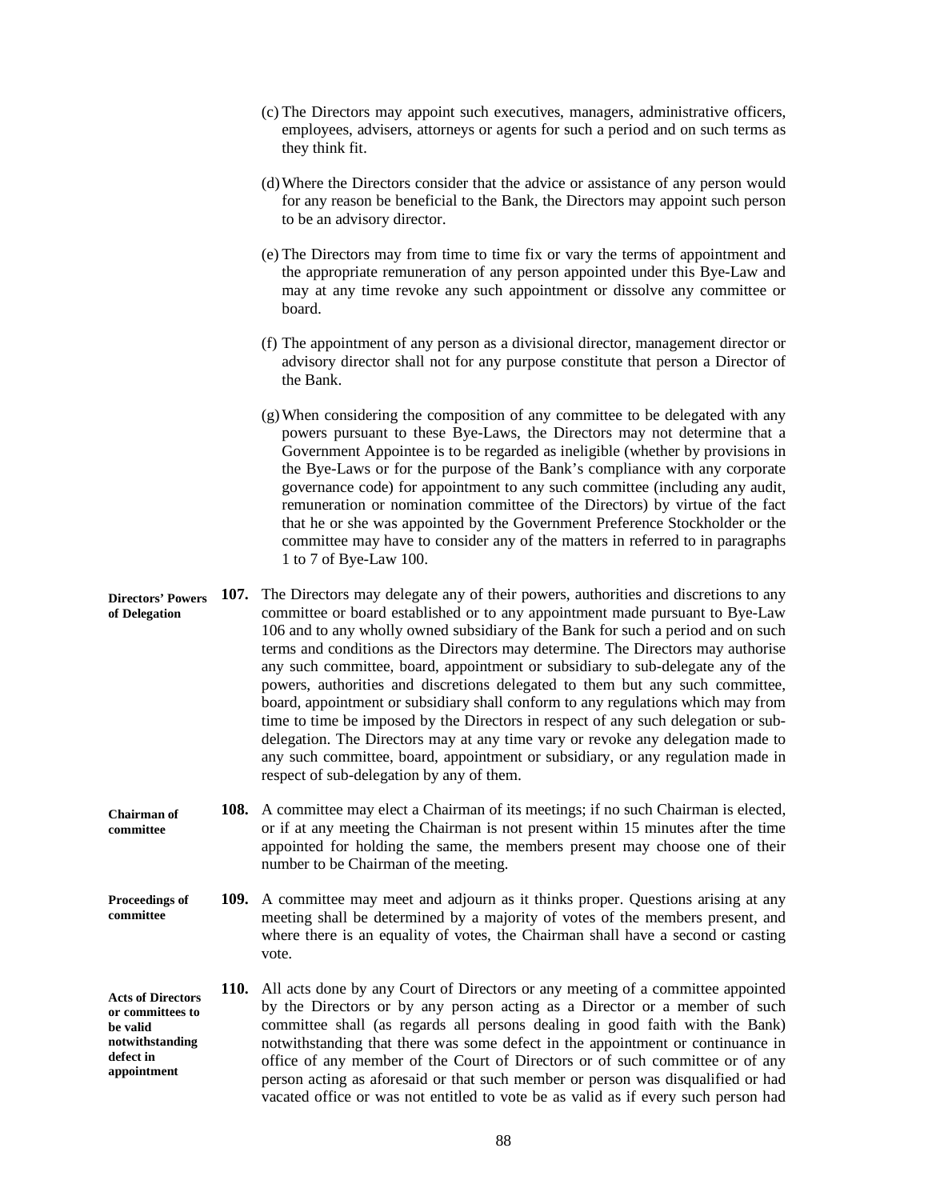(c) The Directors may appoint such executives, managers, administrative officers, employees, advisers, attorneys or agents for such a period and on such terms as they think fit.

(d) Where the Directors consider that the advice or assistance of any person would for any reason be beneficial to the Bank, the Directors may appoint such person to be an advisory director.

(e) The Directors may from time to time fix or vary the terms of appointment and the appropriate remuneration of any person appointed under this Bye-Law and may at any time revoke any such appointment or dissolve any committee or board.

(f) The appointment of any person as a divisional director, management director or advisory director shall not for any purpose constitute that person a Director of the Bank.

(g) When considering the composition of any committee to be delegated with any powers pursuant to these Bye-Laws, the Directors may not determine that a Government Appointee is to be regarded as ineligible (whether by provisions in the Bye-Laws or for the purpose of the Bank's compliance with any corporate governance code) for appointment to any such committee (including any audit, remuneration or nomination committee of the Directors) by virtue of the fact that he or she was appointed by the Government Preference Stockholder or the committee may have to consider any of the matters in referred to in paragraphs 1 to 7 of Bye-Law 100.

**Directors' Powers of Delegation**

**107.** The Directors may delegate any of their powers, authorities and discretions to any committee or board established or to any appointment made pursuant to Bye-Law 106 and to any wholly owned subsidiary of the Bank for such a period and on such terms and conditions as the Directors may determine. The Directors may authorise any such committee, board, appointment or subsidiary to sub-delegate any of the powers, authorities and discretions delegated to them but any such committee, board, appointment or subsidiary shall conform to any regulations which may from time to time be imposed by the Directors in respect of any such delegation or sub-delegation. The Directors may at any time vary or revoke any delegation made to any such committee, board, appointment or subsidiary, or any regulation made in respect of sub-delegation by any of them.

**Chairman of committee**

**108.** A committee may elect a Chairman of its meetings; if no such Chairman is elected, or if at any meeting the Chairman is not present within 15 minutes after the time appointed for holding the same, the members present may choose one of their number to be Chairman of the meeting.

**Proceedings of committee**

**109.** A committee may meet and adjourn as it thinks proper. Questions arising at any meeting shall be determined by a majority of votes of the members present, and where there is an equality of votes, the Chairman shall have a second or casting vote.

**Acts of Directors or committees to be valid notwithstanding defect in appointment**

**110.** All acts done by any Court of Directors or any meeting of a committee appointed by the Directors or by any person acting as a Director or a member of such committee shall (as regards all persons dealing in good faith with the Bank) notwithstanding that there was some defect in the appointment or continuance in office of any member of the Court of Directors or of such committee or of any person acting as aforesaid or that such member or person was disqualified or had vacated office or was not entitled to vote be as valid as if every such person had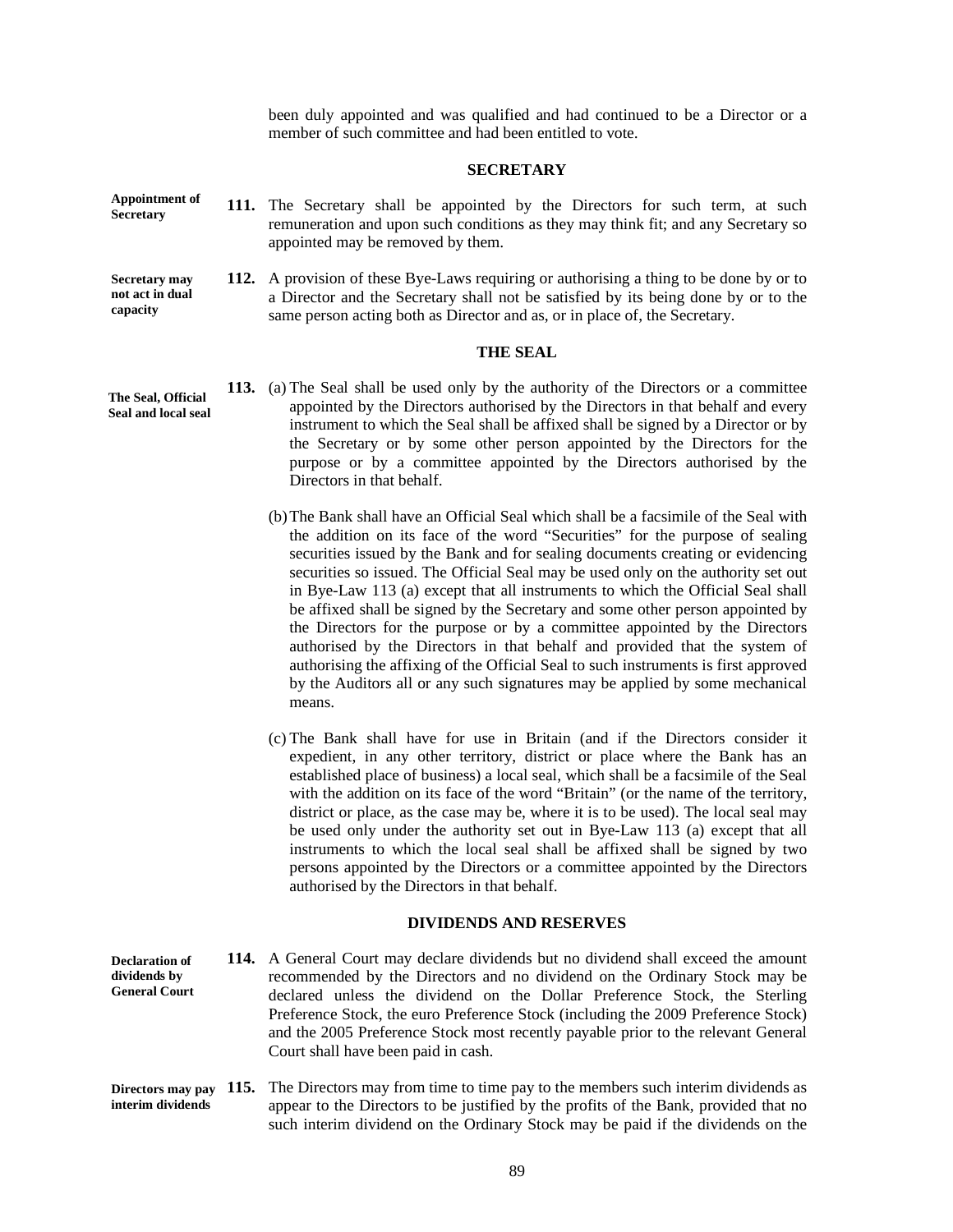been duly appointed and was qualified and had continued to be a Director or a member of such committee and had been entitled to vote.

## SECRETARY

**Appointment of Secretary**

**111.** The Secretary shall be appointed by the Directors for such term, at such remuneration and upon such conditions as they may think fit; and any Secretary so appointed may be removed by them.

**Secretary may not act in dual capacity**

**112.** A provision of these Bye-Laws requiring or authorising a thing to be done by or to a Director and the Secretary shall not be satisfied by its being done by or to the same person acting both as Director and as, or in place of, the Secretary.

## THE SEAL

**The Seal, Official Seal and local seal**

**113.** (a) The Seal shall be used only by the authority of the Directors or a committee appointed by the Directors authorised by the Directors in that behalf and every instrument to which the Seal shall be affixed shall be signed by a Director or by the Secretary or by some other person appointed by the Directors for the purpose or by a committee appointed by the Directors authorised by the Directors in that behalf.

(b) The Bank shall have an Official Seal which shall be a facsimile of the Seal with the addition on its face of the word "Securities" for the purpose of sealing securities issued by the Bank and for sealing documents creating or evidencing securities so issued. The Official Seal may be used only on the authority set out in Bye-Law 113 (a) except that all instruments to which the Official Seal shall be affixed shall be signed by the Secretary and some other person appointed by the Directors for the purpose or by a committee appointed by the Directors authorised by the Directors in that behalf and provided that the system of authorising the affixing of the Official Seal to such instruments is first approved by the Auditors all or any such signatures may be applied by some mechanical means.

(c) The Bank shall have for use in Britain (and if the Directors consider it expedient, in any other territory, district or place where the Bank has an established place of business) a local seal, which shall be a facsimile of the Seal with the addition on its face of the word "Britain" (or the name of the territory, district or place, as the case may be, where it is to be used). The local seal may be used only under the authority set out in Bye-Law 113 (a) except that all instruments to which the local seal shall be affixed shall be signed by two persons appointed by the Directors or a committee appointed by the Directors authorised by the Directors in that behalf.

## DIVIDENDS AND RESERVES

**Declaration of dividends by General Court**

**114.** A General Court may declare dividends but no dividend shall exceed the amount recommended by the Directors and no dividend on the Ordinary Stock may be declared unless the dividend on the Dollar Preference Stock, the Sterling Preference Stock, the euro Preference Stock (including the 2009 Preference Stock) and the 2005 Preference Stock most recently payable prior to the relevant General Court shall have been paid in cash.

**Directors may pay interim dividends**

**115.** The Directors may from time to time pay to the members such interim dividends as appear to the Directors to be justified by the profits of the Bank, provided that no such interim dividend on the Ordinary Stock may be paid if the dividends on the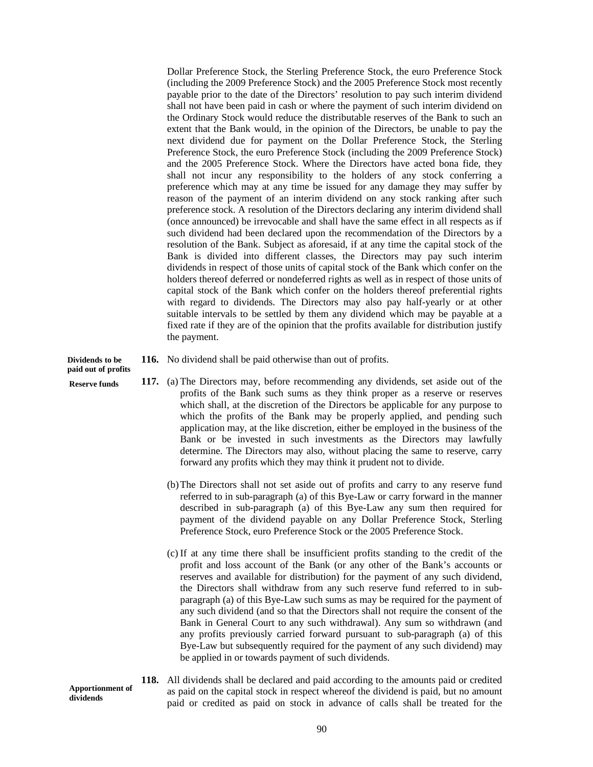Dollar Preference Stock, the Sterling Preference Stock, the euro Preference Stock (including the 2009 Preference Stock) and the 2005 Preference Stock most recently payable prior to the date of the Directors' resolution to pay such interim dividend shall not have been paid in cash or where the payment of such interim dividend on the Ordinary Stock would reduce the distributable reserves of the Bank to such an extent that the Bank would, in the opinion of the Directors, be unable to pay the next dividend due for payment on the Dollar Preference Stock, the Sterling Preference Stock, the euro Preference Stock (including the 2009 Preference Stock) and the 2005 Preference Stock. Where the Directors have acted bona fide, they shall not incur any responsibility to the holders of any stock conferring a preference which may at any time be issued for any damage they may suffer by reason of the payment of an interim dividend on any stock ranking after such preference stock. A resolution of the Directors declaring any interim dividend shall (once announced) be irrevocable and shall have the same effect in all respects as if such dividend had been declared upon the recommendation of the Directors by a resolution of the Bank. Subject as aforesaid, if at any time the capital stock of the Bank is divided into different classes, the Directors may pay such interim dividends in respect of those units of capital stock of the Bank which confer on the holders thereof deferred or nondeferred rights as well as in respect of those units of capital stock of the Bank which confer on the holders thereof preferential rights with regard to dividends. The Directors may also pay half-yearly or at other suitable intervals to be settled by them any dividend which may be payable at a fixed rate if they are of the opinion that the profits available for distribution justify the payment.

**Dividends to be paid out of profits**

**116.** No dividend shall be paid otherwise than out of profits.

**Reserve funds**

**117.** (a) The Directors may, before recommending any dividends, set aside out of the profits of the Bank such sums as they think proper as a reserve or reserves which shall, at the discretion of the Directors be applicable for any purpose to which the profits of the Bank may be properly applied, and pending such application may, at the like discretion, either be employed in the business of the Bank or be invested in such investments as the Directors may lawfully determine. The Directors may also, without placing the same to reserve, carry forward any profits which they may think it prudent not to divide.

(b) The Directors shall not set aside out of profits and carry to any reserve fund referred to in sub-paragraph (a) of this Bye-Law or carry forward in the manner described in sub-paragraph (a) of this Bye-Law any sum then required for payment of the dividend payable on any Dollar Preference Stock, Sterling Preference Stock, euro Preference Stock or the 2005 Preference Stock.

(c) If at any time there shall be insufficient profits standing to the credit of the profit and loss account of the Bank (or any other of the Bank's accounts or reserves and available for distribution) for the payment of any such dividend, the Directors shall withdraw from any such reserve fund referred to in sub-paragraph (a) of this Bye-Law such sums as may be required for the payment of any such dividend (and so that the Directors shall not require the consent of the Bank in General Court to any such withdrawal). Any sum so withdrawn (and any profits previously carried forward pursuant to sub-paragraph (a) of this Bye-Law but subsequently required for the payment of any such dividend) may be applied in or towards payment of such dividends.

**Apportionment of dividends**

**118.** All dividends shall be declared and paid according to the amounts paid or credited as paid on the capital stock in respect whereof the dividend is paid, but no amount paid or credited as paid on stock in advance of calls shall be treated for the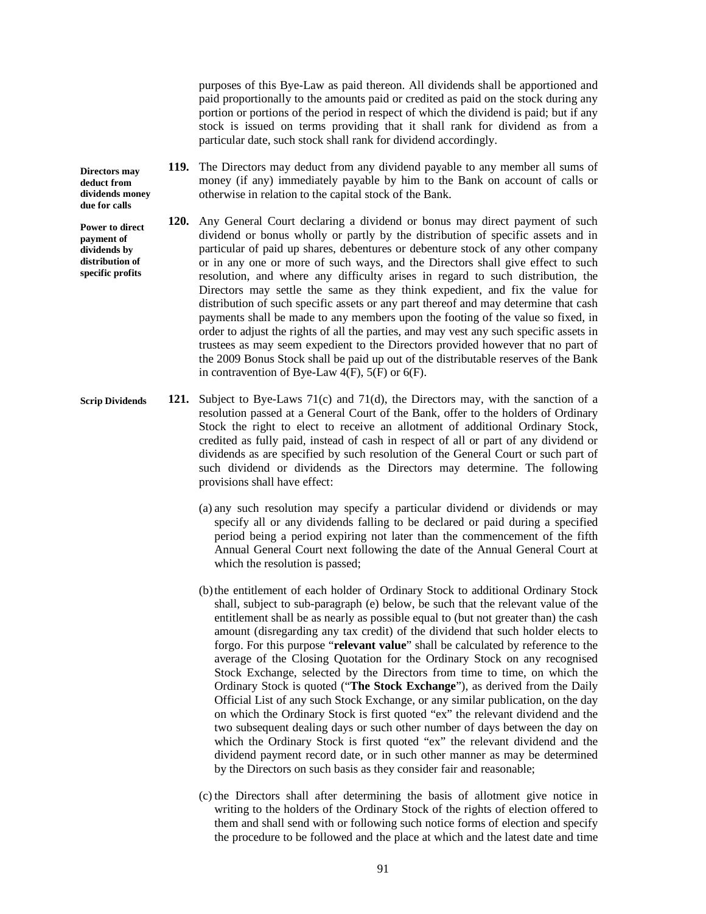purposes of this Bye-Law as paid thereon. All dividends shall be apportioned and paid proportionally to the amounts paid or credited as paid on the stock during any portion or portions of the period in respect of which the dividend is paid; but if any stock is issued on terms providing that it shall rank for dividend as from a particular date, such stock shall rank for dividend accordingly.

**Directors may deduct from dividends money due for calls**

**119.** The Directors may deduct from any dividend payable to any member all sums of money (if any) immediately payable by him to the Bank on account of calls or otherwise in relation to the capital stock of the Bank.

**Power to direct payment of dividends by distribution of specific profits**

**120.** Any General Court declaring a dividend or bonus may direct payment of such dividend or bonus wholly or partly by the distribution of specific assets and in particular of paid up shares, debentures or debenture stock of any other company or in any one or more of such ways, and the Directors shall give effect to such resolution, and where any difficulty arises in regard to such distribution, the Directors may settle the same as they think expedient, and fix the value for distribution of such specific assets or any part thereof and may determine that cash payments shall be made to any members upon the footing of the value so fixed, in order to adjust the rights of all the parties, and may vest any such specific assets in trustees as may seem expedient to the Directors provided however that no part of the 2009 Bonus Stock shall be paid up out of the distributable reserves of the Bank in contravention of Bye-Law 4(F), 5(F) or 6(F).

**Scrip Dividends**

**121.** Subject to Bye-Laws 71(c) and 71(d), the Directors may, with the sanction of a resolution passed at a General Court of the Bank, offer to the holders of Ordinary Stock the right to elect to receive an allotment of additional Ordinary Stock, credited as fully paid, instead of cash in respect of all or part of any dividend or dividends as are specified by such resolution of the General Court or such part of such dividend or dividends as the Directors may determine. The following provisions shall have effect:

(a) any such resolution may specify a particular dividend or dividends or may specify all or any dividends falling to be declared or paid during a specified period being a period expiring not later than the commencement of the fifth Annual General Court next following the date of the Annual General Court at which the resolution is passed;

(b) the entitlement of each holder of Ordinary Stock to additional Ordinary Stock shall, subject to sub-paragraph (e) below, be such that the relevant value of the entitlement shall be as nearly as possible equal to (but not greater than) the cash amount (disregarding any tax credit) of the dividend that such holder elects to forgo. For this purpose "**relevant value**" shall be calculated by reference to the average of the Closing Quotation for the Ordinary Stock on any recognised Stock Exchange, selected by the Directors from time to time, on which the Ordinary Stock is quoted ("**The Stock Exchange**"), as derived from the Daily Official List of any such Stock Exchange, or any similar publication, on the day on which the Ordinary Stock is first quoted "ex" the relevant dividend and the two subsequent dealing days or such other number of days between the day on which the Ordinary Stock is first quoted "ex" the relevant dividend and the dividend payment record date, or in such other manner as may be determined by the Directors on such basis as they consider fair and reasonable;

(c) the Directors shall after determining the basis of allotment give notice in writing to the holders of the Ordinary Stock of the rights of election offered to them and shall send with or following such notice forms of election and specify the procedure to be followed and the place at which and the latest date and time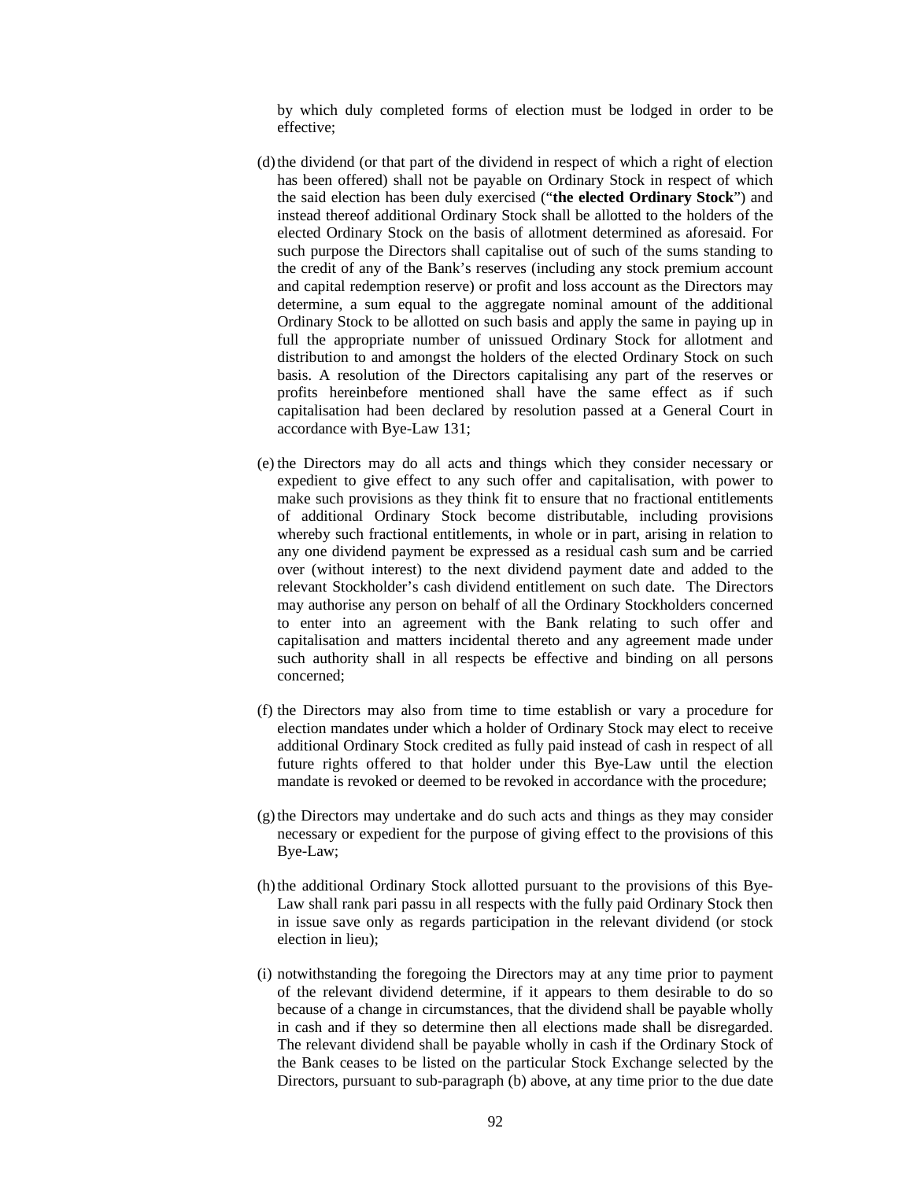by which duly completed forms of election must be lodged in order to be effective;

(d) the dividend (or that part of the dividend in respect of which a right of election has been offered) shall not be payable on Ordinary Stock in respect of which the said election has been duly exercised ("**the elected Ordinary Stock**") and instead thereof additional Ordinary Stock shall be allotted to the holders of the elected Ordinary Stock on the basis of allotment determined as aforesaid. For such purpose the Directors shall capitalise out of such of the sums standing to the credit of any of the Bank's reserves (including any stock premium account and capital redemption reserve) or profit and loss account as the Directors may determine, a sum equal to the aggregate nominal amount of the additional Ordinary Stock to be allotted on such basis and apply the same in paying up in full the appropriate number of unissued Ordinary Stock for allotment and distribution to and amongst the holders of the elected Ordinary Stock on such basis. A resolution of the Directors capitalising any part of the reserves or profits hereinbefore mentioned shall have the same effect as if such capitalisation had been declared by resolution passed at a General Court in accordance with Bye-Law 131;

(e) the Directors may do all acts and things which they consider necessary or expedient to give effect to any such offer and capitalisation, with power to make such provisions as they think fit to ensure that no fractional entitlements of additional Ordinary Stock become distributable, including provisions whereby such fractional entitlements, in whole or in part, arising in relation to any one dividend payment be expressed as a residual cash sum and be carried over (without interest) to the next dividend payment date and added to the relevant Stockholder's cash dividend entitlement on such date. The Directors may authorise any person on behalf of all the Ordinary Stockholders concerned to enter into an agreement with the Bank relating to such offer and capitalisation and matters incidental thereto and any agreement made under such authority shall in all respects be effective and binding on all persons concerned;

(f) the Directors may also from time to time establish or vary a procedure for election mandates under which a holder of Ordinary Stock may elect to receive additional Ordinary Stock credited as fully paid instead of cash in respect of all future rights offered to that holder under this Bye-Law until the election mandate is revoked or deemed to be revoked in accordance with the procedure;

(g) the Directors may undertake and do such acts and things as they may consider necessary or expedient for the purpose of giving effect to the provisions of this Bye-Law;

(h) the additional Ordinary Stock allotted pursuant to the provisions of this Bye-Law shall rank pari passu in all respects with the fully paid Ordinary Stock then in issue save only as regards participation in the relevant dividend (or stock election in lieu);

(i) notwithstanding the foregoing the Directors may at any time prior to payment of the relevant dividend determine, if it appears to them desirable to do so because of a change in circumstances, that the dividend shall be payable wholly in cash and if they so determine then all elections made shall be disregarded. The relevant dividend shall be payable wholly in cash if the Ordinary Stock of the Bank ceases to be listed on the particular Stock Exchange selected by the Directors, pursuant to sub-paragraph (b) above, at any time prior to the due date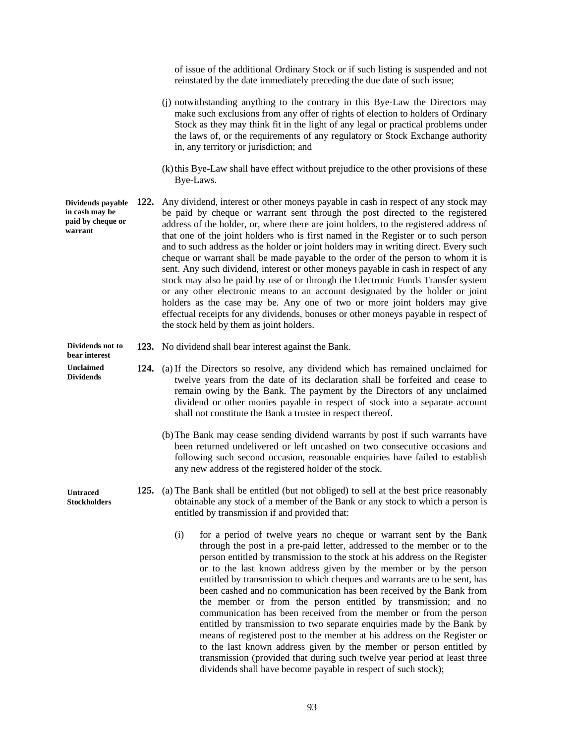of issue of the additional Ordinary Stock or if such listing is suspended and not reinstated by the date immediately preceding the due date of such issue;

(j) notwithstanding anything to the contrary in this Bye-Law the Directors may make such exclusions from any offer of rights of election to holders of Ordinary Stock as they may think fit in the light of any legal or practical problems under the laws of, or the requirements of any regulatory or Stock Exchange authority in, any territory or jurisdiction; and

(k) this Bye-Law shall have effect without prejudice to the other provisions of these Bye-Laws.

**Dividends payable in cash may be paid by cheque or warrant**

**122.** Any dividend, interest or other moneys payable in cash in respect of any stock may be paid by cheque or warrant sent through the post directed to the registered address of the holder, or, where there are joint holders, to the registered address of that one of the joint holders who is first named in the Register or to such person and to such address as the holder or joint holders may in writing direct. Every such cheque or warrant shall be made payable to the order of the person to whom it is sent. Any such dividend, interest or other moneys payable in cash in respect of any stock may also be paid by use of or through the Electronic Funds Transfer system or any other electronic means to an account designated by the holder or joint holders as the case may be. Any one of two or more joint holders may give effectual receipts for any dividends, bonuses or other moneys payable in respect of the stock held by them as joint holders.

**Dividends not to bear interest**

**123.** No dividend shall bear interest against the Bank.

**Unclaimed Dividends**

**124.** (a) If the Directors so resolve, any dividend which has remained unclaimed for twelve years from the date of its declaration shall be forfeited and cease to remain owing by the Bank. The payment by the Directors of any unclaimed dividend or other monies payable in respect of stock into a separate account shall not constitute the Bank a trustee in respect thereof.

(b) The Bank may cease sending dividend warrants by post if such warrants have been returned undelivered or left uncashed on two consecutive occasions and following such second occasion, reasonable enquiries have failed to establish any new address of the registered holder of the stock.

**Untraced Stockholders**

**125.** (a) The Bank shall be entitled (but not obliged) to sell at the best price reasonably obtainable any stock of a member of the Bank or any stock to which a person is entitled by transmission if and provided that:

(i) for a period of twelve years no cheque or warrant sent by the Bank through the post in a pre-paid letter, addressed to the member or to the person entitled by transmission to the stock at his address on the Register or to the last known address given by the member or by the person entitled by transmission to which cheques and warrants are to be sent, has been cashed and no communication has been received by the Bank from the member or from the person entitled by transmission; and no communication has been received from the member or from the person entitled by transmission to two separate enquiries made by the Bank by means of registered post to the member at his address on the Register or to the last known address given by the member or person entitled by transmission (provided that during such twelve year period at least three dividends shall have become payable in respect of such stock);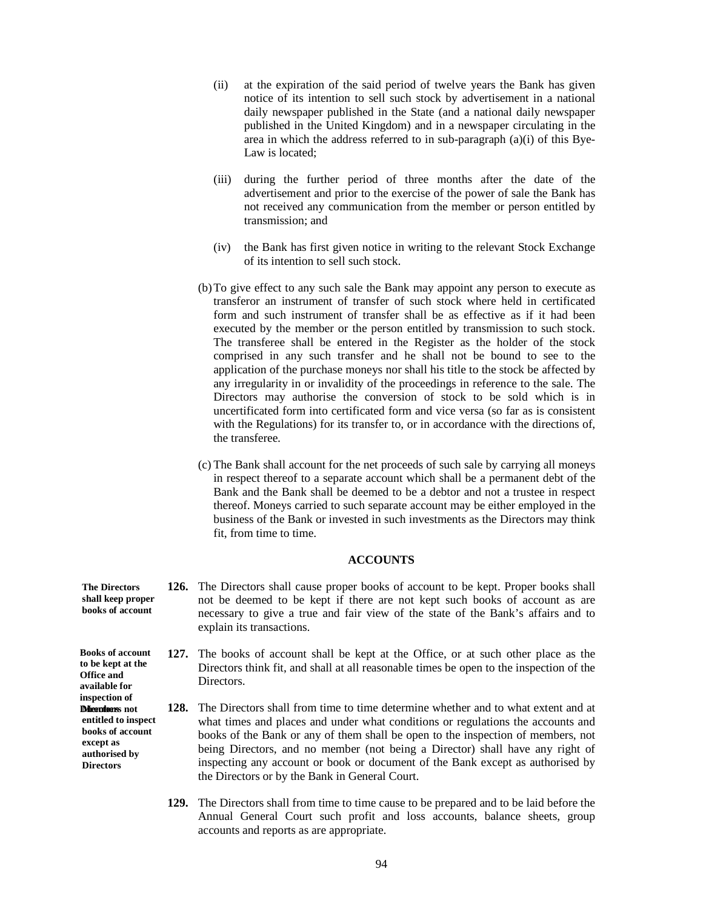(ii) at the expiration of the said period of twelve years the Bank has given notice of its intention to sell such stock by advertisement in a national daily newspaper published in the State (and a national daily newspaper published in the United Kingdom) and in a newspaper circulating in the area in which the address referred to in sub-paragraph (a)(i) of this Bye-Law is located;

(iii) during the further period of three months after the date of the advertisement and prior to the exercise of the power of sale the Bank has not received any communication from the member or person entitled by transmission; and

(iv) the Bank has first given notice in writing to the relevant Stock Exchange of its intention to sell such stock.

(b) To give effect to any such sale the Bank may appoint any person to execute as transferor an instrument of transfer of such stock where held in certificated form and such instrument of transfer shall be as effective as if it had been executed by the member or the person entitled by transmission to such stock. The transferee shall be entered in the Register as the holder of the stock comprised in any such transfer and he shall not be bound to see to the application of the purchase moneys nor shall his title to the stock be affected by any irregularity in or invalidity of the proceedings in reference to the sale. The Directors may authorise the conversion of stock to be sold which is in uncertificated form into certificated form and vice versa (so far as is consistent with the Regulations) for its transfer to, or in accordance with the directions of, the transferee.

(c) The Bank shall account for the net proceeds of such sale by carrying all moneys in respect thereof to a separate account which shall be a permanent debt of the Bank and the Bank shall be deemed to be a debtor and not a trustee in respect thereof. Moneys carried to such separate account may be either employed in the business of the Bank or invested in such investments as the Directors may think fit, from time to time.

## ACCOUNTS

**The Directors shall keep proper books of account**

**126.** The Directors shall cause proper books of account to be kept. Proper books shall not be deemed to be kept if there are not kept such books of account as are necessary to give a true and fair view of the state of the Bank's affairs and to explain its transactions.

**Books of account to be kept at the Office and available for inspection of Directors**

**127.** The books of account shall be kept at the Office, or at such other place as the Directors think fit, and shall at all reasonable times be open to the inspection of the Directors.

**Members not entitled to inspect books of account except as authorised by Directors**

**128.** The Directors shall from time to time determine whether and to what extent and at what times and places and under what conditions or regulations the accounts and books of the Bank or any of them shall be open to the inspection of members, not being Directors, and no member (not being a Director) shall have any right of inspecting any account or book or document of the Bank except as authorised by the Directors or by the Bank in General Court.

**129.** The Directors shall from time to time cause to be prepared and to be laid before the Annual General Court such profit and loss accounts, balance sheets, group accounts and reports as are appropriate.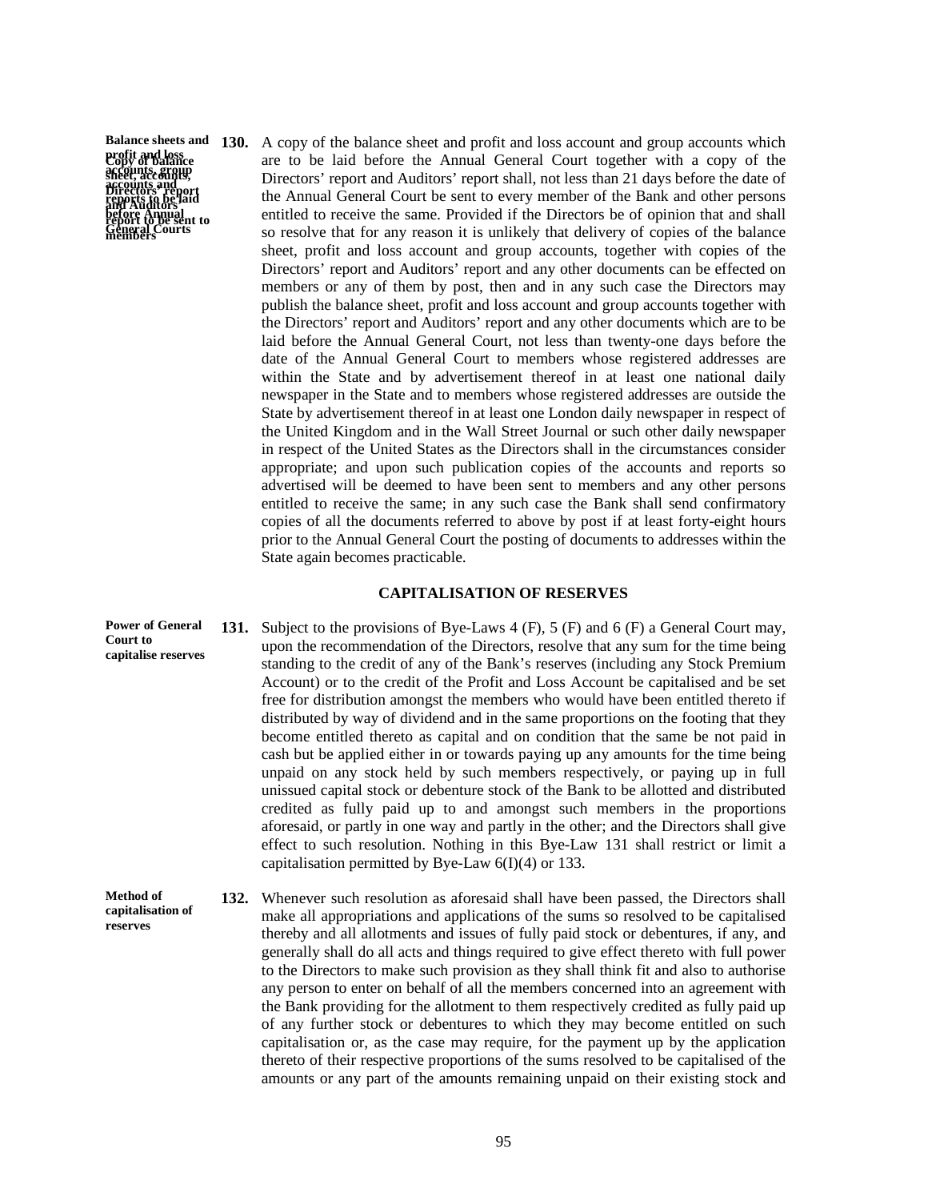**Balance sheets and profit and loss accounts, group accounts and Directors' report and Auditors' report to be sent to members** / **Copy of balance sheet, accounts, reports to be laid before Annual General Courts**

**130.** A copy of the balance sheet and profit and loss account and group accounts which are to be laid before the Annual General Court together with a copy of the Directors' report and Auditors' report shall, not less than 21 days before the date of the Annual General Court be sent to every member of the Bank and other persons entitled to receive the same. Provided if the Directors be of opinion that and shall so resolve that for any reason it is unlikely that delivery of copies of the balance sheet, profit and loss account and group accounts, together with copies of the Directors' report and Auditors' report and any other documents can be effected on members or any of them by post, then and in any such case the Directors may publish the balance sheet, profit and loss account and group accounts together with the Directors' report and Auditors' report and any other documents which are to be laid before the Annual General Court, not less than twenty-one days before the date of the Annual General Court to members whose registered addresses are within the State and by advertisement thereof in at least one national daily newspaper in the State and to members whose registered addresses are outside the State by advertisement thereof in at least one London daily newspaper in respect of the United Kingdom and in the Wall Street Journal or such other daily newspaper in respect of the United States as the Directors shall in the circumstances consider appropriate; and upon such publication copies of the accounts and reports so advertised will be deemed to have been sent to members and any other persons entitled to receive the same; in any such case the Bank shall send confirmatory copies of all the documents referred to above by post if at least forty-eight hours prior to the Annual General Court the posting of documents to addresses within the State again becomes practicable.

## CAPITALISATION OF RESERVES

**Power of General Court to capitalise reserves**

**131.** Subject to the provisions of Bye-Laws 4 (F), 5 (F) and 6 (F) a General Court may, upon the recommendation of the Directors, resolve that any sum for the time being standing to the credit of any of the Bank's reserves (including any Stock Premium Account) or to the credit of the Profit and Loss Account be capitalised and be set free for distribution amongst the members who would have been entitled thereto if distributed by way of dividend and in the same proportions on the footing that they become entitled thereto as capital and on condition that the same be not paid in cash but be applied either in or towards paying up any amounts for the time being unpaid on any stock held by such members respectively, or paying up in full unissued capital stock or debenture stock of the Bank to be allotted and distributed credited as fully paid up to and amongst such members in the proportions aforesaid, or partly in one way and partly in the other; and the Directors shall give effect to such resolution. Nothing in this Bye-Law 131 shall restrict or limit a capitalisation permitted by Bye-Law 6(I)(4) or 133.

**Method of capitalisation of reserves**

**132.** Whenever such resolution as aforesaid shall have been passed, the Directors shall make all appropriations and applications of the sums so resolved to be capitalised thereby and all allotments and issues of fully paid stock or debentures, if any, and generally shall do all acts and things required to give effect thereto with full power to the Directors to make such provision as they shall think fit and also to authorise any person to enter on behalf of all the members concerned into an agreement with the Bank providing for the allotment to them respectively credited as fully paid up of any further stock or debentures to which they may become entitled on such capitalisation or, as the case may require, for the payment up by the application thereto of their respective proportions of the sums resolved to be capitalised of the amounts or any part of the amounts remaining unpaid on their existing stock and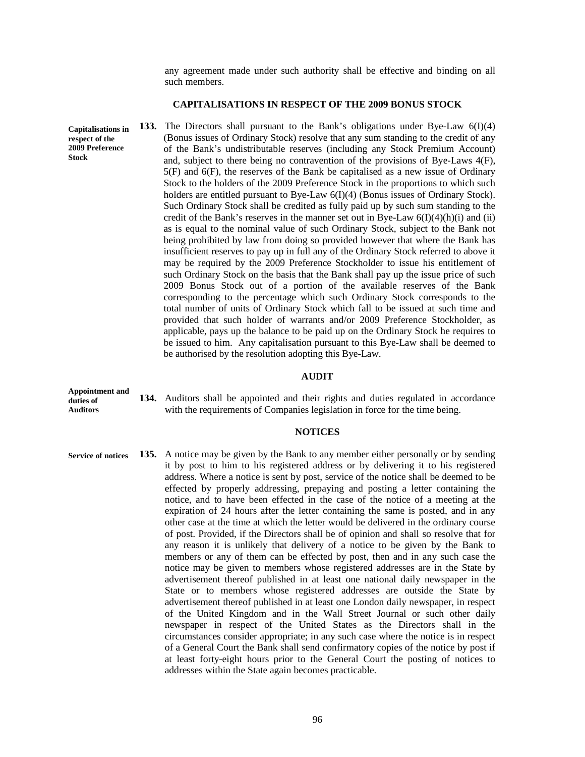any agreement made under such authority shall be effective and binding on all such members.

## CAPITALISATIONS IN RESPECT OF THE 2009 BONUS STOCK

**Capitalisations in respect of the 2009 Preference Stock**

**133.** The Directors shall pursuant to the Bank's obligations under Bye-Law 6(I)(4) (Bonus issues of Ordinary Stock) resolve that any sum standing to the credit of any of the Bank's undistributable reserves (including any Stock Premium Account) and, subject to there being no contravention of the provisions of Bye-Laws 4(F), 5(F) and 6(F), the reserves of the Bank be capitalised as a new issue of Ordinary Stock to the holders of the 2009 Preference Stock in the proportions to which such holders are entitled pursuant to Bye-Law 6(I)(4) (Bonus issues of Ordinary Stock). Such Ordinary Stock shall be credited as fully paid up by such sum standing to the credit of the Bank's reserves in the manner set out in Bye-Law 6(I)(4)(h)(i) and (ii) as is equal to the nominal value of such Ordinary Stock, subject to the Bank not being prohibited by law from doing so provided however that where the Bank has insufficient reserves to pay up in full any of the Ordinary Stock referred to above it may be required by the 2009 Preference Stockholder to issue his entitlement of such Ordinary Stock on the basis that the Bank shall pay up the issue price of such 2009 Bonus Stock out of a portion of the available reserves of the Bank corresponding to the percentage which such Ordinary Stock corresponds to the total number of units of Ordinary Stock which fall to be issued at such time and provided that such holder of warrants and/or 2009 Preference Stockholder, as applicable, pays up the balance to be paid up on the Ordinary Stock he requires to be issued to him. Any capitalisation pursuant to this Bye-Law shall be deemed to be authorised by the resolution adopting this Bye-Law.

## AUDIT

**Appointment and duties of Auditors**

**134.** Auditors shall be appointed and their rights and duties regulated in accordance with the requirements of Companies legislation in force for the time being.

## NOTICES

**Service of notices**

**135.** A notice may be given by the Bank to any member either personally or by sending it by post to him to his registered address or by delivering it to his registered address. Where a notice is sent by post, service of the notice shall be deemed to be effected by properly addressing, prepaying and posting a letter containing the notice, and to have been effected in the case of the notice of a meeting at the expiration of 24 hours after the letter containing the same is posted, and in any other case at the time at which the letter would be delivered in the ordinary course of post. Provided, if the Directors shall be of opinion and shall so resolve that for any reason it is unlikely that delivery of a notice to be given by the Bank to members or any of them can be effected by post, then and in any such case the notice may be given to members whose registered addresses are in the State by advertisement thereof published in at least one national daily newspaper in the State or to members whose registered addresses are outside the State by advertisement thereof published in at least one London daily newspaper, in respect of the United Kingdom and in the Wall Street Journal or such other daily newspaper in respect of the United States as the Directors shall in the circumstances consider appropriate; in any such case where the notice is in respect of a General Court the Bank shall send confirmatory copies of the notice by post if at least forty-eight hours prior to the General Court the posting of notices to addresses within the State again becomes practicable.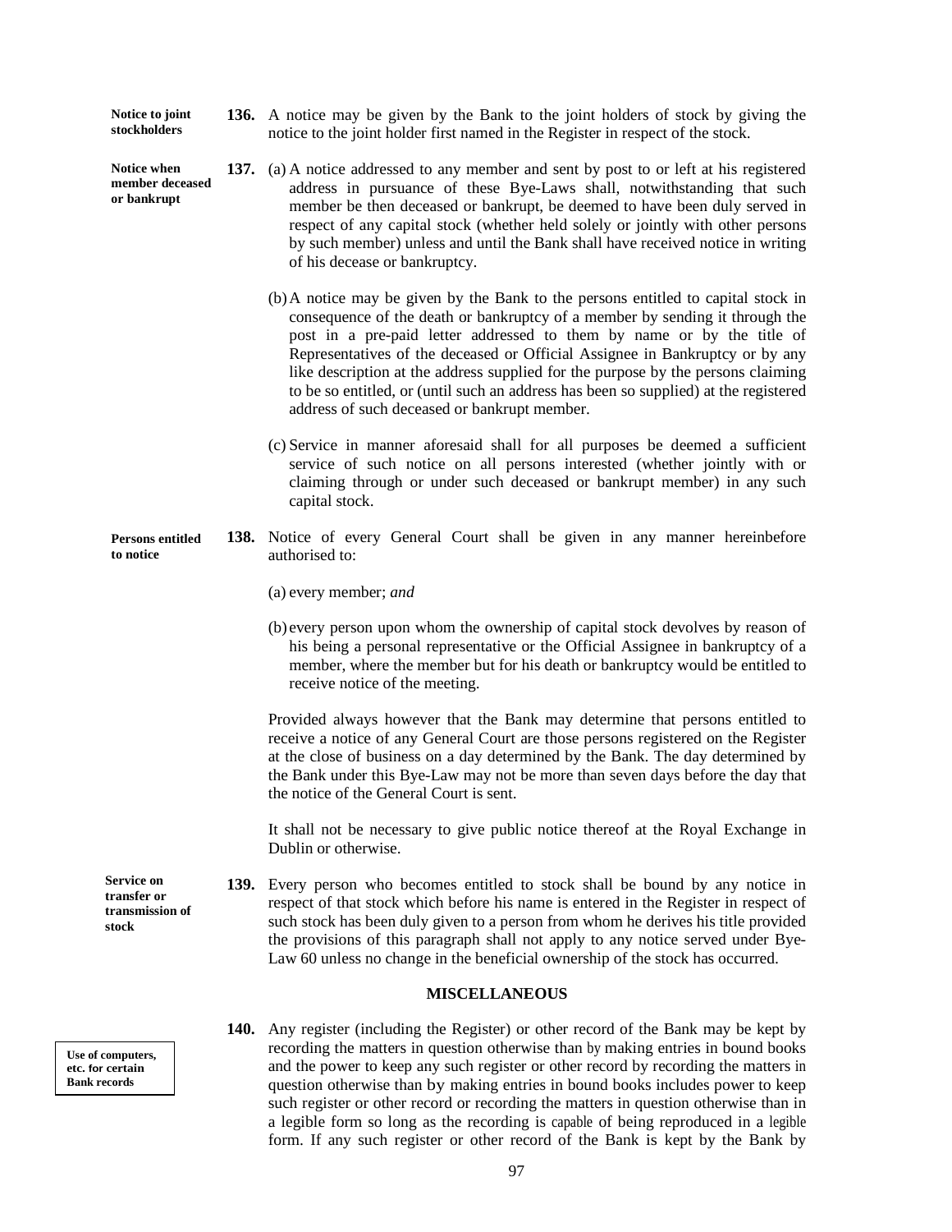**Notice to joint stockholders**

**136.** A notice may be given by the Bank to the joint holders of stock by giving the notice to the joint holder first named in the Register in respect of the stock.

**Notice when member deceased or bankrupt**

**137.** (a) A notice addressed to any member and sent by post to or left at his registered address in pursuance of these Bye-Laws shall, notwithstanding that such member be then deceased or bankrupt, be deemed to have been duly served in respect of any capital stock (whether held solely or jointly with other persons by such member) unless and until the Bank shall have received notice in writing of his decease or bankruptcy.

(b) A notice may be given by the Bank to the persons entitled to capital stock in consequence of the death or bankruptcy of a member by sending it through the post in a pre-paid letter addressed to them by name or by the title of Representatives of the deceased or Official Assignee in Bankruptcy or by any like description at the address supplied for the purpose by the persons claiming to be so entitled, or (until such an address has been so supplied) at the registered address of such deceased or bankrupt member.

(c) Service in manner aforesaid shall for all purposes be deemed a sufficient service of such notice on all persons interested (whether jointly with or claiming through or under such deceased or bankrupt member) in any such capital stock.

**Persons entitled to notice**

**138.** Notice of every General Court shall be given in any manner hereinbefore authorised to:

(a) every member; *and*

(b) every person upon whom the ownership of capital stock devolves by reason of his being a personal representative or the Official Assignee in bankruptcy of a member, where the member but for his death or bankruptcy would be entitled to receive notice of the meeting.

Provided always however that the Bank may determine that persons entitled to receive a notice of any General Court are those persons registered on the Register at the close of business on a day determined by the Bank. The day determined by the Bank under this Bye-Law may not be more than seven days before the day that the notice of the General Court is sent.

It shall not be necessary to give public notice thereof at the Royal Exchange in Dublin or otherwise.

**Service on transfer or transmission of stock**

**139.** Every person who becomes entitled to stock shall be bound by any notice in respect of that stock which before his name is entered in the Register in respect of such stock has been duly given to a person from whom he derives his title provided the provisions of this paragraph shall not apply to any notice served under Bye-Law 60 unless no change in the beneficial ownership of the stock has occurred.

## MISCELLANEOUS

**Use of computers, etc. for certain Bank records**

**140.** Any register (including the Register) or other record of the Bank may be kept by recording the matters in question otherwise than by making entries in bound books and the power to keep any such register or other record by recording the matters in question otherwise than by making entries in bound books includes power to keep such register or other record or recording the matters in question otherwise than in a legible form so long as the recording is capable of being reproduced in a legible form. If any such register or other record of the Bank is kept by the Bank by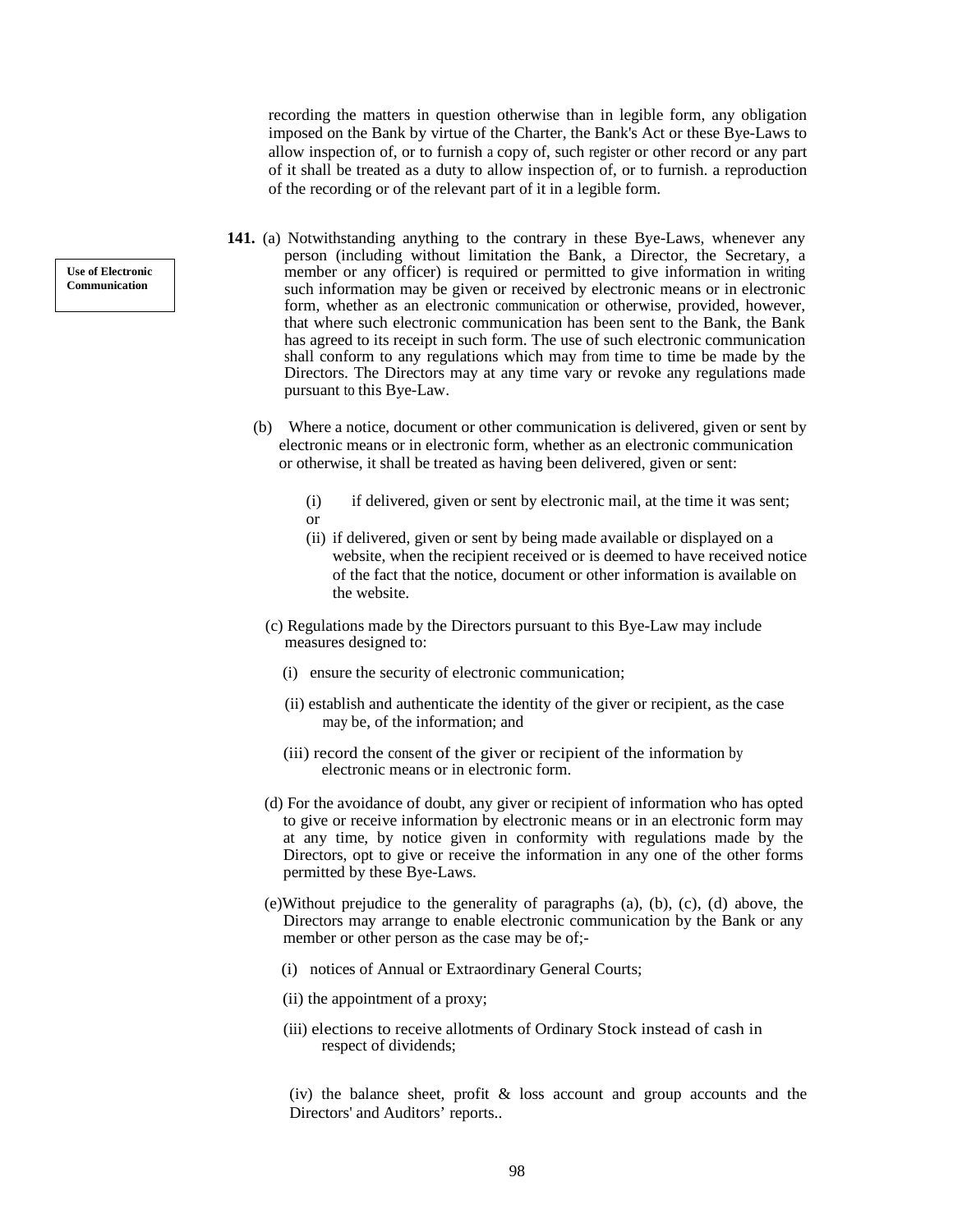recording the matters in question otherwise than in legible form, any obligation imposed on the Bank by virtue of the Charter, the Bank's Act or these Bye-Laws to allow inspection of, or to furnish a copy of, such register or other record or any part of it shall be treated as a duty to allow inspection of, or to furnish. a reproduction of the recording or of the relevant part of it in a legible form.

**Use of Electronic Communication**

**141.** (a) Notwithstanding anything to the contrary in these Bye-Laws, whenever any person (including without limitation the Bank, a Director, the Secretary, a member or any officer) is required or permitted to give information in writing such information may be given or received by electronic means or in electronic form, whether as an electronic communication or otherwise, provided, however, that where such electronic communication has been sent to the Bank, the Bank has agreed to its receipt in such form. The use of such electronic communication shall conform to any regulations which may from time to time be made by the Directors. The Directors may at any time vary or revoke any regulations made pursuant to this Bye-Law.

(b) Where a notice, document or other communication is delivered, given or sent by electronic means or in electronic form, whether as an electronic communication or otherwise, it shall be treated as having been delivered, given or sent:

(i) if delivered, given or sent by electronic mail, at the time it was sent; or

(ii) if delivered, given or sent by being made available or displayed on a website, when the recipient received or is deemed to have received notice of the fact that the notice, document or other information is available on the website.

(c) Regulations made by the Directors pursuant to this Bye-Law may include measures designed to:

(i) ensure the security of electronic communication;

(ii) establish and authenticate the identity of the giver or recipient, as the case may be, of the information; and

(iii) record the consent of the giver or recipient of the information by electronic means or in electronic form.

(d) For the avoidance of doubt, any giver or recipient of information who has opted to give or receive information by electronic means or in an electronic form may at any time, by notice given in conformity with regulations made by the Directors, opt to give or receive the information in any one of the other forms permitted by these Bye-Laws.

(e)Without prejudice to the generality of paragraphs (a), (b), (c), (d) above, the Directors may arrange to enable electronic communication by the Bank or any member or other person as the case may be of;-

(i) notices of Annual or Extraordinary General Courts;

(ii) the appointment of a proxy;

(iii) elections to receive allotments of Ordinary Stock instead of cash in respect of dividends;

(iv) the balance sheet, profit & loss account and group accounts and the Directors' and Auditors' reports..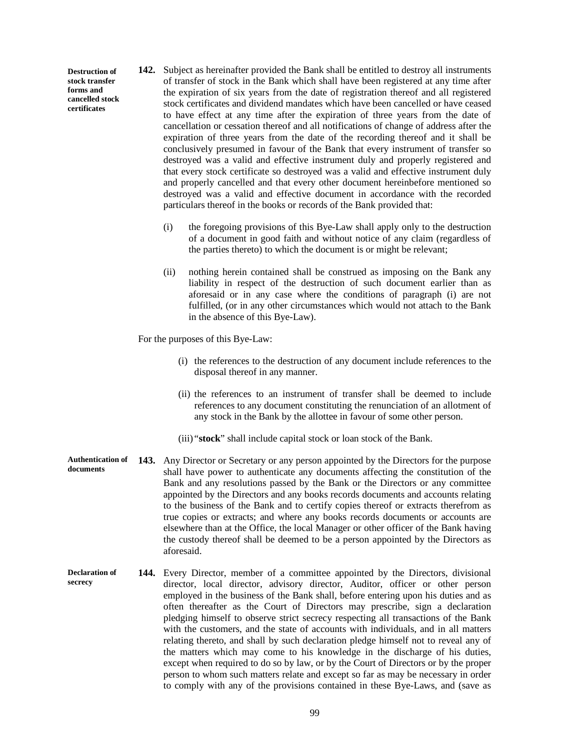**Destruction of stock transfer forms and cancelled stock certificates**

**142.** Subject as hereinafter provided the Bank shall be entitled to destroy all instruments of transfer of stock in the Bank which shall have been registered at any time after the expiration of six years from the date of registration thereof and all registered stock certificates and dividend mandates which have been cancelled or have ceased to have effect at any time after the expiration of three years from the date of cancellation or cessation thereof and all notifications of change of address after the expiration of three years from the date of the recording thereof and it shall be conclusively presumed in favour of the Bank that every instrument of transfer so destroyed was a valid and effective instrument duly and properly registered and that every stock certificate so destroyed was a valid and effective instrument duly and properly cancelled and that every other document hereinbefore mentioned so destroyed was a valid and effective document in accordance with the recorded particulars thereof in the books or records of the Bank provided that:

(i) the foregoing provisions of this Bye-Law shall apply only to the destruction of a document in good faith and without notice of any claim (regardless of the parties thereto) to which the document is or might be relevant;

(ii) nothing herein contained shall be construed as imposing on the Bank any liability in respect of the destruction of such document earlier than as aforesaid or in any case where the conditions of paragraph (i) are not fulfilled, (or in any other circumstances which would not attach to the Bank in the absence of this Bye-Law).

For the purposes of this Bye-Law:

(i) the references to the destruction of any document include references to the disposal thereof in any manner.

(ii) the references to an instrument of transfer shall be deemed to include references to any document constituting the renunciation of an allotment of any stock in the Bank by the allottee in favour of some other person.

(iii) "**stock**" shall include capital stock or loan stock of the Bank.

**Authentication of documents**

**143.** Any Director or Secretary or any person appointed by the Directors for the purpose shall have power to authenticate any documents affecting the constitution of the Bank and any resolutions passed by the Bank or the Directors or any committee appointed by the Directors and any books records documents and accounts relating to the business of the Bank and to certify copies thereof or extracts therefrom as true copies or extracts; and where any books records documents or accounts are elsewhere than at the Office, the local Manager or other officer of the Bank having the custody thereof shall be deemed to be a person appointed by the Directors as aforesaid.

**Declaration of secrecy**

**144.** Every Director, member of a committee appointed by the Directors, divisional director, local director, advisory director, Auditor, officer or other person employed in the business of the Bank shall, before entering upon his duties and as often thereafter as the Court of Directors may prescribe, sign a declaration pledging himself to observe strict secrecy respecting all transactions of the Bank with the customers, and the state of accounts with individuals, and in all matters relating thereto, and shall by such declaration pledge himself not to reveal any of the matters which may come to his knowledge in the discharge of his duties, except when required to do so by law, or by the Court of Directors or by the proper person to whom such matters relate and except so far as may be necessary in order to comply with any of the provisions contained in these Bye-Laws, and (save as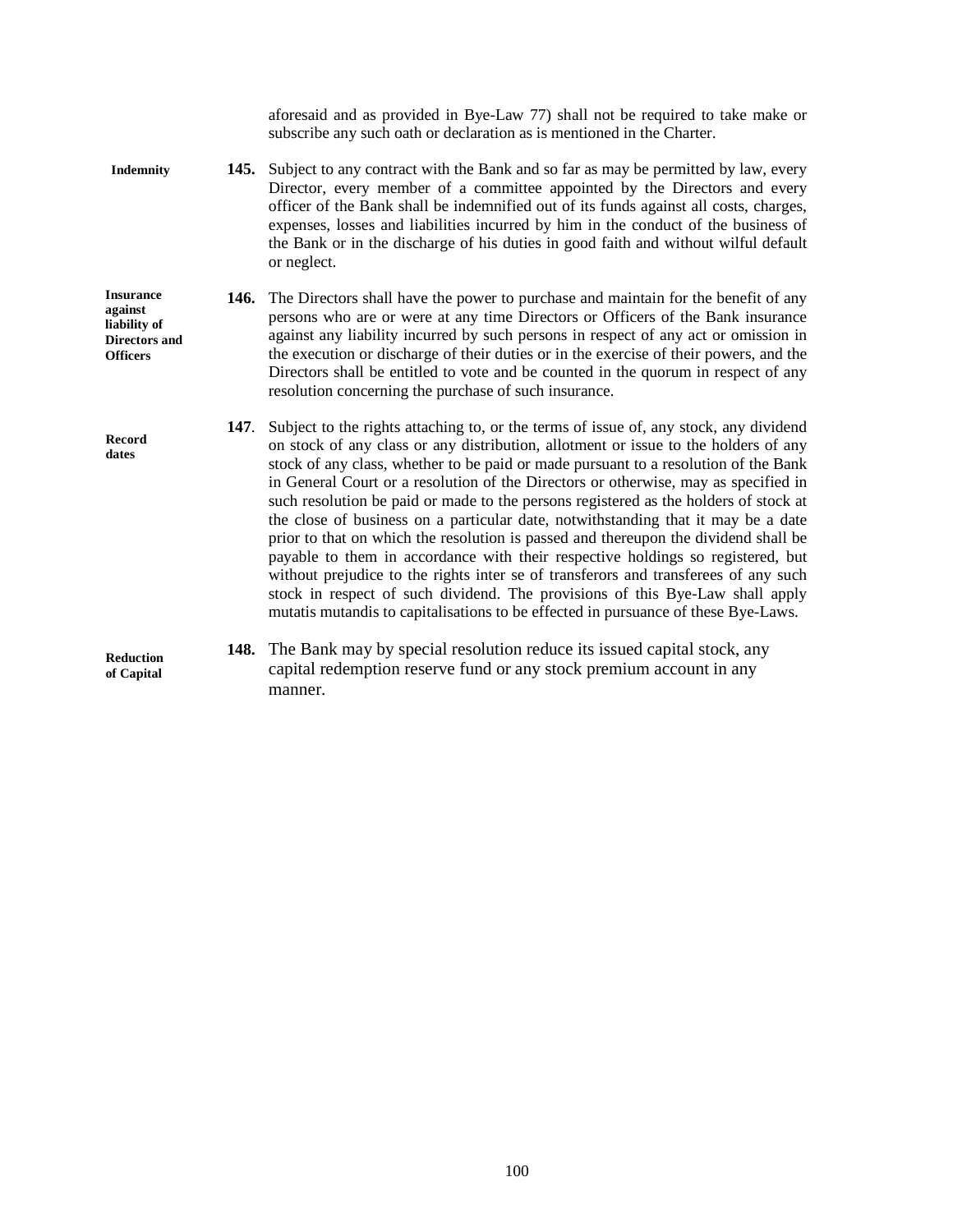aforesaid and as provided in Bye-Law 77) shall not be required to take make or subscribe any such oath or declaration as is mentioned in the Charter.

**Indemnity**

**145.** Subject to any contract with the Bank and so far as may be permitted by law, every Director, every member of a committee appointed by the Directors and every officer of the Bank shall be indemnified out of its funds against all costs, charges, expenses, losses and liabilities incurred by him in the conduct of the business of the Bank or in the discharge of his duties in good faith and without wilful default or neglect.

**Insurance against liability of Directors and Officers**

**146.** The Directors shall have the power to purchase and maintain for the benefit of any persons who are or were at any time Directors or Officers of the Bank insurance against any liability incurred by such persons in respect of any act or omission in the execution or discharge of their duties or in the exercise of their powers, and the Directors shall be entitled to vote and be counted in the quorum in respect of any resolution concerning the purchase of such insurance.

**Record dates**

**147**. Subject to the rights attaching to, or the terms of issue of, any stock, any dividend on stock of any class or any distribution, allotment or issue to the holders of any stock of any class, whether to be paid or made pursuant to a resolution of the Bank in General Court or a resolution of the Directors or otherwise, may as specified in such resolution be paid or made to the persons registered as the holders of stock at the close of business on a particular date, notwithstanding that it may be a date prior to that on which the resolution is passed and thereupon the dividend shall be payable to them in accordance with their respective holdings so registered, but without prejudice to the rights inter se of transferors and transferees of any such stock in respect of such dividend. The provisions of this Bye-Law shall apply mutatis mutandis to capitalisations to be effected in pursuance of these Bye-Laws.

**Reduction of Capital**

**148.** The Bank may by special resolution reduce its issued capital stock, any capital redemption reserve fund or any stock premium account in any manner.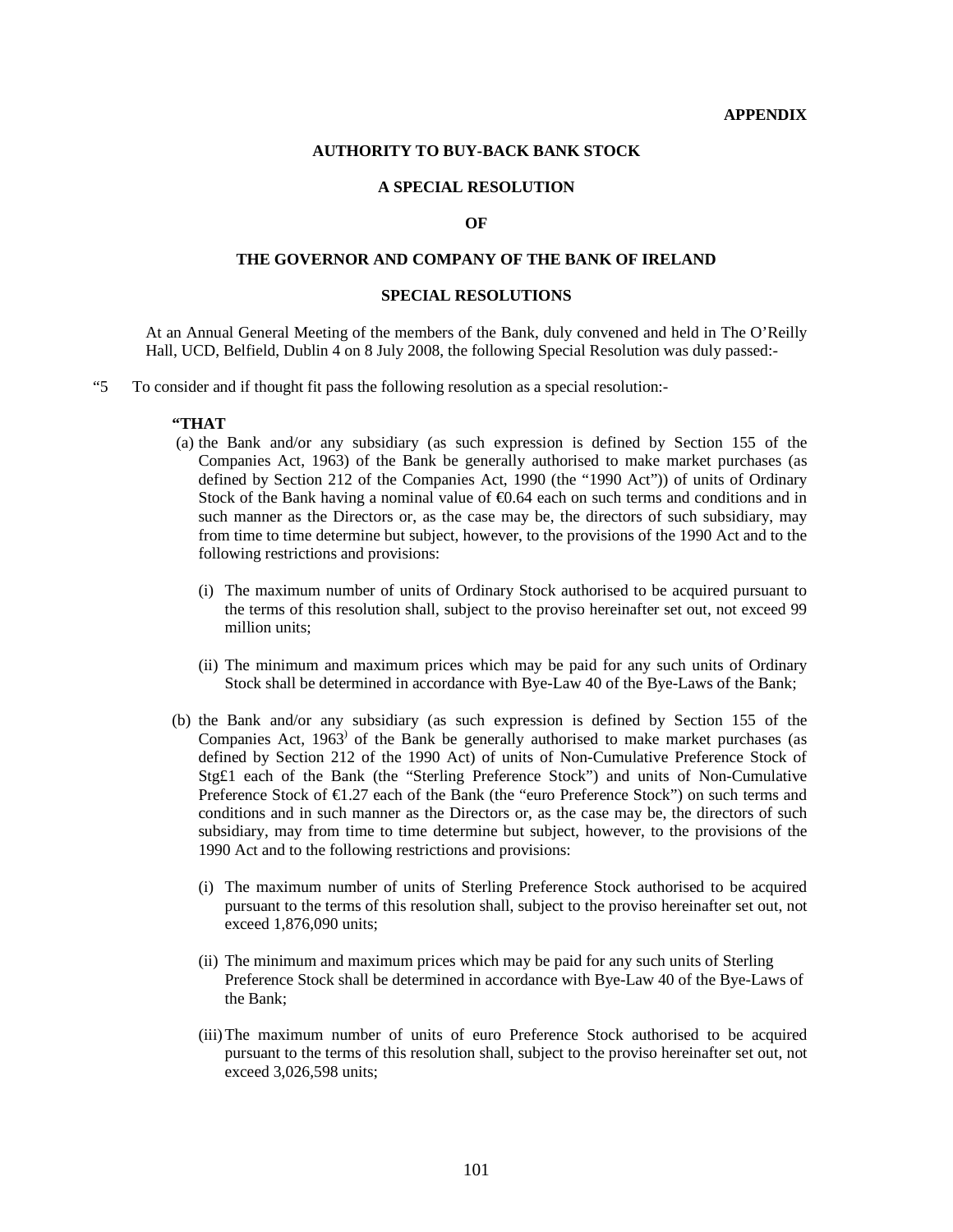**APPENDIX**

**AUTHORITY TO BUY-BACK BANK STOCK**

**A SPECIAL RESOLUTION**

**OF**

**THE GOVERNOR AND COMPANY OF THE BANK OF IRELAND**

**SPECIAL RESOLUTIONS**

At an Annual General Meeting of the members of the Bank, duly convened and held in The O'Reilly Hall, UCD, Belfield, Dublin 4 on 8 July 2008, the following Special Resolution was duly passed:-

"5 To consider and if thought fit pass the following resolution as a special resolution:-

**"THAT**

(a) the Bank and/or any subsidiary (as such expression is defined by Section 155 of the Companies Act, 1963) of the Bank be generally authorised to make market purchases (as defined by Section 212 of the Companies Act, 1990 (the "1990 Act")) of units of Ordinary Stock of the Bank having a nominal value of €0.64 each on such terms and conditions and in such manner as the Directors or, as the case may be, the directors of such subsidiary, may from time to time determine but subject, however, to the provisions of the 1990 Act and to the following restrictions and provisions:

   (i) The maximum number of units of Ordinary Stock authorised to be acquired pursuant to the terms of this resolution shall, subject to the proviso hereinafter set out, not exceed 99 million units;

   (ii) The minimum and maximum prices which may be paid for any such units of Ordinary Stock shall be determined in accordance with Bye-Law 40 of the Bye-Laws of the Bank;

(b) the Bank and/or any subsidiary (as such expression is defined by Section 155 of the Companies Act, 1963) of the Bank be generally authorised to make market purchases (as defined by Section 212 of the 1990 Act) of units of Non-Cumulative Preference Stock of Stg£1 each of the Bank (the "Sterling Preference Stock") and units of Non-Cumulative Preference Stock of €1.27 each of the Bank (the "euro Preference Stock") on such terms and conditions and in such manner as the Directors or, as the case may be, the directors of such subsidiary, may from time to time determine but subject, however, to the provisions of the 1990 Act and to the following restrictions and provisions:

   (i) The maximum number of units of Sterling Preference Stock authorised to be acquired pursuant to the terms of this resolution shall, subject to the proviso hereinafter set out, not exceed 1,876,090 units;

   (ii) The minimum and maximum prices which may be paid for any such units of Sterling Preference Stock shall be determined in accordance with Bye-Law 40 of the Bye-Laws of the Bank;

   (iii) The maximum number of units of euro Preference Stock authorised to be acquired pursuant to the terms of this resolution shall, subject to the proviso hereinafter set out, not exceed 3,026,598 units;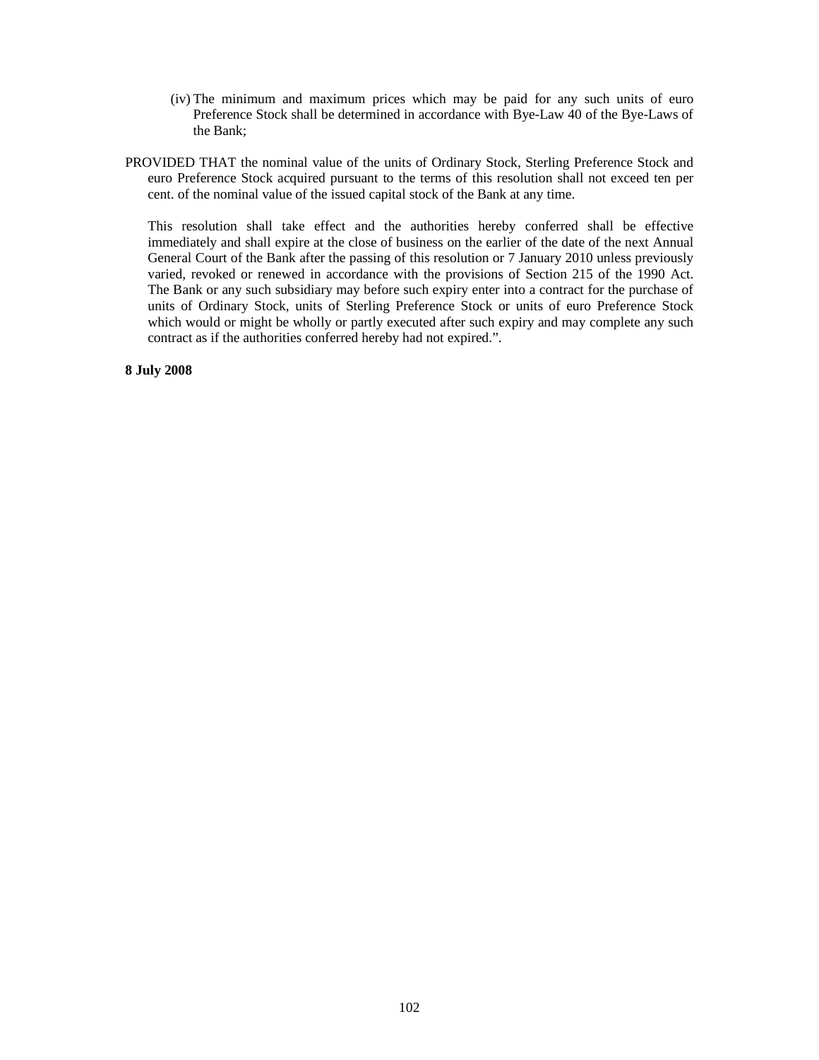(iv) The minimum and maximum prices which may be paid for any such units of euro Preference Stock shall be determined in accordance with Bye-Law 40 of the Bye-Laws of the Bank;

PROVIDED THAT the nominal value of the units of Ordinary Stock, Sterling Preference Stock and euro Preference Stock acquired pursuant to the terms of this resolution shall not exceed ten per cent. of the nominal value of the issued capital stock of the Bank at any time.

This resolution shall take effect and the authorities hereby conferred shall be effective immediately and shall expire at the close of business on the earlier of the date of the next Annual General Court of the Bank after the passing of this resolution or 7 January 2010 unless previously varied, revoked or renewed in accordance with the provisions of Section 215 of the 1990 Act. The Bank or any such subsidiary may before such expiry enter into a contract for the purchase of units of Ordinary Stock, units of Sterling Preference Stock or units of euro Preference Stock which would or might be wholly or partly executed after such expiry and may complete any such contract as if the authorities conferred hereby had not expired.".

**8 July 2008**